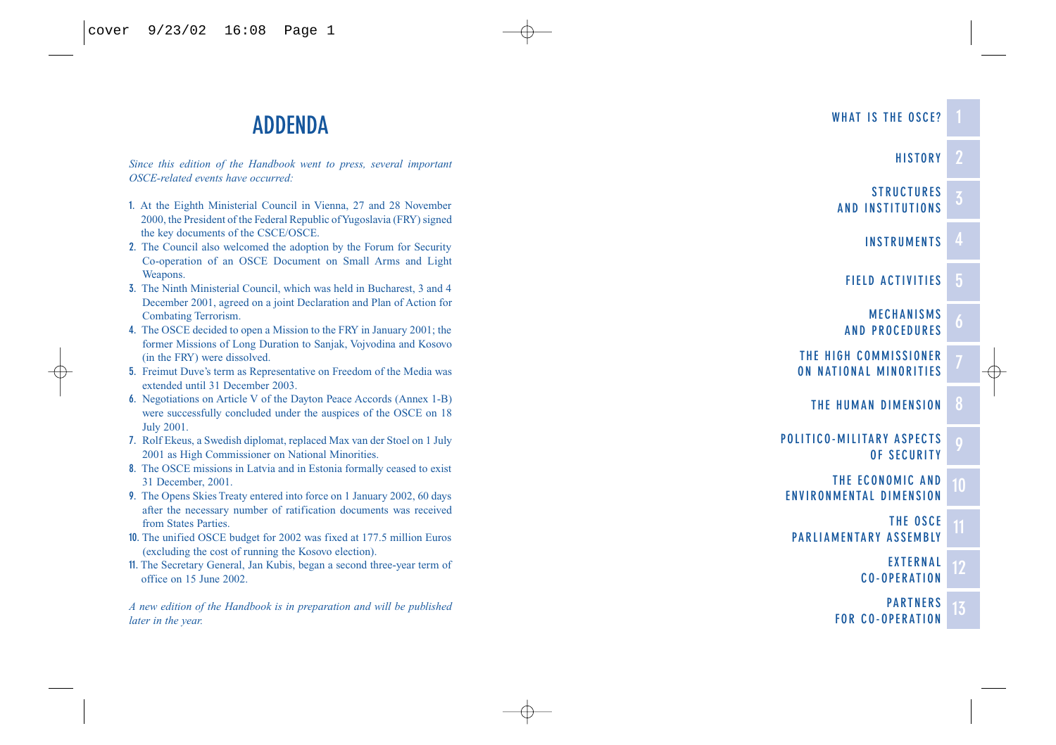# ADDENDA

*Since this edition of the Handbook went to press, several important OSCE-related events have occurred:*

1. At the Eighth Ministerial Council in Vienna, 27 and 28 November 2000, the President of the Federal Republic of Yugoslavia (FRY) signed the key documents of the CSCE/OSCE.
2. The Council also welcomed the adoption by the Forum for Security Co-operation of an OSCE Document on Small Arms and Light Weapons.
3. The Ninth Ministerial Council, which was held in Bucharest, 3 and 4 December 2001, agreed on a joint Declaration and Plan of Action for Combating Terrorism.
4. The OSCE decided to open a Mission to the FRY in January 2001; the former Missions of Long Duration to Sanjak, Vojvodina and Kosovo (in the FRY) were dissolved.
5. Freimut Duve's term as Representative on Freedom of the Media was extended until 31 December 2003.
6. Negotiations on Article V of the Dayton Peace Accords (Annex 1-B) were successfully concluded under the auspices of the OSCE on 18 July 2001.
7. Rolf Ekeus, a Swedish diplomat, replaced Max van der Stoel on 1 July 2001 as High Commissioner on National Minorities.
8. The OSCE missions in Latvia and in Estonia formally ceased to exist 31 December, 2001.
9. The Opens Skies Treaty entered into force on 1 January 2002, 60 days after the necessary number of ratification documents was received from States Parties.
10. The unified OSCE budget for 2002 was fixed at 177.5 million Euros (excluding the cost of running the Kosovo election).
11. The Secretary General, Jan Kubis, began a second three-year term of office on 15 June 2002.

*A new edition of the Handbook is in preparation and will be published later in the year.*

1. WHAT IS THE OSCE?
2. HISTORY
3. STRUCTURES AND INSTITUTIONS
4. INSTRUMENTS
5. FIELD ACTIVITIES
6. MECHANISMS AND PROCEDURES
7. THE HIGH COMMISSIONER ON NATIONAL MINORITIES
8. THE HUMAN DIMENSION
9. POLITICO-MILITARY ASPECTS OF SECURITY
10. THE ECONOMIC AND ENVIRONMENTAL DIMENSION
11. THE OSCE PARLIAMENTARY ASSEMBLY
12. EXTERNAL CO-OPERATION
13. PARTNERS FOR CO-OPERATION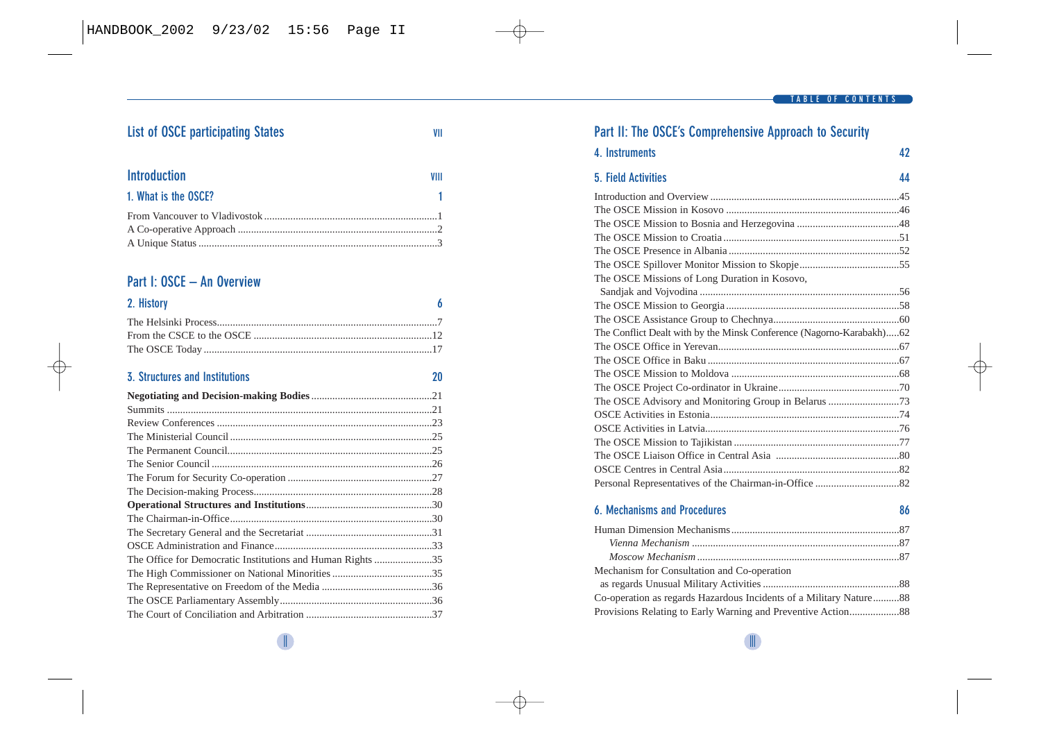## List of OSCE participating States VII

## Introduction VIII

### 1. What is the OSCE? 1

From Vancouver to Vladivostok ....1
A Co-operative Approach ....2
A Unique Status ....3

## Part I: OSCE – An Overview

### 2. History 6

The Helsinki Process....7
From the CSCE to the OSCE ....12
The OSCE Today ....17

### 3. Structures and Institutions 20

**Negotiating and Decision-making Bodies** ....21
Summits ....21
Review Conferences ....23
The Ministerial Council ....25
The Permanent Council....25
The Senior Council ....26
The Forum for Security Co-operation ....27
The Decision-making Process....28
**Operational Structures and Institutions**....30
The Chairman-in-Office....30
The Secretary General and the Secretariat ....31
OSCE Administration and Finance....33
The Office for Democratic Institutions and Human Rights ....35
The High Commissioner on National Minorities ....35
The Representative on Freedom of the Media ....36
The OSCE Parliamentary Assembly....36
The Court of Conciliation and Arbitration ....37

## Part II: The OSCE's Comprehensive Approach to Security

### 4. Instruments 42

### 5. Field Activities 44

Introduction and Overview ....45
The OSCE Mission in Kosovo ....46
The OSCE Mission to Bosnia and Herzegovina ....48
The OSCE Mission to Croatia ....51
The OSCE Presence in Albania ....52
The OSCE Spillover Monitor Mission to Skopje....55
The OSCE Missions of Long Duration in Kosovo, Sandjak and Vojvodina ....56
The OSCE Mission to Georgia ....58
The OSCE Assistance Group to Chechnya....60
The Conflict Dealt with by the Minsk Conference (Nagorno-Karabakh)....62
The OSCE Office in Yerevan....67
The OSCE Office in Baku ....67
The OSCE Mission to Moldova ....68
The OSCE Project Co-ordinator in Ukraine....70
The OSCE Advisory and Monitoring Group in Belarus ....73
OSCE Activities in Estonia....74
OSCE Activities in Latvia....76
The OSCE Mission to Tajikistan ....77
The OSCE Liaison Office in Central Asia ....80
OSCE Centres in Central Asia....82
Personal Representatives of the Chairman-in-Office ....82

### 6. Mechanisms and Procedures 86

Human Dimension Mechanisms....87
*Vienna Mechanism* ....87
*Moscow Mechanism* ....87
Mechanism for Consultation and Co-operation as regards Unusual Military Activities ....88
Co-operation as regards Hazardous Incidents of a Military Nature....88
Provisions Relating to Early Warning and Preventive Action....88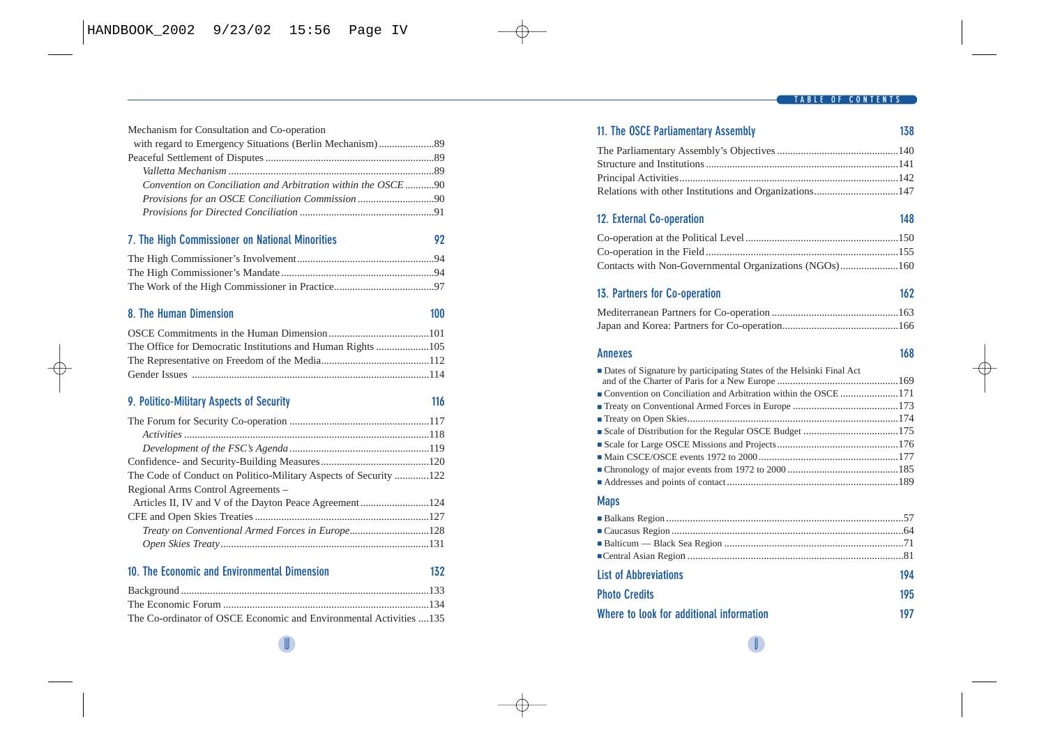Mechanism for Consultation and Co-operation with regard to Emergency Situations (Berlin Mechanism) ..... 89
Peaceful Settlement of Disputes ..... 89
*Valletta Mechanism* ..... 89
*Convention on Conciliation and Arbitration within the OSCE* ..... 90
*Provisions for an OSCE Conciliation Commission* ..... 90
*Provisions for Directed Conciliation* ..... 91

## 7. The High Commissioner on National Minorities 92

The High Commissioner's Involvement ..... 94
The High Commissioner's Mandate ..... 94
The Work of the High Commissioner in Practice ..... 97

## 8. The Human Dimension 100

OSCE Commitments in the Human Dimension ..... 101
The Office for Democratic Institutions and Human Rights ..... 105
The Representative on Freedom of the Media ..... 112
Gender Issues ..... 114

## 9. Politico-Military Aspects of Security 116

The Forum for Security Co-operation ..... 117
*Activities* ..... 118
*Development of the FSC's Agenda* ..... 119
Confidence- and Security-Building Measures ..... 120
The Code of Conduct on Politico-Military Aspects of Security ..... 122
Regional Arms Control Agreements – Articles II, IV and V of the Dayton Peace Agreement ..... 124
CFE and Open Skies Treaties ..... 127
*Treaty on Conventional Armed Forces in Europe* ..... 128
*Open Skies Treaty* ..... 131

## 10. The Economic and Environmental Dimension 132

Background ..... 133
The Economic Forum ..... 134
The Co-ordinator of OSCE Economic and Environmental Activities ..... 135

## 11. The OSCE Parliamentary Assembly 138

The Parliamentary Assembly's Objectives ..... 140
Structure and Institutions ..... 141
Principal Activities ..... 142
Relations with other Institutions and Organizations ..... 147

## 12. External Co-operation 148

Co-operation at the Political Level ..... 150
Co-operation in the Field ..... 155
Contacts with Non-Governmental Organizations (NGOs) ..... 160

## 13. Partners for Co-operation 162

Mediterranean Partners for Co-operation ..... 163
Japan and Korea: Partners for Co-operation ..... 166

## Annexes 168

- Dates of Signature by participating States of the Helsinki Final Act and of the Charter of Paris for a New Europe ..... 169
- Convention on Conciliation and Arbitration within the OSCE ..... 171
- Treaty on Conventional Armed Forces in Europe ..... 173
- Treaty on Open Skies ..... 174
- Scale of Distribution for the Regular OSCE Budget ..... 175
- Scale for Large OSCE Missions and Projects ..... 176
- Main CSCE/OSCE events 1972 to 2000 ..... 177
- Chronology of major events from 1972 to 2000 ..... 185
- Addresses and points of contact ..... 189

## Maps

- Balkans Region ..... 57
- Caucasus Region ..... 64
- Balticum — Black Sea Region ..... 71
- Central Asian Region ..... 81

## List of Abbreviations 194

## Photo Credits 195

## Where to look for additional information 197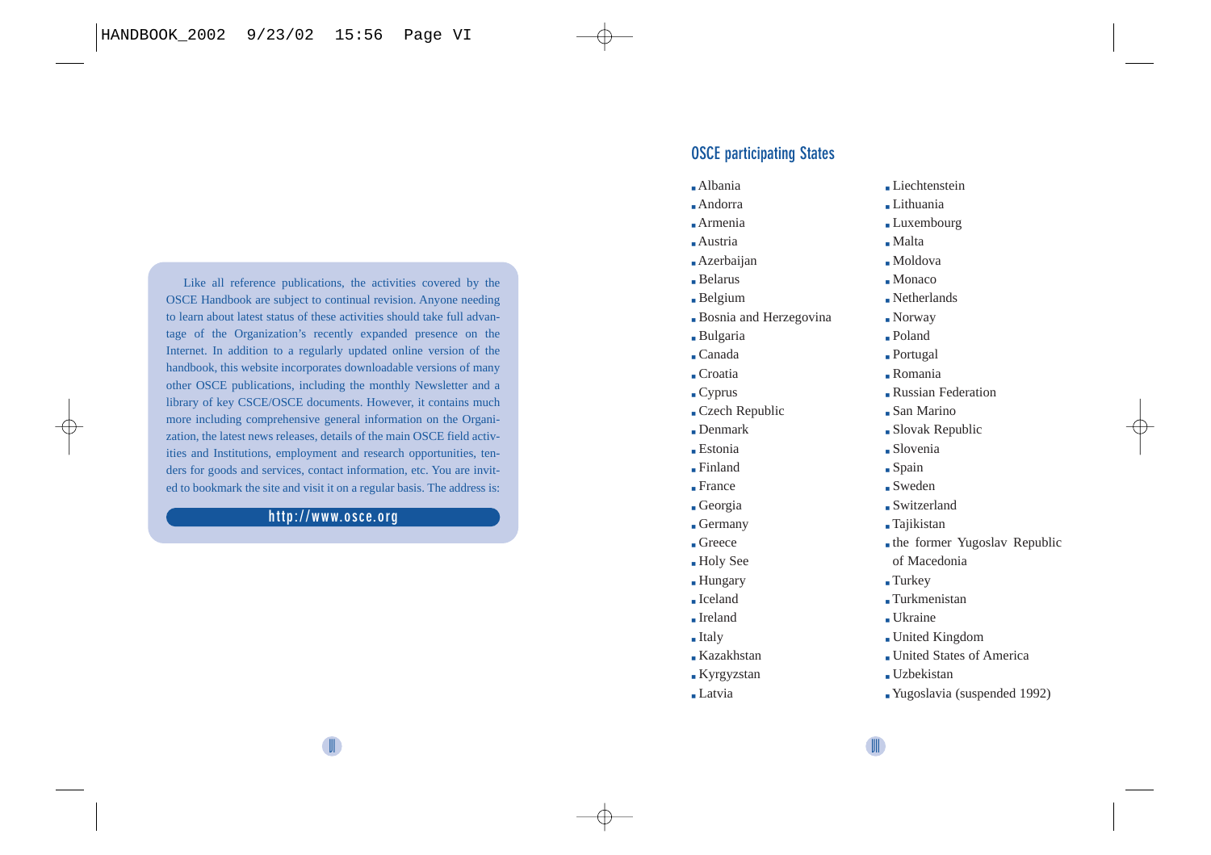Like all reference publications, the activities covered by the OSCE Handbook are subject to continual revision. Anyone needing to learn about latest status of these activities should take full advantage of the Organization's recently expanded presence on the Internet. In addition to a regularly updated online version of the handbook, this website incorporates downloadable versions of many other OSCE publications, including the monthly Newsletter and a library of key CSCE/OSCE documents. However, it contains much more including comprehensive general information on the Organization, the latest news releases, details of the main OSCE field activities and Institutions, employment and research opportunities, tenders for goods and services, contact information, etc. You are invited to bookmark the site and visit it on a regular basis. The address is:

**http://www.osce.org**

## OSCE participating States

- Albania
- Andorra
- Armenia
- Austria
- Azerbaijan
- Belarus
- Belgium
- Bosnia and Herzegovina
- Bulgaria
- Canada
- Croatia
- Cyprus
- Czech Republic
- Denmark
- Estonia
- Finland
- France
- Georgia
- Germany
- Greece
- Holy See
- Hungary
- Iceland
- Ireland
- Italy
- Kazakhstan
- Kyrgyzstan
- Latvia
- Liechtenstein
- Lithuania
- Luxembourg
- Malta
- Moldova
- Monaco
- Netherlands
- Norway
- Poland
- Portugal
- Romania
- Russian Federation
- San Marino
- Slovak Republic
- Slovenia
- Spain
- Sweden
- Switzerland
- Tajikistan
- the former Yugoslav Republic of Macedonia
- Turkey
- Turkmenistan
- Ukraine
- United Kingdom
- United States of America
- Uzbekistan
- Yugoslavia (suspended 1992)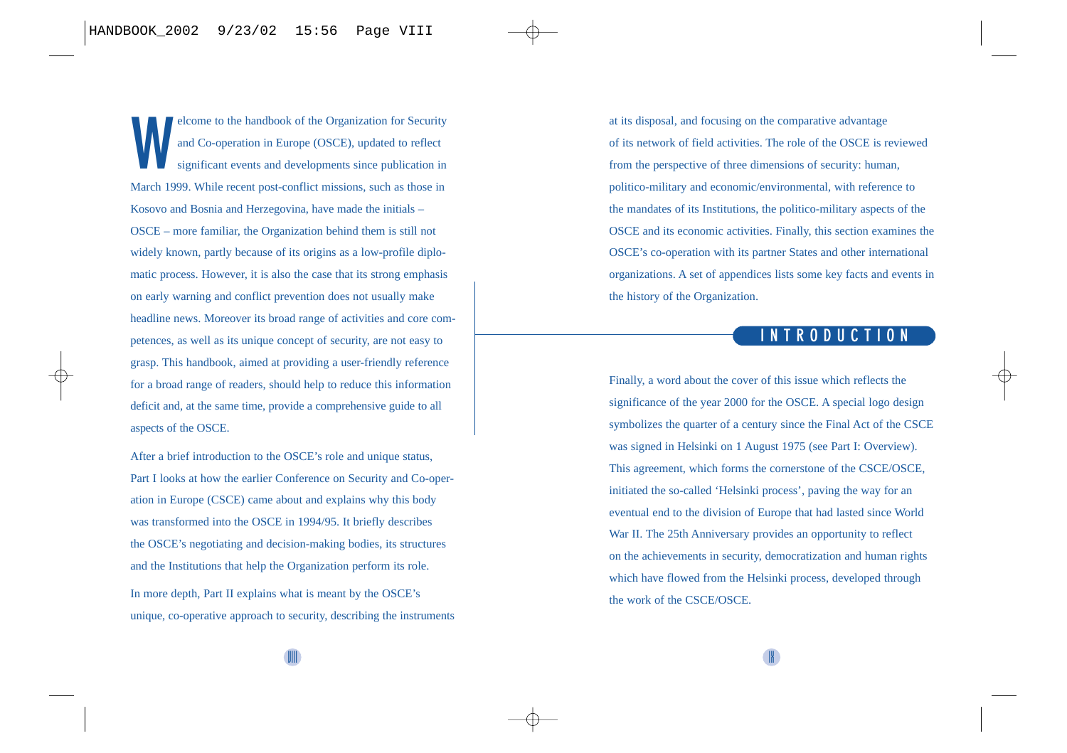Welcome to the handbook of the Organization for Security and Co-operation in Europe (OSCE), updated to reflect significant events and developments since publication in March 1999. While recent post-conflict missions, such as those in Kosovo and Bosnia and Herzegovina, have made the initials – OSCE – more familiar, the Organization behind them is still not widely known, partly because of its origins as a low-profile diplomatic process. However, it is also the case that its strong emphasis on early warning and conflict prevention does not usually make headline news. Moreover its broad range of activities and core competences, as well as its unique concept of security, are not easy to grasp. This handbook, aimed at providing a user-friendly reference for a broad range of readers, should help to reduce this information deficit and, at the same time, provide a comprehensive guide to all aspects of the OSCE.

After a brief introduction to the OSCE's role and unique status, Part I looks at how the earlier Conference on Security and Co-operation in Europe (CSCE) came about and explains why this body was transformed into the OSCE in 1994/95. It briefly describes the OSCE's negotiating and decision-making bodies, its structures and the Institutions that help the Organization perform its role.

In more depth, Part II explains what is meant by the OSCE's unique, co-operative approach to security, describing the instruments at its disposal, and focusing on the comparative advantage of its network of field activities. The role of the OSCE is reviewed from the perspective of three dimensions of security: human, politico-military and economic/environmental, with reference to the mandates of its Institutions, the politico-military aspects of the OSCE and its economic activities. Finally, this section examines the OSCE's co-operation with its partner States and other international organizations. A set of appendices lists some key facts and events in the history of the Organization.

## INTRODUCTION

Finally, a word about the cover of this issue which reflects the significance of the year 2000 for the OSCE. A special logo design symbolizes the quarter of a century since the Final Act of the CSCE was signed in Helsinki on 1 August 1975 (see Part I: Overview). This agreement, which forms the cornerstone of the CSCE/OSCE, initiated the so-called 'Helsinki process', paving the way for an eventual end to the division of Europe that had lasted since World War II. The 25th Anniversary provides an opportunity to reflect on the achievements in security, democratization and human rights which have flowed from the Helsinki process, developed through the work of the CSCE/OSCE.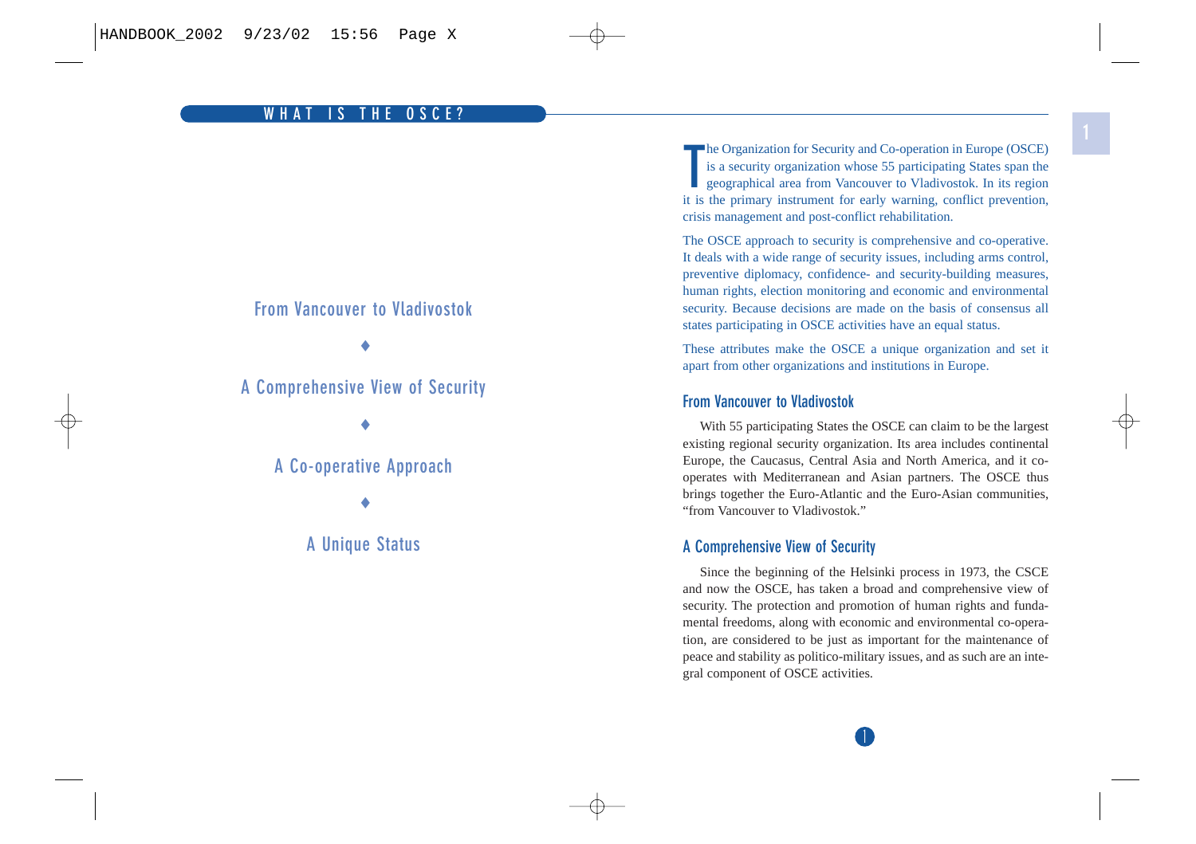# WHAT IS THE OSCE?

From Vancouver to Vladivostok

♦

A Comprehensive View of Security

♦

A Co-operative Approach

♦

A Unique Status

The Organization for Security and Co-operation in Europe (OSCE) is a security organization whose 55 participating States span the geographical area from Vancouver to Vladivostok. In its region it is the primary instrument for early warning, conflict prevention, crisis management and post-conflict rehabilitation.

The OSCE approach to security is comprehensive and co-operative. It deals with a wide range of security issues, including arms control, preventive diplomacy, confidence- and security-building measures, human rights, election monitoring and economic and environmental security. Because decisions are made on the basis of consensus all states participating in OSCE activities have an equal status.

These attributes make the OSCE a unique organization and set it apart from other organizations and institutions in Europe.

## From Vancouver to Vladivostok

With 55 participating States the OSCE can claim to be the largest existing regional security organization. Its area includes continental Europe, the Caucasus, Central Asia and North America, and it co-operates with Mediterranean and Asian partners. The OSCE thus brings together the Euro-Atlantic and the Euro-Asian communities, "from Vancouver to Vladivostok."

## A Comprehensive View of Security

Since the beginning of the Helsinki process in 1973, the CSCE and now the OSCE, has taken a broad and comprehensive view of security. The protection and promotion of human rights and fundamental freedoms, along with economic and environmental co-operation, are considered to be just as important for the maintenance of peace and stability as politico-military issues, and as such are an integral component of OSCE activities.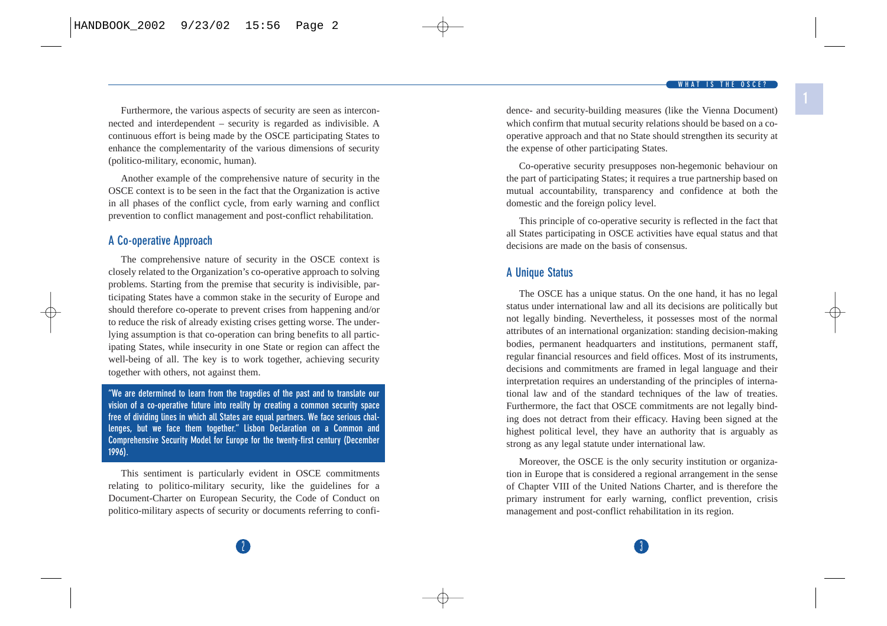Furthermore, the various aspects of security are seen as interconnected and interdependent – security is regarded as indivisible. A continuous effort is being made by the OSCE participating States to enhance the complementarity of the various dimensions of security (politico-military, economic, human).

Another example of the comprehensive nature of security in the OSCE context is to be seen in the fact that the Organization is active in all phases of the conflict cycle, from early warning and conflict prevention to conflict management and post-conflict rehabilitation.

## A Co-operative Approach

The comprehensive nature of security in the OSCE context is closely related to the Organization's co-operative approach to solving problems. Starting from the premise that security is indivisible, participating States have a common stake in the security of Europe and should therefore co-operate to prevent crises from happening and/or to reduce the risk of already existing crises getting worse. The underlying assumption is that co-operation can bring benefits to all participating States, while insecurity in one State or region can affect the well-being of all. The key is to work together, achieving security together with others, not against them.

> "We are determined to learn from the tragedies of the past and to translate our vision of a co-operative future into reality by creating a common security space free of dividing lines in which all States are equal partners. We face serious challenges, but we face them together." Lisbon Declaration on a Common and Comprehensive Security Model for Europe for the twenty-first century (December 1996).

This sentiment is particularly evident in OSCE commitments relating to politico-military security, like the guidelines for a Document-Charter on European Security, the Code of Conduct on politico-military aspects of security or documents referring to confidence- and security-building measures (like the Vienna Document) which confirm that mutual security relations should be based on a co-operative approach and that no State should strengthen its security at the expense of other participating States.

Co-operative security presupposes non-hegemonic behaviour on the part of participating States; it requires a true partnership based on mutual accountability, transparency and confidence at both the domestic and the foreign policy level.

This principle of co-operative security is reflected in the fact that all States participating in OSCE activities have equal status and that decisions are made on the basis of consensus.

## A Unique Status

The OSCE has a unique status. On the one hand, it has no legal status under international law and all its decisions are politically but not legally binding. Nevertheless, it possesses most of the normal attributes of an international organization: standing decision-making bodies, permanent headquarters and institutions, permanent staff, regular financial resources and field offices. Most of its instruments, decisions and commitments are framed in legal language and their interpretation requires an understanding of the principles of international law and of the standard techniques of the law of treaties. Furthermore, the fact that OSCE commitments are not legally binding does not detract from their efficacy. Having been signed at the highest political level, they have an authority that is arguably as strong as any legal statute under international law.

Moreover, the OSCE is the only security institution or organization in Europe that is considered a regional arrangement in the sense of Chapter VIII of the United Nations Charter, and is therefore the primary instrument for early warning, conflict prevention, crisis management and post-conflict rehabilitation in its region.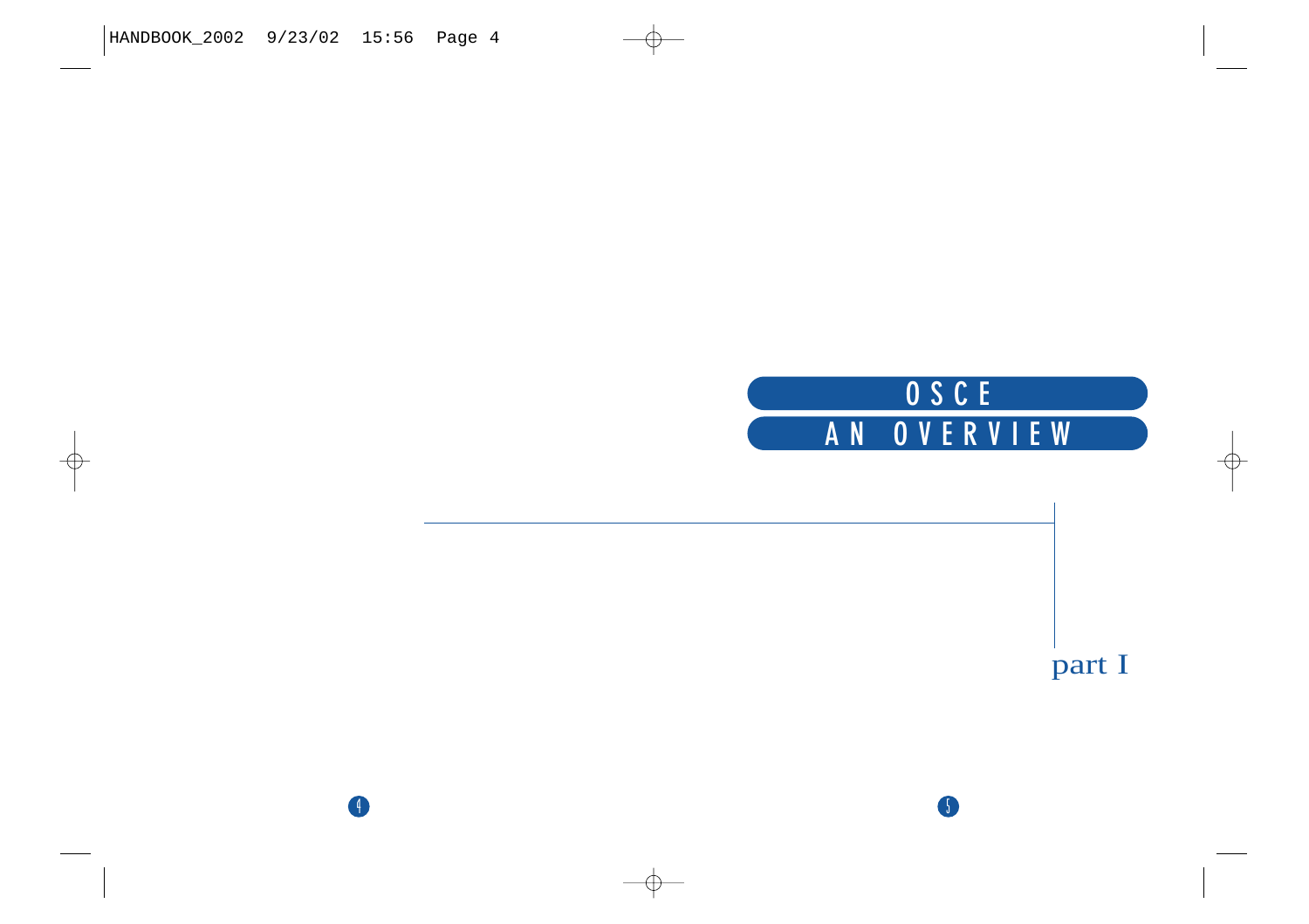# OSCE

## AN OVERVIEW

part I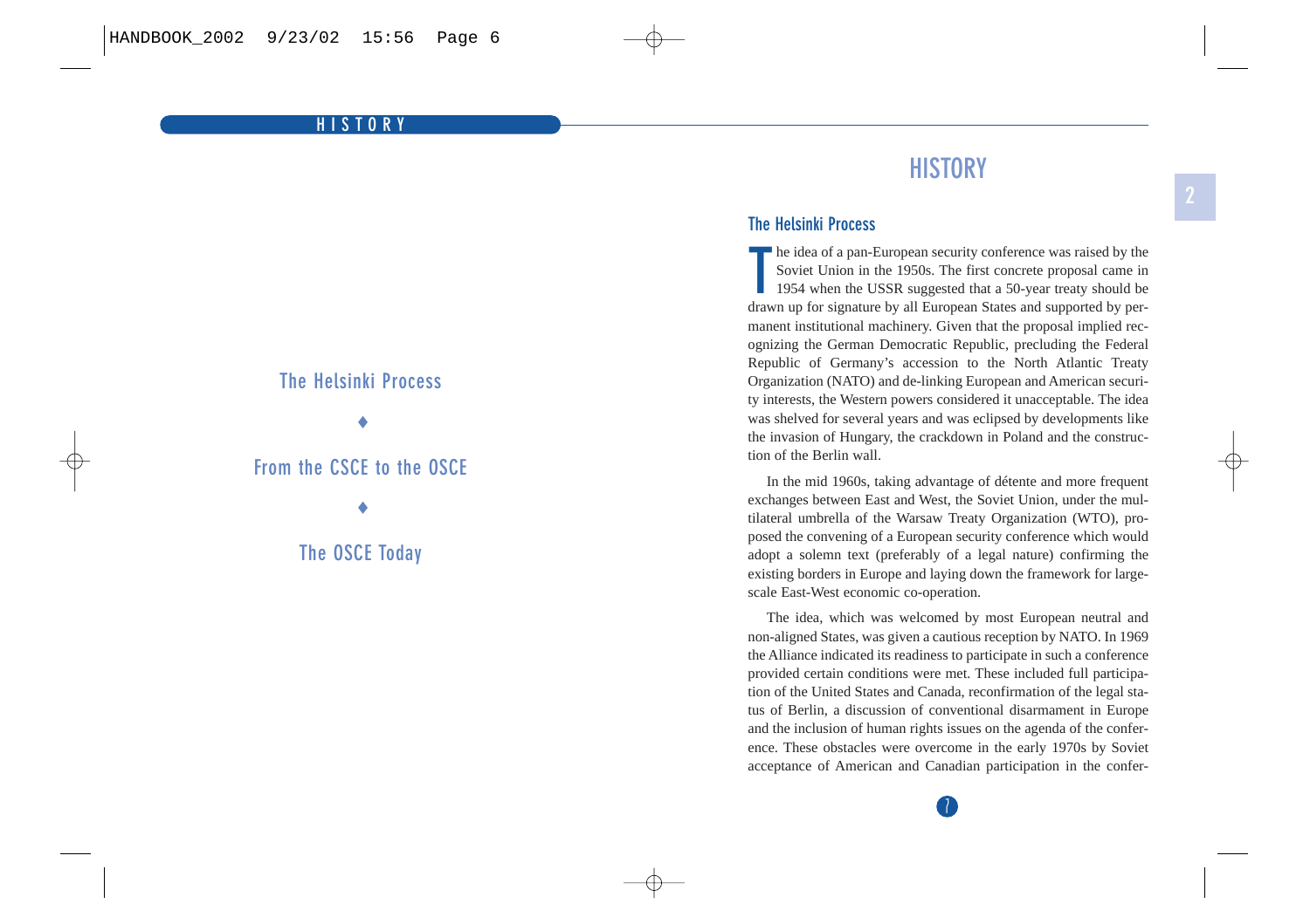The Helsinki Process

♦

From the CSCE to the OSCE

♦

The OSCE Today

# HISTORY

## The Helsinki Process

The idea of a pan-European security conference was raised by the Soviet Union in the 1950s. The first concrete proposal came in 1954 when the USSR suggested that a 50-year treaty should be drawn up for signature by all European States and supported by permanent institutional machinery. Given that the proposal implied recognizing the German Democratic Republic, precluding the Federal Republic of Germany's accession to the North Atlantic Treaty Organization (NATO) and de-linking European and American security interests, the Western powers considered it unacceptable. The idea was shelved for several years and was eclipsed by developments like the invasion of Hungary, the crackdown in Poland and the construction of the Berlin wall.

In the mid 1960s, taking advantage of détente and more frequent exchanges between East and West, the Soviet Union, under the multilateral umbrella of the Warsaw Treaty Organization (WTO), proposed the convening of a European security conference which would adopt a solemn text (preferably of a legal nature) confirming the existing borders in Europe and laying down the framework for large-scale East-West economic co-operation.

The idea, which was welcomed by most European neutral and non-aligned States, was given a cautious reception by NATO. In 1969 the Alliance indicated its readiness to participate in such a conference provided certain conditions were met. These included full participation of the United States and Canada, reconfirmation of the legal status of Berlin, a discussion of conventional disarmament in Europe and the inclusion of human rights issues on the agenda of the conference. These obstacles were overcome in the early 1970s by Soviet acceptance of American and Canadian participation in the confer-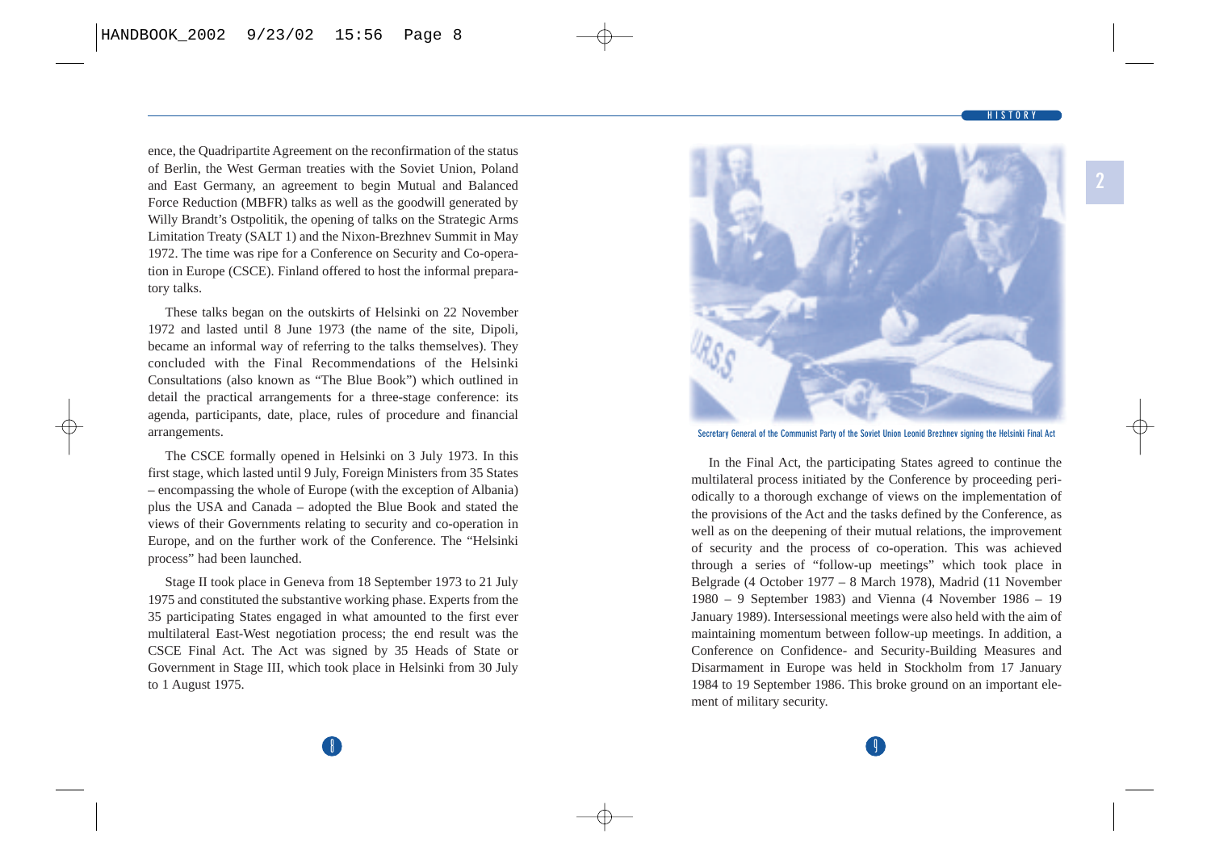ence, the Quadripartite Agreement on the reconfirmation of the status of Berlin, the West German treaties with the Soviet Union, Poland and East Germany, an agreement to begin Mutual and Balanced Force Reduction (MBFR) talks as well as the goodwill generated by Willy Brandt's Ostpolitik, the opening of talks on the Strategic Arms Limitation Treaty (SALT 1) and the Nixon-Brezhnev Summit in May 1972. The time was ripe for a Conference on Security and Co-operation in Europe (CSCE). Finland offered to host the informal preparatory talks.

These talks began on the outskirts of Helsinki on 22 November 1972 and lasted until 8 June 1973 (the name of the site, Dipoli, became an informal way of referring to the talks themselves). They concluded with the Final Recommendations of the Helsinki Consultations (also known as "The Blue Book") which outlined in detail the practical arrangements for a three-stage conference: its agenda, participants, date, place, rules of procedure and financial arrangements.

The CSCE formally opened in Helsinki on 3 July 1973. In this first stage, which lasted until 9 July, Foreign Ministers from 35 States – encompassing the whole of Europe (with the exception of Albania) plus the USA and Canada – adopted the Blue Book and stated the views of their Governments relating to security and co-operation in Europe, and on the further work of the Conference. The "Helsinki process" had been launched.

Stage II took place in Geneva from 18 September 1973 to 21 July 1975 and constituted the substantive working phase. Experts from the 35 participating States engaged in what amounted to the first ever multilateral East-West negotiation process; the end result was the CSCE Final Act. The Act was signed by 35 Heads of State or Government in Stage III, which took place in Helsinki from 30 July to 1 August 1975.

Secretary General of the Communist Party of the Soviet Union Leonid Brezhnev signing the Helsinki Final Act

In the Final Act, the participating States agreed to continue the multilateral process initiated by the Conference by proceeding periodically to a thorough exchange of views on the implementation of the provisions of the Act and the tasks defined by the Conference, as well as on the deepening of their mutual relations, the improvement of security and the process of co-operation. This was achieved through a series of "follow-up meetings" which took place in Belgrade (4 October 1977 – 8 March 1978), Madrid (11 November 1980 – 9 September 1983) and Vienna (4 November 1986 – 19 January 1989). Intersessional meetings were also held with the aim of maintaining momentum between follow-up meetings. In addition, a Conference on Confidence- and Security-Building Measures and Disarmament in Europe was held in Stockholm from 17 January 1984 to 19 September 1986. This broke ground on an important element of military security.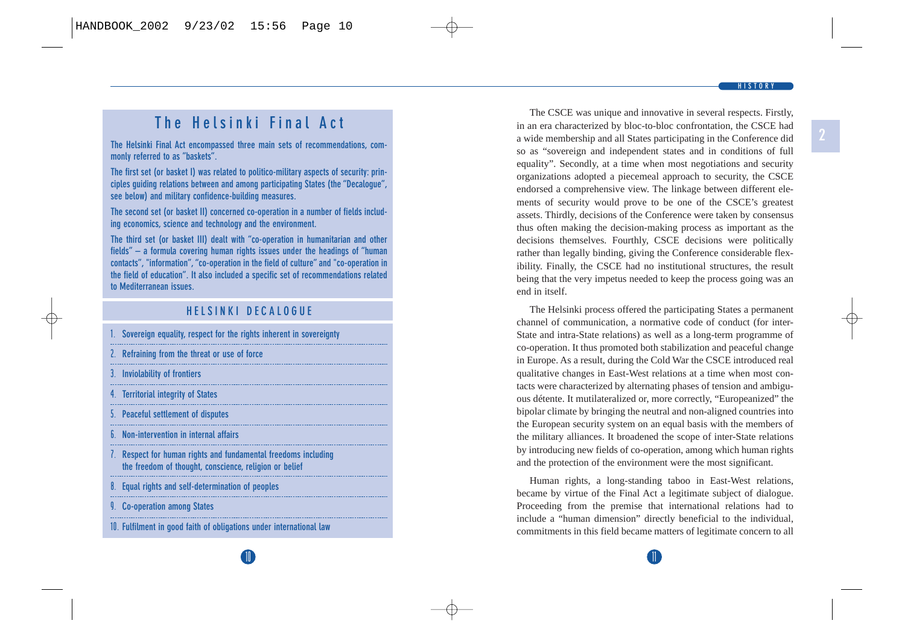## The Helsinki Final Act

The Helsinki Final Act encompassed three main sets of recommendations, commonly referred to as "baskets".

The first set (or basket I) was related to politico-military aspects of security: principles guiding relations between and among participating States (the "Decalogue", see below) and military confidence-building measures.

The second set (or basket II) concerned co-operation in a number of fields including economics, science and technology and the environment.

The third set (or basket III) dealt with "co-operation in humanitarian and other fields" – a formula covering human rights issues under the headings of "human contacts", "information", "co-operation in the field of culture" and "co-operation in the field of education". It also included a specific set of recommendations related to Mediterranean issues.

### HELSINKI DECALOGUE

1. Sovereign equality, respect for the rights inherent in sovereignty
2. Refraining from the threat or use of force
3. Inviolability of frontiers
4. Territorial integrity of States
5. Peaceful settlement of disputes
6. Non-intervention in internal affairs
7. Respect for human rights and fundamental freedoms including the freedom of thought, conscience, religion or belief
8. Equal rights and self-determination of peoples
9. Co-operation among States
10. Fulfilment in good faith of obligations under international law

The CSCE was unique and innovative in several respects. Firstly, in an era characterized by bloc-to-bloc confrontation, the CSCE had a wide membership and all States participating in the Conference did so as "sovereign and independent states and in conditions of full equality". Secondly, at a time when most negotiations and security organizations adopted a piecemeal approach to security, the CSCE endorsed a comprehensive view. The linkage between different elements of security would prove to be one of the CSCE's greatest assets. Thirdly, decisions of the Conference were taken by consensus thus often making the decision-making process as important as the decisions themselves. Fourthly, CSCE decisions were politically rather than legally binding, giving the Conference considerable flexibility. Finally, the CSCE had no institutional structures, the result being that the very impetus needed to keep the process going was an end in itself.

The Helsinki process offered the participating States a permanent channel of communication, a normative code of conduct (for inter-State and intra-State relations) as well as a long-term programme of co-operation. It thus promoted both stabilization and peaceful change in Europe. As a result, during the Cold War the CSCE introduced real qualitative changes in East-West relations at a time when most contacts were characterized by alternating phases of tension and ambiguous détente. It mutilateralized or, more correctly, "Europeanized" the bipolar climate by bringing the neutral and non-aligned countries into the European security system on an equal basis with the members of the military alliances. It broadened the scope of inter-State relations by introducing new fields of co-operation, among which human rights and the protection of the environment were the most significant.

Human rights, a long-standing taboo in East-West relations, became by virtue of the Final Act a legitimate subject of dialogue. Proceeding from the premise that international relations had to include a "human dimension" directly beneficial to the individual, commitments in this field became matters of legitimate concern to all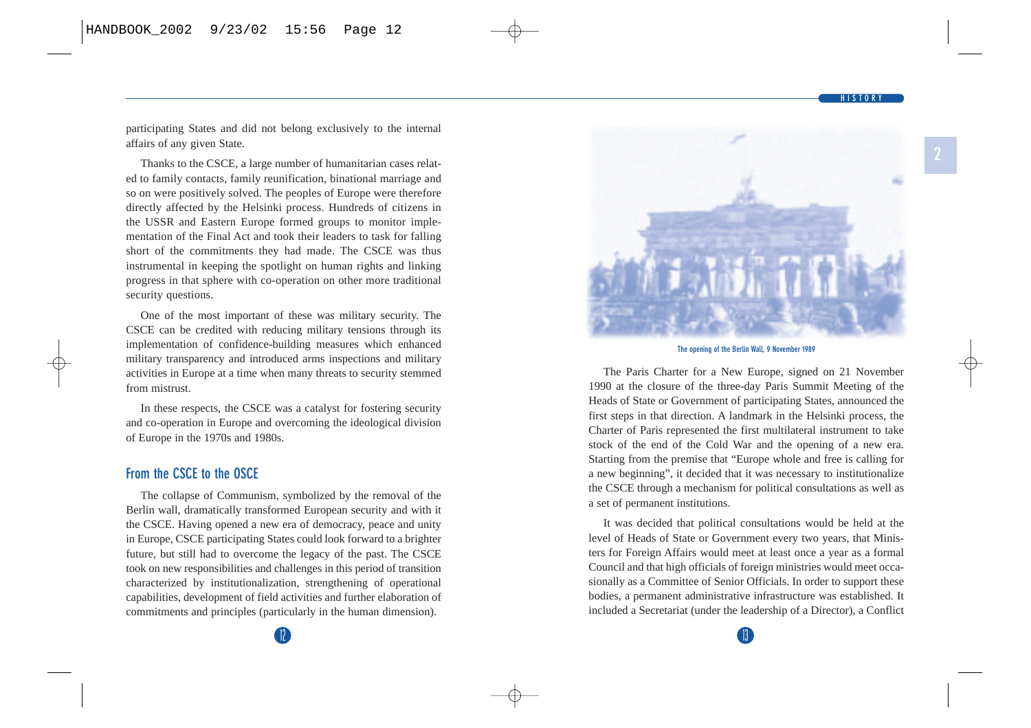participating States and did not belong exclusively to the internal affairs of any given State.

Thanks to the CSCE, a large number of humanitarian cases related to family contacts, family reunification, binational marriage and so on were positively solved. The peoples of Europe were therefore directly affected by the Helsinki process. Hundreds of citizens in the USSR and Eastern Europe formed groups to monitor implementation of the Final Act and took their leaders to task for falling short of the commitments they had made. The CSCE was thus instrumental in keeping the spotlight on human rights and linking progress in that sphere with co-operation on other more traditional security questions.

One of the most important of these was military security. The CSCE can be credited with reducing military tensions through its implementation of confidence-building measures which enhanced military transparency and introduced arms inspections and military activities in Europe at a time when many threats to security stemmed from mistrust.

In these respects, the CSCE was a catalyst for fostering security and co-operation in Europe and overcoming the ideological division of Europe in the 1970s and 1980s.

## From the CSCE to the OSCE

The collapse of Communism, symbolized by the removal of the Berlin wall, dramatically transformed European security and with it the CSCE. Having opened a new era of democracy, peace and unity in Europe, CSCE participating States could look forward to a brighter future, but still had to overcome the legacy of the past. The CSCE took on new responsibilities and challenges in this period of transition characterized by institutionalization, strengthening of operational capabilities, development of field activities and further elaboration of commitments and principles (particularly in the human dimension).

The opening of the Berlin Wall, 9 November 1989

The Paris Charter for a New Europe, signed on 21 November 1990 at the closure of the three-day Paris Summit Meeting of the Heads of State or Government of participating States, announced the first steps in that direction. A landmark in the Helsinki process, the Charter of Paris represented the first multilateral instrument to take stock of the end of the Cold War and the opening of a new era. Starting from the premise that "Europe whole and free is calling for a new beginning", it decided that it was necessary to institutionalize the CSCE through a mechanism for political consultations as well as a set of permanent institutions.

It was decided that political consultations would be held at the level of Heads of State or Government every two years, that Ministers for Foreign Affairs would meet at least once a year as a formal Council and that high officials of foreign ministries would meet occasionally as a Committee of Senior Officials. In order to support these bodies, a permanent administrative infrastructure was established. It included a Secretariat (under the leadership of a Director), a Conflict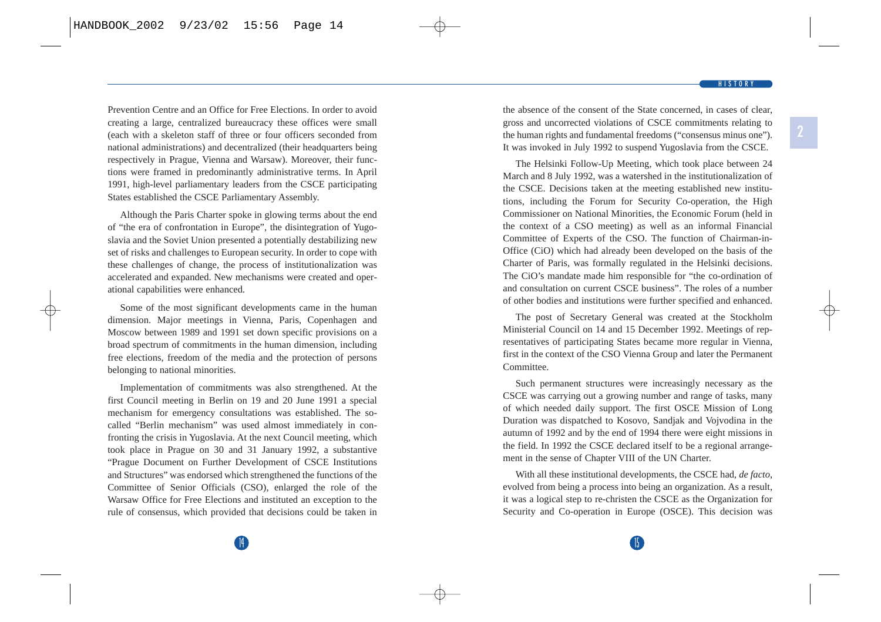Prevention Centre and an Office for Free Elections. In order to avoid creating a large, centralized bureaucracy these offices were small (each with a skeleton staff of three or four officers seconded from national administrations) and decentralized (their headquarters being respectively in Prague, Vienna and Warsaw). Moreover, their functions were framed in predominantly administrative terms. In April 1991, high-level parliamentary leaders from the CSCE participating States established the CSCE Parliamentary Assembly.

Although the Paris Charter spoke in glowing terms about the end of "the era of confrontation in Europe", the disintegration of Yugoslavia and the Soviet Union presented a potentially destabilizing new set of risks and challenges to European security. In order to cope with these challenges of change, the process of institutionalization was accelerated and expanded. New mechanisms were created and operational capabilities were enhanced.

Some of the most significant developments came in the human dimension. Major meetings in Vienna, Paris, Copenhagen and Moscow between 1989 and 1991 set down specific provisions on a broad spectrum of commitments in the human dimension, including free elections, freedom of the media and the protection of persons belonging to national minorities.

Implementation of commitments was also strengthened. At the first Council meeting in Berlin on 19 and 20 June 1991 a special mechanism for emergency consultations was established. The so-called "Berlin mechanism" was used almost immediately in confronting the crisis in Yugoslavia. At the next Council meeting, which took place in Prague on 30 and 31 January 1992, a substantive "Prague Document on Further Development of CSCE Institutions and Structures" was endorsed which strengthened the functions of the Committee of Senior Officials (CSO), enlarged the role of the Warsaw Office for Free Elections and instituted an exception to the rule of consensus, which provided that decisions could be taken in the absence of the consent of the State concerned, in cases of clear, gross and uncorrected violations of CSCE commitments relating to the human rights and fundamental freedoms ("consensus minus one"). It was invoked in July 1992 to suspend Yugoslavia from the CSCE.

The Helsinki Follow-Up Meeting, which took place between 24 March and 8 July 1992, was a watershed in the institutionalization of the CSCE. Decisions taken at the meeting established new institutions, including the Forum for Security Co-operation, the High Commissioner on National Minorities, the Economic Forum (held in the context of a CSO meeting) as well as an informal Financial Committee of Experts of the CSO. The function of Chairman-in-Office (CiO) which had already been developed on the basis of the Charter of Paris, was formally regulated in the Helsinki decisions. The CiO's mandate made him responsible for "the co-ordination of and consultation on current CSCE business". The roles of a number of other bodies and institutions were further specified and enhanced.

The post of Secretary General was created at the Stockholm Ministerial Council on 14 and 15 December 1992. Meetings of representatives of participating States became more regular in Vienna, first in the context of the CSO Vienna Group and later the Permanent Committee.

Such permanent structures were increasingly necessary as the CSCE was carrying out a growing number and range of tasks, many of which needed daily support. The first OSCE Mission of Long Duration was dispatched to Kosovo, Sandjak and Vojvodina in the autumn of 1992 and by the end of 1994 there were eight missions in the field. In 1992 the CSCE declared itself to be a regional arrangement in the sense of Chapter VIII of the UN Charter.

With all these institutional developments, the CSCE had, *de facto*, evolved from being a process into being an organization. As a result, it was a logical step to re-christen the CSCE as the Organization for Security and Co-operation in Europe (OSCE). This decision was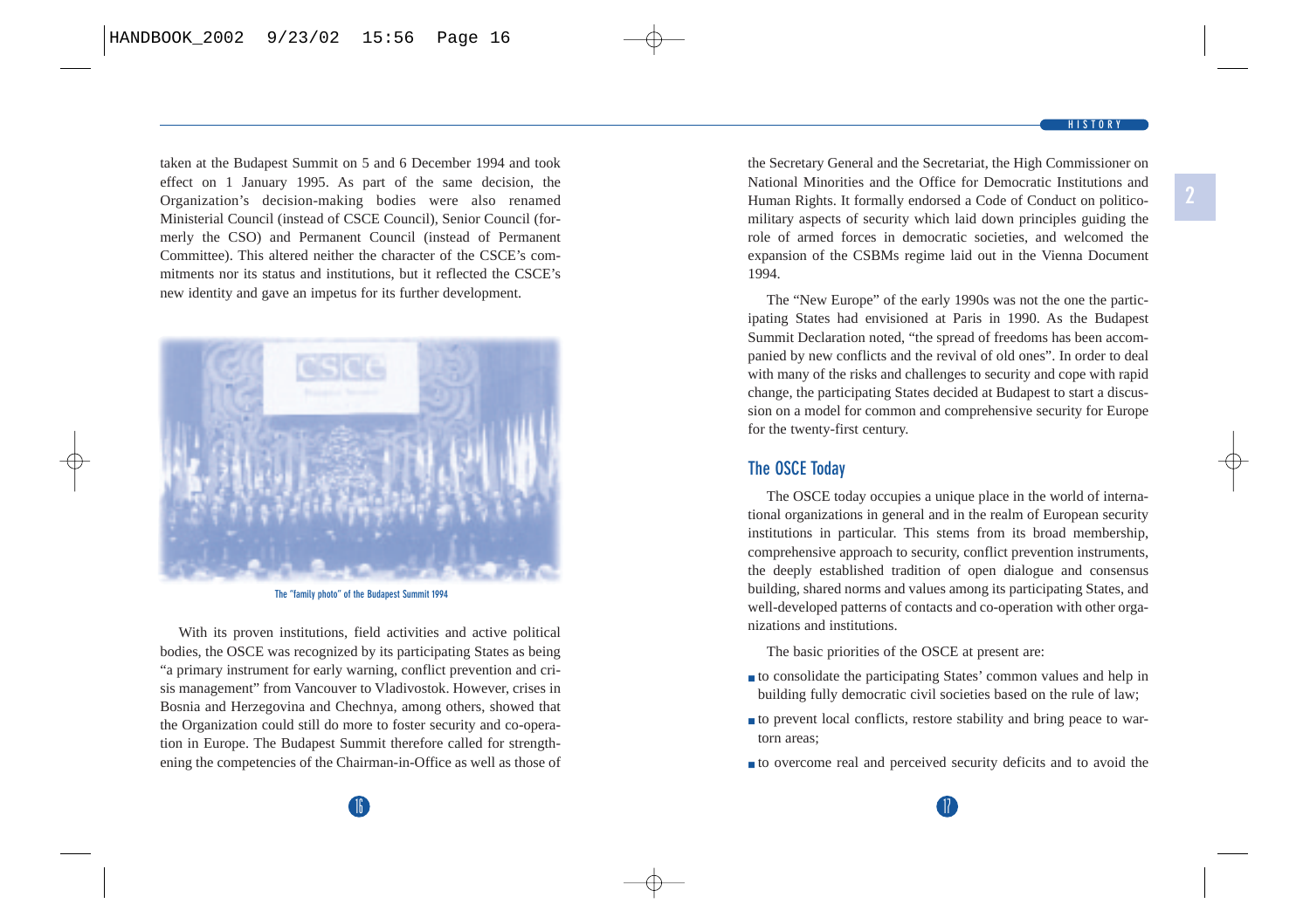taken at the Budapest Summit on 5 and 6 December 1994 and took effect on 1 January 1995. As part of the same decision, the Organization's decision-making bodies were also renamed Ministerial Council (instead of CSCE Council), Senior Council (formerly the CSO) and Permanent Council (instead of Permanent Committee). This altered neither the character of the CSCE's commitments nor its status and institutions, but it reflected the CSCE's new identity and gave an impetus for its further development.

The "family photo" of the Budapest Summit 1994

With its proven institutions, field activities and active political bodies, the OSCE was recognized by its participating States as being "a primary instrument for early warning, conflict prevention and crisis management" from Vancouver to Vladivostok. However, crises in Bosnia and Herzegovina and Chechnya, among others, showed that the Organization could still do more to foster security and co-operation in Europe. The Budapest Summit therefore called for strengthening the competencies of the Chairman-in-Office as well as those of the Secretary General and the Secretariat, the High Commissioner on National Minorities and the Office for Democratic Institutions and Human Rights. It formally endorsed a Code of Conduct on politico-military aspects of security which laid down principles guiding the role of armed forces in democratic societies, and welcomed the expansion of the CSBMs regime laid out in the Vienna Document 1994.

The "New Europe" of the early 1990s was not the one the participating States had envisioned at Paris in 1990. As the Budapest Summit Declaration noted, "the spread of freedoms has been accompanied by new conflicts and the revival of old ones". In order to deal with many of the risks and challenges to security and cope with rapid change, the participating States decided at Budapest to start a discussion on a model for common and comprehensive security for Europe for the twenty-first century.

## The OSCE Today

The OSCE today occupies a unique place in the world of international organizations in general and in the realm of European security institutions in particular. This stems from its broad membership, comprehensive approach to security, conflict prevention instruments, the deeply established tradition of open dialogue and consensus building, shared norms and values among its participating States, and well-developed patterns of contacts and co-operation with other organizations and institutions.

The basic priorities of the OSCE at present are:

- to consolidate the participating States' common values and help in building fully democratic civil societies based on the rule of law;
- to prevent local conflicts, restore stability and bring peace to war-torn areas;
- to overcome real and perceived security deficits and to avoid the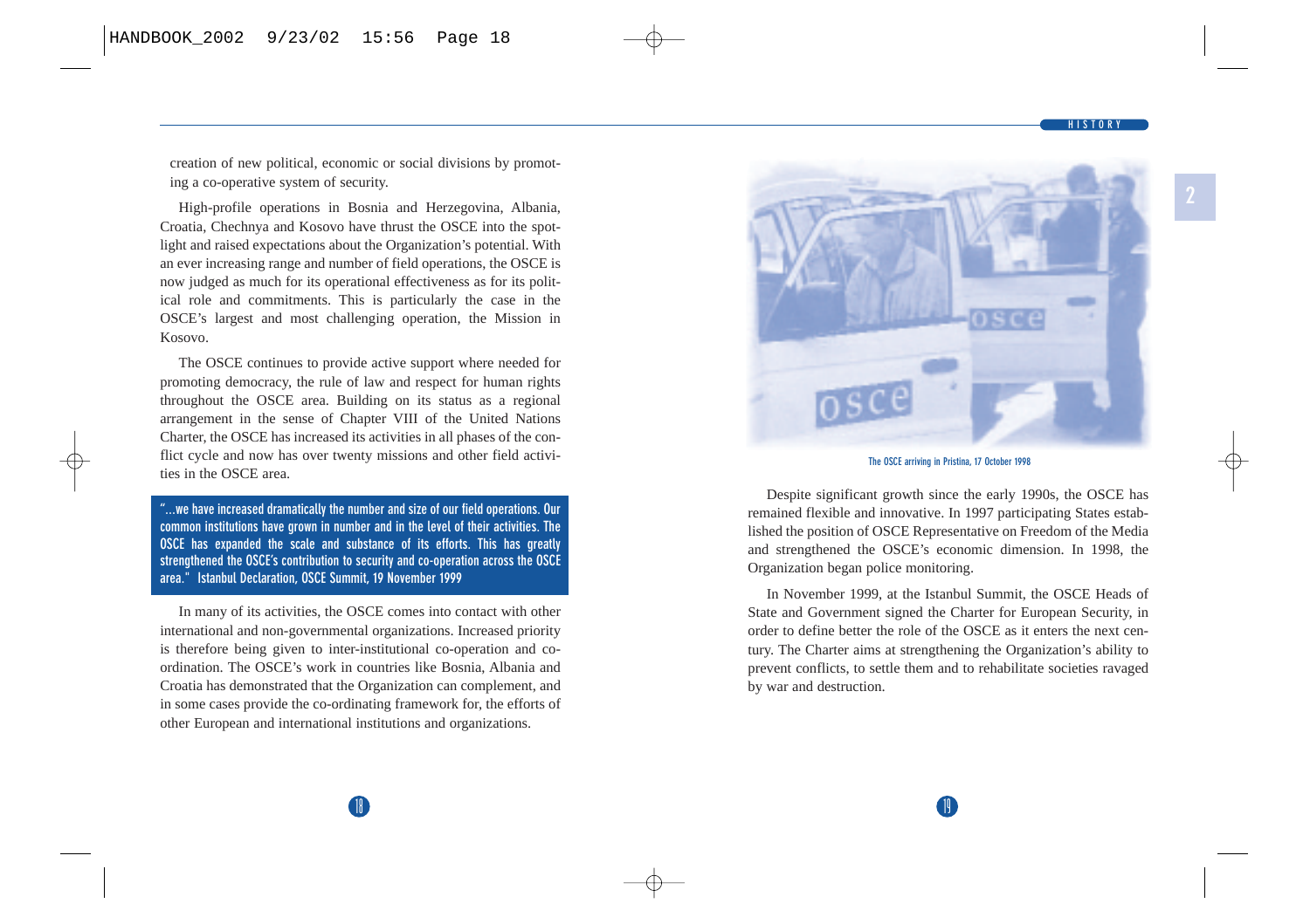creation of new political, economic or social divisions by promoting a co-operative system of security.

High-profile operations in Bosnia and Herzegovina, Albania, Croatia, Chechnya and Kosovo have thrust the OSCE into the spotlight and raised expectations about the Organization's potential. With an ever increasing range and number of field operations, the OSCE is now judged as much for its operational effectiveness as for its political role and commitments. This is particularly the case in the OSCE's largest and most challenging operation, the Mission in Kosovo.

The OSCE continues to provide active support where needed for promoting democracy, the rule of law and respect for human rights throughout the OSCE area. Building on its status as a regional arrangement in the sense of Chapter VIII of the United Nations Charter, the OSCE has increased its activities in all phases of the conflict cycle and now has over twenty missions and other field activities in the OSCE area.

> **"...we have increased dramatically the number and size of our field operations. Our common institutions have grown in number and in the level of their activities. The OSCE has expanded the scale and substance of its efforts. This has greatly strengthened the OSCE's contribution to security and co-operation across the OSCE area." Istanbul Declaration, OSCE Summit, 19 November 1999**

In many of its activities, the OSCE comes into contact with other international and non-governmental organizations. Increased priority is therefore being given to inter-institutional co-operation and co-ordination. The OSCE's work in countries like Bosnia, Albania and Croatia has demonstrated that the Organization can complement, and in some cases provide the co-ordinating framework for, the efforts of other European and international institutions and organizations.

The OSCE arriving in Pristina, 17 October 1998

Despite significant growth since the early 1990s, the OSCE has remained flexible and innovative. In 1997 participating States established the position of OSCE Representative on Freedom of the Media and strengthened the OSCE's economic dimension. In 1998, the Organization began police monitoring.

In November 1999, at the Istanbul Summit, the OSCE Heads of State and Government signed the Charter for European Security, in order to define better the role of the OSCE as it enters the next century. The Charter aims at strengthening the Organization's ability to prevent conflicts, to settle them and to rehabilitate societies ravaged by war and destruction.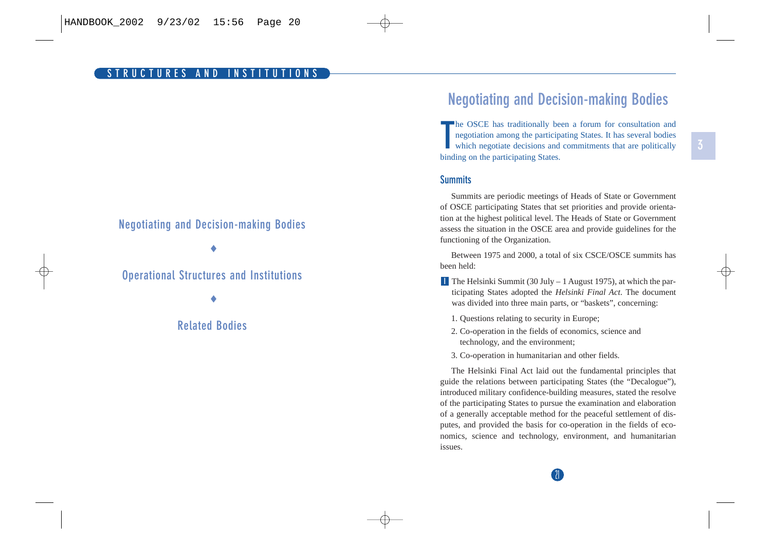Negotiating and Decision-making Bodies

♦

Operational Structures and Institutions

♦

Related Bodies

# Negotiating and Decision-making Bodies

The OSCE has traditionally been a forum for consultation and negotiation among the participating States. It has several bodies which negotiate decisions and commitments that are politically binding on the participating States.

## Summits

Summits are periodic meetings of Heads of State or Government of OSCE participating States that set priorities and provide orientation at the highest political level. The Heads of State or Government assess the situation in the OSCE area and provide guidelines for the functioning of the Organization.

Between 1975 and 2000, a total of six CSCE/OSCE summits has been held:

- The Helsinki Summit (30 July – 1 August 1975), at which the participating States adopted the *Helsinki Final Act*. The document was divided into three main parts, or "baskets", concerning:

  1. Questions relating to security in Europe;
  2. Co-operation in the fields of economics, science and technology, and the environment;
  3. Co-operation in humanitarian and other fields.

The Helsinki Final Act laid out the fundamental principles that guide the relations between participating States (the "Decalogue"), introduced military confidence-building measures, stated the resolve of the participating States to pursue the examination and elaboration of a generally acceptable method for the peaceful settlement of disputes, and provided the basis for co-operation in the fields of economics, science and technology, environment, and humanitarian issues.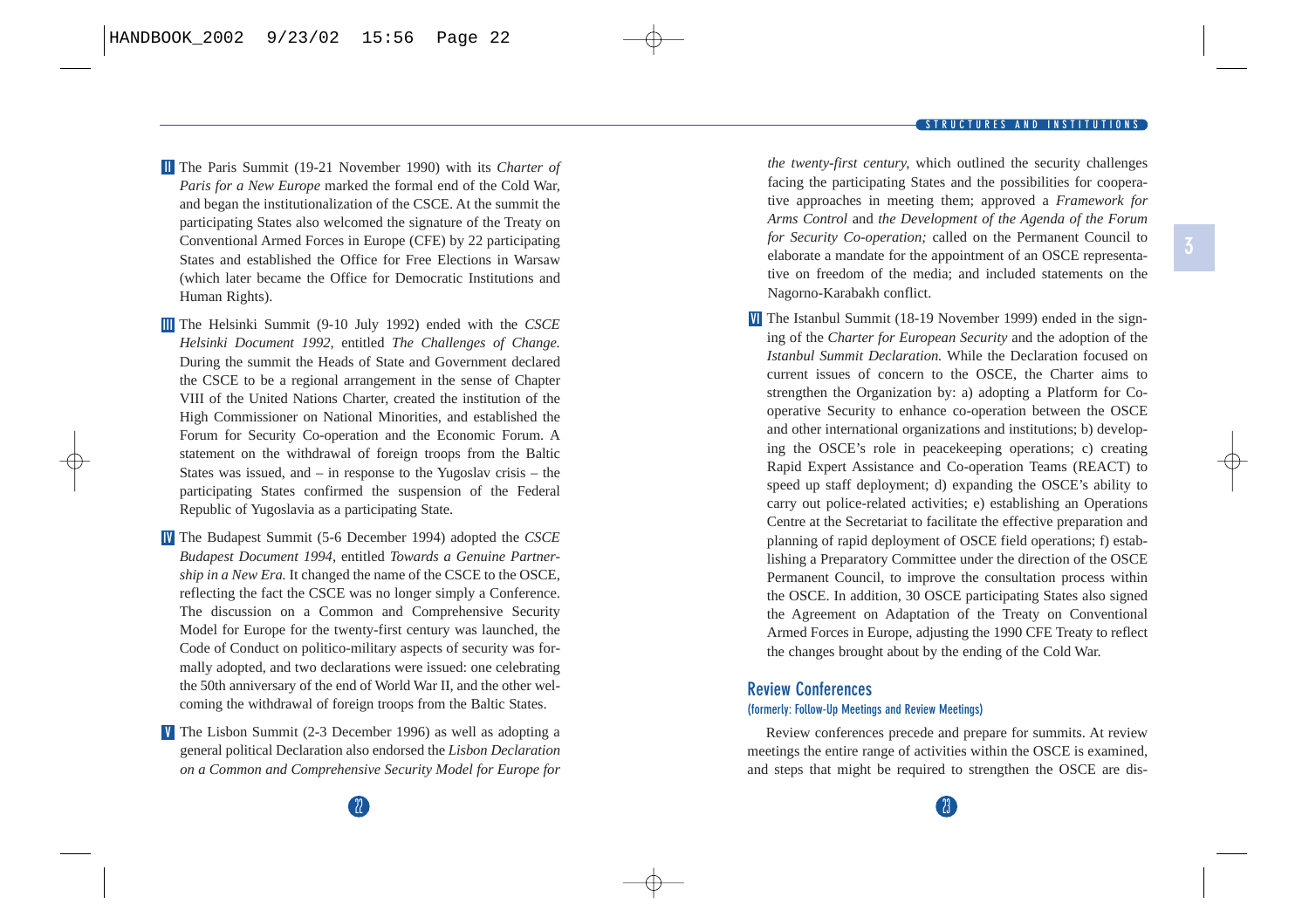**II** The Paris Summit (19-21 November 1990) with its *Charter of Paris for a New Europe* marked the formal end of the Cold War, and began the institutionalization of the CSCE. At the summit the participating States also welcomed the signature of the Treaty on Conventional Armed Forces in Europe (CFE) by 22 participating States and established the Office for Free Elections in Warsaw (which later became the Office for Democratic Institutions and Human Rights).

**III** The Helsinki Summit (9-10 July 1992) ended with the *CSCE Helsinki Document 1992,* entitled *The Challenges of Change.* During the summit the Heads of State and Government declared the CSCE to be a regional arrangement in the sense of Chapter VIII of the United Nations Charter, created the institution of the High Commissioner on National Minorities, and established the Forum for Security Co-operation and the Economic Forum. A statement on the withdrawal of foreign troops from the Baltic States was issued, and – in response to the Yugoslav crisis – the participating States confirmed the suspension of the Federal Republic of Yugoslavia as a participating State.

**IV** The Budapest Summit (5-6 December 1994) adopted the *CSCE Budapest Document 1994,* entitled *Towards a Genuine Partnership in a New Era.* It changed the name of the CSCE to the OSCE, reflecting the fact the CSCE was no longer simply a Conference. The discussion on a Common and Comprehensive Security Model for Europe for the twenty-first century was launched, the Code of Conduct on politico-military aspects of security was formally adopted, and two declarations were issued: one celebrating the 50th anniversary of the end of World War II, and the other welcoming the withdrawal of foreign troops from the Baltic States.

**V** The Lisbon Summit (2-3 December 1996) as well as adopting a general political Declaration also endorsed the *Lisbon Declaration on a Common and Comprehensive Security Model for Europe for the twenty-first century,* which outlined the security challenges facing the participating States and the possibilities for cooperative approaches in meeting them; approved a *Framework for Arms Control* and *the Development of the Agenda of the Forum for Security Co-operation;* called on the Permanent Council to elaborate a mandate for the appointment of an OSCE representative on freedom of the media; and included statements on the Nagorno-Karabakh conflict.

**VI** The Istanbul Summit (18-19 November 1999) ended in the signing of the *Charter for European Security* and the adoption of the *Istanbul Summit Declaration.* While the Declaration focused on current issues of concern to the OSCE, the Charter aims to strengthen the Organization by: a) adopting a Platform for Co-operative Security to enhance co-operation between the OSCE and other international organizations and institutions; b) developing the OSCE's role in peacekeeping operations; c) creating Rapid Expert Assistance and Co-operation Teams (REACT) to speed up staff deployment; d) expanding the OSCE's ability to carry out police-related activities; e) establishing an Operations Centre at the Secretariat to facilitate the effective preparation and planning of rapid deployment of OSCE field operations; f) establishing a Preparatory Committee under the direction of the OSCE Permanent Council, to improve the consultation process within the OSCE. In addition, 30 OSCE participating States also signed the Agreement on Adaptation of the Treaty on Conventional Armed Forces in Europe, adjusting the 1990 CFE Treaty to reflect the changes brought about by the ending of the Cold War.

## Review Conferences

#### (formerly: Follow-Up Meetings and Review Meetings)

Review conferences precede and prepare for summits. At review meetings the entire range of activities within the OSCE is examined, and steps that might be required to strengthen the OSCE are dis-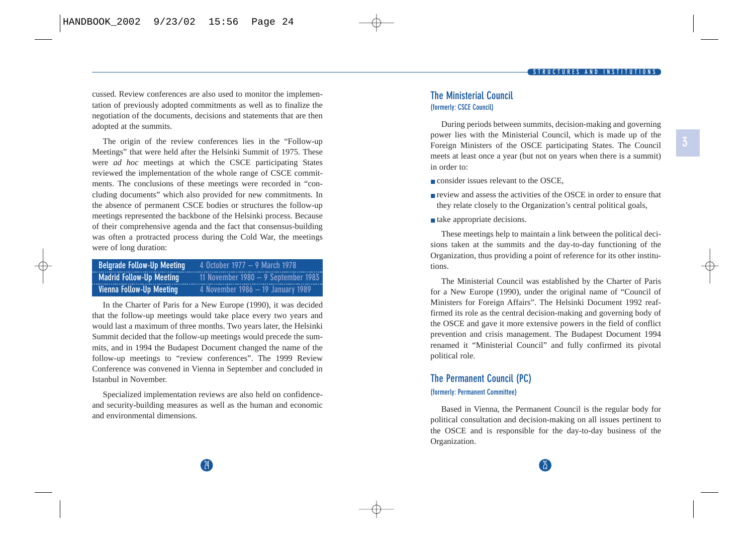cussed. Review conferences are also used to monitor the implementation of previously adopted commitments as well as to finalize the negotiation of the documents, decisions and statements that are then adopted at the summits.

The origin of the review conferences lies in the "Follow-up Meetings" that were held after the Helsinki Summit of 1975. These were *ad hoc* meetings at which the CSCE participating States reviewed the implementation of the whole range of CSCE commitments. The conclusions of these meetings were recorded in "concluding documents" which also provided for new commitments. In the absence of permanent CSCE bodies or structures the follow-up meetings represented the backbone of the Helsinki process. Because of their comprehensive agenda and the fact that consensus-building was often a protracted process during the Cold War, the meetings were of long duration:

| | |
|---|---|
| Belgrade Follow-Up Meeting | 4 October 1977 – 9 March 1978 |
| Madrid Follow-Up Meeting | 11 November 1980 – 9 September 1983 |
| Vienna Follow-Up Meeting | 4 November 1986 – 19 January 1989 |

In the Charter of Paris for a New Europe (1990), it was decided that the follow-up meetings would take place every two years and would last a maximum of three months. Two years later, the Helsinki Summit decided that the follow-up meetings would precede the summits, and in 1994 the Budapest Document changed the name of the follow-up meetings to "review conferences". The 1999 Review Conference was convened in Vienna in September and concluded in Istanbul in November.

Specialized implementation reviews are also held on confidence- and security-building measures as well as the human and economic and environmental dimensions.

## The Ministerial Council

**(formerly: CSCE Council)**

During periods between summits, decision-making and governing power lies with the Ministerial Council, which is made up of the Foreign Ministers of the OSCE participating States. The Council meets at least once a year (but not on years when there is a summit) in order to:

- consider issues relevant to the OSCE,
- review and assess the activities of the OSCE in order to ensure that they relate closely to the Organization's central political goals,
- take appropriate decisions.

These meetings help to maintain a link between the political decisions taken at the summits and the day-to-day functioning of the Organization, thus providing a point of reference for its other institutions.

The Ministerial Council was established by the Charter of Paris for a New Europe (1990), under the original name of "Council of Ministers for Foreign Affairs". The Helsinki Document 1992 reaffirmed its role as the central decision-making and governing body of the OSCE and gave it more extensive powers in the field of conflict prevention and crisis management. The Budapest Document 1994 renamed it "Ministerial Council" and fully confirmed its pivotal political role.

## The Permanent Council (PC)

**(formerly: Permanent Committee)**

Based in Vienna, the Permanent Council is the regular body for political consultation and decision-making on all issues pertinent to the OSCE and is responsible for the day-to-day business of the Organization.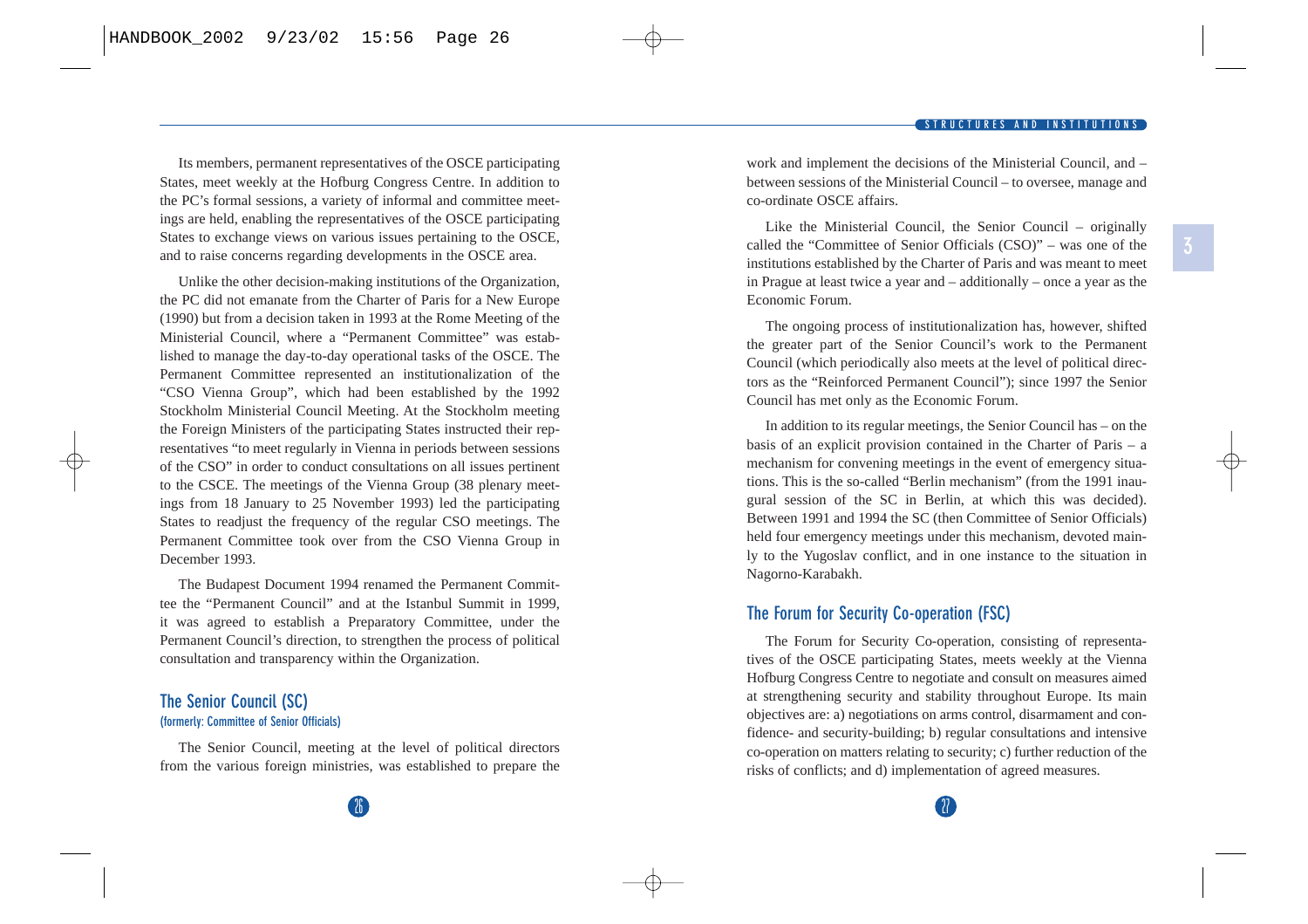Its members, permanent representatives of the OSCE participating States, meet weekly at the Hofburg Congress Centre. In addition to the PC's formal sessions, a variety of informal and committee meetings are held, enabling the representatives of the OSCE participating States to exchange views on various issues pertaining to the OSCE, and to raise concerns regarding developments in the OSCE area.

Unlike the other decision-making institutions of the Organization, the PC did not emanate from the Charter of Paris for a New Europe (1990) but from a decision taken in 1993 at the Rome Meeting of the Ministerial Council, where a "Permanent Committee" was established to manage the day-to-day operational tasks of the OSCE. The Permanent Committee represented an institutionalization of the "CSO Vienna Group", which had been established by the 1992 Stockholm Ministerial Council Meeting. At the Stockholm meeting the Foreign Ministers of the participating States instructed their representatives "to meet regularly in Vienna in periods between sessions of the CSO" in order to conduct consultations on all issues pertinent to the CSCE. The meetings of the Vienna Group (38 plenary meetings from 18 January to 25 November 1993) led the participating States to readjust the frequency of the regular CSO meetings. The Permanent Committee took over from the CSO Vienna Group in December 1993.

The Budapest Document 1994 renamed the Permanent Committee the "Permanent Council" and at the Istanbul Summit in 1999, it was agreed to establish a Preparatory Committee, under the Permanent Council's direction, to strengthen the process of political consultation and transparency within the Organization.

## The Senior Council (SC)

#### (formerly: Committee of Senior Officials)

The Senior Council, meeting at the level of political directors from the various foreign ministries, was established to prepare the work and implement the decisions of the Ministerial Council, and – between sessions of the Ministerial Council – to oversee, manage and co-ordinate OSCE affairs.

Like the Ministerial Council, the Senior Council – originally called the "Committee of Senior Officials (CSO)" – was one of the institutions established by the Charter of Paris and was meant to meet in Prague at least twice a year and – additionally – once a year as the Economic Forum.

The ongoing process of institutionalization has, however, shifted the greater part of the Senior Council's work to the Permanent Council (which periodically also meets at the level of political directors as the "Reinforced Permanent Council"); since 1997 the Senior Council has met only as the Economic Forum.

In addition to its regular meetings, the Senior Council has – on the basis of an explicit provision contained in the Charter of Paris – a mechanism for convening meetings in the event of emergency situations. This is the so-called "Berlin mechanism" (from the 1991 inaugural session of the SC in Berlin, at which this was decided). Between 1991 and 1994 the SC (then Committee of Senior Officials) held four emergency meetings under this mechanism, devoted mainly to the Yugoslav conflict, and in one instance to the situation in Nagorno-Karabakh.

## The Forum for Security Co-operation (FSC)

The Forum for Security Co-operation, consisting of representatives of the OSCE participating States, meets weekly at the Vienna Hofburg Congress Centre to negotiate and consult on measures aimed at strengthening security and stability throughout Europe. Its main objectives are: a) negotiations on arms control, disarmament and confidence- and security-building; b) regular consultations and intensive co-operation on matters relating to security; c) further reduction of the risks of conflicts; and d) implementation of agreed measures.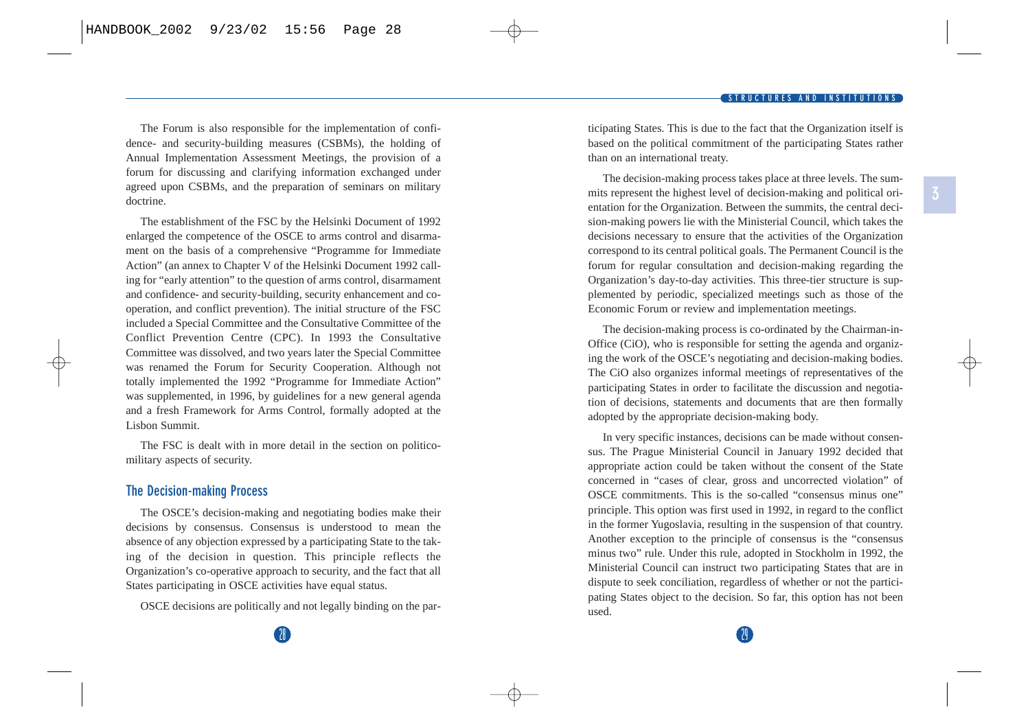The Forum is also responsible for the implementation of confidence- and security-building measures (CSBMs), the holding of Annual Implementation Assessment Meetings, the provision of a forum for discussing and clarifying information exchanged under agreed upon CSBMs, and the preparation of seminars on military doctrine.

The establishment of the FSC by the Helsinki Document of 1992 enlarged the competence of the OSCE to arms control and disarmament on the basis of a comprehensive "Programme for Immediate Action" (an annex to Chapter V of the Helsinki Document 1992 calling for "early attention" to the question of arms control, disarmament and confidence- and security-building, security enhancement and co-operation, and conflict prevention). The initial structure of the FSC included a Special Committee and the Consultative Committee of the Conflict Prevention Centre (CPC). In 1993 the Consultative Committee was dissolved, and two years later the Special Committee was renamed the Forum for Security Cooperation. Although not totally implemented the 1992 "Programme for Immediate Action" was supplemented, in 1996, by guidelines for a new general agenda and a fresh Framework for Arms Control, formally adopted at the Lisbon Summit.

The FSC is dealt with in more detail in the section on politico-military aspects of security.

## The Decision-making Process

The OSCE's decision-making and negotiating bodies make their decisions by consensus. Consensus is understood to mean the absence of any objection expressed by a participating State to the taking of the decision in question. This principle reflects the Organization's co-operative approach to security, and the fact that all States participating in OSCE activities have equal status.

OSCE decisions are politically and not legally binding on the participating States. This is due to the fact that the Organization itself is based on the political commitment of the participating States rather than on an international treaty.

The decision-making process takes place at three levels. The summits represent the highest level of decision-making and political orientation for the Organization. Between the summits, the central decision-making powers lie with the Ministerial Council, which takes the decisions necessary to ensure that the activities of the Organization correspond to its central political goals. The Permanent Council is the forum for regular consultation and decision-making regarding the Organization's day-to-day activities. This three-tier structure is supplemented by periodic, specialized meetings such as those of the Economic Forum or review and implementation meetings.

The decision-making process is co-ordinated by the Chairman-in-Office (CiO), who is responsible for setting the agenda and organizing the work of the OSCE's negotiating and decision-making bodies. The CiO also organizes informal meetings of representatives of the participating States in order to facilitate the discussion and negotiation of decisions, statements and documents that are then formally adopted by the appropriate decision-making body.

In very specific instances, decisions can be made without consensus. The Prague Ministerial Council in January 1992 decided that appropriate action could be taken without the consent of the State concerned in "cases of clear, gross and uncorrected violation" of OSCE commitments. This is the so-called "consensus minus one" principle. This option was first used in 1992, in regard to the conflict in the former Yugoslavia, resulting in the suspension of that country. Another exception to the principle of consensus is the "consensus minus two" rule. Under this rule, adopted in Stockholm in 1992, the Ministerial Council can instruct two participating States that are in dispute to seek conciliation, regardless of whether or not the participating States object to the decision. So far, this option has not been used.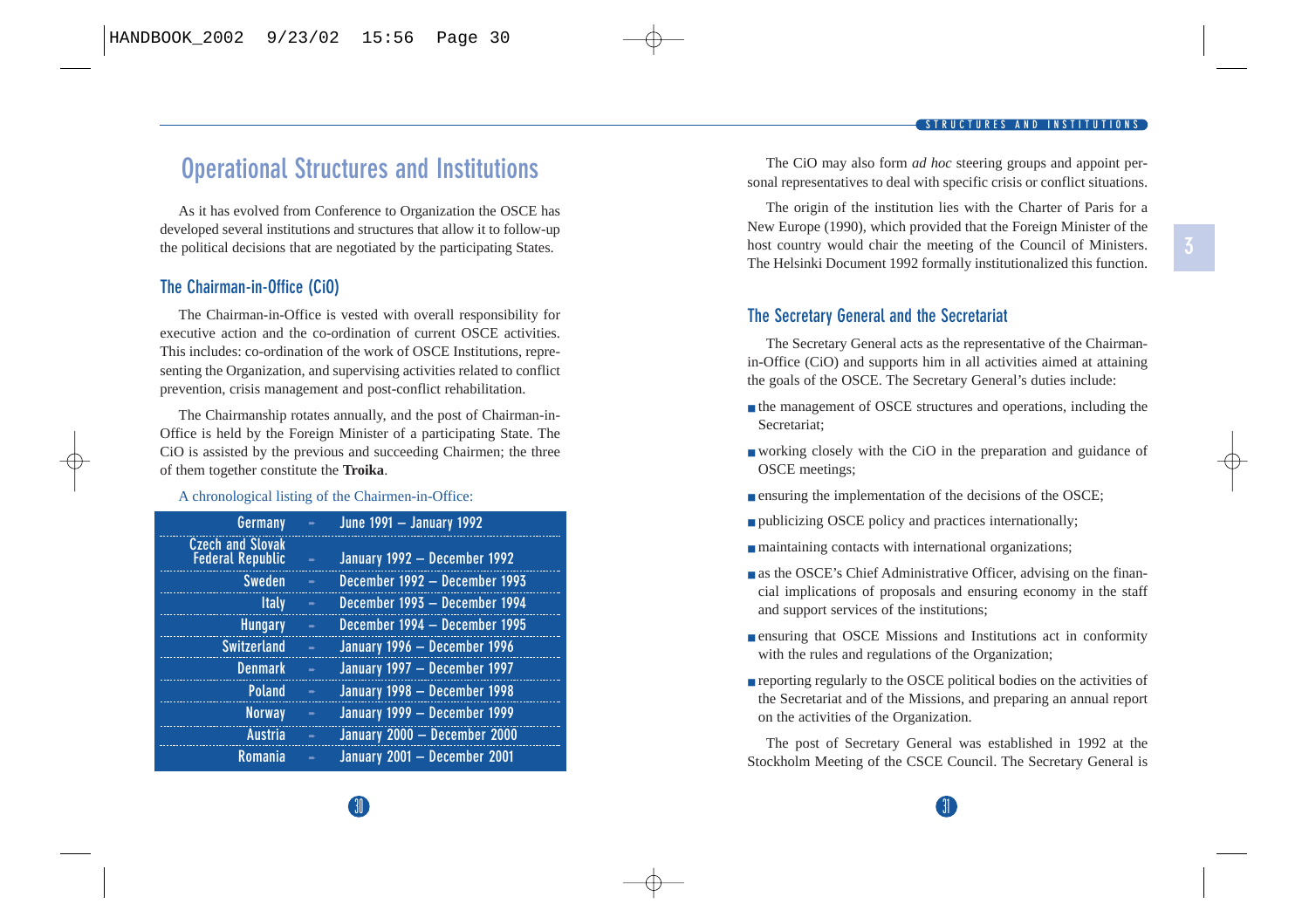# Operational Structures and Institutions

As it has evolved from Conference to Organization the OSCE has developed several institutions and structures that allow it to follow-up the political decisions that are negotiated by the participating States.

## The Chairman-in-Office (CiO)

The Chairman-in-Office is vested with overall responsibility for executive action and the co-ordination of current OSCE activities. This includes: co-ordination of the work of OSCE Institutions, representing the Organization, and supervising activities related to conflict prevention, crisis management and post-conflict rehabilitation.

The Chairmanship rotates annually, and the post of Chairman-in-Office is held by the Foreign Minister of a participating State. The CiO is assisted by the previous and succeeding Chairmen; the three of them together constitute the **Troika**.

A chronological listing of the Chairmen-in-Office:

| Country | Period |
|---|---|
| Germany | June 1991 – January 1992 |
| Czech and Slovak Federal Republic | January 1992 – December 1992 |
| Sweden | December 1992 – December 1993 |
| Italy | December 1993 – December 1994 |
| Hungary | December 1994 – December 1995 |
| Switzerland | January 1996 – December 1996 |
| Denmark | January 1997 – December 1997 |
| Poland | January 1998 – December 1998 |
| Norway | January 1999 – December 1999 |
| Austria | January 2000 – December 2000 |
| Romania | January 2001 – December 2001 |

The CiO may also form *ad hoc* steering groups and appoint personal representatives to deal with specific crisis or conflict situations.

The origin of the institution lies with the Charter of Paris for a New Europe (1990), which provided that the Foreign Minister of the host country would chair the meeting of the Council of Ministers. The Helsinki Document 1992 formally institutionalized this function.

## The Secretary General and the Secretariat

The Secretary General acts as the representative of the Chairman-in-Office (CiO) and supports him in all activities aimed at attaining the goals of the OSCE. The Secretary General's duties include:

- the management of OSCE structures and operations, including the Secretariat;
- working closely with the CiO in the preparation and guidance of OSCE meetings;
- ensuring the implementation of the decisions of the OSCE;
- publicizing OSCE policy and practices internationally;
- maintaining contacts with international organizations;
- as the OSCE's Chief Administrative Officer, advising on the financial implications of proposals and ensuring economy in the staff and support services of the institutions;
- ensuring that OSCE Missions and Institutions act in conformity with the rules and regulations of the Organization;
- reporting regularly to the OSCE political bodies on the activities of the Secretariat and of the Missions, and preparing an annual report on the activities of the Organization.

The post of Secretary General was established in 1992 at the Stockholm Meeting of the CSCE Council. The Secretary General is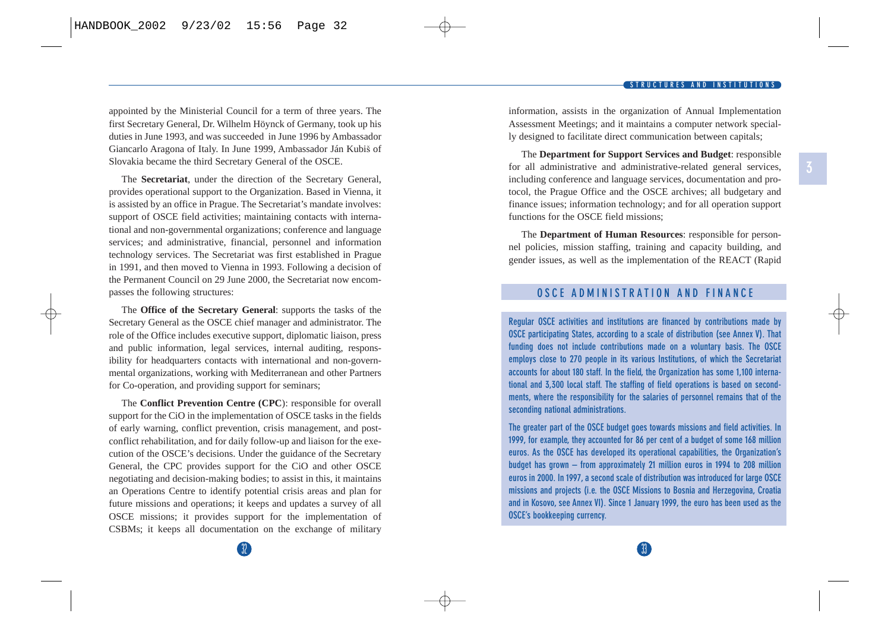appointed by the Ministerial Council for a term of three years. The first Secretary General, Dr. Wilhelm Höynck of Germany, took up his duties in June 1993, and was succeeded in June 1996 by Ambassador Giancarlo Aragona of Italy. In June 1999, Ambassador Ján Kubiš of Slovakia became the third Secretary General of the OSCE.

The **Secretariat**, under the direction of the Secretary General, provides operational support to the Organization. Based in Vienna, it is assisted by an office in Prague. The Secretariat's mandate involves: support of OSCE field activities; maintaining contacts with international and non-governmental organizations; conference and language services; and administrative, financial, personnel and information technology services. The Secretariat was first established in Prague in 1991, and then moved to Vienna in 1993. Following a decision of the Permanent Council on 29 June 2000, the Secretariat now encompasses the following structures:

The **Office of the Secretary General**: supports the tasks of the Secretary General as the OSCE chief manager and administrator. The role of the Office includes executive support, diplomatic liaison, press and public information, legal services, internal auditing, responsibility for headquarters contacts with international and non-governmental organizations, working with Mediterranean and other Partners for Co-operation, and providing support for seminars;

The **Conflict Prevention Centre (CPC)**: responsible for overall support for the CiO in the implementation of OSCE tasks in the fields of early warning, conflict prevention, crisis management, and post-conflict rehabilitation, and for daily follow-up and liaison for the execution of the OSCE's decisions. Under the guidance of the Secretary General, the CPC provides support for the CiO and other OSCE negotiating and decision-making bodies; to assist in this, it maintains an Operations Centre to identify potential crisis areas and plan for future missions and operations; it keeps and updates a survey of all OSCE missions; it provides support for the implementation of CSBMs; it keeps all documentation on the exchange of military information, assists in the organization of Annual Implementation Assessment Meetings; and it maintains a computer network specially designed to facilitate direct communication between capitals;

The **Department for Support Services and Budget**: responsible for all administrative and administrative-related general services, including conference and language services, documentation and protocol, the Prague Office and the OSCE archives; all budgetary and finance issues; information technology; and for all operation support functions for the OSCE field missions;

The **Department of Human Resources**: responsible for personnel policies, mission staffing, training and capacity building, and gender issues, as well as the implementation of the REACT (Rapid

## OSCE ADMINISTRATION AND FINANCE

Regular OSCE activities and institutions are financed by contributions made by OSCE participating States, according to a scale of distribution (see Annex V). That funding does not include contributions made on a voluntary basis. The OSCE employs close to 270 people in its various Institutions, of which the Secretariat accounts for about 180 staff. In the field, the Organization has some 1,100 international and 3,300 local staff. The staffing of field operations is based on secondments, where the responsibility for the salaries of personnel remains that of the seconding national administrations.

The greater part of the OSCE budget goes towards missions and field activities. In 1999, for example, they accounted for 86 per cent of a budget of some 168 million euros. As the OSCE has developed its operational capabilities, the Organization's budget has grown – from approximately 21 million euros in 1994 to 208 million euros in 2000. In 1997, a second scale of distribution was introduced for large OSCE missions and projects (i.e. the OSCE Missions to Bosnia and Herzegovina, Croatia and in Kosovo, see Annex VI). Since 1 January 1999, the euro has been used as the OSCE's bookkeeping currency.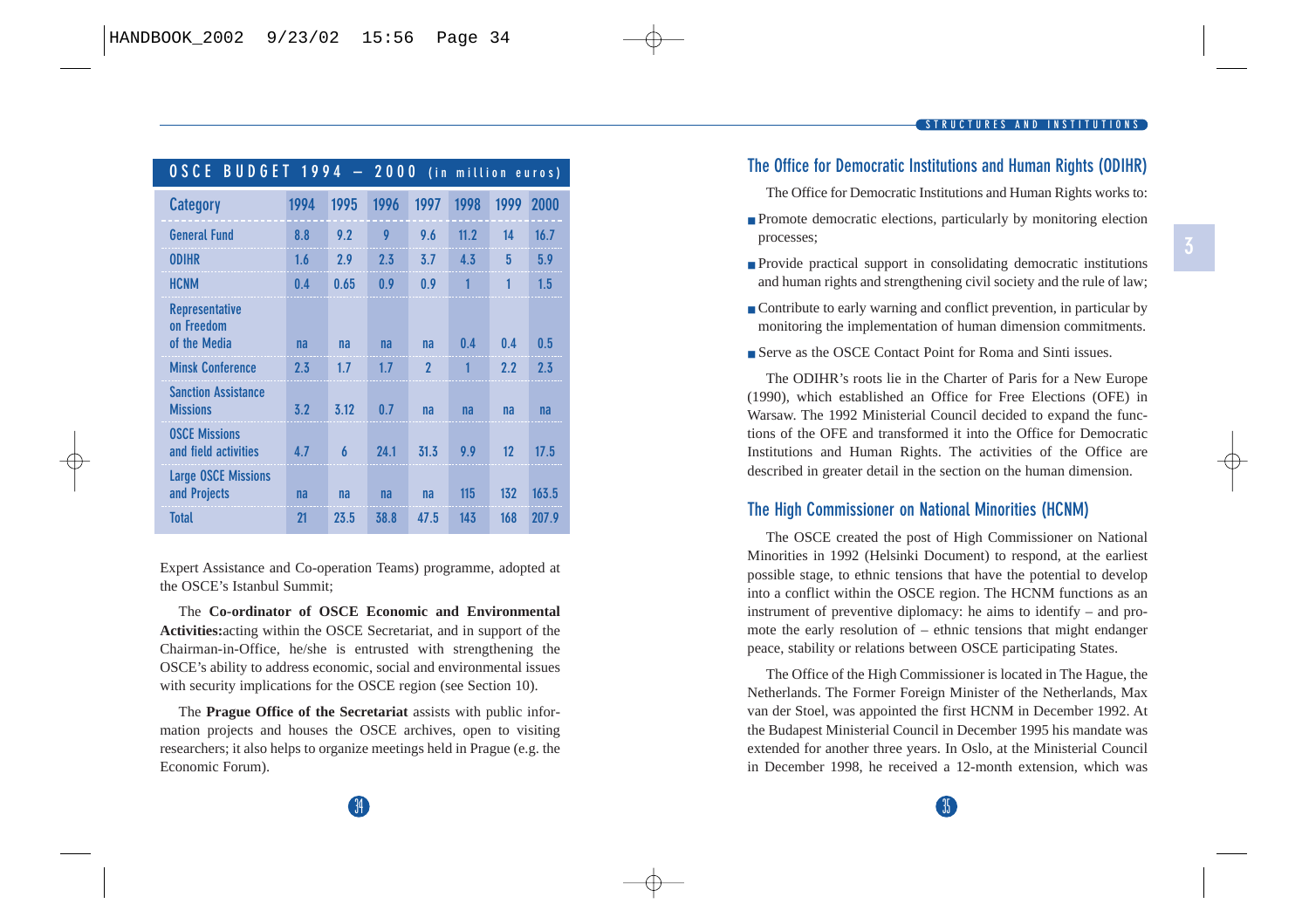## OSCE BUDGET 1994 – 2000 (in million euros)

| Category | 1994 | 1995 | 1996 | 1997 | 1998 | 1999 | 2000 |
|---|---|---|---|---|---|---|---|
| General Fund | 8.8 | 9.2 | 9 | 9.6 | 11.2 | 14 | 16.7 |
| ODIHR | 1.6 | 2.9 | 2.3 | 3.7 | 4.3 | 5 | 5.9 |
| HCNM | 0.4 | 0.65 | 0.9 | 0.9 | 1 | 1 | 1.5 |
| Representative on Freedom of the Media | na | na | na | na | 0.4 | 0.4 | 0.5 |
| Minsk Conference | 2.3 | 1.7 | 1.7 | 2 | 1 | 2.2 | 2.3 |
| Sanction Assistance Missions | 3.2 | 3.12 | 0.7 | na | na | na | na |
| OSCE Missions and field activities | 4.7 | 6 | 24.1 | 31.3 | 9.9 | 12 | 17.5 |
| Large OSCE Missions and Projects | na | na | na | na | 115 | 132 | 163.5 |
| Total | 21 | 23.5 | 38.8 | 47.5 | 143 | 168 | 207.9 |

Expert Assistance and Co-operation Teams) programme, adopted at the OSCE's Istanbul Summit;

The **Co-ordinator of OSCE Economic and Environmental Activities:**acting within the OSCE Secretariat, and in support of the Chairman-in-Office, he/she is entrusted with strengthening the OSCE's ability to address economic, social and environmental issues with security implications for the OSCE region (see Section 10).

The **Prague Office of the Secretariat** assists with public information projects and houses the OSCE archives, open to visiting researchers; it also helps to organize meetings held in Prague (e.g. the Economic Forum).

## The Office for Democratic Institutions and Human Rights (ODIHR)

The Office for Democratic Institutions and Human Rights works to:

- Promote democratic elections, particularly by monitoring election processes;
- Provide practical support in consolidating democratic institutions and human rights and strengthening civil society and the rule of law;
- Contribute to early warning and conflict prevention, in particular by monitoring the implementation of human dimension commitments.
- Serve as the OSCE Contact Point for Roma and Sinti issues.

The ODIHR's roots lie in the Charter of Paris for a New Europe (1990), which established an Office for Free Elections (OFE) in Warsaw. The 1992 Ministerial Council decided to expand the functions of the OFE and transformed it into the Office for Democratic Institutions and Human Rights. The activities of the Office are described in greater detail in the section on the human dimension.

## The High Commissioner on National Minorities (HCNM)

The OSCE created the post of High Commissioner on National Minorities in 1992 (Helsinki Document) to respond, at the earliest possible stage, to ethnic tensions that have the potential to develop into a conflict within the OSCE region. The HCNM functions as an instrument of preventive diplomacy: he aims to identify – and promote the early resolution of – ethnic tensions that might endanger peace, stability or relations between OSCE participating States.

The Office of the High Commissioner is located in The Hague, the Netherlands. The Former Foreign Minister of the Netherlands, Max van der Stoel, was appointed the first HCNM in December 1992. At the Budapest Ministerial Council in December 1995 his mandate was extended for another three years. In Oslo, at the Ministerial Council in December 1998, he received a 12-month extension, which was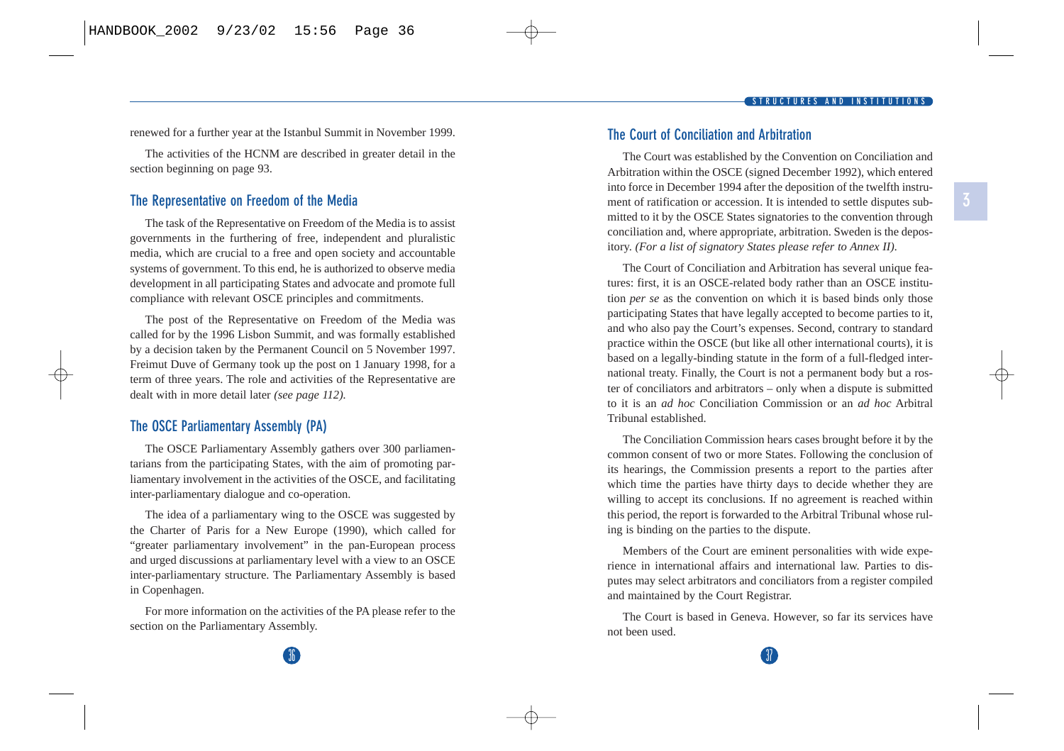renewed for a further year at the Istanbul Summit in November 1999.

The activities of the HCNM are described in greater detail in the section beginning on page 93.

## The Representative on Freedom of the Media

The task of the Representative on Freedom of the Media is to assist governments in the furthering of free, independent and pluralistic media, which are crucial to a free and open society and accountable systems of government. To this end, he is authorized to observe media development in all participating States and advocate and promote full compliance with relevant OSCE principles and commitments.

The post of the Representative on Freedom of the Media was called for by the 1996 Lisbon Summit, and was formally established by a decision taken by the Permanent Council on 5 November 1997. Freimut Duve of Germany took up the post on 1 January 1998, for a term of three years. The role and activities of the Representative are dealt with in more detail later *(see page 112).*

## The OSCE Parliamentary Assembly (PA)

The OSCE Parliamentary Assembly gathers over 300 parliamentarians from the participating States, with the aim of promoting parliamentary involvement in the activities of the OSCE, and facilitating inter-parliamentary dialogue and co-operation.

The idea of a parliamentary wing to the OSCE was suggested by the Charter of Paris for a New Europe (1990), which called for "greater parliamentary involvement" in the pan-European process and urged discussions at parliamentary level with a view to an OSCE inter-parliamentary structure. The Parliamentary Assembly is based in Copenhagen.

For more information on the activities of the PA please refer to the section on the Parliamentary Assembly.

## The Court of Conciliation and Arbitration

The Court was established by the Convention on Conciliation and Arbitration within the OSCE (signed December 1992), which entered into force in December 1994 after the deposition of the twelfth instrument of ratification or accession. It is intended to settle disputes submitted to it by the OSCE States signatories to the convention through conciliation and, where appropriate, arbitration. Sweden is the depository. *(For a list of signatory States please refer to Annex II).*

The Court of Conciliation and Arbitration has several unique features: first, it is an OSCE-related body rather than an OSCE institution *per se* as the convention on which it is based binds only those participating States that have legally accepted to become parties to it, and who also pay the Court's expenses. Second, contrary to standard practice within the OSCE (but like all other international courts), it is based on a legally-binding statute in the form of a full-fledged international treaty. Finally, the Court is not a permanent body but a roster of conciliators and arbitrators – only when a dispute is submitted to it is an *ad hoc* Conciliation Commission or an *ad hoc* Arbitral Tribunal established.

The Conciliation Commission hears cases brought before it by the common consent of two or more States. Following the conclusion of its hearings, the Commission presents a report to the parties after which time the parties have thirty days to decide whether they are willing to accept its conclusions. If no agreement is reached within this period, the report is forwarded to the Arbitral Tribunal whose ruling is binding on the parties to the dispute.

Members of the Court are eminent personalities with wide experience in international affairs and international law. Parties to disputes may select arbitrators and conciliators from a register compiled and maintained by the Court Registrar.

The Court is based in Geneva. However, so far its services have not been used.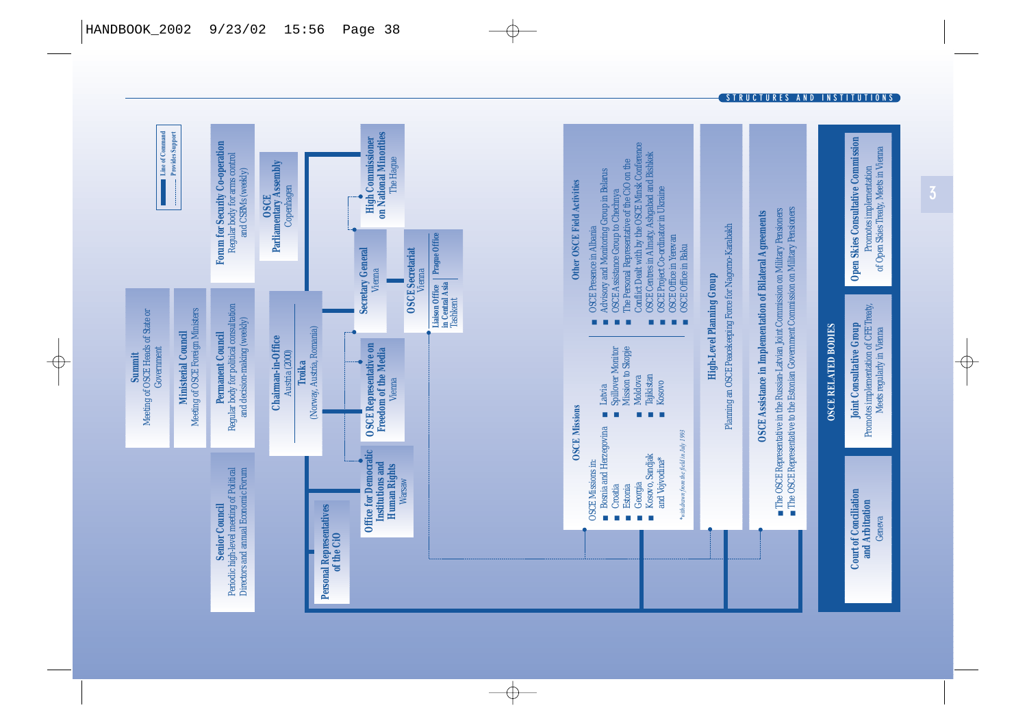## STRUCTURES AND INSTITUTIONS

Line of Command
Provides Support

**Summit**
Meeting of OSCE Heads of State or Government

**Ministerial Council**
Meeting of OSCE Foreign Ministers

**Permanent Council**
Regular body for political consultation and decision-making (weekly)

**Senior Council**
Periodic high-level meeting of Political Directors and annual Economic Forum

**Forum for Security Co-operation**
Regular body for arms control and CSBMs (weekly)

**OSCE Parliamentary Assembly**
Copenhagen

**Chairman-in-Office**
Austria (2000)

**Troika**
(Norway, Austria, Romania)

**Personal Representatives of the CiO**

**High Commissioner on National Minorities**
The Hague

**Secretary General**
Vienna

**OSCE Secretariat**
Vienna

Prague Office

Liaison Office in Central Asia
Tashkent

**OSCE Representative on Freedom of the Media**
Vienna

**Office for Democratic Institutions and Human Rights**
Warsaw

**OSCE Missions**

OSCE Missions in:

- Bosnia and Herzegovina
- Croatia
- Estonia
- Georgia
- Kosovo, Sandjak and Vojvodina*
- Latvia
- Spillover Monitor Mission to Skopje
- Moldova
- Tajikistan
- Kosovo

*withdrawn from the field in July 1993

**Other OSCE Field Activities**

- OSCE Presence in Albania
- Advisory and Monitoring Group in Belarus
- OSCE Assistance Group to Chechnya
- The Personal Representative of the CiO on the Conflict Dealt with by the OSCE Minsk Conference
- OSCE Centres in Almaty, Ashgabad and Bishkek
- OSCE Project Co-ordinator in Ukraine
- OSCE Office in Yerevan
- OSCE Office in Baku

**High-Level Planning Group**
Planning an OSCE Peacekeeping Force for Nagorno-Karabakh

**OSCE Assistance in Implementation of Bilateral Agreements**

- The OSCE Representative in the Russian-Latvian Joint Commission on Military Pensioners
- The OSCE Representative to the Estonian Government Commission on Military Pensioners

**OSCE RELATED BODIES**

**Open Skies Consultative Commission**
Promotes implementation of Open Skies Treaty, Meets in Vienna

**Joint Consultative Group**
Promotes implementation of CFE Treaty, Meets regularly in Vienna

**Court of Conciliation and Arbitration**
Geneva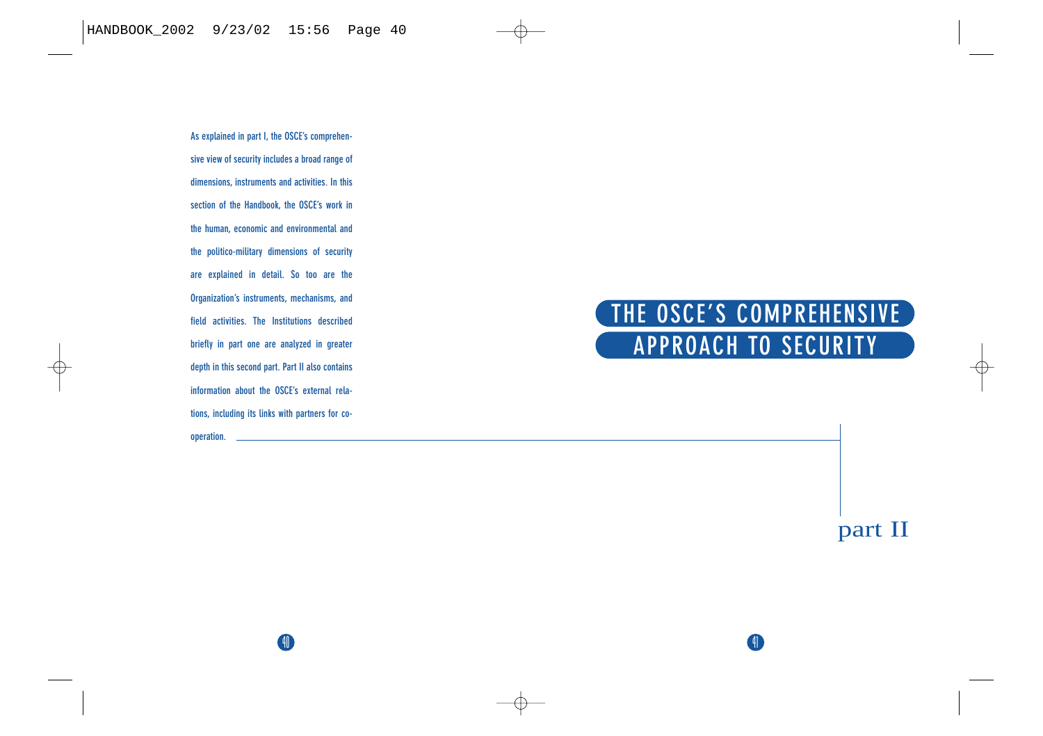# part II

## THE OSCE'S COMPREHENSIVE APPROACH TO SECURITY

As explained in part I, the OSCE's comprehensive view of security includes a broad range of dimensions, instruments and activities. In this section of the Handbook, the OSCE's work in the human, economic and environmental and the politico-military dimensions of security are explained in detail. So too are the Organization's instruments, mechanisms, and field activities. The Institutions described briefly in part one are analyzed in greater depth in this second part. Part II also contains information about the OSCE's external relations, including its links with partners for co-operation.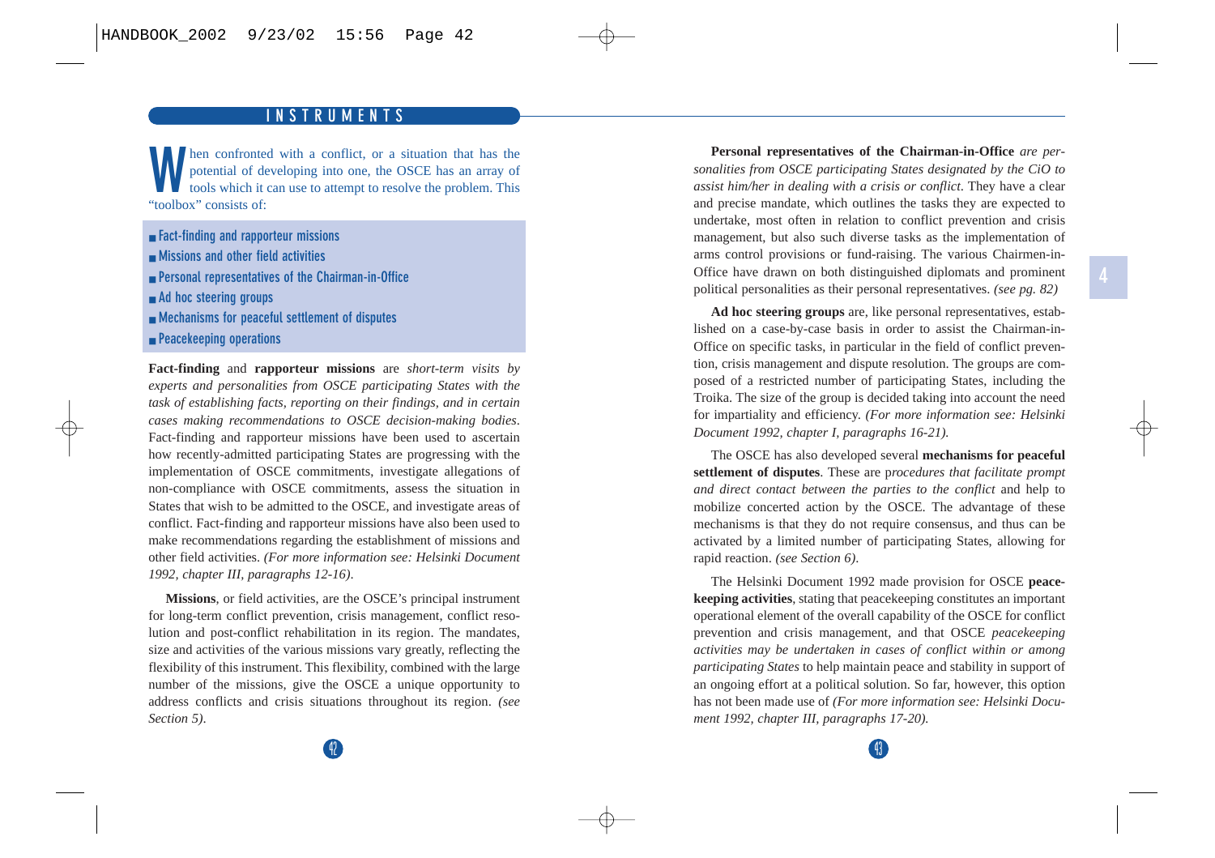## INSTRUMENTS

When confronted with a conflict, or a situation that has the potential of developing into one, the OSCE has an array of tools which it can use to attempt to resolve the problem. This "toolbox" consists of:

- Fact-finding and rapporteur missions
- Missions and other field activities
- Personal representatives of the Chairman-in-Office
- Ad hoc steering groups
- Mechanisms for peaceful settlement of disputes
- Peacekeeping operations

**Fact-finding** and **rapporteur missions** are *short-term visits by experts and personalities from OSCE participating States with the task of establishing facts, reporting on their findings, and in certain cases making recommendations to OSCE decision-making bodies*. Fact-finding and rapporteur missions have been used to ascertain how recently-admitted participating States are progressing with the implementation of OSCE commitments, investigate allegations of non-compliance with OSCE commitments, assess the situation in States that wish to be admitted to the OSCE, and investigate areas of conflict. Fact-finding and rapporteur missions have also been used to make recommendations regarding the establishment of missions and other field activities. *(For more information see: Helsinki Document 1992, chapter III, paragraphs 12-16)*.

**Missions**, or field activities, are the OSCE's principal instrument for long-term conflict prevention, crisis management, conflict resolution and post-conflict rehabilitation in its region. The mandates, size and activities of the various missions vary greatly, reflecting the flexibility of this instrument. This flexibility, combined with the large number of the missions, give the OSCE a unique opportunity to address conflicts and crisis situations throughout its region. *(see Section 5)*.

**Personal representatives of the Chairman-in-Office** *are personalities from OSCE participating States designated by the CiO to assist him/her in dealing with a crisis or conflict*. They have a clear and precise mandate, which outlines the tasks they are expected to undertake, most often in relation to conflict prevention and crisis management, but also such diverse tasks as the implementation of arms control provisions or fund-raising. The various Chairmen-in-Office have drawn on both distinguished diplomats and prominent political personalities as their personal representatives. *(see pg. 82)*

**Ad hoc steering groups** are, like personal representatives, established on a case-by-case basis in order to assist the Chairman-in-Office on specific tasks, in particular in the field of conflict prevention, crisis management and dispute resolution. The groups are composed of a restricted number of participating States, including the Troika. The size of the group is decided taking into account the need for impartiality and efficiency. *(For more information see: Helsinki Document 1992, chapter I, paragraphs 16-21).*

The OSCE has also developed several **mechanisms for peaceful settlement of disputes**. These are p*rocedures that facilitate prompt and direct contact between the parties to the conflict* and help to mobilize concerted action by the OSCE. The advantage of these mechanisms is that they do not require consensus, and thus can be activated by a limited number of participating States, allowing for rapid reaction. *(see Section 6)*.

The Helsinki Document 1992 made provision for OSCE **peacekeeping activities**, stating that peacekeeping constitutes an important operational element of the overall capability of the OSCE for conflict prevention and crisis management, and that OSCE *peacekeeping activities may be undertaken in cases of conflict within or among participating States* to help maintain peace and stability in support of an ongoing effort at a political solution. So far, however, this option has not been made use of *(For more information see: Helsinki Document 1992, chapter III, paragraphs 17-20).*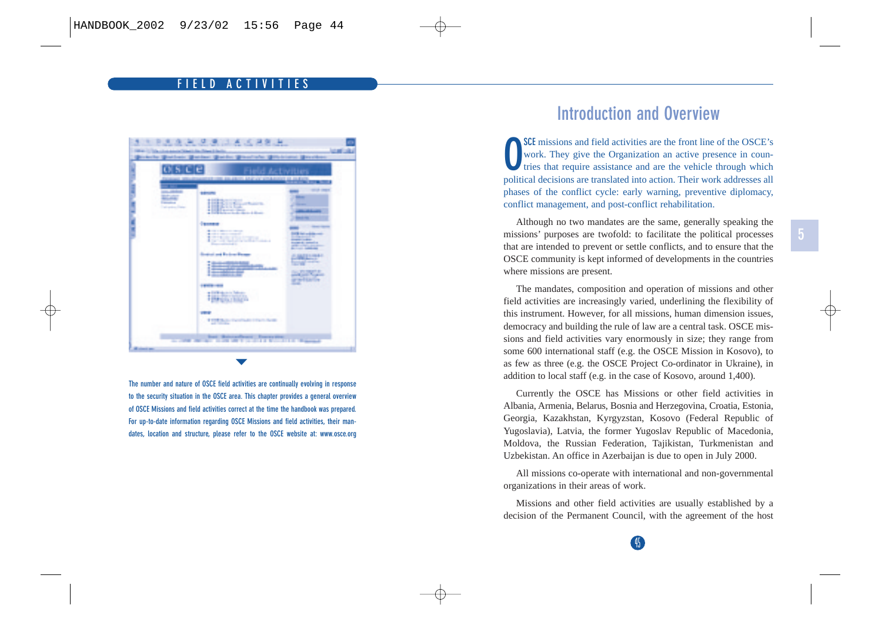## Introduction and Overview

OSCE missions and field activities are the front line of the OSCE's work. They give the Organization an active presence in countries that require assistance and are the vehicle through which political decisions are translated into action. Their work addresses all phases of the conflict cycle: early warning, preventive diplomacy, conflict management, and post-conflict rehabilitation.

Although no two mandates are the same, generally speaking the missions' purposes are twofold: to facilitate the political processes that are intended to prevent or settle conflicts, and to ensure that the OSCE community is kept informed of developments in the countries where missions are present.

The mandates, composition and operation of missions and other field activities are increasingly varied, underlining the flexibility of this instrument. However, for all missions, human dimension issues, democracy and building the rule of law are a central task. OSCE missions and field activities vary enormously in size; they range from some 600 international staff (e.g. the OSCE Mission in Kosovo), to as few as three (e.g. the OSCE Project Co-ordinator in Ukraine), in addition to local staff (e.g. in the case of Kosovo, around 1,400).

Currently the OSCE has Missions or other field activities in Albania, Armenia, Belarus, Bosnia and Herzegovina, Croatia, Estonia, Georgia, Kazakhstan, Kyrgyzstan, Kosovo (Federal Republic of Yugoslavia), Latvia, the former Yugoslav Republic of Macedonia, Moldova, the Russian Federation, Tajikistan, Turkmenistan and Uzbekistan. An office in Azerbaijan is due to open in July 2000.

All missions co-operate with international and non-governmental organizations in their areas of work.

Missions and other field activities are usually established by a decision of the Permanent Council, with the agreement of the host

The number and nature of OSCE field activities are continually evolving in response to the security situation in the OSCE area. This chapter provides a general overview of OSCE Missions and field activities correct at the time the handbook was prepared. For up-to-date information regarding OSCE Missions and field activities, their mandates, location and structure, please refer to the OSCE website at: www.osce.org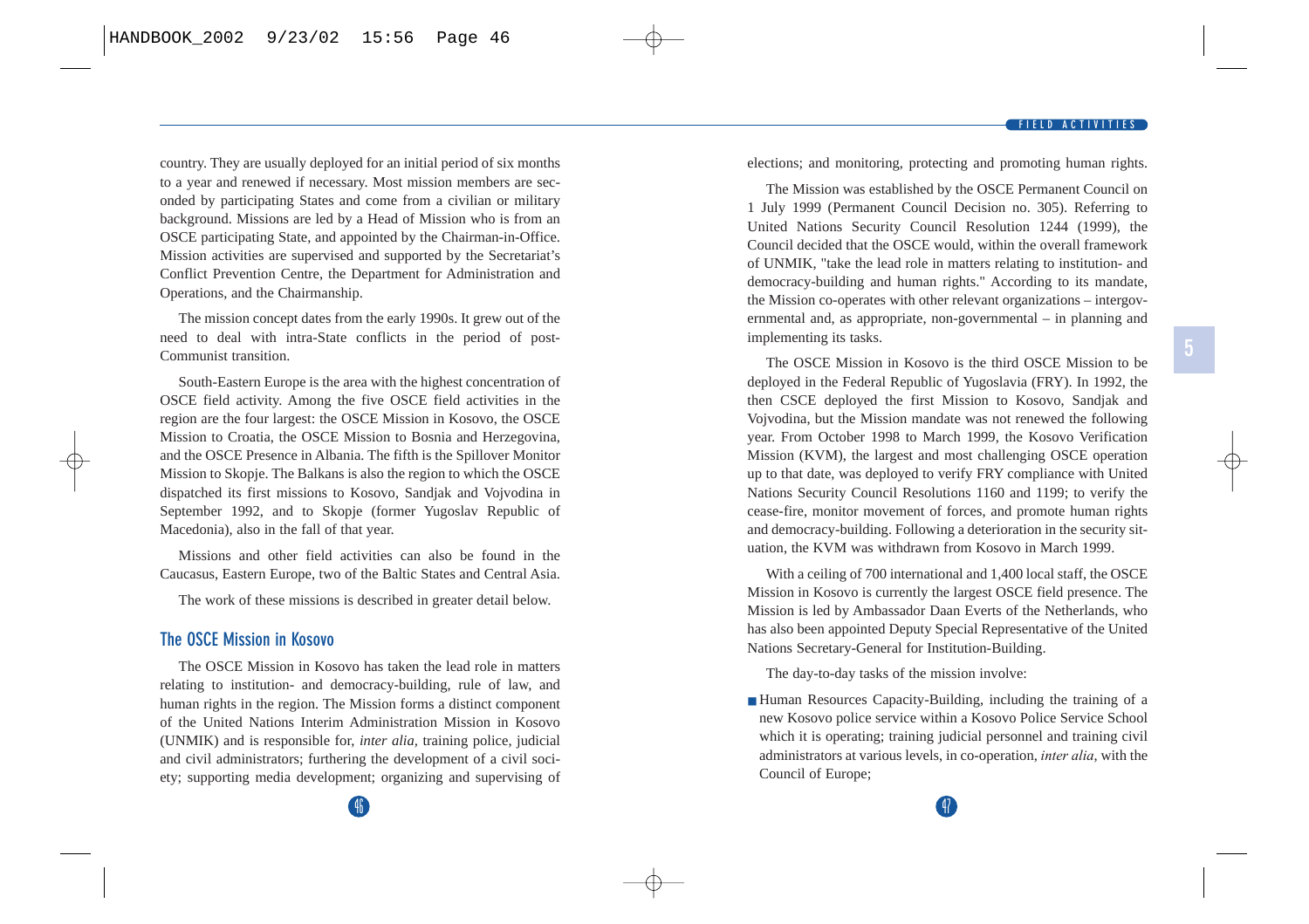country. They are usually deployed for an initial period of six months to a year and renewed if necessary. Most mission members are seconded by participating States and come from a civilian or military background. Missions are led by a Head of Mission who is from an OSCE participating State, and appointed by the Chairman-in-Office. Mission activities are supervised and supported by the Secretariat's Conflict Prevention Centre, the Department for Administration and Operations, and the Chairmanship.

The mission concept dates from the early 1990s. It grew out of the need to deal with intra-State conflicts in the period of post-Communist transition.

South-Eastern Europe is the area with the highest concentration of OSCE field activity. Among the five OSCE field activities in the region are the four largest: the OSCE Mission in Kosovo, the OSCE Mission to Croatia, the OSCE Mission to Bosnia and Herzegovina, and the OSCE Presence in Albania. The fifth is the Spillover Monitor Mission to Skopje. The Balkans is also the region to which the OSCE dispatched its first missions to Kosovo, Sandjak and Vojvodina in September 1992, and to Skopje (former Yugoslav Republic of Macedonia), also in the fall of that year.

Missions and other field activities can also be found in the Caucasus, Eastern Europe, two of the Baltic States and Central Asia.

The work of these missions is described in greater detail below.

## The OSCE Mission in Kosovo

The OSCE Mission in Kosovo has taken the lead role in matters relating to institution- and democracy-building, rule of law, and human rights in the region. The Mission forms a distinct component of the United Nations Interim Administration Mission in Kosovo (UNMIK) and is responsible for, *inter alia*, training police, judicial and civil administrators; furthering the development of a civil society; supporting media development; organizing and supervising of elections; and monitoring, protecting and promoting human rights.

The Mission was established by the OSCE Permanent Council on 1 July 1999 (Permanent Council Decision no. 305). Referring to United Nations Security Council Resolution 1244 (1999), the Council decided that the OSCE would, within the overall framework of UNMIK, "take the lead role in matters relating to institution- and democracy-building and human rights." According to its mandate, the Mission co-operates with other relevant organizations – intergovernmental and, as appropriate, non-governmental – in planning and implementing its tasks.

The OSCE Mission in Kosovo is the third OSCE Mission to be deployed in the Federal Republic of Yugoslavia (FRY). In 1992, the then CSCE deployed the first Mission to Kosovo, Sandjak and Vojvodina, but the Mission mandate was not renewed the following year. From October 1998 to March 1999, the Kosovo Verification Mission (KVM), the largest and most challenging OSCE operation up to that date, was deployed to verify FRY compliance with United Nations Security Council Resolutions 1160 and 1199; to verify the cease-fire, monitor movement of forces, and promote human rights and democracy-building. Following a deterioration in the security situation, the KVM was withdrawn from Kosovo in March 1999.

With a ceiling of 700 international and 1,400 local staff, the OSCE Mission in Kosovo is currently the largest OSCE field presence. The Mission is led by Ambassador Daan Everts of the Netherlands, who has also been appointed Deputy Special Representative of the United Nations Secretary-General for Institution-Building.

The day-to-day tasks of the mission involve:

- Human Resources Capacity-Building, including the training of a new Kosovo police service within a Kosovo Police Service School which it is operating; training judicial personnel and training civil administrators at various levels, in co-operation, *inter alia*, with the Council of Europe;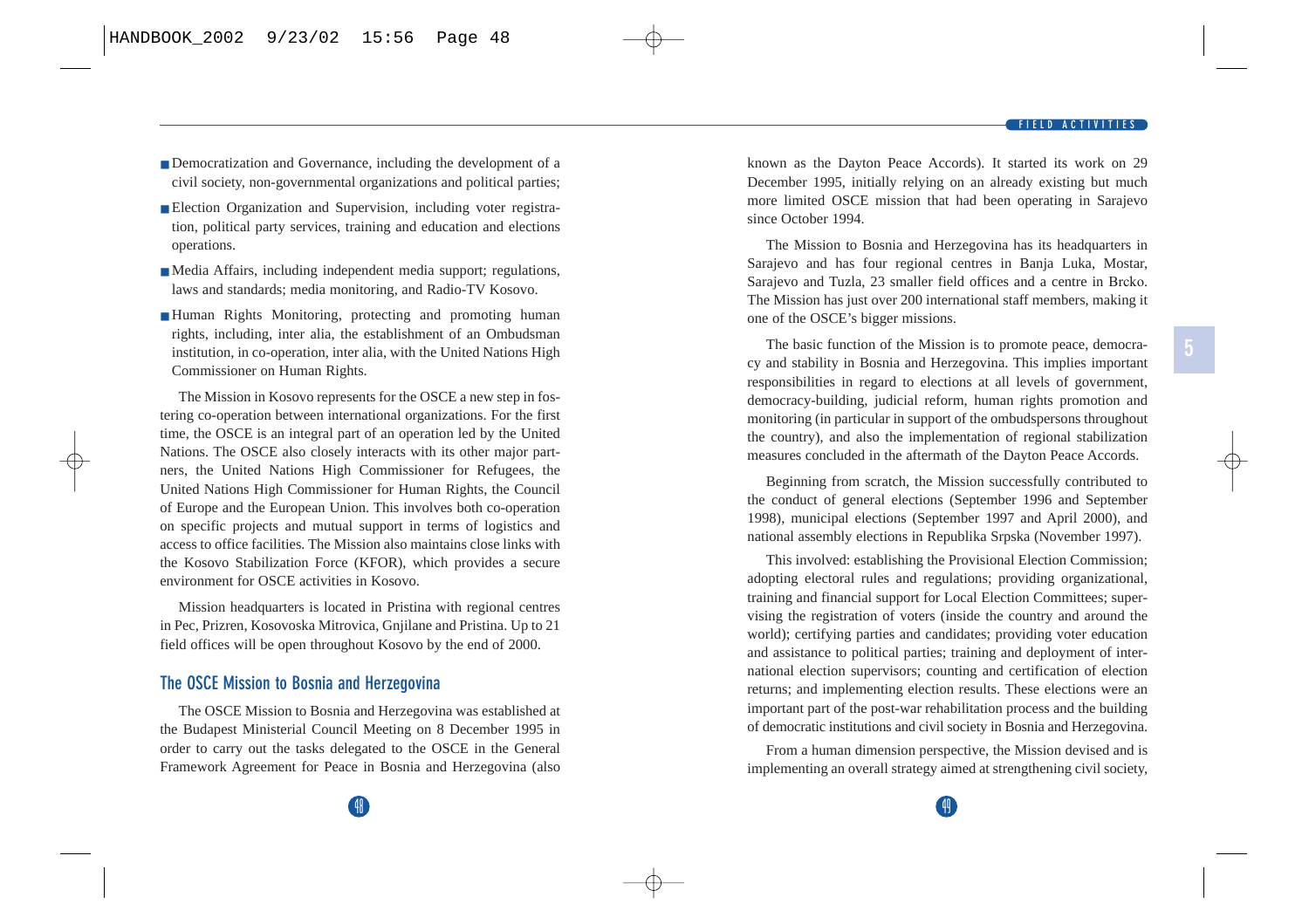- Democratization and Governance, including the development of a civil society, non-governmental organizations and political parties;
- Election Organization and Supervision, including voter registration, political party services, training and education and elections operations.
- Media Affairs, including independent media support; regulations, laws and standards; media monitoring, and Radio-TV Kosovo.
- Human Rights Monitoring, protecting and promoting human rights, including, inter alia, the establishment of an Ombudsman institution, in co-operation, inter alia, with the United Nations High Commissioner on Human Rights.

The Mission in Kosovo represents for the OSCE a new step in fostering co-operation between international organizations. For the first time, the OSCE is an integral part of an operation led by the United Nations. The OSCE also closely interacts with its other major partners, the United Nations High Commissioner for Refugees, the United Nations High Commissioner for Human Rights, the Council of Europe and the European Union. This involves both co-operation on specific projects and mutual support in terms of logistics and access to office facilities. The Mission also maintains close links with the Kosovo Stabilization Force (KFOR), which provides a secure environment for OSCE activities in Kosovo.

Mission headquarters is located in Pristina with regional centres in Pec, Prizren, Kosovoska Mitrovica, Gnjilane and Pristina. Up to 21 field offices will be open throughout Kosovo by the end of 2000.

## The OSCE Mission to Bosnia and Herzegovina

The OSCE Mission to Bosnia and Herzegovina was established at the Budapest Ministerial Council Meeting on 8 December 1995 in order to carry out the tasks delegated to the OSCE in the General Framework Agreement for Peace in Bosnia and Herzegovina (also known as the Dayton Peace Accords). It started its work on 29 December 1995, initially relying on an already existing but much more limited OSCE mission that had been operating in Sarajevo since October 1994.

The Mission to Bosnia and Herzegovina has its headquarters in Sarajevo and has four regional centres in Banja Luka, Mostar, Sarajevo and Tuzla, 23 smaller field offices and a centre in Brcko. The Mission has just over 200 international staff members, making it one of the OSCE's bigger missions.

The basic function of the Mission is to promote peace, democracy and stability in Bosnia and Herzegovina. This implies important responsibilities in regard to elections at all levels of government, democracy-building, judicial reform, human rights promotion and monitoring (in particular in support of the ombudspersons throughout the country), and also the implementation of regional stabilization measures concluded in the aftermath of the Dayton Peace Accords.

Beginning from scratch, the Mission successfully contributed to the conduct of general elections (September 1996 and September 1998), municipal elections (September 1997 and April 2000), and national assembly elections in Republika Srpska (November 1997).

This involved: establishing the Provisional Election Commission; adopting electoral rules and regulations; providing organizational, training and financial support for Local Election Committees; supervising the registration of voters (inside the country and around the world); certifying parties and candidates; providing voter education and assistance to political parties; training and deployment of international election supervisors; counting and certification of election returns; and implementing election results. These elections were an important part of the post-war rehabilitation process and the building of democratic institutions and civil society in Bosnia and Herzegovina.

From a human dimension perspective, the Mission devised and is implementing an overall strategy aimed at strengthening civil society,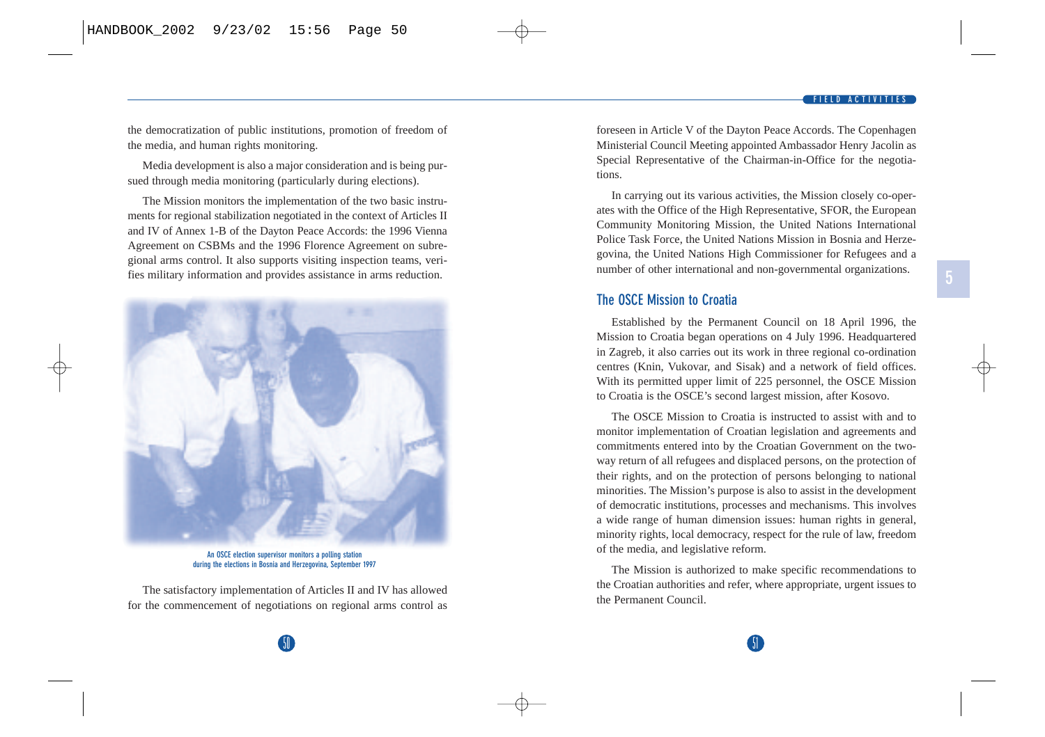the democratization of public institutions, promotion of freedom of the media, and human rights monitoring.

Media development is also a major consideration and is being pursued through media monitoring (particularly during elections).

The Mission monitors the implementation of the two basic instruments for regional stabilization negotiated in the context of Articles II and IV of Annex 1-B of the Dayton Peace Accords: the 1996 Vienna Agreement on CSBMs and the 1996 Florence Agreement on subregional arms control. It also supports visiting inspection teams, verifies military information and provides assistance in arms reduction.

An OSCE election supervisor monitors a polling station during the elections in Bosnia and Herzegovina, September 1997

The satisfactory implementation of Articles II and IV has allowed for the commencement of negotiations on regional arms control as foreseen in Article V of the Dayton Peace Accords. The Copenhagen Ministerial Council Meeting appointed Ambassador Henry Jacolin as Special Representative of the Chairman-in-Office for the negotiations.

In carrying out its various activities, the Mission closely co-operates with the Office of the High Representative, SFOR, the European Community Monitoring Mission, the United Nations International Police Task Force, the United Nations Mission in Bosnia and Herzegovina, the United Nations High Commissioner for Refugees and a number of other international and non-governmental organizations.

## The OSCE Mission to Croatia

Established by the Permanent Council on 18 April 1996, the Mission to Croatia began operations on 4 July 1996. Headquartered in Zagreb, it also carries out its work in three regional co-ordination centres (Knin, Vukovar, and Sisak) and a network of field offices. With its permitted upper limit of 225 personnel, the OSCE Mission to Croatia is the OSCE's second largest mission, after Kosovo.

The OSCE Mission to Croatia is instructed to assist with and to monitor implementation of Croatian legislation and agreements and commitments entered into by the Croatian Government on the two-way return of all refugees and displaced persons, on the protection of their rights, and on the protection of persons belonging to national minorities. The Mission's purpose is also to assist in the development of democratic institutions, processes and mechanisms. This involves a wide range of human dimension issues: human rights in general, minority rights, local democracy, respect for the rule of law, freedom of the media, and legislative reform.

The Mission is authorized to make specific recommendations to the Croatian authorities and refer, where appropriate, urgent issues to the Permanent Council.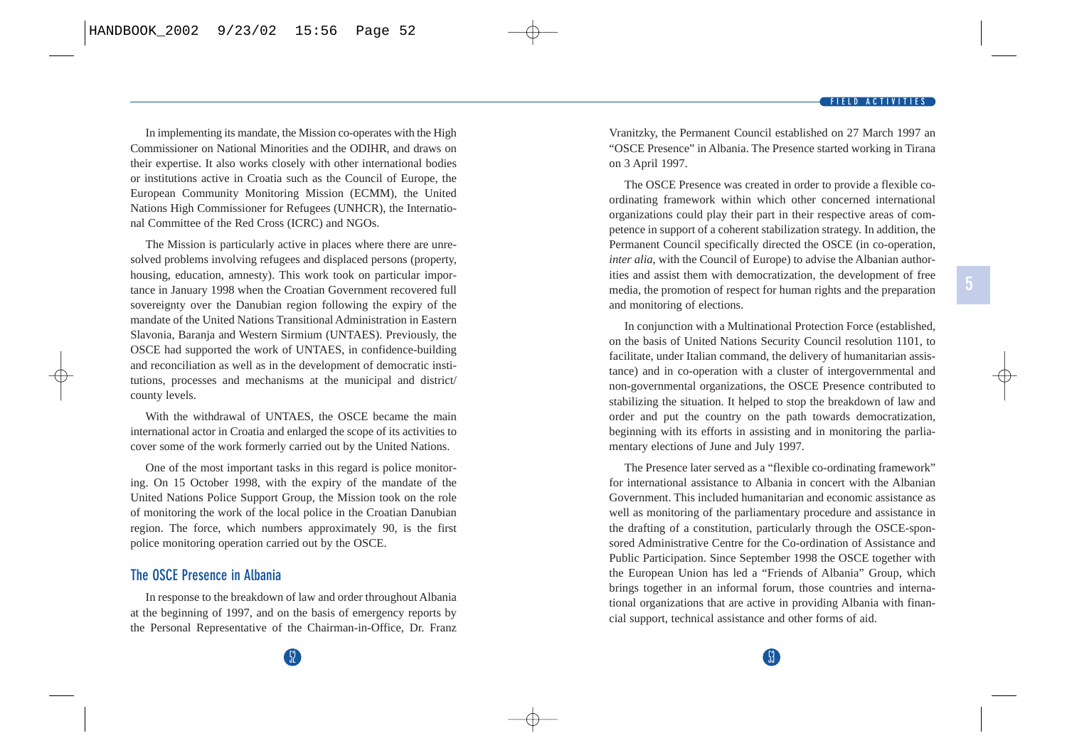In implementing its mandate, the Mission co-operates with the High Commissioner on National Minorities and the ODIHR, and draws on their expertise. It also works closely with other international bodies or institutions active in Croatia such as the Council of Europe, the European Community Monitoring Mission (ECMM), the United Nations High Commissioner for Refugees (UNHCR), the International Committee of the Red Cross (ICRC) and NGOs.

The Mission is particularly active in places where there are unresolved problems involving refugees and displaced persons (property, housing, education, amnesty). This work took on particular importance in January 1998 when the Croatian Government recovered full sovereignty over the Danubian region following the expiry of the mandate of the United Nations Transitional Administration in Eastern Slavonia, Baranja and Western Sirmium (UNTAES). Previously, the OSCE had supported the work of UNTAES, in confidence-building and reconciliation as well as in the development of democratic institutions, processes and mechanisms at the municipal and district/county levels.

With the withdrawal of UNTAES, the OSCE became the main international actor in Croatia and enlarged the scope of its activities to cover some of the work formerly carried out by the United Nations.

One of the most important tasks in this regard is police monitoring. On 15 October 1998, with the expiry of the mandate of the United Nations Police Support Group, the Mission took on the role of monitoring the work of the local police in the Croatian Danubian region. The force, which numbers approximately 90, is the first police monitoring operation carried out by the OSCE.

## The OSCE Presence in Albania

In response to the breakdown of law and order throughout Albania at the beginning of 1997, and on the basis of emergency reports by the Personal Representative of the Chairman-in-Office, Dr. Franz Vranitzky, the Permanent Council established on 27 March 1997 an "OSCE Presence" in Albania. The Presence started working in Tirana on 3 April 1997.

The OSCE Presence was created in order to provide a flexible co-ordinating framework within which other concerned international organizations could play their part in their respective areas of competence in support of a coherent stabilization strategy. In addition, the Permanent Council specifically directed the OSCE (in co-operation, *inter alia,* with the Council of Europe) to advise the Albanian authorities and assist them with democratization, the development of free media, the promotion of respect for human rights and the preparation and monitoring of elections.

In conjunction with a Multinational Protection Force (established, on the basis of United Nations Security Council resolution 1101, to facilitate, under Italian command, the delivery of humanitarian assistance) and in co-operation with a cluster of intergovernmental and non-governmental organizations, the OSCE Presence contributed to stabilizing the situation. It helped to stop the breakdown of law and order and put the country on the path towards democratization, beginning with its efforts in assisting and in monitoring the parliamentary elections of June and July 1997.

The Presence later served as a "flexible co-ordinating framework" for international assistance to Albania in concert with the Albanian Government. This included humanitarian and economic assistance as well as monitoring of the parliamentary procedure and assistance in the drafting of a constitution, particularly through the OSCE-sponsored Administrative Centre for the Co-ordination of Assistance and Public Participation. Since September 1998 the OSCE together with the European Union has led a "Friends of Albania" Group, which brings together in an informal forum, those countries and international organizations that are active in providing Albania with financial support, technical assistance and other forms of aid.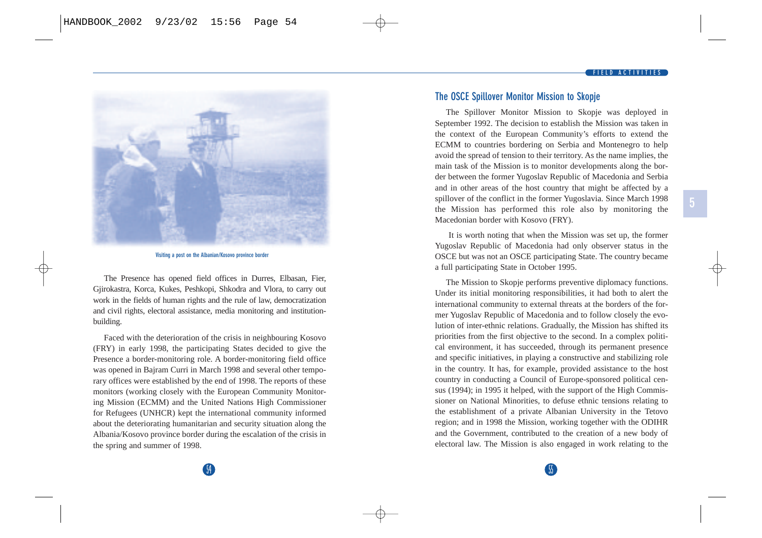Visiting a post on the Albanian/Kosovo province border

The Presence has opened field offices in Durres, Elbasan, Fier, Gjirokastra, Korca, Kukes, Peshkopi, Shkodra and Vlora, to carry out work in the fields of human rights and the rule of law, democratization and civil rights, electoral assistance, media monitoring and institution-building.

Faced with the deterioration of the crisis in neighbouring Kosovo (FRY) in early 1998, the participating States decided to give the Presence a border-monitoring role. A border-monitoring field office was opened in Bajram Curri in March 1998 and several other temporary offices were established by the end of 1998. The reports of these monitors (working closely with the European Community Monitoring Mission (ECMM) and the United Nations High Commissioner for Refugees (UNHCR) kept the international community informed about the deteriorating humanitarian and security situation along the Albania/Kosovo province border during the escalation of the crisis in the spring and summer of 1998.

## The OSCE Spillover Monitor Mission to Skopje

The Spillover Monitor Mission to Skopje was deployed in September 1992. The decision to establish the Mission was taken in the context of the European Community's efforts to extend the ECMM to countries bordering on Serbia and Montenegro to help avoid the spread of tension to their territory. As the name implies, the main task of the Mission is to monitor developments along the border between the former Yugoslav Republic of Macedonia and Serbia and in other areas of the host country that might be affected by a spillover of the conflict in the former Yugoslavia. Since March 1998 the Mission has performed this role also by monitoring the Macedonian border with Kosovo (FRY).

It is worth noting that when the Mission was set up, the former Yugoslav Republic of Macedonia had only observer status in the OSCE but was not an OSCE participating State. The country became a full participating State in October 1995.

The Mission to Skopje performs preventive diplomacy functions. Under its initial monitoring responsibilities, it had both to alert the international community to external threats at the borders of the former Yugoslav Republic of Macedonia and to follow closely the evolution of inter-ethnic relations. Gradually, the Mission has shifted its priorities from the first objective to the second. In a complex political environment, it has succeeded, through its permanent presence and specific initiatives, in playing a constructive and stabilizing role in the country. It has, for example, provided assistance to the host country in conducting a Council of Europe-sponsored political census (1994); in 1995 it helped, with the support of the High Commissioner on National Minorities, to defuse ethnic tensions relating to the establishment of a private Albanian University in the Tetovo region; and in 1998 the Mission, working together with the ODIHR and the Government, contributed to the creation of a new body of electoral law. The Mission is also engaged in work relating to the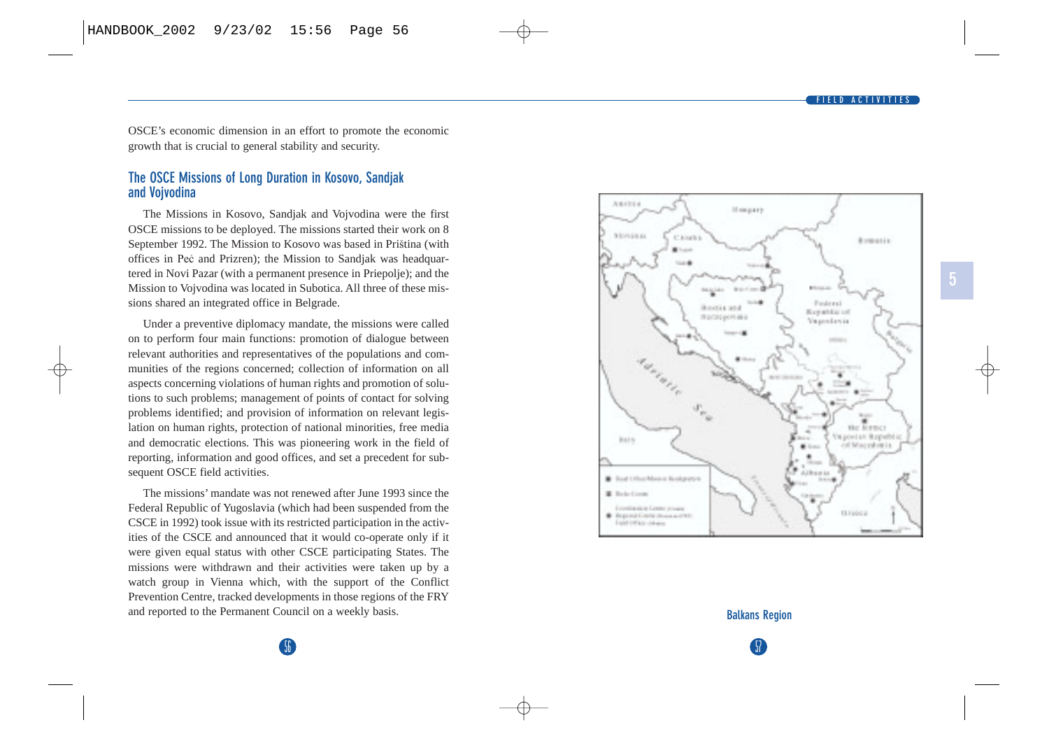OSCE's economic dimension in an effort to promote the economic growth that is crucial to general stability and security.

## The OSCE Missions of Long Duration in Kosovo, Sandjak and Vojvodina

The Missions in Kosovo, Sandjak and Vojvodina were the first OSCE missions to be deployed. The missions started their work on 8 September 1992. The Mission to Kosovo was based in Priština (with offices in Peć and Prizren); the Mission to Sandjak was headquartered in Novi Pazar (with a permanent presence in Priepolje); and the Mission to Vojvodina was located in Subotica. All three of these missions shared an integrated office in Belgrade.

Under a preventive diplomacy mandate, the missions were called on to perform four main functions: promotion of dialogue between relevant authorities and representatives of the populations and communities of the regions concerned; collection of information on all aspects concerning violations of human rights and promotion of solutions to such problems; management of points of contact for solving problems identified; and provision of information on relevant legislation on human rights, protection of national minorities, free media and democratic elections. This was pioneering work in the field of reporting, information and good offices, and set a precedent for subsequent OSCE field activities.

The missions' mandate was not renewed after June 1993 since the Federal Republic of Yugoslavia (which had been suspended from the CSCE in 1992) took issue with its restricted participation in the activities of the CSCE and announced that it would co-operate only if it were given equal status with other CSCE participating States. The missions were withdrawn and their activities were taken up by a watch group in Vienna which, with the support of the Conflict Prevention Centre, tracked developments in those regions of the FRY and reported to the Permanent Council on a weekly basis.

Balkans Region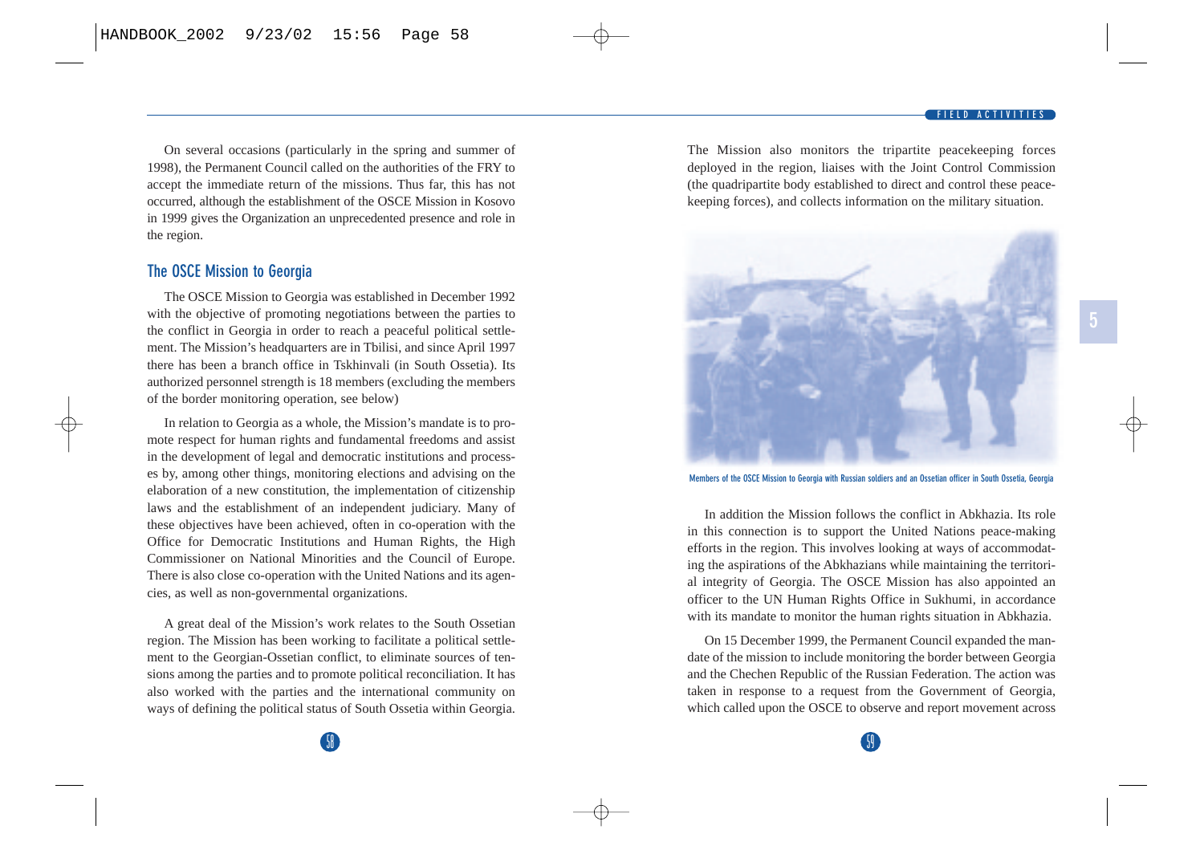On several occasions (particularly in the spring and summer of 1998), the Permanent Council called on the authorities of the FRY to accept the immediate return of the missions. Thus far, this has not occurred, although the establishment of the OSCE Mission in Kosovo in 1999 gives the Organization an unprecedented presence and role in the region.

## The OSCE Mission to Georgia

The OSCE Mission to Georgia was established in December 1992 with the objective of promoting negotiations between the parties to the conflict in Georgia in order to reach a peaceful political settlement. The Mission's headquarters are in Tbilisi, and since April 1997 there has been a branch office in Tskhinvali (in South Ossetia). Its authorized personnel strength is 18 members (excluding the members of the border monitoring operation, see below)

In relation to Georgia as a whole, the Mission's mandate is to promote respect for human rights and fundamental freedoms and assist in the development of legal and democratic institutions and processes by, among other things, monitoring elections and advising on the elaboration of a new constitution, the implementation of citizenship laws and the establishment of an independent judiciary. Many of these objectives have been achieved, often in co-operation with the Office for Democratic Institutions and Human Rights, the High Commissioner on National Minorities and the Council of Europe. There is also close co-operation with the United Nations and its agencies, as well as non-governmental organizations.

A great deal of the Mission's work relates to the South Ossetian region. The Mission has been working to facilitate a political settlement to the Georgian-Ossetian conflict, to eliminate sources of tensions among the parties and to promote political reconciliation. It has also worked with the parties and the international community on ways of defining the political status of South Ossetia within Georgia.

The Mission also monitors the tripartite peacekeeping forces deployed in the region, liaises with the Joint Control Commission (the quadripartite body established to direct and control these peacekeeping forces), and collects information on the military situation.

Members of the OSCE Mission to Georgia with Russian soldiers and an Ossetian officer in South Ossetia, Georgia

In addition the Mission follows the conflict in Abkhazia. Its role in this connection is to support the United Nations peace-making efforts in the region. This involves looking at ways of accommodating the aspirations of the Abkhazians while maintaining the territorial integrity of Georgia. The OSCE Mission has also appointed an officer to the UN Human Rights Office in Sukhumi, in accordance with its mandate to monitor the human rights situation in Abkhazia.

On 15 December 1999, the Permanent Council expanded the mandate of the mission to include monitoring the border between Georgia and the Chechen Republic of the Russian Federation. The action was taken in response to a request from the Government of Georgia, which called upon the OSCE to observe and report movement across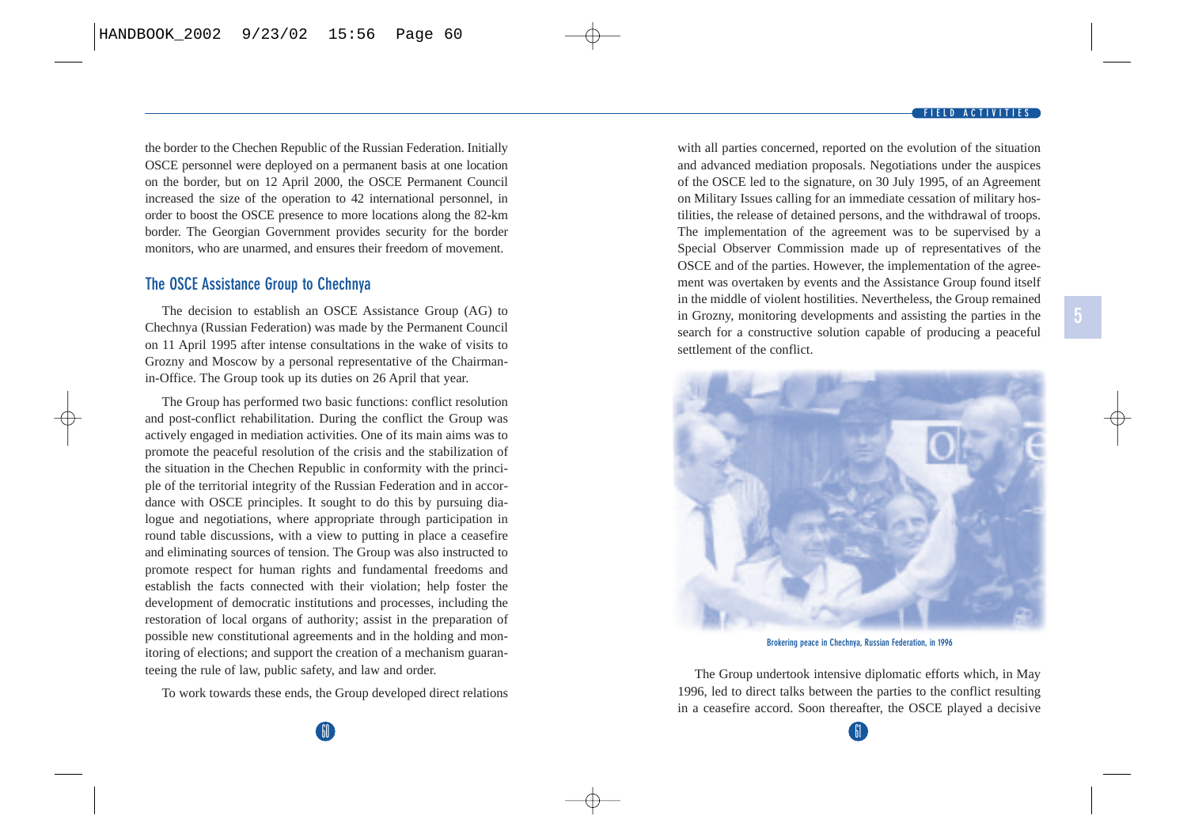the border to the Chechen Republic of the Russian Federation. Initially OSCE personnel were deployed on a permanent basis at one location on the border, but on 12 April 2000, the OSCE Permanent Council increased the size of the operation to 42 international personnel, in order to boost the OSCE presence to more locations along the 82-km border. The Georgian Government provides security for the border monitors, who are unarmed, and ensures their freedom of movement.

## The OSCE Assistance Group to Chechnya

The decision to establish an OSCE Assistance Group (AG) to Chechnya (Russian Federation) was made by the Permanent Council on 11 April 1995 after intense consultations in the wake of visits to Grozny and Moscow by a personal representative of the Chairman-in-Office. The Group took up its duties on 26 April that year.

The Group has performed two basic functions: conflict resolution and post-conflict rehabilitation. During the conflict the Group was actively engaged in mediation activities. One of its main aims was to promote the peaceful resolution of the crisis and the stabilization of the situation in the Chechen Republic in conformity with the principle of the territorial integrity of the Russian Federation and in accordance with OSCE principles. It sought to do this by pursuing dialogue and negotiations, where appropriate through participation in round table discussions, with a view to putting in place a ceasefire and eliminating sources of tension. The Group was also instructed to promote respect for human rights and fundamental freedoms and establish the facts connected with their violation; help foster the development of democratic institutions and processes, including the restoration of local organs of authority; assist in the preparation of possible new constitutional agreements and in the holding and monitoring of elections; and support the creation of a mechanism guaranteeing the rule of law, public safety, and law and order.

To work towards these ends, the Group developed direct relations with all parties concerned, reported on the evolution of the situation and advanced mediation proposals. Negotiations under the auspices of the OSCE led to the signature, on 30 July 1995, of an Agreement on Military Issues calling for an immediate cessation of military hostilities, the release of detained persons, and the withdrawal of troops. The implementation of the agreement was to be supervised by a Special Observer Commission made up of representatives of the OSCE and of the parties. However, the implementation of the agreement was overtaken by events and the Assistance Group found itself in the middle of violent hostilities. Nevertheless, the Group remained in Grozny, monitoring developments and assisting the parties in the search for a constructive solution capable of producing a peaceful settlement of the conflict.

Brokering peace in Chechnya, Russian Federation, in 1996

The Group undertook intensive diplomatic efforts which, in May 1996, led to direct talks between the parties to the conflict resulting in a ceasefire accord. Soon thereafter, the OSCE played a decisive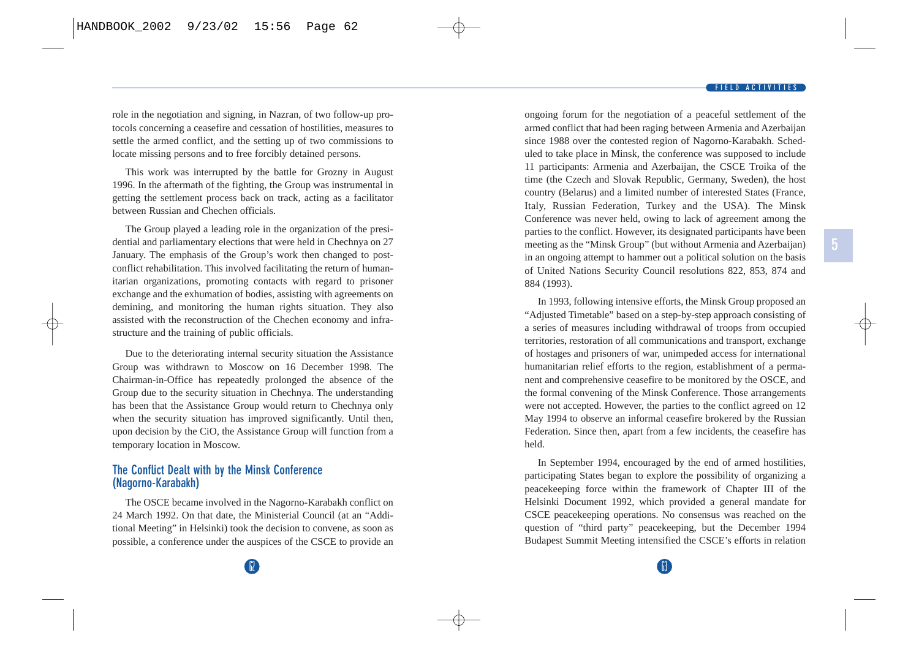role in the negotiation and signing, in Nazran, of two follow-up protocols concerning a ceasefire and cessation of hostilities, measures to settle the armed conflict, and the setting up of two commissions to locate missing persons and to free forcibly detained persons.

This work was interrupted by the battle for Grozny in August 1996. In the aftermath of the fighting, the Group was instrumental in getting the settlement process back on track, acting as a facilitator between Russian and Chechen officials.

The Group played a leading role in the organization of the presidential and parliamentary elections that were held in Chechnya on 27 January. The emphasis of the Group's work then changed to post-conflict rehabilitation. This involved facilitating the return of humanitarian organizations, promoting contacts with regard to prisoner exchange and the exhumation of bodies, assisting with agreements on demining, and monitoring the human rights situation. They also assisted with the reconstruction of the Chechen economy and infrastructure and the training of public officials.

Due to the deteriorating internal security situation the Assistance Group was withdrawn to Moscow on 16 December 1998. The Chairman-in-Office has repeatedly prolonged the absence of the Group due to the security situation in Chechnya. The understanding has been that the Assistance Group would return to Chechnya only when the security situation has improved significantly. Until then, upon decision by the CiO, the Assistance Group will function from a temporary location in Moscow.

### The Conflict Dealt with by the Minsk Conference (Nagorno-Karabakh)

The OSCE became involved in the Nagorno-Karabakh conflict on 24 March 1992. On that date, the Ministerial Council (at an "Additional Meeting" in Helsinki) took the decision to convene, as soon as possible, a conference under the auspices of the CSCE to provide an ongoing forum for the negotiation of a peaceful settlement of the armed conflict that had been raging between Armenia and Azerbaijan since 1988 over the contested region of Nagorno-Karabakh. Scheduled to take place in Minsk, the conference was supposed to include 11 participants: Armenia and Azerbaijan, the CSCE Troika of the time (the Czech and Slovak Republic, Germany, Sweden), the host country (Belarus) and a limited number of interested States (France, Italy, Russian Federation, Turkey and the USA). The Minsk Conference was never held, owing to lack of agreement among the parties to the conflict. However, its designated participants have been meeting as the "Minsk Group" (but without Armenia and Azerbaijan) in an ongoing attempt to hammer out a political solution on the basis of United Nations Security Council resolutions 822, 853, 874 and 884 (1993).

In 1993, following intensive efforts, the Minsk Group proposed an "Adjusted Timetable" based on a step-by-step approach consisting of a series of measures including withdrawal of troops from occupied territories, restoration of all communications and transport, exchange of hostages and prisoners of war, unimpeded access for international humanitarian relief efforts to the region, establishment of a permanent and comprehensive ceasefire to be monitored by the OSCE, and the formal convening of the Minsk Conference. Those arrangements were not accepted. However, the parties to the conflict agreed on 12 May 1994 to observe an informal ceasefire brokered by the Russian Federation. Since then, apart from a few incidents, the ceasefire has held.

In September 1994, encouraged by the end of armed hostilities, participating States began to explore the possibility of organizing a peacekeeping force within the framework of Chapter III of the Helsinki Document 1992, which provided a general mandate for CSCE peacekeeping operations. No consensus was reached on the question of "third party" peacekeeping, but the December 1994 Budapest Summit Meeting intensified the CSCE's efforts in relation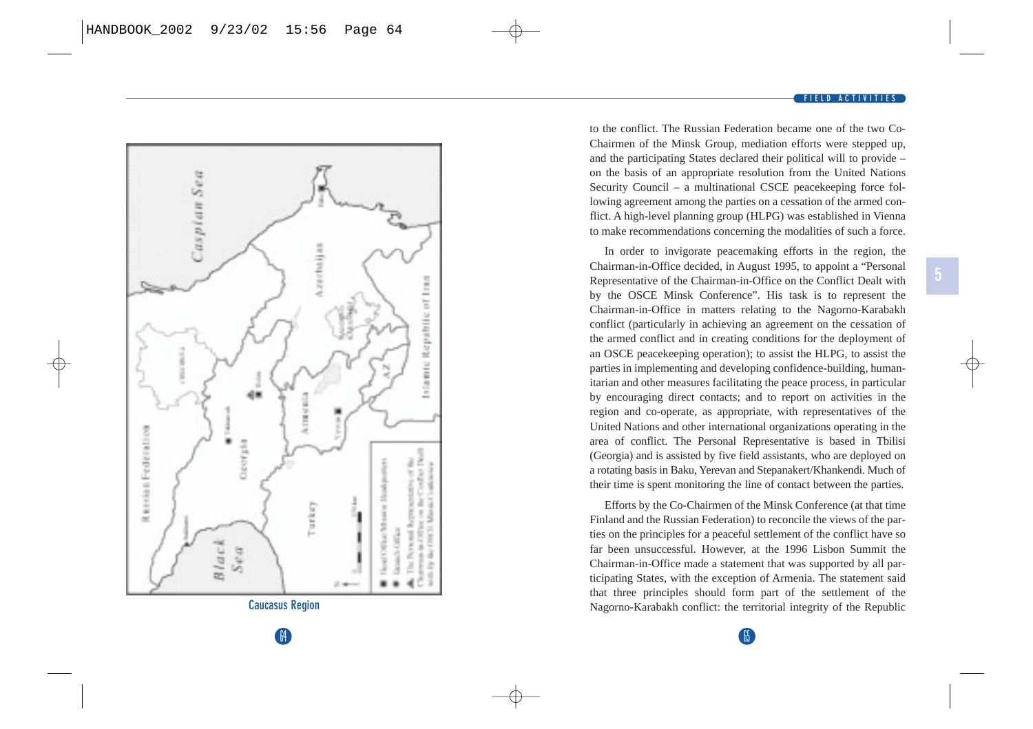to the conflict. The Russian Federation became one of the two Co-Chairmen of the Minsk Group, mediation efforts were stepped up, and the participating States declared their political will to provide – on the basis of an appropriate resolution from the United Nations Security Council – a multinational CSCE peacekeeping force following agreement among the parties on a cessation of the armed conflict. A high-level planning group (HLPG) was established in Vienna to make recommendations concerning the modalities of such a force.

In order to invigorate peacemaking efforts in the region, the Chairman-in-Office decided, in August 1995, to appoint a "Personal Representative of the Chairman-in-Office on the Conflict Dealt with by the OSCE Minsk Conference". His task is to represent the Chairman-in-Office in matters relating to the Nagorno-Karabakh conflict (particularly in achieving an agreement on the cessation of the armed conflict and in creating conditions for the deployment of an OSCE peacekeeping operation); to assist the HLPG, to assist the parties in implementing and developing confidence-building, humanitarian and other measures facilitating the peace process, in particular by encouraging direct contacts; and to report on activities in the region and co-operate, as appropriate, with representatives of the United Nations and other international organizations operating in the area of conflict. The Personal Representative is based in Tbilisi (Georgia) and is assisted by five field assistants, who are deployed on a rotating basis in Baku, Yerevan and Stepanakert/Khankendi. Much of their time is spent monitoring the line of contact between the parties.

Efforts by the Co-Chairmen of the Minsk Conference (at that time Finland and the Russian Federation) to reconcile the views of the parties on the principles for a peaceful settlement of the conflict have so far been unsuccessful. However, at the 1996 Lisbon Summit the Chairman-in-Office made a statement that was supported by all participating States, with the exception of Armenia. The statement said that three principles should form part of the settlement of the Nagorno-Karabakh conflict: the territorial integrity of the Republic

Caucasus Region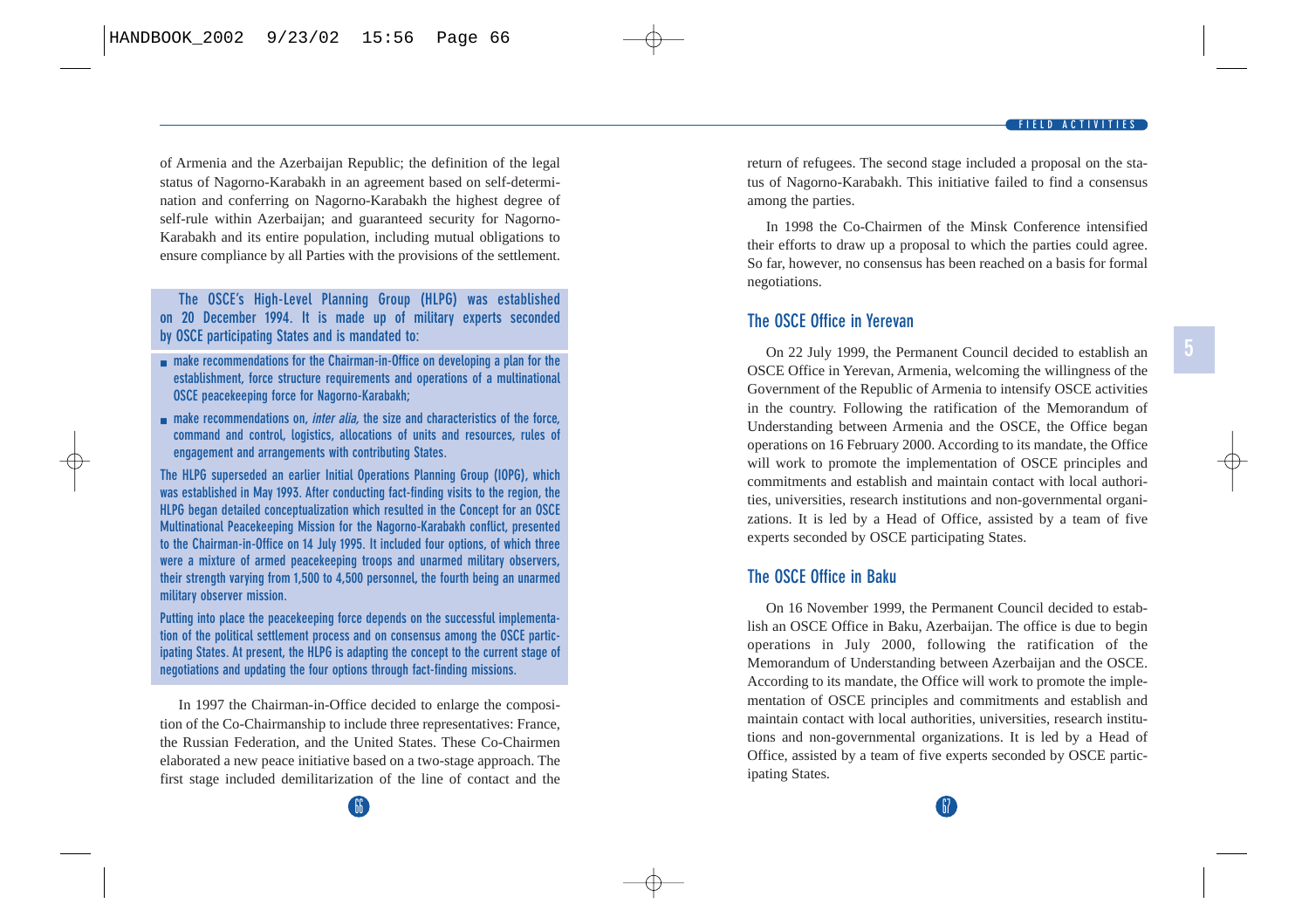of Armenia and the Azerbaijan Republic; the definition of the legal status of Nagorno-Karabakh in an agreement based on self-determination and conferring on Nagorno-Karabakh the highest degree of self-rule within Azerbaijan; and guaranteed security for Nagorno-Karabakh and its entire population, including mutual obligations to ensure compliance by all Parties with the provisions of the settlement.

**The OSCE's High-Level Planning Group (HLPG) was established on 20 December 1994. It is made up of military experts seconded by OSCE participating States and is mandated to:**

- **make recommendations for the Chairman-in-Office on developing a plan for the establishment, force structure requirements and operations of a multinational OSCE peacekeeping force for Nagorno-Karabakh;**
- **make recommendations on, *inter alia,* the size and characteristics of the force, command and control, logistics, allocations of units and resources, rules of engagement and arrangements with contributing States.**

**The HLPG superseded an earlier Initial Operations Planning Group (IOPG), which was established in May 1993. After conducting fact-finding visits to the region, the HLPG began detailed conceptualization which resulted in the Concept for an OSCE Multinational Peacekeeping Mission for the Nagorno-Karabakh conflict, presented to the Chairman-in-Office on 14 July 1995. It included four options, of which three were a mixture of armed peacekeeping troops and unarmed military observers, their strength varying from 1,500 to 4,500 personnel, the fourth being an unarmed military observer mission.**

**Putting into place the peacekeeping force depends on the successful implementation of the political settlement process and on consensus among the OSCE participating States. At present, the HLPG is adapting the concept to the current stage of negotiations and updating the four options through fact-finding missions.**

In 1997 the Chairman-in-Office decided to enlarge the composition of the Co-Chairmanship to include three representatives: France, the Russian Federation, and the United States. These Co-Chairmen elaborated a new peace initiative based on a two-stage approach. The first stage included demilitarization of the line of contact and the return of refugees. The second stage included a proposal on the status of Nagorno-Karabakh. This initiative failed to find a consensus among the parties.

In 1998 the Co-Chairmen of the Minsk Conference intensified their efforts to draw up a proposal to which the parties could agree. So far, however, no consensus has been reached on a basis for formal negotiations.

## The OSCE Office in Yerevan

On 22 July 1999, the Permanent Council decided to establish an OSCE Office in Yerevan, Armenia, welcoming the willingness of the Government of the Republic of Armenia to intensify OSCE activities in the country. Following the ratification of the Memorandum of Understanding between Armenia and the OSCE, the Office began operations on 16 February 2000. According to its mandate, the Office will work to promote the implementation of OSCE principles and commitments and establish and maintain contact with local authorities, universities, research institutions and non-governmental organizations. It is led by a Head of Office, assisted by a team of five experts seconded by OSCE participating States.

## The OSCE Office in Baku

On 16 November 1999, the Permanent Council decided to establish an OSCE Office in Baku, Azerbaijan. The office is due to begin operations in July 2000, following the ratification of the Memorandum of Understanding between Azerbaijan and the OSCE. According to its mandate, the Office will work to promote the implementation of OSCE principles and commitments and establish and maintain contact with local authorities, universities, research institutions and non-governmental organizations. It is led by a Head of Office, assisted by a team of five experts seconded by OSCE participating States.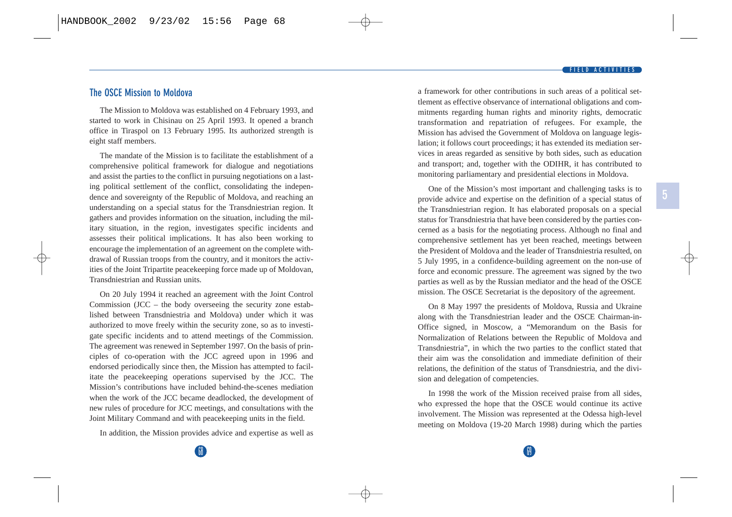## The OSCE Mission to Moldova

The Mission to Moldova was established on 4 February 1993, and started to work in Chisinau on 25 April 1993. It opened a branch office in Tiraspol on 13 February 1995. Its authorized strength is eight staff members.

The mandate of the Mission is to facilitate the establishment of a comprehensive political framework for dialogue and negotiations and assist the parties to the conflict in pursuing negotiations on a lasting political settlement of the conflict, consolidating the independence and sovereignty of the Republic of Moldova, and reaching an understanding on a special status for the Transdniestrian region. It gathers and provides information on the situation, including the military situation, in the region, investigates specific incidents and assesses their political implications. It has also been working to encourage the implementation of an agreement on the complete withdrawal of Russian troops from the country, and it monitors the activities of the Joint Tripartite peacekeeping force made up of Moldovan, Transdniestrian and Russian units.

On 20 July 1994 it reached an agreement with the Joint Control Commission (JCC – the body overseeing the security zone established between Transdniestria and Moldova) under which it was authorized to move freely within the security zone, so as to investigate specific incidents and to attend meetings of the Commission. The agreement was renewed in September 1997. On the basis of principles of co-operation with the JCC agreed upon in 1996 and endorsed periodically since then, the Mission has attempted to facilitate the peacekeeping operations supervised by the JCC. The Mission's contributions have included behind-the-scenes mediation when the work of the JCC became deadlocked, the development of new rules of procedure for JCC meetings, and consultations with the Joint Military Command and with peacekeeping units in the field.

In addition, the Mission provides advice and expertise as well as a framework for other contributions in such areas of a political settlement as effective observance of international obligations and commitments regarding human rights and minority rights, democratic transformation and repatriation of refugees. For example, the Mission has advised the Government of Moldova on language legislation; it follows court proceedings; it has extended its mediation services in areas regarded as sensitive by both sides, such as education and transport; and, together with the ODIHR, it has contributed to monitoring parliamentary and presidential elections in Moldova.

One of the Mission's most important and challenging tasks is to provide advice and expertise on the definition of a special status of the Transdniestrian region. It has elaborated proposals on a special status for Transdniestria that have been considered by the parties concerned as a basis for the negotiating process. Although no final and comprehensive settlement has yet been reached, meetings between the President of Moldova and the leader of Transdniestria resulted, on 5 July 1995, in a confidence-building agreement on the non-use of force and economic pressure. The agreement was signed by the two parties as well as by the Russian mediator and the head of the OSCE mission. The OSCE Secretariat is the depository of the agreement.

On 8 May 1997 the presidents of Moldova, Russia and Ukraine along with the Transdniestrian leader and the OSCE Chairman-in-Office signed, in Moscow, a "Memorandum on the Basis for Normalization of Relations between the Republic of Moldova and Transdniestria", in which the two parties to the conflict stated that their aim was the consolidation and immediate definition of their relations, the definition of the status of Transdniestria, and the division and delegation of competencies.

In 1998 the work of the Mission received praise from all sides, who expressed the hope that the OSCE would continue its active involvement. The Mission was represented at the Odessa high-level meeting on Moldova (19-20 March 1998) during which the parties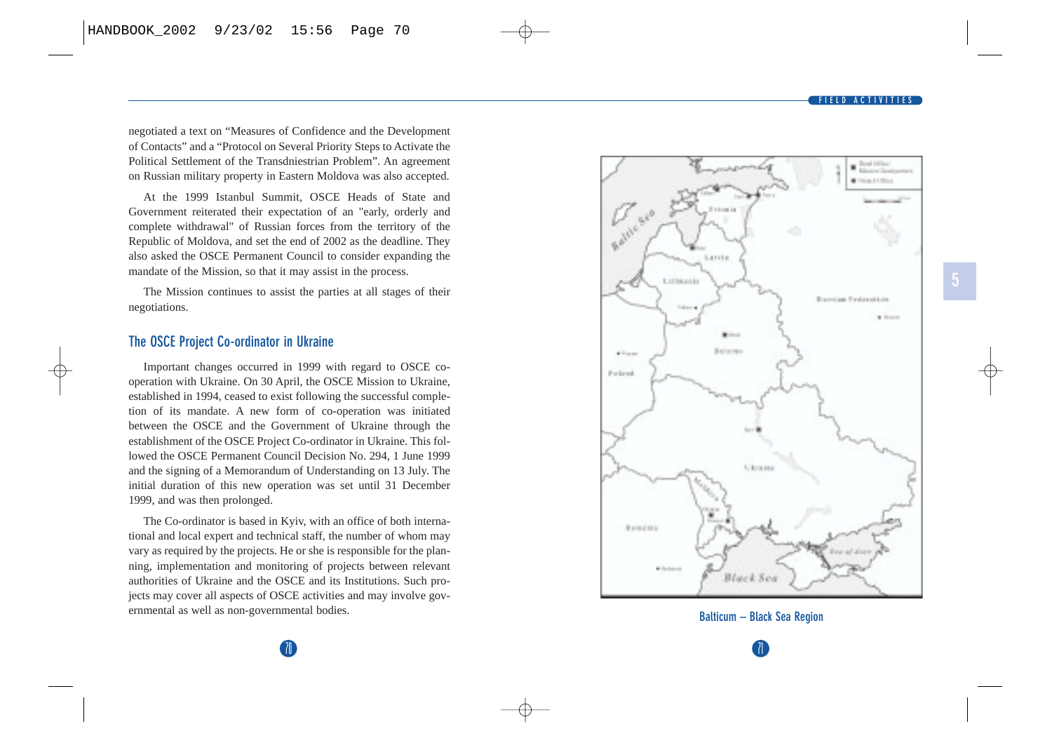negotiated a text on "Measures of Confidence and the Development of Contacts" and a "Protocol on Several Priority Steps to Activate the Political Settlement of the Transdniestrian Problem". An agreement on Russian military property in Eastern Moldova was also accepted.

At the 1999 Istanbul Summit, OSCE Heads of State and Government reiterated their expectation of an "early, orderly and complete withdrawal" of Russian forces from the territory of the Republic of Moldova, and set the end of 2002 as the deadline. They also asked the OSCE Permanent Council to consider expanding the mandate of the Mission, so that it may assist in the process.

The Mission continues to assist the parties at all stages of their negotiations.

## The OSCE Project Co-ordinator in Ukraine

Important changes occurred in 1999 with regard to OSCE co-operation with Ukraine. On 30 April, the OSCE Mission to Ukraine, established in 1994, ceased to exist following the successful completion of its mandate. A new form of co-operation was initiated between the OSCE and the Government of Ukraine through the establishment of the OSCE Project Co-ordinator in Ukraine. This followed the OSCE Permanent Council Decision No. 294, 1 June 1999 and the signing of a Memorandum of Understanding on 13 July. The initial duration of this new operation was set until 31 December 1999, and was then prolonged.

The Co-ordinator is based in Kyiv, with an office of both international and local expert and technical staff, the number of whom may vary as required by the projects. He or she is responsible for the planning, implementation and monitoring of projects between relevant authorities of Ukraine and the OSCE and its Institutions. Such projects may cover all aspects of OSCE activities and may involve governmental as well as non-governmental bodies.

Balticum – Black Sea Region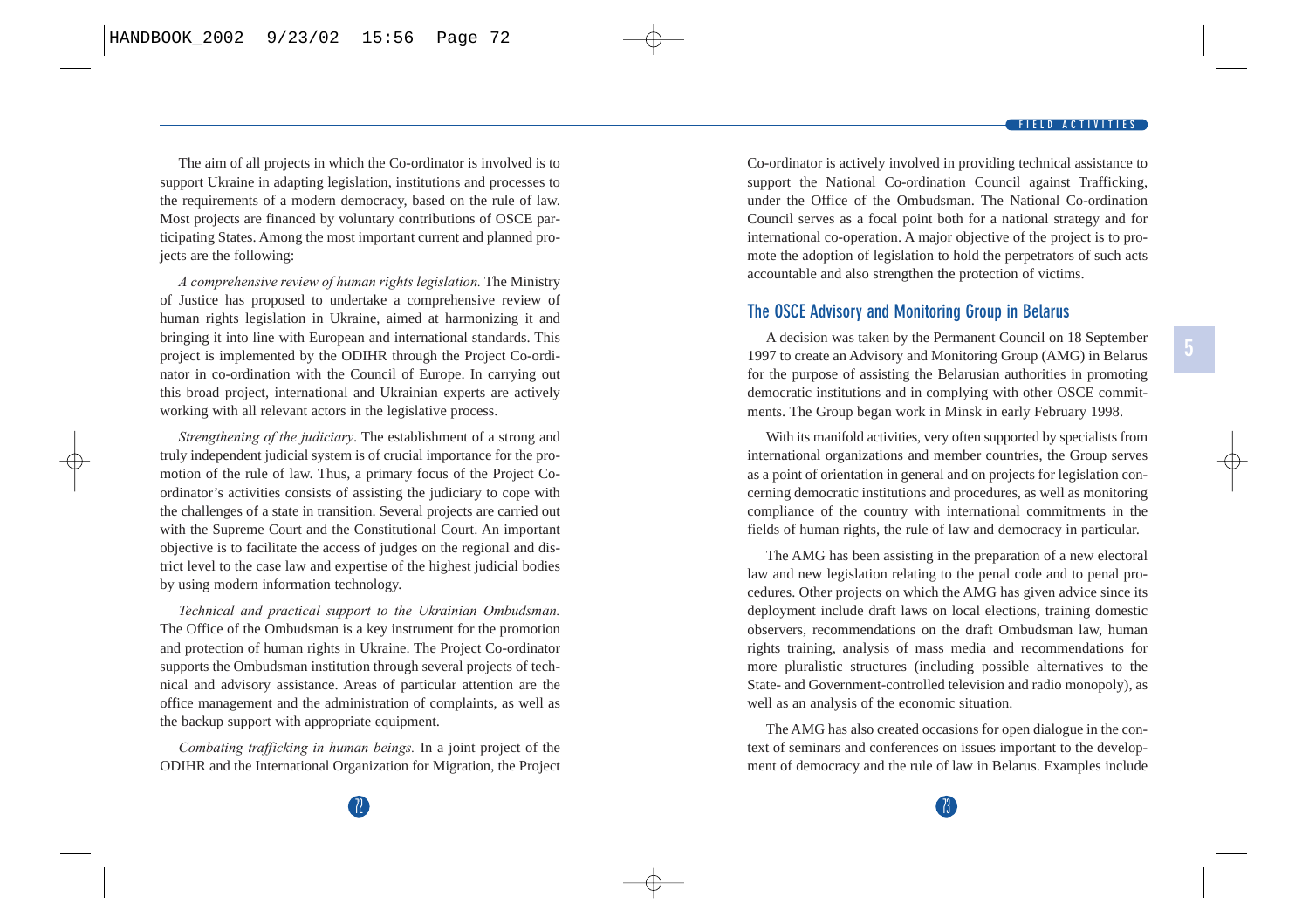The aim of all projects in which the Co-ordinator is involved is to support Ukraine in adapting legislation, institutions and processes to the requirements of a modern democracy, based on the rule of law. Most projects are financed by voluntary contributions of OSCE participating States. Among the most important current and planned projects are the following:

*A comprehensive review of human rights legislation.* The Ministry of Justice has proposed to undertake a comprehensive review of human rights legislation in Ukraine, aimed at harmonizing it and bringing it into line with European and international standards. This project is implemented by the ODIHR through the Project Co-ordinator in co-ordination with the Council of Europe. In carrying out this broad project, international and Ukrainian experts are actively working with all relevant actors in the legislative process.

*Strengthening of the judiciary*. The establishment of a strong and truly independent judicial system is of crucial importance for the promotion of the rule of law. Thus, a primary focus of the Project Co-ordinator's activities consists of assisting the judiciary to cope with the challenges of a state in transition. Several projects are carried out with the Supreme Court and the Constitutional Court. An important objective is to facilitate the access of judges on the regional and district level to the case law and expertise of the highest judicial bodies by using modern information technology.

*Technical and practical support to the Ukrainian Ombudsman.* The Office of the Ombudsman is a key instrument for the promotion and protection of human rights in Ukraine. The Project Co-ordinator supports the Ombudsman institution through several projects of technical and advisory assistance. Areas of particular attention are the office management and the administration of complaints, as well as the backup support with appropriate equipment.

*Combating trafficking in human beings.* In a joint project of the ODIHR and the International Organization for Migration, the Project Co-ordinator is actively involved in providing technical assistance to support the National Co-ordination Council against Trafficking, under the Office of the Ombudsman. The National Co-ordination Council serves as a focal point both for a national strategy and for international co-operation. A major objective of the project is to promote the adoption of legislation to hold the perpetrators of such acts accountable and also strengthen the protection of victims.

## The OSCE Advisory and Monitoring Group in Belarus

A decision was taken by the Permanent Council on 18 September 1997 to create an Advisory and Monitoring Group (AMG) in Belarus for the purpose of assisting the Belarusian authorities in promoting democratic institutions and in complying with other OSCE commitments. The Group began work in Minsk in early February 1998.

With its manifold activities, very often supported by specialists from international organizations and member countries, the Group serves as a point of orientation in general and on projects for legislation concerning democratic institutions and procedures, as well as monitoring compliance of the country with international commitments in the fields of human rights, the rule of law and democracy in particular.

The AMG has been assisting in the preparation of a new electoral law and new legislation relating to the penal code and to penal procedures. Other projects on which the AMG has given advice since its deployment include draft laws on local elections, training domestic observers, recommendations on the draft Ombudsman law, human rights training, analysis of mass media and recommendations for more pluralistic structures (including possible alternatives to the State- and Government-controlled television and radio monopoly), as well as an analysis of the economic situation.

The AMG has also created occasions for open dialogue in the context of seminars and conferences on issues important to the development of democracy and the rule of law in Belarus. Examples include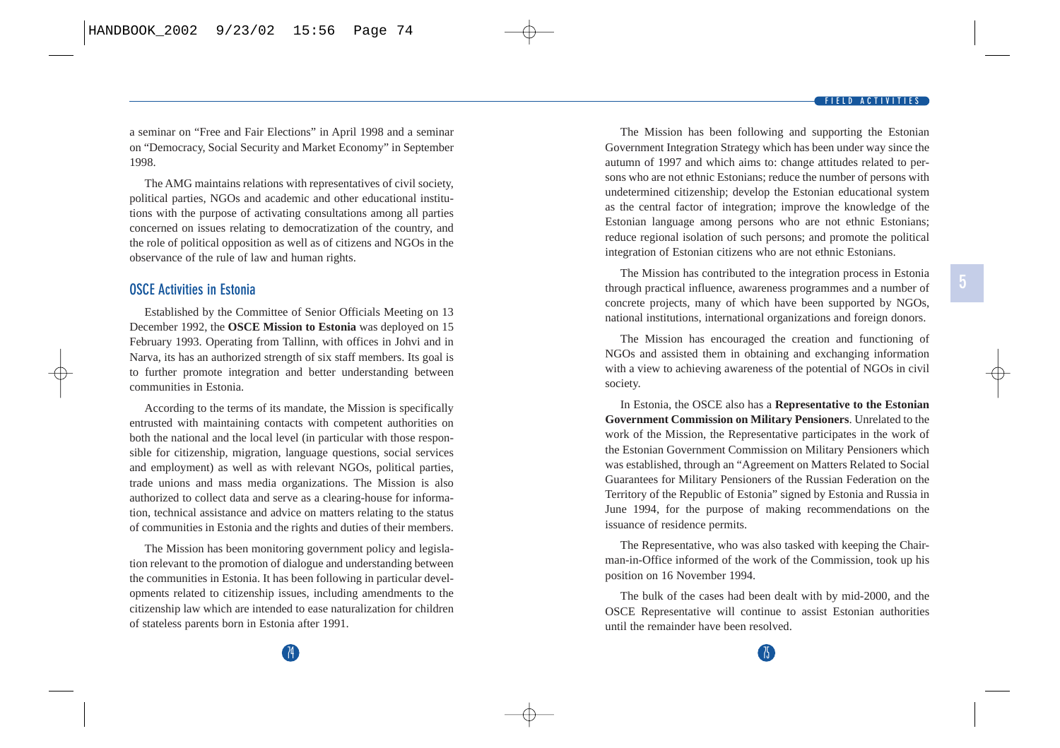a seminar on "Free and Fair Elections" in April 1998 and a seminar on "Democracy, Social Security and Market Economy" in September 1998.

The AMG maintains relations with representatives of civil society, political parties, NGOs and academic and other educational institutions with the purpose of activating consultations among all parties concerned on issues relating to democratization of the country, and the role of political opposition as well as of citizens and NGOs in the observance of the rule of law and human rights.

## OSCE Activities in Estonia

Established by the Committee of Senior Officials Meeting on 13 December 1992, the **OSCE Mission to Estonia** was deployed on 15 February 1993. Operating from Tallinn, with offices in Johvi and in Narva, its has an authorized strength of six staff members. Its goal is to further promote integration and better understanding between communities in Estonia.

According to the terms of its mandate, the Mission is specifically entrusted with maintaining contacts with competent authorities on both the national and the local level (in particular with those responsible for citizenship, migration, language questions, social services and employment) as well as with relevant NGOs, political parties, trade unions and mass media organizations. The Mission is also authorized to collect data and serve as a clearing-house for information, technical assistance and advice on matters relating to the status of communities in Estonia and the rights and duties of their members.

The Mission has been monitoring government policy and legislation relevant to the promotion of dialogue and understanding between the communities in Estonia. It has been following in particular developments related to citizenship issues, including amendments to the citizenship law which are intended to ease naturalization for children of stateless parents born in Estonia after 1991.

The Mission has been following and supporting the Estonian Government Integration Strategy which has been under way since the autumn of 1997 and which aims to: change attitudes related to persons who are not ethnic Estonians; reduce the number of persons with undetermined citizenship; develop the Estonian educational system as the central factor of integration; improve the knowledge of the Estonian language among persons who are not ethnic Estonians; reduce regional isolation of such persons; and promote the political integration of Estonian citizens who are not ethnic Estonians.

The Mission has contributed to the integration process in Estonia through practical influence, awareness programmes and a number of concrete projects, many of which have been supported by NGOs, national institutions, international organizations and foreign donors.

The Mission has encouraged the creation and functioning of NGOs and assisted them in obtaining and exchanging information with a view to achieving awareness of the potential of NGOs in civil society.

In Estonia, the OSCE also has a **Representative to the Estonian Government Commission on Military Pensioners**. Unrelated to the work of the Mission, the Representative participates in the work of the Estonian Government Commission on Military Pensioners which was established, through an "Agreement on Matters Related to Social Guarantees for Military Pensioners of the Russian Federation on the Territory of the Republic of Estonia" signed by Estonia and Russia in June 1994, for the purpose of making recommendations on the issuance of residence permits.

The Representative, who was also tasked with keeping the Chairman-in-Office informed of the work of the Commission, took up his position on 16 November 1994.

The bulk of the cases had been dealt with by mid-2000, and the OSCE Representative will continue to assist Estonian authorities until the remainder have been resolved.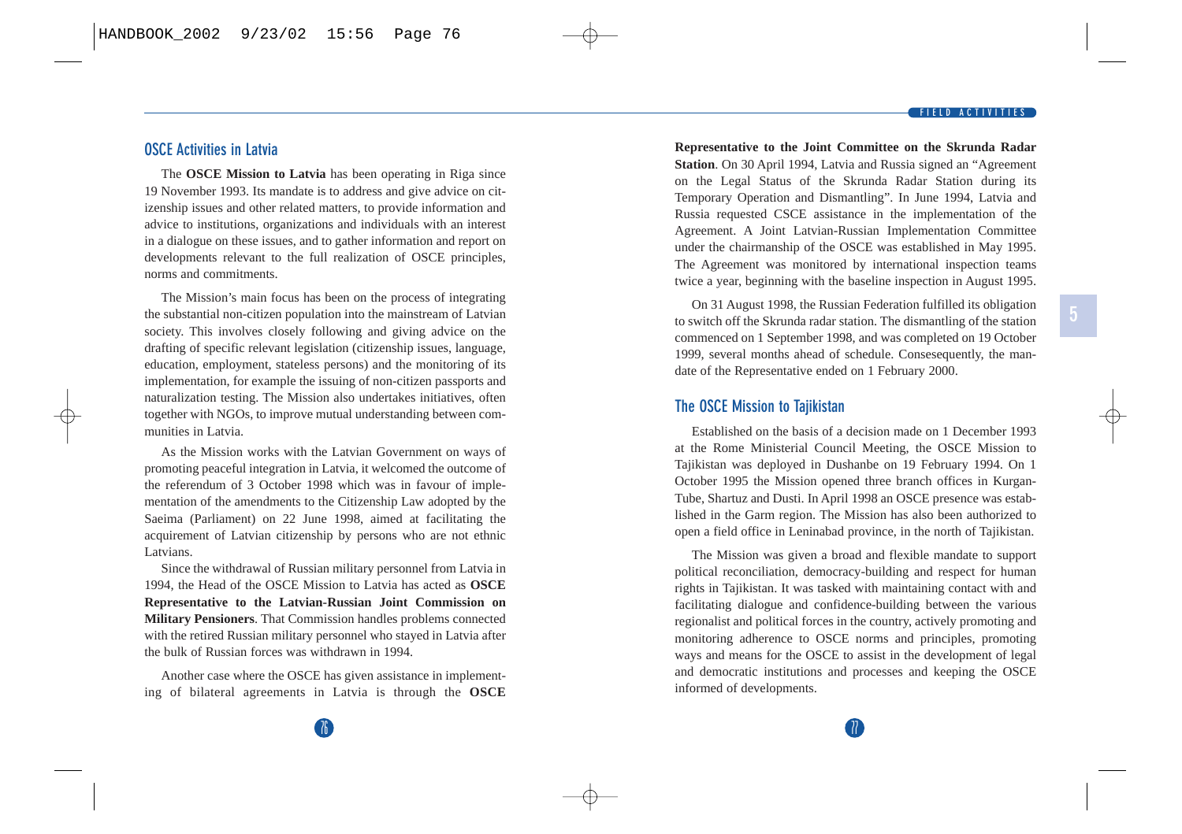## OSCE Activities in Latvia

The **OSCE Mission to Latvia** has been operating in Riga since 19 November 1993. Its mandate is to address and give advice on citizenship issues and other related matters, to provide information and advice to institutions, organizations and individuals with an interest in a dialogue on these issues, and to gather information and report on developments relevant to the full realization of OSCE principles, norms and commitments.

The Mission's main focus has been on the process of integrating the substantial non-citizen population into the mainstream of Latvian society. This involves closely following and giving advice on the drafting of specific relevant legislation (citizenship issues, language, education, employment, stateless persons) and the monitoring of its implementation, for example the issuing of non-citizen passports and naturalization testing. The Mission also undertakes initiatives, often together with NGOs, to improve mutual understanding between communities in Latvia.

As the Mission works with the Latvian Government on ways of promoting peaceful integration in Latvia, it welcomed the outcome of the referendum of 3 October 1998 which was in favour of implementation of the amendments to the Citizenship Law adopted by the Saeima (Parliament) on 22 June 1998, aimed at facilitating the acquirement of Latvian citizenship by persons who are not ethnic Latvians.

Since the withdrawal of Russian military personnel from Latvia in 1994, the Head of the OSCE Mission to Latvia has acted as **OSCE Representative to the Latvian-Russian Joint Commission on Military Pensioners**. That Commission handles problems connected with the retired Russian military personnel who stayed in Latvia after the bulk of Russian forces was withdrawn in 1994.

Another case where the OSCE has given assistance in implementing of bilateral agreements in Latvia is through the **OSCE Representative to the Joint Committee on the Skrunda Radar Station**. On 30 April 1994, Latvia and Russia signed an "Agreement on the Legal Status of the Skrunda Radar Station during its Temporary Operation and Dismantling". In June 1994, Latvia and Russia requested CSCE assistance in the implementation of the Agreement. A Joint Latvian-Russian Implementation Committee under the chairmanship of the OSCE was established in May 1995. The Agreement was monitored by international inspection teams twice a year, beginning with the baseline inspection in August 1995.

On 31 August 1998, the Russian Federation fulfilled its obligation to switch off the Skrunda radar station. The dismantling of the station commenced on 1 September 1998, and was completed on 19 October 1999, several months ahead of schedule. Consesequently, the mandate of the Representative ended on 1 February 2000.

## The OSCE Mission to Tajikistan

Established on the basis of a decision made on 1 December 1993 at the Rome Ministerial Council Meeting, the OSCE Mission to Tajikistan was deployed in Dushanbe on 19 February 1994. On 1 October 1995 the Mission opened three branch offices in Kurgan-Tube, Shartuz and Dusti. In April 1998 an OSCE presence was established in the Garm region. The Mission has also been authorized to open a field office in Leninabad province, in the north of Tajikistan.

The Mission was given a broad and flexible mandate to support political reconciliation, democracy-building and respect for human rights in Tajikistan. It was tasked with maintaining contact with and facilitating dialogue and confidence-building between the various regionalist and political forces in the country, actively promoting and monitoring adherence to OSCE norms and principles, promoting ways and means for the OSCE to assist in the development of legal and democratic institutions and processes and keeping the OSCE informed of developments.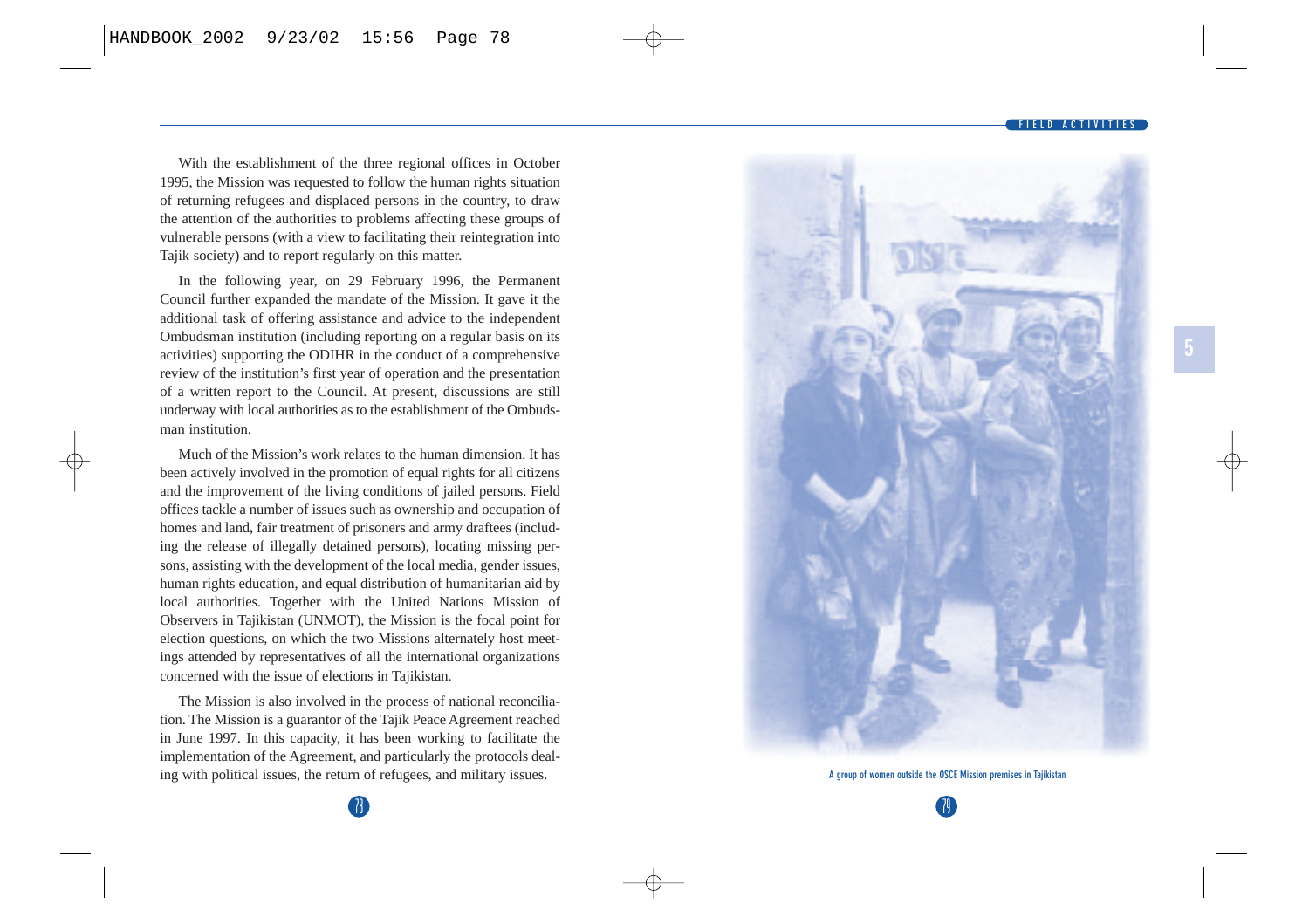With the establishment of the three regional offices in October 1995, the Mission was requested to follow the human rights situation of returning refugees and displaced persons in the country, to draw the attention of the authorities to problems affecting these groups of vulnerable persons (with a view to facilitating their reintegration into Tajik society) and to report regularly on this matter.

In the following year, on 29 February 1996, the Permanent Council further expanded the mandate of the Mission. It gave it the additional task of offering assistance and advice to the independent Ombudsman institution (including reporting on a regular basis on its activities) supporting the ODIHR in the conduct of a comprehensive review of the institution's first year of operation and the presentation of a written report to the Council. At present, discussions are still underway with local authorities as to the establishment of the Ombudsman institution.

Much of the Mission's work relates to the human dimension. It has been actively involved in the promotion of equal rights for all citizens and the improvement of the living conditions of jailed persons. Field offices tackle a number of issues such as ownership and occupation of homes and land, fair treatment of prisoners and army draftees (including the release of illegally detained persons), locating missing persons, assisting with the development of the local media, gender issues, human rights education, and equal distribution of humanitarian aid by local authorities. Together with the United Nations Mission of Observers in Tajikistan (UNMOT), the Mission is the focal point for election questions, on which the two Missions alternately host meetings attended by representatives of all the international organizations concerned with the issue of elections in Tajikistan.

The Mission is also involved in the process of national reconciliation. The Mission is a guarantor of the Tajik Peace Agreement reached in June 1997. In this capacity, it has been working to facilitate the implementation of the Agreement, and particularly the protocols dealing with political issues, the return of refugees, and military issues.

A group of women outside the OSCE Mission premises in Tajikistan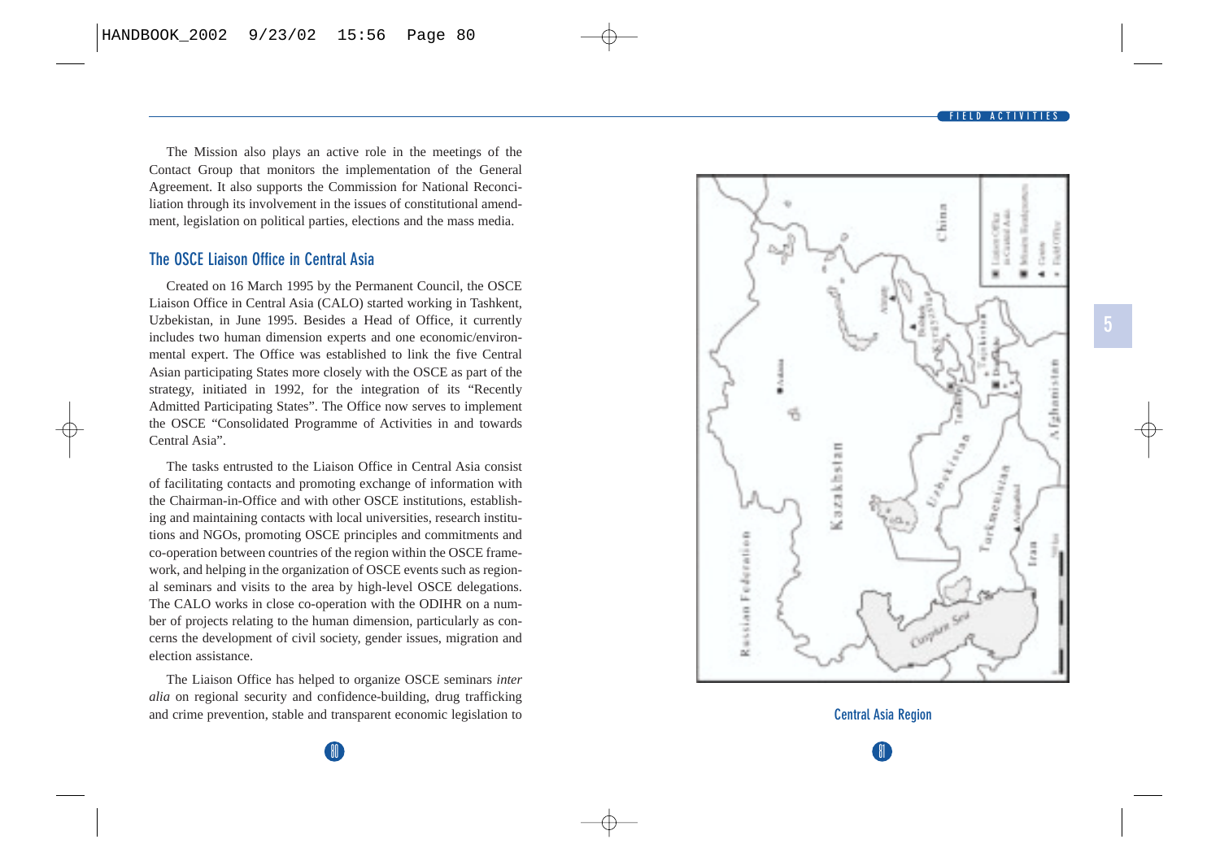The Mission also plays an active role in the meetings of the Contact Group that monitors the implementation of the General Agreement. It also supports the Commission for National Reconciliation through its involvement in the issues of constitutional amendment, legislation on political parties, elections and the mass media.

## The OSCE Liaison Office in Central Asia

Created on 16 March 1995 by the Permanent Council, the OSCE Liaison Office in Central Asia (CALO) started working in Tashkent, Uzbekistan, in June 1995. Besides a Head of Office, it currently includes two human dimension experts and one economic/environmental expert. The Office was established to link the five Central Asian participating States more closely with the OSCE as part of the strategy, initiated in 1992, for the integration of its "Recently Admitted Participating States". The Office now serves to implement the OSCE "Consolidated Programme of Activities in and towards Central Asia".

The tasks entrusted to the Liaison Office in Central Asia consist of facilitating contacts and promoting exchange of information with the Chairman-in-Office and with other OSCE institutions, establishing and maintaining contacts with local universities, research institutions and NGOs, promoting OSCE principles and commitments and co-operation between countries of the region within the OSCE framework, and helping in the organization of OSCE events such as regional seminars and visits to the area by high-level OSCE delegations. The CALO works in close co-operation with the ODIHR on a number of projects relating to the human dimension, particularly as concerns the development of civil society, gender issues, migration and election assistance.

The Liaison Office has helped to organize OSCE seminars *inter alia* on regional security and confidence-building, drug trafficking and crime prevention, stable and transparent economic legislation to

Central Asia Region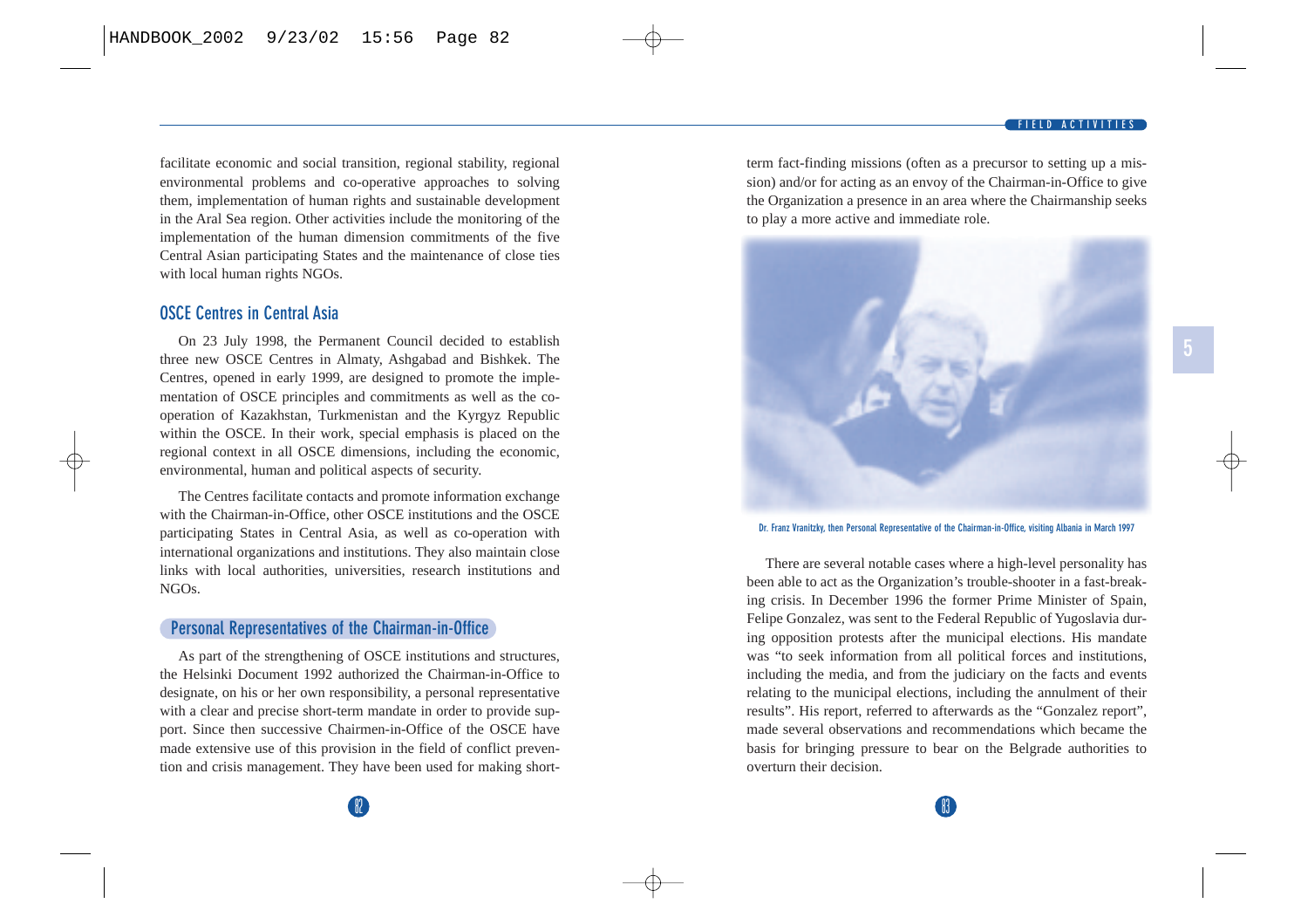facilitate economic and social transition, regional stability, regional environmental problems and co-operative approaches to solving them, implementation of human rights and sustainable development in the Aral Sea region. Other activities include the monitoring of the implementation of the human dimension commitments of the five Central Asian participating States and the maintenance of close ties with local human rights NGOs.

### OSCE Centres in Central Asia

On 23 July 1998, the Permanent Council decided to establish three new OSCE Centres in Almaty, Ashgabad and Bishkek. The Centres, opened in early 1999, are designed to promote the implementation of OSCE principles and commitments as well as the co-operation of Kazakhstan, Turkmenistan and the Kyrgyz Republic within the OSCE. In their work, special emphasis is placed on the regional context in all OSCE dimensions, including the economic, environmental, human and political aspects of security.

The Centres facilitate contacts and promote information exchange with the Chairman-in-Office, other OSCE institutions and the OSCE participating States in Central Asia, as well as co-operation with international organizations and institutions. They also maintain close links with local authorities, universities, research institutions and NGOs.

## Personal Representatives of the Chairman-in-Office

As part of the strengthening of OSCE institutions and structures, the Helsinki Document 1992 authorized the Chairman-in-Office to designate, on his or her own responsibility, a personal representative with a clear and precise short-term mandate in order to provide support. Since then successive Chairmen-in-Office of the OSCE have made extensive use of this provision in the field of conflict prevention and crisis management. They have been used for making short-term fact-finding missions (often as a precursor to setting up a mission) and/or for acting as an envoy of the Chairman-in-Office to give the Organization a presence in an area where the Chairmanship seeks to play a more active and immediate role.

Dr. Franz Vranitzky, then Personal Representative of the Chairman-in-Office, visiting Albania in March 1997

There are several notable cases where a high-level personality has been able to act as the Organization's trouble-shooter in a fast-breaking crisis. In December 1996 the former Prime Minister of Spain, Felipe Gonzalez, was sent to the Federal Republic of Yugoslavia during opposition protests after the municipal elections. His mandate was "to seek information from all political forces and institutions, including the media, and from the judiciary on the facts and events relating to the municipal elections, including the annulment of their results". His report, referred to afterwards as the "Gonzalez report", made several observations and recommendations which became the basis for bringing pressure to bear on the Belgrade authorities to overturn their decision.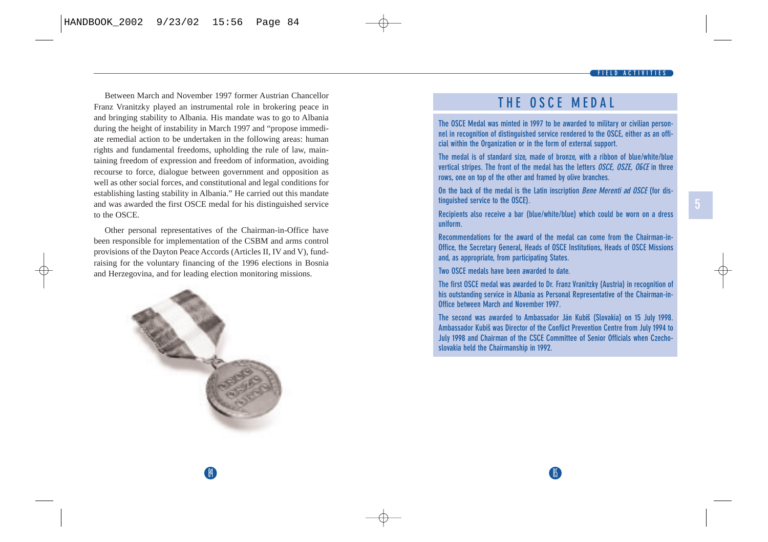Between March and November 1997 former Austrian Chancellor Franz Vranitzky played an instrumental role in brokering peace in and bringing stability to Albania. His mandate was to go to Albania during the height of instability in March 1997 and "propose immediate remedial action to be undertaken in the following areas: human rights and fundamental freedoms, upholding the rule of law, maintaining freedom of expression and freedom of information, avoiding recourse to force, dialogue between government and opposition as well as other social forces, and constitutional and legal conditions for establishing lasting stability in Albania." He carried out this mandate and was awarded the first OSCE medal for his distinguished service to the OSCE.

Other personal representatives of the Chairman-in-Office have been responsible for implementation of the CSBM and arms control provisions of the Dayton Peace Accords (Articles II, IV and V), fund-raising for the voluntary financing of the 1996 elections in Bosnia and Herzegovina, and for leading election monitoring missions.

## THE OSCE MEDAL

The OSCE Medal was minted in 1997 to be awarded to military or civilian personnel in recognition of distinguished service rendered to the OSCE, either as an official within the Organization or in the form of external support.

The medal is of standard size, made of bronze, with a ribbon of blue/white/blue vertical stripes. The front of the medal has the letters *OSCE, OSZE, ОБСЕ* in three rows, one on top of the other and framed by olive branches.

On the back of the medal is the Latin inscription *Bene Merenti ad OSCE* (for distinguished service to the OSCE).

Recipients also receive a bar (blue/white/blue) which could be worn on a dress uniform.

Recommendations for the award of the medal can come from the Chairman-in-Office, the Secretary General, Heads of OSCE Institutions, Heads of OSCE Missions and, as appropriate, from participating States.

Two OSCE medals have been awarded to date.

The first OSCE medal was awarded to Dr. Franz Vranitzky (Austria) in recognition of his outstanding service in Albania as Personal Representative of the Chairman-in-Office between March and November 1997.

The second was awarded to Ambassador Ján Kubiš (Slovakia) on 15 July 1998. Ambassador Kubiš was Director of the Conflict Prevention Centre from July 1994 to July 1998 and Chairman of the CSCE Committee of Senior Officials when Czechoslovakia held the Chairmanship in 1992.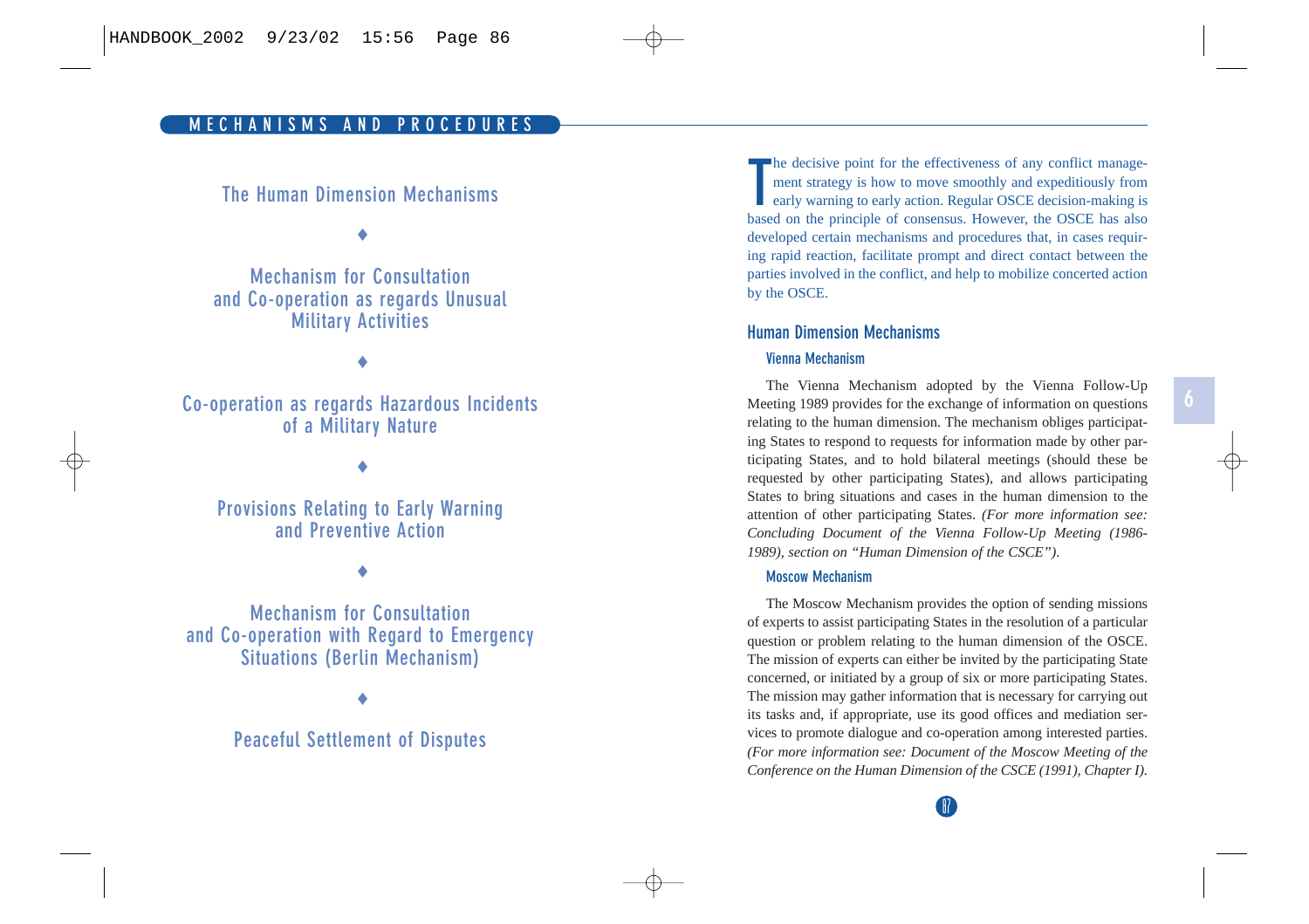## The Human Dimension Mechanisms

♦

## Mechanism for Consultation and Co-operation as regards Unusual Military Activities

♦

## Co-operation as regards Hazardous Incidents of a Military Nature

♦

## Provisions Relating to Early Warning and Preventive Action

♦

## Mechanism for Consultation and Co-operation with Regard to Emergency Situations (Berlin Mechanism)

♦

## Peaceful Settlement of Disputes

The decisive point for the effectiveness of any conflict management strategy is how to move smoothly and expeditiously from early warning to early action. Regular OSCE decision-making is based on the principle of consensus. However, the OSCE has also developed certain mechanisms and procedures that, in cases requiring rapid reaction, facilitate prompt and direct contact between the parties involved in the conflict, and help to mobilize concerted action by the OSCE.

## Human Dimension Mechanisms

### Vienna Mechanism

The Vienna Mechanism adopted by the Vienna Follow-Up Meeting 1989 provides for the exchange of information on questions relating to the human dimension. The mechanism obliges participating States to respond to requests for information made by other participating States, and to hold bilateral meetings (should these be requested by other participating States), and allows participating States to bring situations and cases in the human dimension to the attention of other participating States. *(For more information see: Concluding Document of the Vienna Follow-Up Meeting (1986-1989), section on "Human Dimension of the CSCE").*

### Moscow Mechanism

The Moscow Mechanism provides the option of sending missions of experts to assist participating States in the resolution of a particular question or problem relating to the human dimension of the OSCE. The mission of experts can either be invited by the participating State concerned, or initiated by a group of six or more participating States. The mission may gather information that is necessary for carrying out its tasks and, if appropriate, use its good offices and mediation services to promote dialogue and co-operation among interested parties. *(For more information see: Document of the Moscow Meeting of the Conference on the Human Dimension of the CSCE (1991), Chapter I).*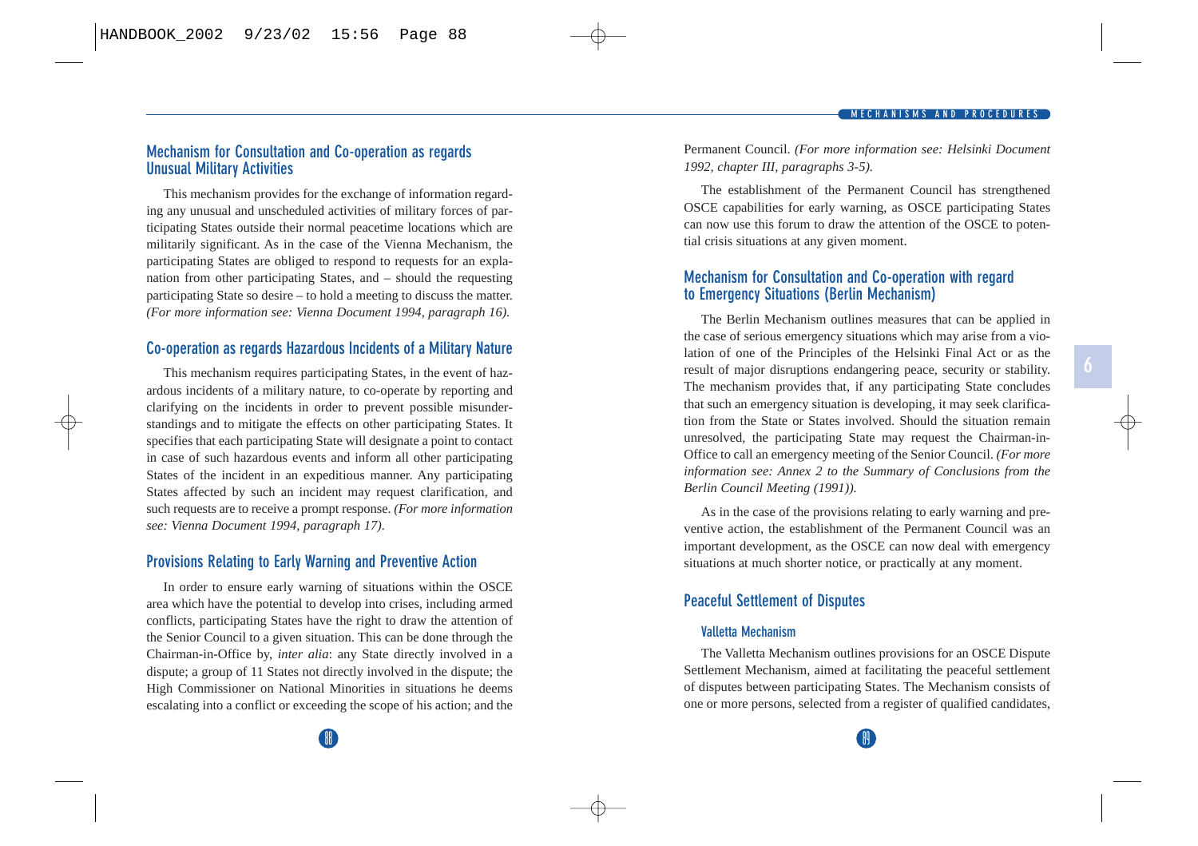## Mechanism for Consultation and Co-operation as regards Unusual Military Activities

This mechanism provides for the exchange of information regarding any unusual and unscheduled activities of military forces of participating States outside their normal peacetime locations which are militarily significant. As in the case of the Vienna Mechanism, the participating States are obliged to respond to requests for an explanation from other participating States, and – should the requesting participating State so desire – to hold a meeting to discuss the matter. *(For more information see: Vienna Document 1994, paragraph 16).*

## Co-operation as regards Hazardous Incidents of a Military Nature

This mechanism requires participating States, in the event of hazardous incidents of a military nature, to co-operate by reporting and clarifying on the incidents in order to prevent possible misunderstandings and to mitigate the effects on other participating States. It specifies that each participating State will designate a point to contact in case of such hazardous events and inform all other participating States of the incident in an expeditious manner. Any participating States affected by such an incident may request clarification, and such requests are to receive a prompt response. *(For more information see: Vienna Document 1994, paragraph 17).*

## Provisions Relating to Early Warning and Preventive Action

In order to ensure early warning of situations within the OSCE area which have the potential to develop into crises, including armed conflicts, participating States have the right to draw the attention of the Senior Council to a given situation. This can be done through the Chairman-in-Office by, *inter alia*: any State directly involved in a dispute; a group of 11 States not directly involved in the dispute; the High Commissioner on National Minorities in situations he deems escalating into a conflict or exceeding the scope of his action; and the Permanent Council. *(For more information see: Helsinki Document 1992, chapter III, paragraphs 3-5).*

The establishment of the Permanent Council has strengthened OSCE capabilities for early warning, as OSCE participating States can now use this forum to draw the attention of the OSCE to potential crisis situations at any given moment.

## Mechanism for Consultation and Co-operation with regard to Emergency Situations (Berlin Mechanism)

The Berlin Mechanism outlines measures that can be applied in the case of serious emergency situations which may arise from a violation of one of the Principles of the Helsinki Final Act or as the result of major disruptions endangering peace, security or stability. The mechanism provides that, if any participating State concludes that such an emergency situation is developing, it may seek clarification from the State or States involved. Should the situation remain unresolved, the participating State may request the Chairman-in-Office to call an emergency meeting of the Senior Council. *(For more information see: Annex 2 to the Summary of Conclusions from the Berlin Council Meeting (1991)).*

As in the case of the provisions relating to early warning and preventive action, the establishment of the Permanent Council was an important development, as the OSCE can now deal with emergency situations at much shorter notice, or practically at any moment.

## Peaceful Settlement of Disputes

### Valletta Mechanism

The Valletta Mechanism outlines provisions for an OSCE Dispute Settlement Mechanism, aimed at facilitating the peaceful settlement of disputes between participating States. The Mechanism consists of one or more persons, selected from a register of qualified candidates,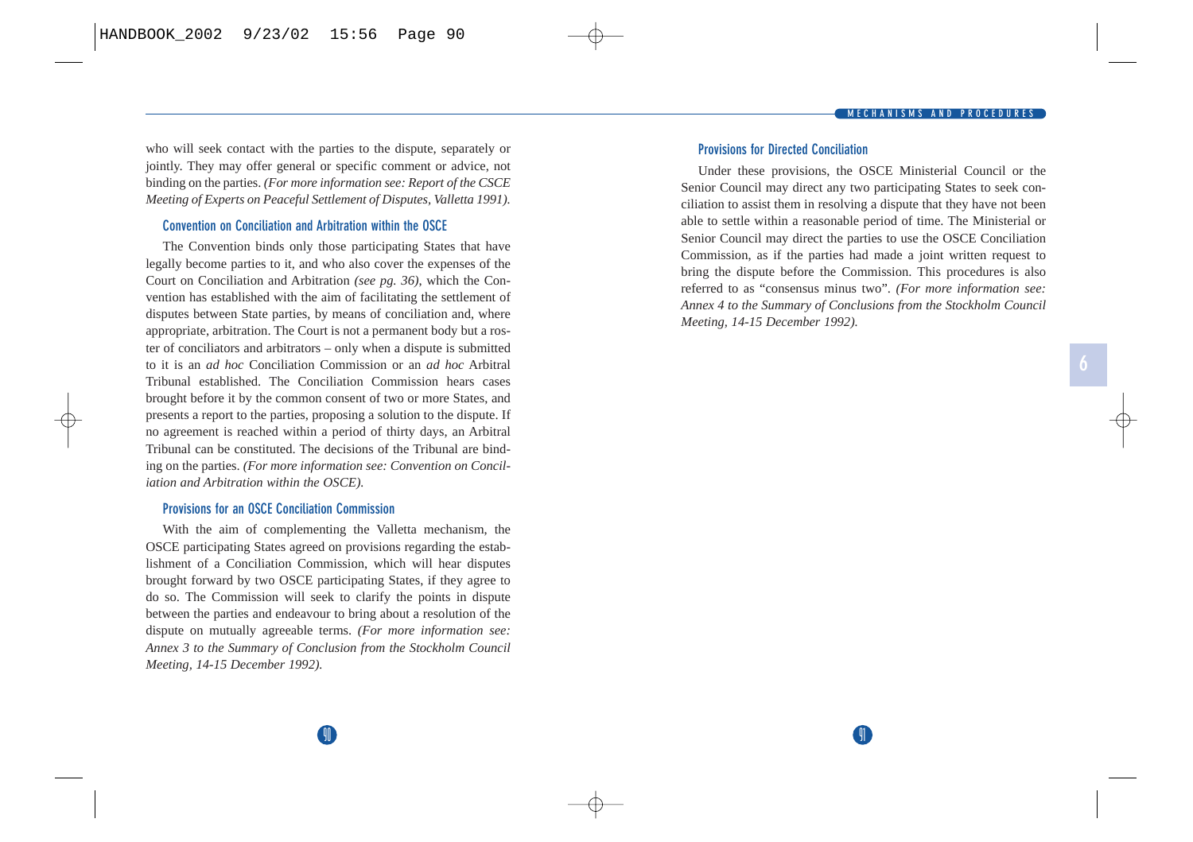who will seek contact with the parties to the dispute, separately or jointly. They may offer general or specific comment or advice, not binding on the parties. *(For more information see: Report of the CSCE Meeting of Experts on Peaceful Settlement of Disputes, Valletta 1991).*

### Convention on Conciliation and Arbitration within the OSCE

The Convention binds only those participating States that have legally become parties to it, and who also cover the expenses of the Court on Conciliation and Arbitration *(see pg. 36)*, which the Convention has established with the aim of facilitating the settlement of disputes between State parties, by means of conciliation and, where appropriate, arbitration. The Court is not a permanent body but a roster of conciliators and arbitrators – only when a dispute is submitted to it is an *ad hoc* Conciliation Commission or an *ad hoc* Arbitral Tribunal established. The Conciliation Commission hears cases brought before it by the common consent of two or more States, and presents a report to the parties, proposing a solution to the dispute. If no agreement is reached within a period of thirty days, an Arbitral Tribunal can be constituted. The decisions of the Tribunal are binding on the parties. *(For more information see: Convention on Conciliation and Arbitration within the OSCE).*

### Provisions for an OSCE Conciliation Commission

With the aim of complementing the Valletta mechanism, the OSCE participating States agreed on provisions regarding the establishment of a Conciliation Commission, which will hear disputes brought forward by two OSCE participating States, if they agree to do so. The Commission will seek to clarify the points in dispute between the parties and endeavour to bring about a resolution of the dispute on mutually agreeable terms. *(For more information see: Annex 3 to the Summary of Conclusion from the Stockholm Council Meeting, 14-15 December 1992).*

### Provisions for Directed Conciliation

Under these provisions, the OSCE Ministerial Council or the Senior Council may direct any two participating States to seek conciliation to assist them in resolving a dispute that they have not been able to settle within a reasonable period of time. The Ministerial or Senior Council may direct the parties to use the OSCE Conciliation Commission, as if the parties had made a joint written request to bring the dispute before the Commission. This procedures is also referred to as "consensus minus two". *(For more information see: Annex 4 to the Summary of Conclusions from the Stockholm Council Meeting, 14-15 December 1992).*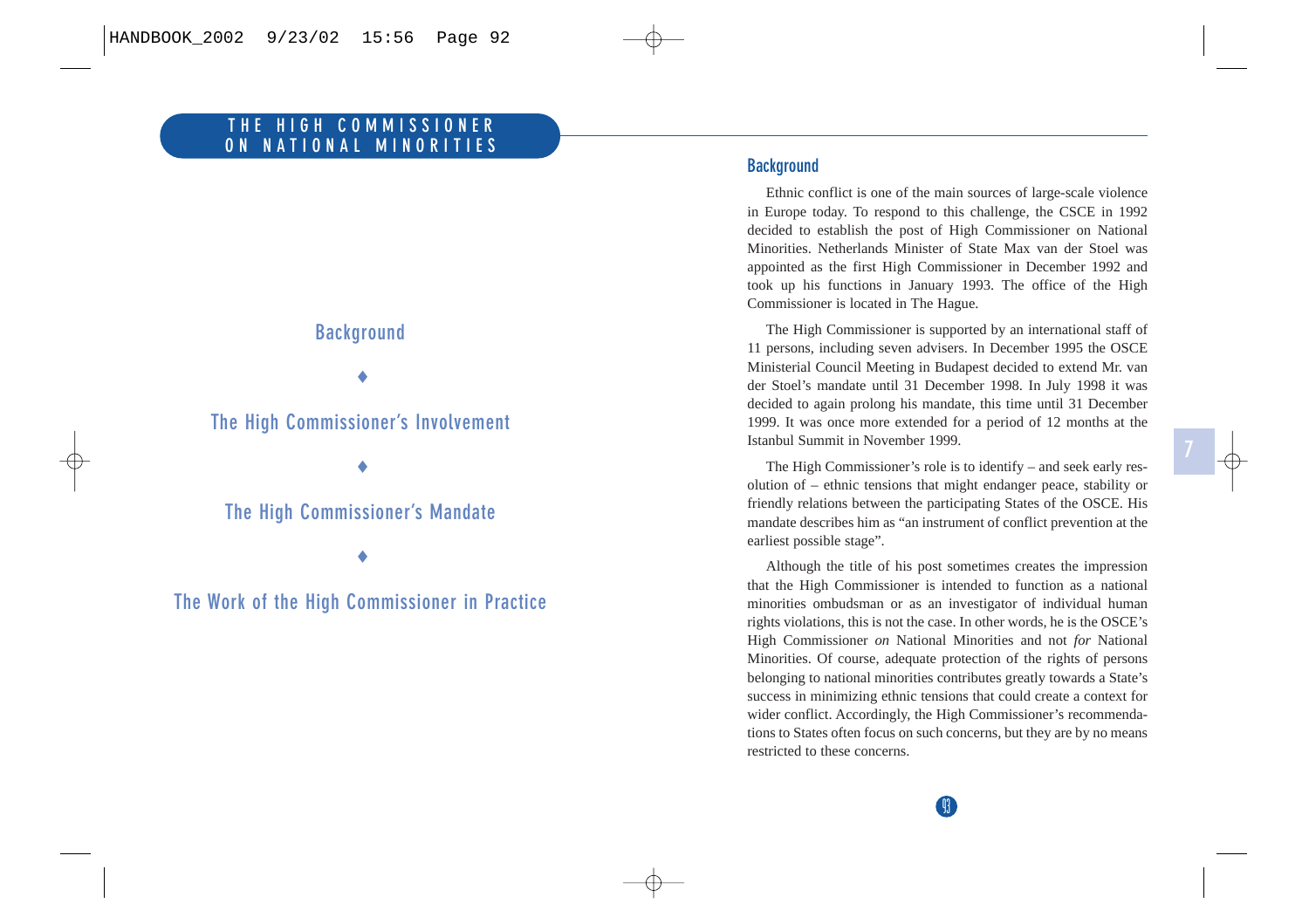# THE HIGH COMMISSIONER ON NATIONAL MINORITIES

Background

♦

The High Commissioner's Involvement

♦

The High Commissioner's Mandate

♦

The Work of the High Commissioner in Practice

## Background

Ethnic conflict is one of the main sources of large-scale violence in Europe today. To respond to this challenge, the CSCE in 1992 decided to establish the post of High Commissioner on National Minorities. Netherlands Minister of State Max van der Stoel was appointed as the first High Commissioner in December 1992 and took up his functions in January 1993. The office of the High Commissioner is located in The Hague.

The High Commissioner is supported by an international staff of 11 persons, including seven advisers. In December 1995 the OSCE Ministerial Council Meeting in Budapest decided to extend Mr. van der Stoel's mandate until 31 December 1998. In July 1998 it was decided to again prolong his mandate, this time until 31 December 1999. It was once more extended for a period of 12 months at the Istanbul Summit in November 1999.

The High Commissioner's role is to identify – and seek early resolution of – ethnic tensions that might endanger peace, stability or friendly relations between the participating States of the OSCE. His mandate describes him as "an instrument of conflict prevention at the earliest possible stage".

Although the title of his post sometimes creates the impression that the High Commissioner is intended to function as a national minorities ombudsman or as an investigator of individual human rights violations, this is not the case. In other words, he is the OSCE's High Commissioner *on* National Minorities and not *for* National Minorities. Of course, adequate protection of the rights of persons belonging to national minorities contributes greatly towards a State's success in minimizing ethnic tensions that could create a context for wider conflict. Accordingly, the High Commissioner's recommendations to States often focus on such concerns, but they are by no means restricted to these concerns.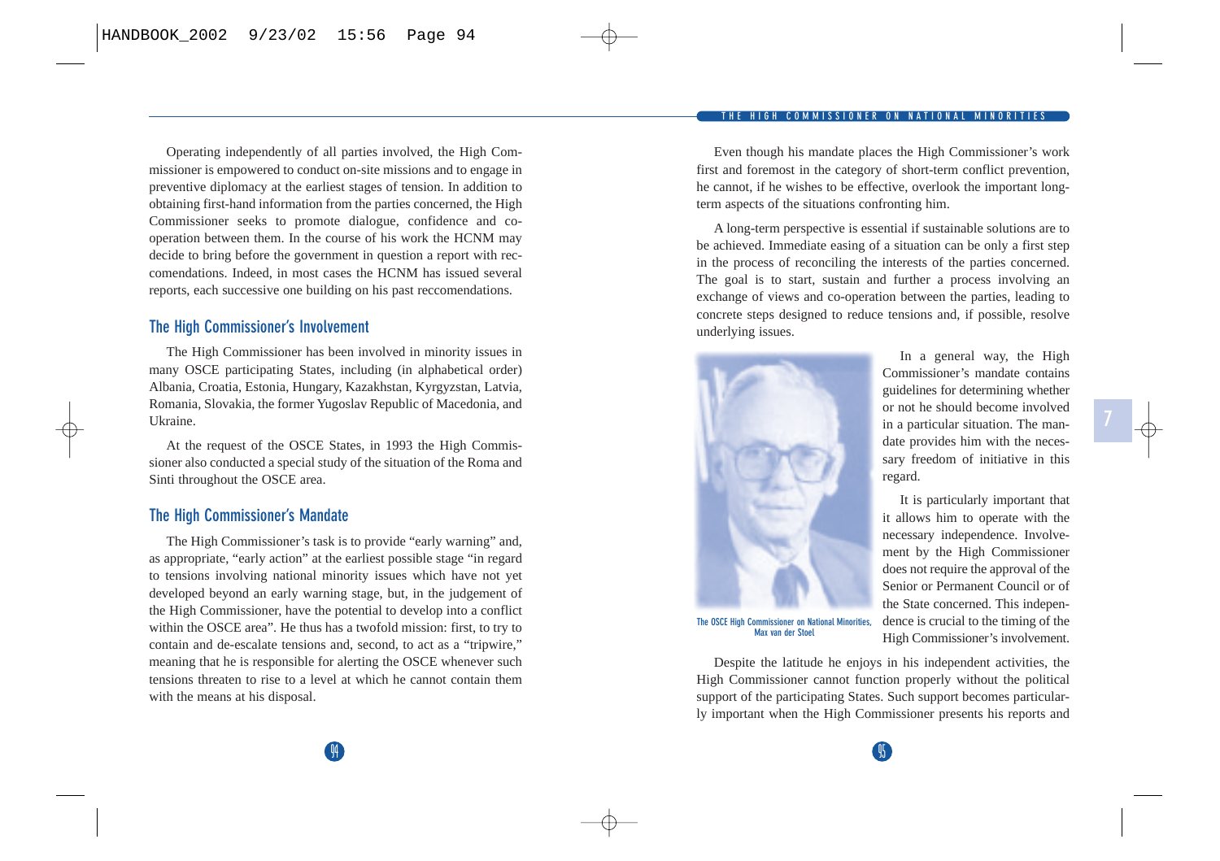Operating independently of all parties involved, the High Commissioner is empowered to conduct on-site missions and to engage in preventive diplomacy at the earliest stages of tension. In addition to obtaining first-hand information from the parties concerned, the High Commissioner seeks to promote dialogue, confidence and co-operation between them. In the course of his work the HCNM may decide to bring before the government in question a report with reccomendations. Indeed, in most cases the HCNM has issued several reports, each successive one building on his past reccomendations.

## The High Commissioner's Involvement

The High Commissioner has been involved in minority issues in many OSCE participating States, including (in alphabetical order) Albania, Croatia, Estonia, Hungary, Kazakhstan, Kyrgyzstan, Latvia, Romania, Slovakia, the former Yugoslav Republic of Macedonia, and Ukraine.

At the request of the OSCE States, in 1993 the High Commissioner also conducted a special study of the situation of the Roma and Sinti throughout the OSCE area.

## The High Commissioner's Mandate

The High Commissioner's task is to provide "early warning" and, as appropriate, "early action" at the earliest possible stage "in regard to tensions involving national minority issues which have not yet developed beyond an early warning stage, but, in the judgement of the High Commissioner, have the potential to develop into a conflict within the OSCE area". He thus has a twofold mission: first, to try to contain and de-escalate tensions and, second, to act as a "tripwire," meaning that he is responsible for alerting the OSCE whenever such tensions threaten to rise to a level at which he cannot contain them with the means at his disposal.

Even though his mandate places the High Commissioner's work first and foremost in the category of short-term conflict prevention, he cannot, if he wishes to be effective, overlook the important long-term aspects of the situations confronting him.

A long-term perspective is essential if sustainable solutions are to be achieved. Immediate easing of a situation can be only a first step in the process of reconciling the interests of the parties concerned. The goal is to start, sustain and further a process involving an exchange of views and co-operation between the parties, leading to concrete steps designed to reduce tensions and, if possible, resolve underlying issues.

The OSCE High Commissioner on National Minorities, Max van der Stoel

In a general way, the High Commissioner's mandate contains guidelines for determining whether or not he should become involved in a particular situation. The mandate provides him with the necessary freedom of initiative in this regard.

It is particularly important that it allows him to operate with the necessary independence. Involvement by the High Commissioner does not require the approval of the Senior or Permanent Council or of the State concerned. This independence is crucial to the timing of the High Commissioner's involvement.

Despite the latitude he enjoys in his independent activities, the High Commissioner cannot function properly without the political support of the participating States. Such support becomes particularly important when the High Commissioner presents his reports and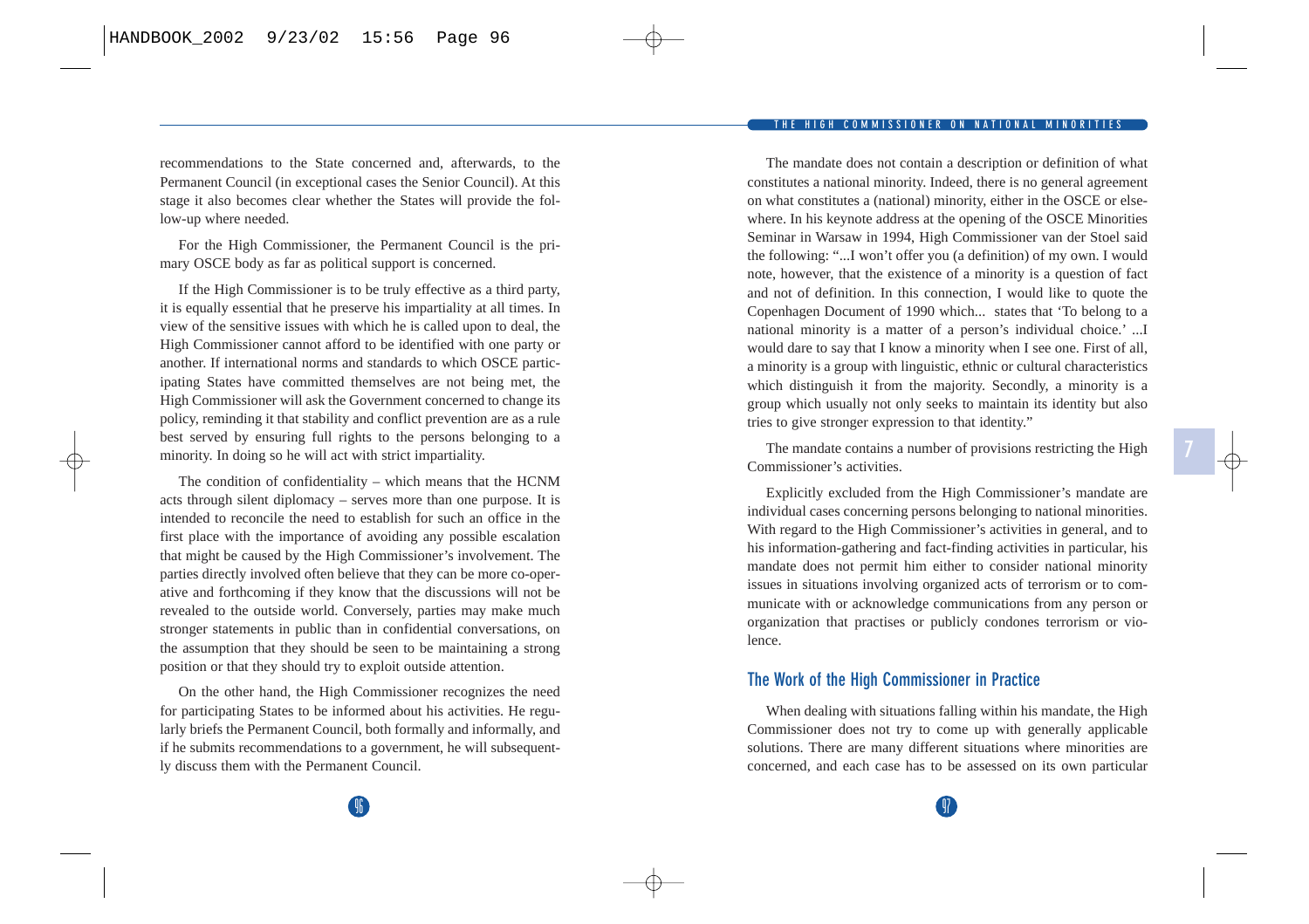recommendations to the State concerned and, afterwards, to the Permanent Council (in exceptional cases the Senior Council). At this stage it also becomes clear whether the States will provide the follow-up where needed.

For the High Commissioner, the Permanent Council is the primary OSCE body as far as political support is concerned.

If the High Commissioner is to be truly effective as a third party, it is equally essential that he preserve his impartiality at all times. In view of the sensitive issues with which he is called upon to deal, the High Commissioner cannot afford to be identified with one party or another. If international norms and standards to which OSCE participating States have committed themselves are not being met, the High Commissioner will ask the Government concerned to change its policy, reminding it that stability and conflict prevention are as a rule best served by ensuring full rights to the persons belonging to a minority. In doing so he will act with strict impartiality.

The condition of confidentiality – which means that the HCNM acts through silent diplomacy – serves more than one purpose. It is intended to reconcile the need to establish for such an office in the first place with the importance of avoiding any possible escalation that might be caused by the High Commissioner's involvement. The parties directly involved often believe that they can be more co-operative and forthcoming if they know that the discussions will not be revealed to the outside world. Conversely, parties may make much stronger statements in public than in confidential conversations, on the assumption that they should be seen to be maintaining a strong position or that they should try to exploit outside attention.

On the other hand, the High Commissioner recognizes the need for participating States to be informed about his activities. He regularly briefs the Permanent Council, both formally and informally, and if he submits recommendations to a government, he will subsequently discuss them with the Permanent Council.

The mandate does not contain a description or definition of what constitutes a national minority. Indeed, there is no general agreement on what constitutes a (national) minority, either in the OSCE or elsewhere. In his keynote address at the opening of the OSCE Minorities Seminar in Warsaw in 1994, High Commissioner van der Stoel said the following: "...I won't offer you (a definition) of my own. I would note, however, that the existence of a minority is a question of fact and not of definition. In this connection, I would like to quote the Copenhagen Document of 1990 which... states that 'To belong to a national minority is a matter of a person's individual choice.' ...I would dare to say that I know a minority when I see one. First of all, a minority is a group with linguistic, ethnic or cultural characteristics which distinguish it from the majority. Secondly, a minority is a group which usually not only seeks to maintain its identity but also tries to give stronger expression to that identity."

The mandate contains a number of provisions restricting the High Commissioner's activities.

Explicitly excluded from the High Commissioner's mandate are individual cases concerning persons belonging to national minorities. With regard to the High Commissioner's activities in general, and to his information-gathering and fact-finding activities in particular, his mandate does not permit him either to consider national minority issues in situations involving organized acts of terrorism or to communicate with or acknowledge communications from any person or organization that practises or publicly condones terrorism or violence.

## The Work of the High Commissioner in Practice

When dealing with situations falling within his mandate, the High Commissioner does not try to come up with generally applicable solutions. There are many different situations where minorities are concerned, and each case has to be assessed on its own particular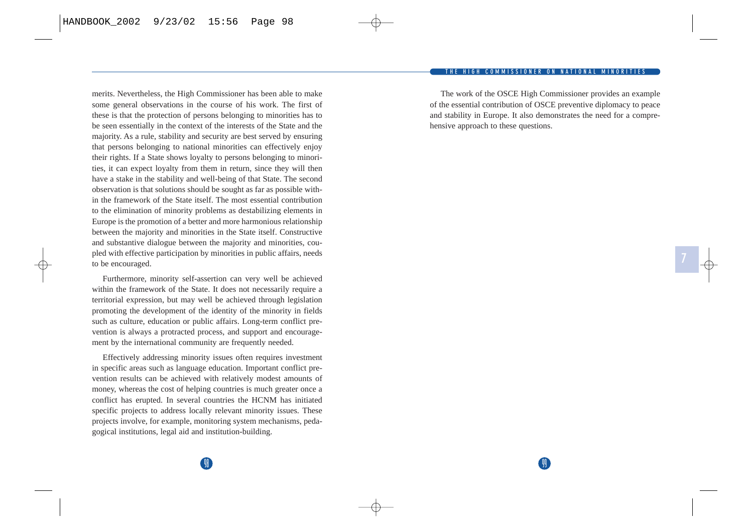merits. Nevertheless, the High Commissioner has been able to make some general observations in the course of his work. The first of these is that the protection of persons belonging to minorities has to be seen essentially in the context of the interests of the State and the majority. As a rule, stability and security are best served by ensuring that persons belonging to national minorities can effectively enjoy their rights. If a State shows loyalty to persons belonging to minorities, it can expect loyalty from them in return, since they will then have a stake in the stability and well-being of that State. The second observation is that solutions should be sought as far as possible within the framework of the State itself. The most essential contribution to the elimination of minority problems as destabilizing elements in Europe is the promotion of a better and more harmonious relationship between the majority and minorities in the State itself. Constructive and substantive dialogue between the majority and minorities, coupled with effective participation by minorities in public affairs, needs to be encouraged.

Furthermore, minority self-assertion can very well be achieved within the framework of the State. It does not necessarily require a territorial expression, but may well be achieved through legislation promoting the development of the identity of the minority in fields such as culture, education or public affairs. Long-term conflict prevention is always a protracted process, and support and encouragement by the international community are frequently needed.

Effectively addressing minority issues often requires investment in specific areas such as language education. Important conflict prevention results can be achieved with relatively modest amounts of money, whereas the cost of helping countries is much greater once a conflict has erupted. In several countries the HCNM has initiated specific projects to address locally relevant minority issues. These projects involve, for example, monitoring system mechanisms, pedagogical institutions, legal aid and institution-building.

The work of the OSCE High Commissioner provides an example of the essential contribution of OSCE preventive diplomacy to peace and stability in Europe. It also demonstrates the need for a comprehensive approach to these questions.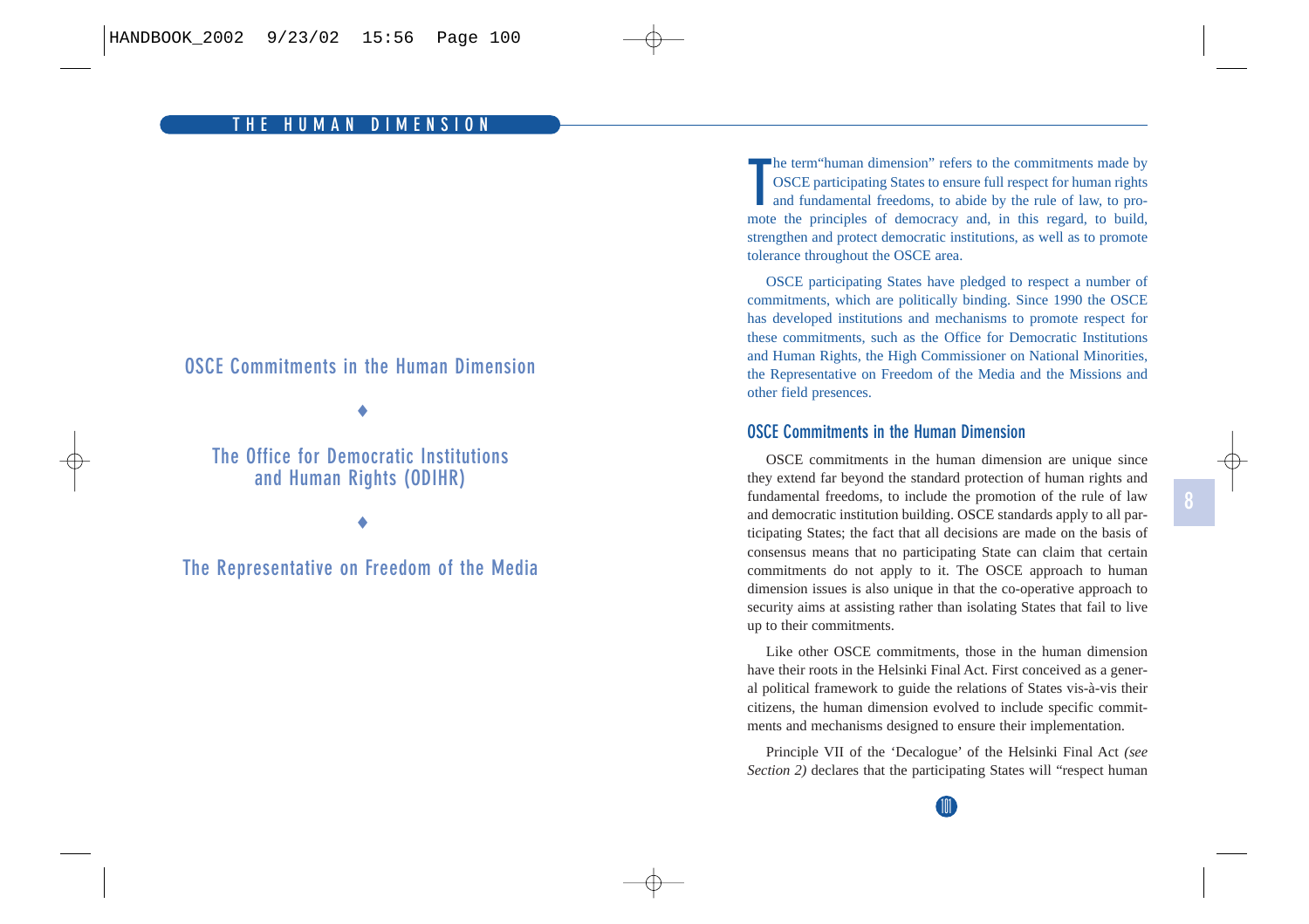# THE HUMAN DIMENSION

OSCE Commitments in the Human Dimension

♦

The Office for Democratic Institutions and Human Rights (ODIHR)

♦

The Representative on Freedom of the Media

The term "human dimension" refers to the commitments made by OSCE participating States to ensure full respect for human rights and fundamental freedoms, to abide by the rule of law, to promote the principles of democracy and, in this regard, to build, strengthen and protect democratic institutions, as well as to promote tolerance throughout the OSCE area.

OSCE participating States have pledged to respect a number of commitments, which are politically binding. Since 1990 the OSCE has developed institutions and mechanisms to promote respect for these commitments, such as the Office for Democratic Institutions and Human Rights, the High Commissioner on National Minorities, the Representative on Freedom of the Media and the Missions and other field presences.

## OSCE Commitments in the Human Dimension

OSCE commitments in the human dimension are unique since they extend far beyond the standard protection of human rights and fundamental freedoms, to include the promotion of the rule of law and democratic institution building. OSCE standards apply to all participating States; the fact that all decisions are made on the basis of consensus means that no participating State can claim that certain commitments do not apply to it. The OSCE approach to human dimension issues is also unique in that the co-operative approach to security aims at assisting rather than isolating States that fail to live up to their commitments.

Like other OSCE commitments, those in the human dimension have their roots in the Helsinki Final Act. First conceived as a general political framework to guide the relations of States vis-à-vis their citizens, the human dimension evolved to include specific commitments and mechanisms designed to ensure their implementation.

Principle VII of the 'Decalogue' of the Helsinki Final Act *(see Section 2)* declares that the participating States will "respect human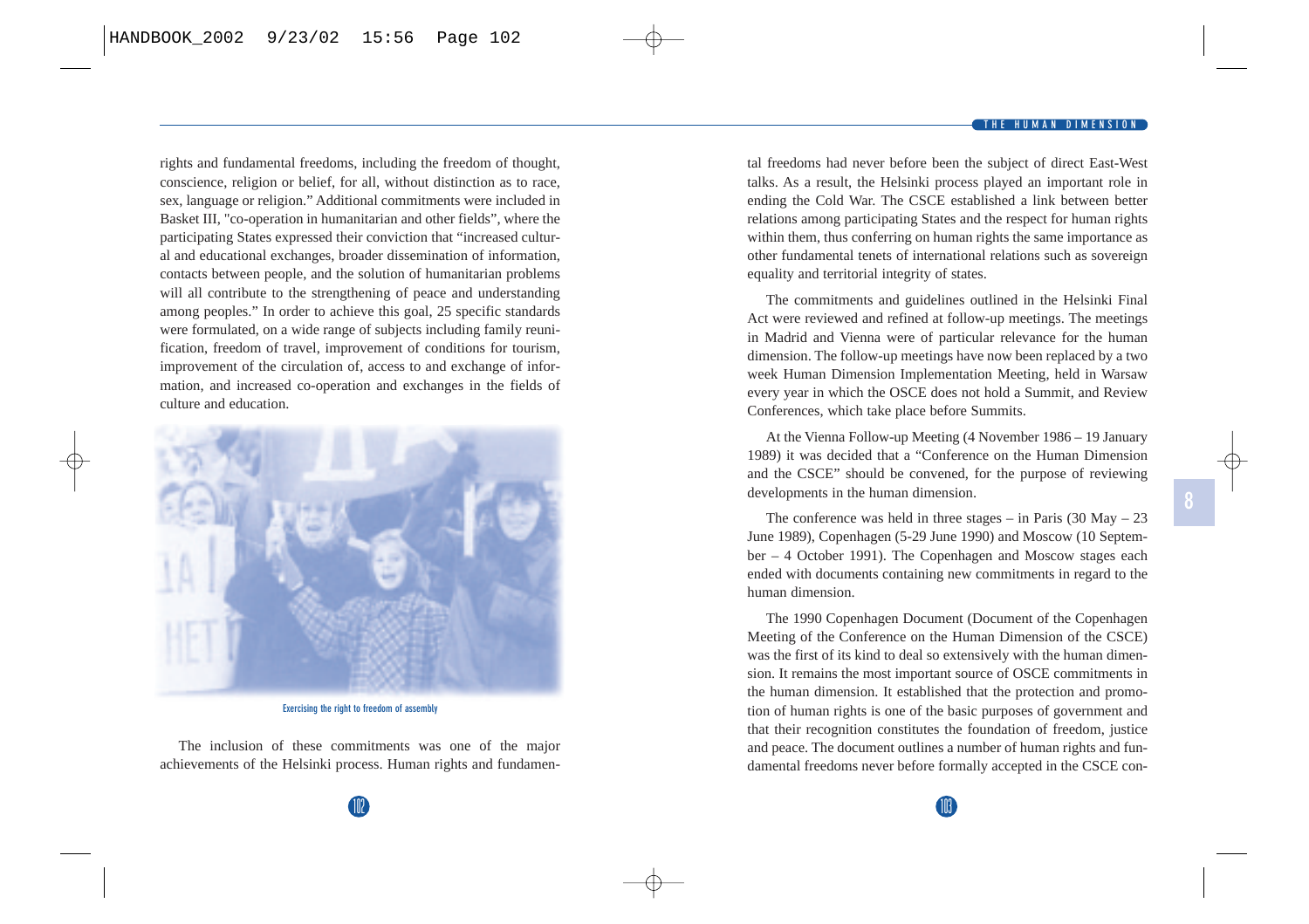rights and fundamental freedoms, including the freedom of thought, conscience, religion or belief, for all, without distinction as to race, sex, language or religion." Additional commitments were included in Basket III, "co-operation in humanitarian and other fields", where the participating States expressed their conviction that "increased cultural and educational exchanges, broader dissemination of information, contacts between people, and the solution of humanitarian problems will all contribute to the strengthening of peace and understanding among peoples." In order to achieve this goal, 25 specific standards were formulated, on a wide range of subjects including family reunification, freedom of travel, improvement of conditions for tourism, improvement of the circulation of, access to and exchange of information, and increased co-operation and exchanges in the fields of culture and education.

Exercising the right to freedom of assembly

The inclusion of these commitments was one of the major achievements of the Helsinki process. Human rights and fundamental freedoms had never before been the subject of direct East-West talks. As a result, the Helsinki process played an important role in ending the Cold War. The CSCE established a link between better relations among participating States and the respect for human rights within them, thus conferring on human rights the same importance as other fundamental tenets of international relations such as sovereign equality and territorial integrity of states.

The commitments and guidelines outlined in the Helsinki Final Act were reviewed and refined at follow-up meetings. The meetings in Madrid and Vienna were of particular relevance for the human dimension. The follow-up meetings have now been replaced by a two week Human Dimension Implementation Meeting, held in Warsaw every year in which the OSCE does not hold a Summit, and Review Conferences, which take place before Summits.

At the Vienna Follow-up Meeting (4 November 1986 – 19 January 1989) it was decided that a "Conference on the Human Dimension and the CSCE" should be convened, for the purpose of reviewing developments in the human dimension.

The conference was held in three stages – in Paris (30 May – 23 June 1989), Copenhagen (5-29 June 1990) and Moscow (10 September – 4 October 1991). The Copenhagen and Moscow stages each ended with documents containing new commitments in regard to the human dimension.

The 1990 Copenhagen Document (Document of the Copenhagen Meeting of the Conference on the Human Dimension of the CSCE) was the first of its kind to deal so extensively with the human dimension. It remains the most important source of OSCE commitments in the human dimension. It established that the protection and promotion of human rights is one of the basic purposes of government and that their recognition constitutes the foundation of freedom, justice and peace. The document outlines a number of human rights and fundamental freedoms never before formally accepted in the CSCE con-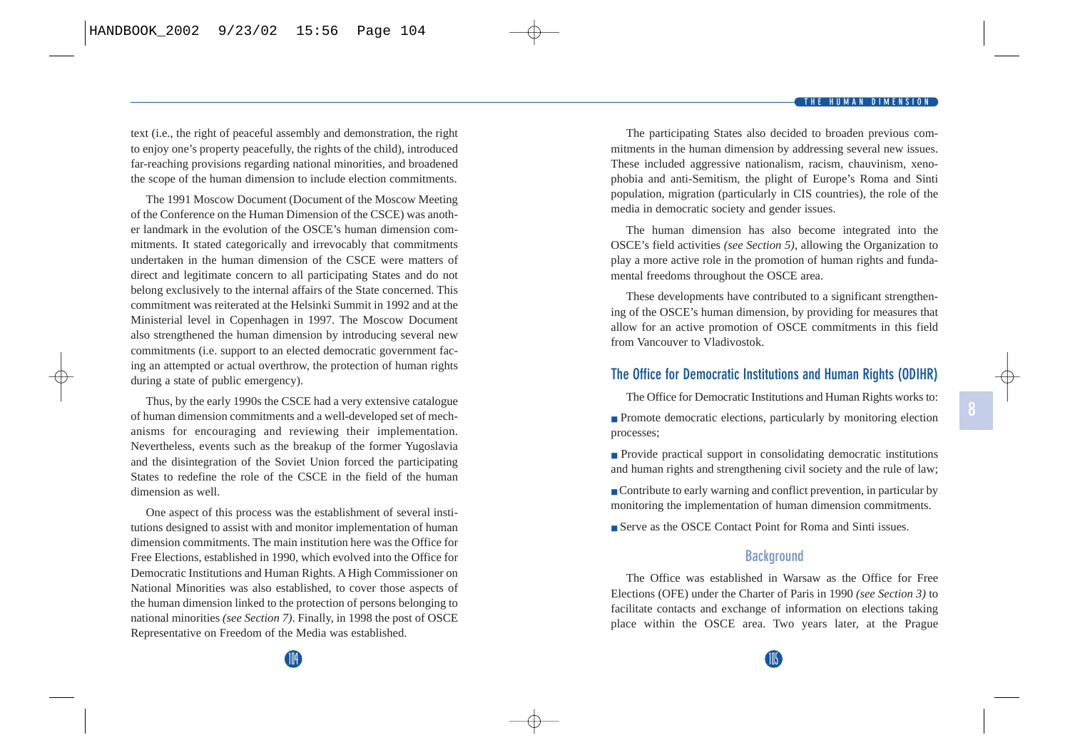text (i.e., the right of peaceful assembly and demonstration, the right to enjoy one's property peacefully, the rights of the child), introduced far-reaching provisions regarding national minorities, and broadened the scope of the human dimension to include election commitments.

The 1991 Moscow Document (Document of the Moscow Meeting of the Conference on the Human Dimension of the CSCE) was another landmark in the evolution of the OSCE's human dimension commitments. It stated categorically and irrevocably that commitments undertaken in the human dimension of the CSCE were matters of direct and legitimate concern to all participating States and do not belong exclusively to the internal affairs of the State concerned. This commitment was reiterated at the Helsinki Summit in 1992 and at the Ministerial level in Copenhagen in 1997. The Moscow Document also strengthened the human dimension by introducing several new commitments (i.e. support to an elected democratic government facing an attempted or actual overthrow, the protection of human rights during a state of public emergency).

Thus, by the early 1990s the CSCE had a very extensive catalogue of human dimension commitments and a well-developed set of mechanisms for encouraging and reviewing their implementation. Nevertheless, events such as the breakup of the former Yugoslavia and the disintegration of the Soviet Union forced the participating States to redefine the role of the CSCE in the field of the human dimension as well.

One aspect of this process was the establishment of several institutions designed to assist with and monitor implementation of human dimension commitments. The main institution here was the Office for Free Elections, established in 1990, which evolved into the Office for Democratic Institutions and Human Rights. A High Commissioner on National Minorities was also established, to cover those aspects of the human dimension linked to the protection of persons belonging to national minorities *(see Section 7)*. Finally, in 1998 the post of OSCE Representative on Freedom of the Media was established.

The participating States also decided to broaden previous commitments in the human dimension by addressing several new issues. These included aggressive nationalism, racism, chauvinism, xenophobia and anti-Semitism, the plight of Europe's Roma and Sinti population, migration (particularly in CIS countries), the role of the media in democratic society and gender issues.

The human dimension has also become integrated into the OSCE's field activities *(see Section 5)*, allowing the Organization to play a more active role in the promotion of human rights and fundamental freedoms throughout the OSCE area.

These developments have contributed to a significant strengthening of the OSCE's human dimension, by providing for measures that allow for an active promotion of OSCE commitments in this field from Vancouver to Vladivostok.

## The Office for Democratic Institutions and Human Rights (ODIHR)

The Office for Democratic Institutions and Human Rights works to:

- Promote democratic elections, particularly by monitoring election processes;
- Provide practical support in consolidating democratic institutions and human rights and strengthening civil society and the rule of law;
- Contribute to early warning and conflict prevention, in particular by monitoring the implementation of human dimension commitments.
- Serve as the OSCE Contact Point for Roma and Sinti issues.

### Background

The Office was established in Warsaw as the Office for Free Elections (OFE) under the Charter of Paris in 1990 *(see Section 3)* to facilitate contacts and exchange of information on elections taking place within the OSCE area. Two years later, at the Prague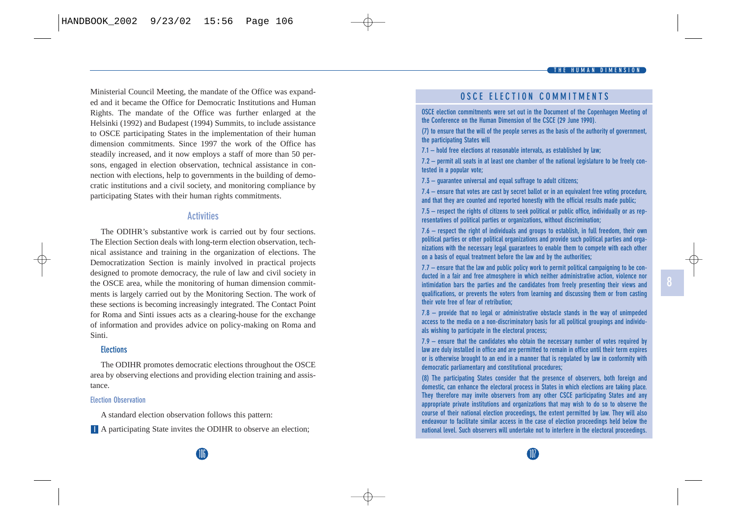Ministerial Council Meeting, the mandate of the Office was expanded and it became the Office for Democratic Institutions and Human Rights. The mandate of the Office was further enlarged at the Helsinki (1992) and Budapest (1994) Summits, to include assistance to OSCE participating States in the implementation of their human dimension commitments. Since 1997 the work of the Office has steadily increased, and it now employs a staff of more than 50 persons, engaged in election observation, technical assistance in connection with elections, help to governments in the building of democratic institutions and a civil society, and monitoring compliance by participating States with their human rights commitments.

## Activities

The ODIHR's substantive work is carried out by four sections. The Election Section deals with long-term election observation, technical assistance and training in the organization of elections. The Democratization Section is mainly involved in practical projects designed to promote democracy, the rule of law and civil society in the OSCE area, while the monitoring of human dimension commitments is largely carried out by the Monitoring Section. The work of these sections is becoming increasingly integrated. The Contact Point for Roma and Sinti issues acts as a clearing-house for the exchange of information and provides advice on policy-making on Roma and Sinti.

### Elections

The ODIHR promotes democratic elections throughout the OSCE area by observing elections and providing election training and assistance.

#### Election Observation

A standard election observation follows this pattern:

- A participating State invites the ODIHR to observe an election;

## OSCE ELECTION COMMITMENTS

OSCE election commitments were set out in the Document of the Copenhagen Meeting of the Conference on the Human Dimension of the CSCE (29 June 1990).

(7) to ensure that the will of the people serves as the basis of the authority of government, the participating States will

7.1 – hold free elections at reasonable intervals, as established by law;

7.2 – permit all seats in at least one chamber of the national legislature to be freely contested in a popular vote;

7.3 – guarantee universal and equal suffrage to adult citizens;

7.4 – ensure that votes are cast by secret ballot or in an equivalent free voting procedure, and that they are counted and reported honestly with the official results made public;

7.5 – respect the rights of citizens to seek political or public office, individually or as representatives of political parties or organizations, without discrimination;

7.6 – respect the right of individuals and groups to establish, in full freedom, their own political parties or other political organizations and provide such political parties and organizations with the necessary legal guarantees to enable them to compete with each other on a basis of equal treatment before the law and by the authorities;

7.7 – ensure that the law and public policy work to permit political campaigning to be conducted in a fair and free atmosphere in which neither administrative action, violence nor intimidation bars the parties and the candidates from freely presenting their views and qualifications, or prevents the voters from learning and discussing them or from casting their vote free of fear of retribution;

7.8 – provide that no legal or administrative obstacle stands in the way of unimpeded access to the media on a non-discriminatory basis for all political groupings and individuals wishing to participate in the electoral process;

7.9 – ensure that the candidates who obtain the necessary number of votes required by law are duly installed in office and are permitted to remain in office until their term expires or is otherwise brought to an end in a manner that is regulated by law in conformity with democratic parliamentary and constitutional procedures;

(8) The participating States consider that the presence of observers, both foreign and domestic, can enhance the electoral process in States in which elections are taking place. They therefore may invite observers from any other CSCE participating States and any appropriate private institutions and organizations that may wish to do so to observe the course of their national election proceedings, the extent permitted by law. They will also endeavour to facilitate similar access in the case of election proceedings held below the national level. Such observers will undertake not to interfere in the electoral proceedings.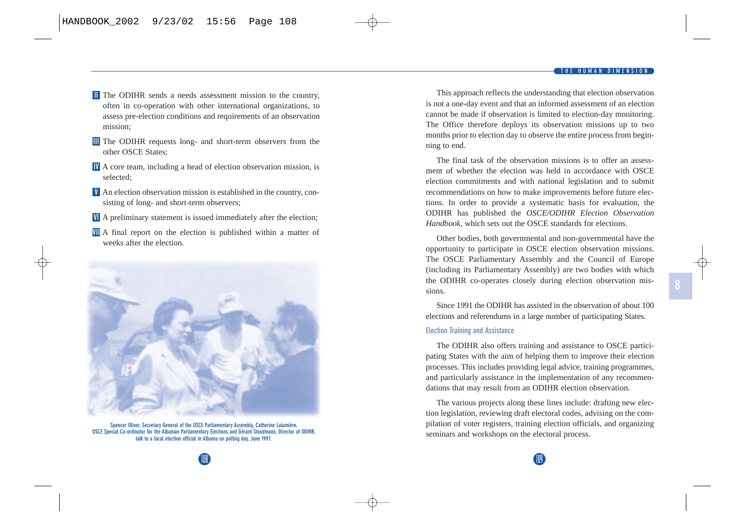- II The ODIHR sends a needs assessment mission to the country, often in co-operation with other international organizations, to assess pre-election conditions and requirements of an observation mission;
- III The ODIHR requests long- and short-term observers from the other OSCE States;
- IV A core team, including a head of election observation mission, is selected;
- V An election observation mission is established in the country, consisting of long- and short-term observers;
- VI A preliminary statement is issued immediately after the election;
- VII A final report on the election is published within a matter of weeks after the election.

Spencer Oliver, Secretary General of the OSCE Parliamentary Assembly, Catherine Lalumière, OSCE Special Co-ordinator for the Albanian Parliamentary Elections and Gérard Stoudmann, Director of ODIHR, talk to a local election official in Albania on polling day, June 1997.

This approach reflects the understanding that election observation is not a one-day event and that an informed assessment of an election cannot be made if observation is limited to election-day monitoring. The Office therefore deploys its observation missions up to two months prior to election day to observe the entire process from beginning to end.

The final task of the observation missions is to offer an assessment of whether the election was held in accordance with OSCE election commitments and with national legislation and to submit recommendations on how to make improvements before future elections. In order to provide a systematic basis for evaluation, the ODIHR has published the *OSCE/ODIHR Election Observation Handbook*, which sets out the OSCE standards for elections.

Other bodies, both governmental and non-governmental have the opportunity to participate in OSCE election observation missions. The OSCE Parliamentary Assembly and the Council of Europe (including its Parliamentary Assembly) are two bodies with which the ODIHR co-operates closely during election observation missions.

Since 1991 the ODIHR has assisted in the observation of about 100 elections and referendums in a large number of participating States.

### Election Training and Assistance

The ODIHR also offers training and assistance to OSCE participating States with the aim of helping them to improve their election processes. This includes providing legal advice, training programmes, and particularly assistance in the implementation of any recommendations that may result from an ODIHR election observation.

The various projects along these lines include: drafting new election legislation, reviewing draft electoral codes, advising on the compilation of voter registers, training election officials, and organizing seminars and workshops on the electoral process.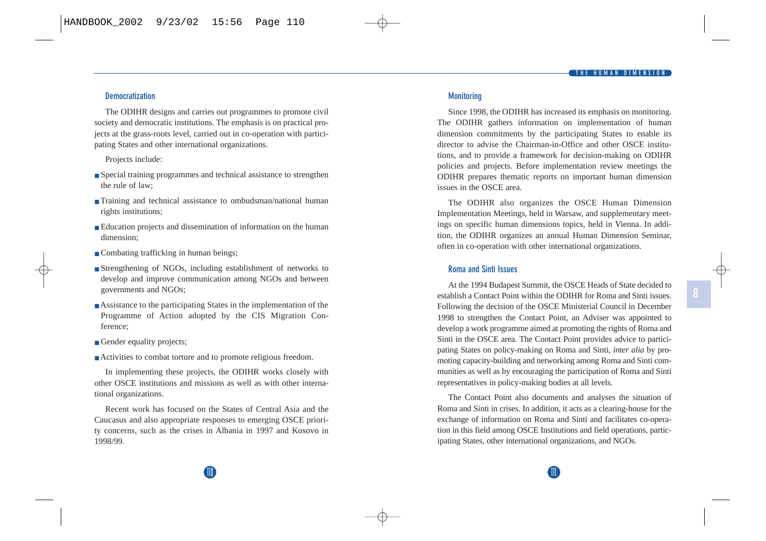### Democratization

The ODIHR designs and carries out programmes to promote civil society and democratic institutions. The emphasis is on practical projects at the grass-roots level, carried out in co-operation with participating States and other international organizations.

Projects include:

- Special training programmes and technical assistance to strengthen the rule of law;
- Training and technical assistance to ombudsman/national human rights institutions;
- Education projects and dissemination of information on the human dimension;
- Combating trafficking in human beings;
- Strengthening of NGOs, including establishment of networks to develop and improve communication among NGOs and between governments and NGOs;
- Assistance to the participating States in the implementation of the Programme of Action adopted by the CIS Migration Conference;
- Gender equality projects;
- Activities to combat torture and to promote religious freedom.

In implementing these projects, the ODIHR works closely with other OSCE institutions and missions as well as with other international organizations.

Recent work has focused on the States of Central Asia and the Caucasus and also appropriate responses to emerging OSCE priority concerns, such as the crises in Albania in 1997 and Kosovo in 1998/99.

### Monitoring

Since 1998, the ODIHR has increased its emphasis on monitoring. The ODIHR gathers information on implementation of human dimension commitments by the participating States to enable its director to advise the Chairman-in-Office and other OSCE institutions, and to provide a framework for decision-making on ODIHR policies and projects. Before implementation review meetings the ODIHR prepares thematic reports on important human dimension issues in the OSCE area.

The ODIHR also organizes the OSCE Human Dimension Implementation Meetings, held in Warsaw, and supplementary meetings on specific human dimensions topics, held in Vienna. In addition, the ODIHR organizes an annual Human Dimension Seminar, often in co-operation with other international organizations.

### Roma and Sinti Issues

At the 1994 Budapest Summit, the OSCE Heads of State decided to establish a Contact Point within the ODIHR for Roma and Sinti issues. Following the decision of the OSCE Ministerial Council in December 1998 to strengthen the Contact Point, an Adviser was appointed to develop a work programme aimed at promoting the rights of Roma and Sinti in the OSCE area. The Contact Point provides advice to participating States on policy-making on Roma and Sinti, *inter alia* by promoting capacity-building and networking among Roma and Sinti communities as well as by encouraging the participation of Roma and Sinti representatives in policy-making bodies at all levels.

The Contact Point also documents and analyses the situation of Roma and Sinti in crises. In addition, it acts as a clearing-house for the exchange of information on Roma and Sinti and facilitates co-operation in this field among OSCE Institutions and field operations, participating States, other international organizations, and NGOs.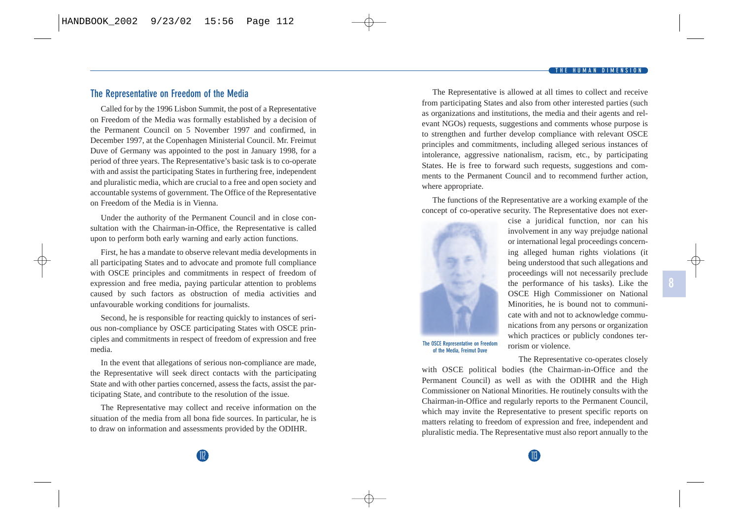## The Representative on Freedom of the Media

Called for by the 1996 Lisbon Summit, the post of a Representative on Freedom of the Media was formally established by a decision of the Permanent Council on 5 November 1997 and confirmed, in December 1997, at the Copenhagen Ministerial Council. Mr. Freimut Duve of Germany was appointed to the post in January 1998, for a period of three years. The Representative's basic task is to co-operate with and assist the participating States in furthering free, independent and pluralistic media, which are crucial to a free and open society and accountable systems of government. The Office of the Representative on Freedom of the Media is in Vienna.

Under the authority of the Permanent Council and in close consultation with the Chairman-in-Office, the Representative is called upon to perform both early warning and early action functions.

First, he has a mandate to observe relevant media developments in all participating States and to advocate and promote full compliance with OSCE principles and commitments in respect of freedom of expression and free media, paying particular attention to problems caused by such factors as obstruction of media activities and unfavourable working conditions for journalists.

Second, he is responsible for reacting quickly to instances of serious non-compliance by OSCE participating States with OSCE principles and commitments in respect of freedom of expression and free media.

In the event that allegations of serious non-compliance are made, the Representative will seek direct contacts with the participating State and with other parties concerned, assess the facts, assist the participating State, and contribute to the resolution of the issue.

The Representative may collect and receive information on the situation of the media from all bona fide sources. In particular, he is to draw on information and assessments provided by the ODIHR.

The Representative is allowed at all times to collect and receive from participating States and also from other interested parties (such as organizations and institutions, the media and their agents and relevant NGOs) requests, suggestions and comments whose purpose is to strengthen and further develop compliance with relevant OSCE principles and commitments, including alleged serious instances of intolerance, aggressive nationalism, racism, etc., by participating States. He is free to forward such requests, suggestions and comments to the Permanent Council and to recommend further action, where appropriate.

The functions of the Representative are a working example of the concept of co-operative security. The Representative does not exercise a juridical function, nor can his involvement in any way prejudge national or international legal proceedings concerning alleged human rights violations (it being understood that such allegations and proceedings will not necessarily preclude the performance of his tasks). Like the OSCE High Commissioner on National Minorities, he is bound not to communicate with and not to acknowledge communications from any persons or organization which practices or publicly condones terrorism or violence.

The OSCE Representative on Freedom of the Media, Freimut Duve

The Representative co-operates closely with OSCE political bodies (the Chairman-in-Office and the Permanent Council) as well as with the ODIHR and the High Commissioner on National Minorities. He routinely consults with the Chairman-in-Office and regularly reports to the Permanent Council, which may invite the Representative to present specific reports on matters relating to freedom of expression and free, independent and pluralistic media. The Representative must also report annually to the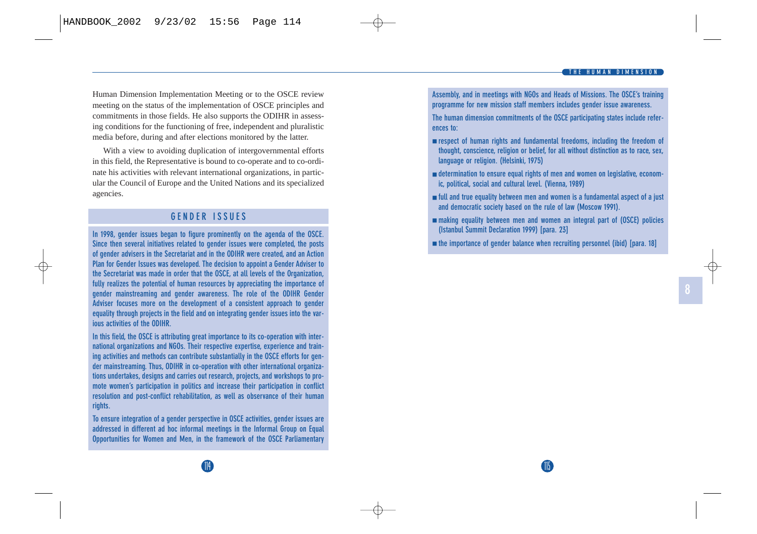Human Dimension Implementation Meeting or to the OSCE review meeting on the status of the implementation of OSCE principles and commitments in those fields. He also supports the ODIHR in assessing conditions for the functioning of free, independent and pluralistic media before, during and after elections monitored by the latter.

With a view to avoiding duplication of intergovernmental efforts in this field, the Representative is bound to co-operate and to co-ordinate his activities with relevant international organizations, in particular the Council of Europe and the United Nations and its specialized agencies.

## GENDER ISSUES

In 1998, gender issues began to figure prominently on the agenda of the OSCE. Since then several initiatives related to gender issues were completed, the posts of gender advisers in the Secretariat and in the ODIHR were created, and an Action Plan for Gender Issues was developed. The decision to appoint a Gender Adviser to the Secretariat was made in order that the OSCE, at all levels of the Organization, fully realizes the potential of human resources by appreciating the importance of gender mainstreaming and gender awareness. The role of the ODIHR Gender Adviser focuses more on the development of a consistent approach to gender equality through projects in the field and on integrating gender issues into the various activities of the ODIHR.

In this field, the OSCE is attributing great importance to its co-operation with international organizations and NGOs. Their respective expertise, experience and training activities and methods can contribute substantially in the OSCE efforts for gender mainstreaming. Thus, ODIHR in co-operation with other international organizations undertakes, designs and carries out research, projects, and workshops to promote women's participation in politics and increase their participation in conflict resolution and post-conflict rehabilitation, as well as observance of their human rights.

To ensure integration of a gender perspective in OSCE activities, gender issues are addressed in different ad hoc informal meetings in the Informal Group on Equal Opportunities for Women and Men, in the framework of the OSCE Parliamentary Assembly, and in meetings with NGOs and Heads of Missions. The OSCE's training programme for new mission staff members includes gender issue awareness.

The human dimension commitments of the OSCE participating states include references to:

- respect of human rights and fundamental freedoms, including the freedom of thought, conscience, religion or belief, for all without distinction as to race, sex, language or religion. (Helsinki, 1975)
- determination to ensure equal rights of men and women on legislative, economic, political, social and cultural level. (Vienna, 1989)
- full and true equality between men and women is a fundamental aspect of a just and democratic society based on the rule of law (Moscow 1991).
- making equality between men and women an integral part of (OSCE) policies (Istanbul Summit Declaration 1999) [para. 23]
- the importance of gender balance when recruiting personnel (ibid) [para. 18]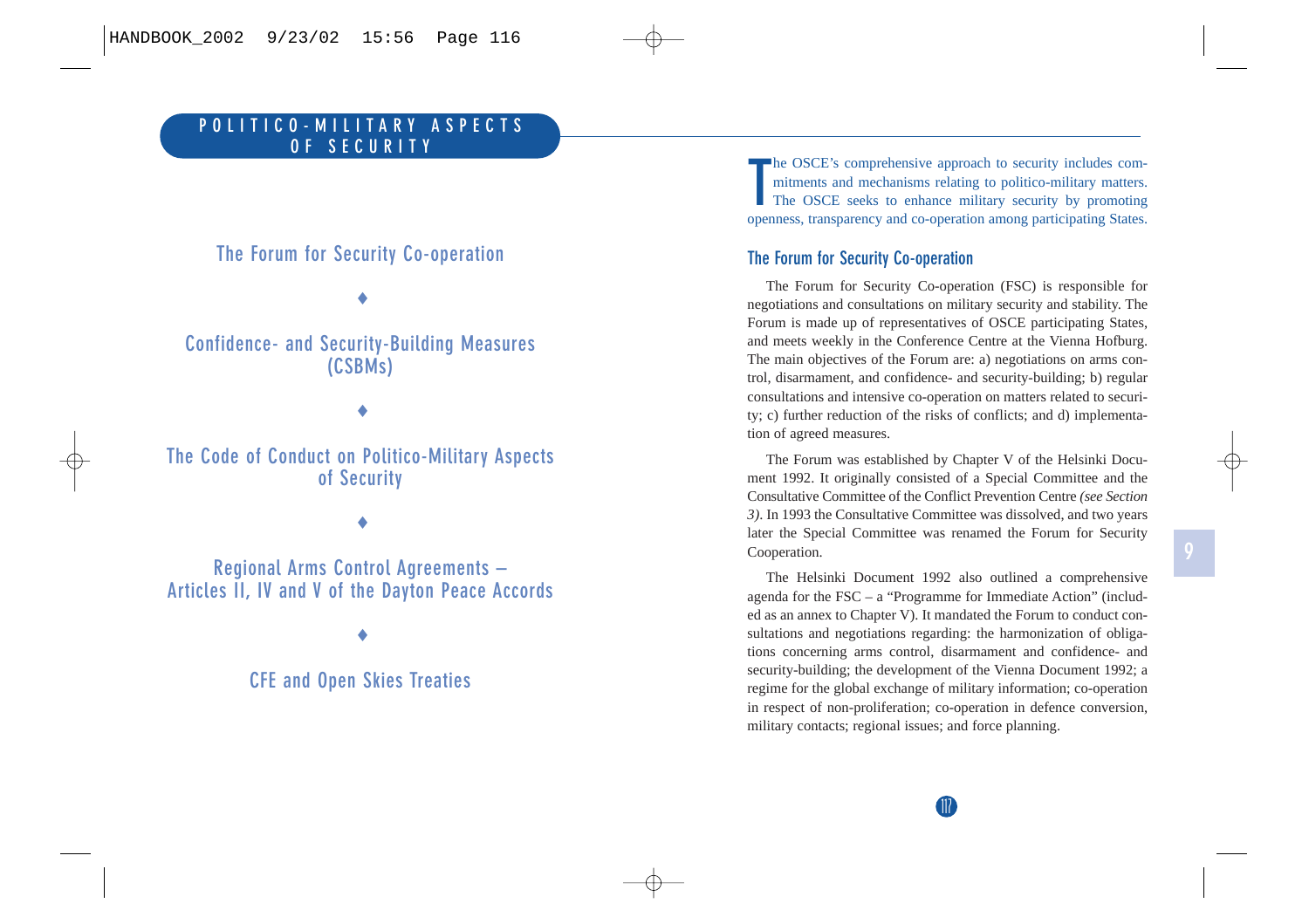# POLITICO-MILITARY ASPECTS OF SECURITY

The Forum for Security Co-operation

♦

Confidence- and Security-Building Measures (CSBMs)

♦

The Code of Conduct on Politico-Military Aspects of Security

♦

Regional Arms Control Agreements – Articles II, IV and V of the Dayton Peace Accords

♦

CFE and Open Skies Treaties

The OSCE's comprehensive approach to security includes commitments and mechanisms relating to politico-military matters. The OSCE seeks to enhance military security by promoting openness, transparency and co-operation among participating States.

## The Forum for Security Co-operation

The Forum for Security Co-operation (FSC) is responsible for negotiations and consultations on military security and stability. The Forum is made up of representatives of OSCE participating States, and meets weekly in the Conference Centre at the Vienna Hofburg. The main objectives of the Forum are: a) negotiations on arms control, disarmament, and confidence- and security-building; b) regular consultations and intensive co-operation on matters related to security; c) further reduction of the risks of conflicts; and d) implementation of agreed measures.

The Forum was established by Chapter V of the Helsinki Document 1992. It originally consisted of a Special Committee and the Consultative Committee of the Conflict Prevention Centre *(see Section 3)*. In 1993 the Consultative Committee was dissolved, and two years later the Special Committee was renamed the Forum for Security Cooperation.

The Helsinki Document 1992 also outlined a comprehensive agenda for the FSC – a "Programme for Immediate Action" (included as an annex to Chapter V). It mandated the Forum to conduct consultations and negotiations regarding: the harmonization of obligations concerning arms control, disarmament and confidence- and security-building; the development of the Vienna Document 1992; a regime for the global exchange of military information; co-operation in respect of non-proliferation; co-operation in defence conversion, military contacts; regional issues; and force planning.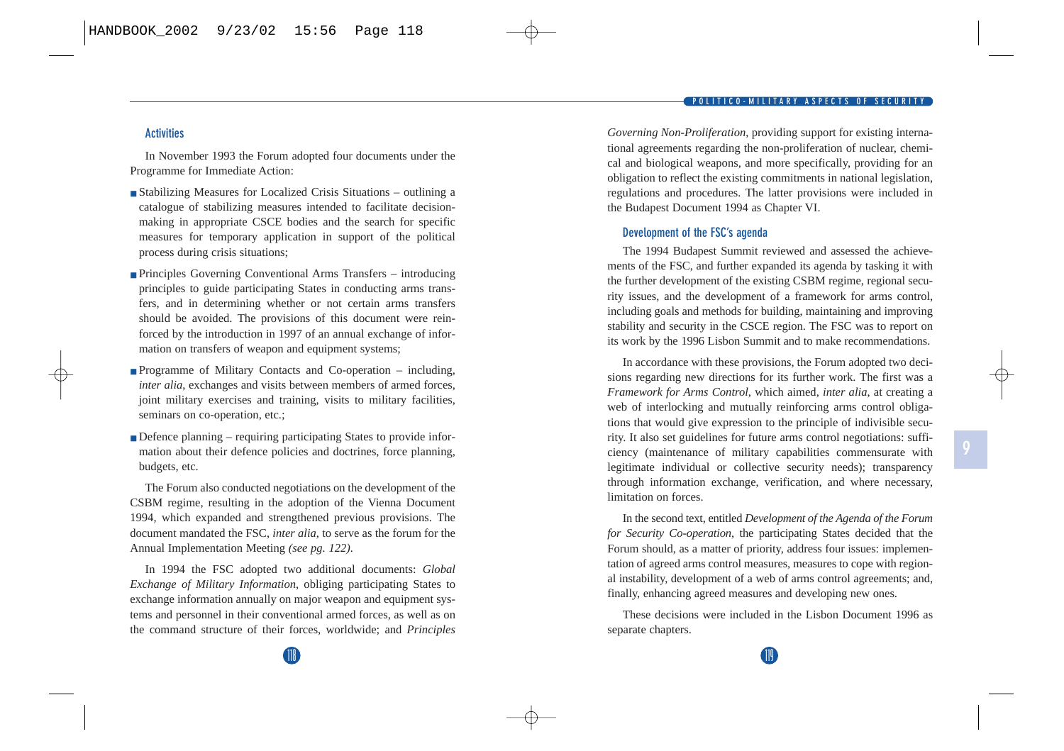### Activities

In November 1993 the Forum adopted four documents under the Programme for Immediate Action:

- Stabilizing Measures for Localized Crisis Situations – outlining a catalogue of stabilizing measures intended to facilitate decision-making in appropriate CSCE bodies and the search for specific measures for temporary application in support of the political process during crisis situations;
- Principles Governing Conventional Arms Transfers – introducing principles to guide participating States in conducting arms transfers, and in determining whether or not certain arms transfers should be avoided. The provisions of this document were reinforced by the introduction in 1997 of an annual exchange of information on transfers of weapon and equipment systems;
- Programme of Military Contacts and Co-operation – including, *inter alia*, exchanges and visits between members of armed forces, joint military exercises and training, visits to military facilities, seminars on co-operation, etc.;
- Defence planning – requiring participating States to provide information about their defence policies and doctrines, force planning, budgets, etc.

The Forum also conducted negotiations on the development of the CSBM regime, resulting in the adoption of the Vienna Document 1994, which expanded and strengthened previous provisions. The document mandated the FSC, *inter alia*, to serve as the forum for the Annual Implementation Meeting *(see pg. 122)*.

In 1994 the FSC adopted two additional documents: *Global Exchange of Military Information*, obliging participating States to exchange information annually on major weapon and equipment systems and personnel in their conventional armed forces, as well as on the command structure of their forces, worldwide; and *Principles Governing Non-Proliferation*, providing support for existing international agreements regarding the non-proliferation of nuclear, chemical and biological weapons, and more specifically, providing for an obligation to reflect the existing commitments in national legislation, regulations and procedures. The latter provisions were included in the Budapest Document 1994 as Chapter VI.

### Development of the FSC's agenda

The 1994 Budapest Summit reviewed and assessed the achievements of the FSC, and further expanded its agenda by tasking it with the further development of the existing CSBM regime, regional security issues, and the development of a framework for arms control, including goals and methods for building, maintaining and improving stability and security in the CSCE region. The FSC was to report on its work by the 1996 Lisbon Summit and to make recommendations.

In accordance with these provisions, the Forum adopted two decisions regarding new directions for its further work. The first was a *Framework for Arms Control*, which aimed, *inter alia*, at creating a web of interlocking and mutually reinforcing arms control obligations that would give expression to the principle of indivisible security. It also set guidelines for future arms control negotiations: sufficiency (maintenance of military capabilities commensurate with legitimate individual or collective security needs); transparency through information exchange, verification, and where necessary, limitation on forces.

In the second text, entitled *Development of the Agenda of the Forum for Security Co-operation*, the participating States decided that the Forum should, as a matter of priority, address four issues: implementation of agreed arms control measures, measures to cope with regional instability, development of a web of arms control agreements; and, finally, enhancing agreed measures and developing new ones.

These decisions were included in the Lisbon Document 1996 as separate chapters.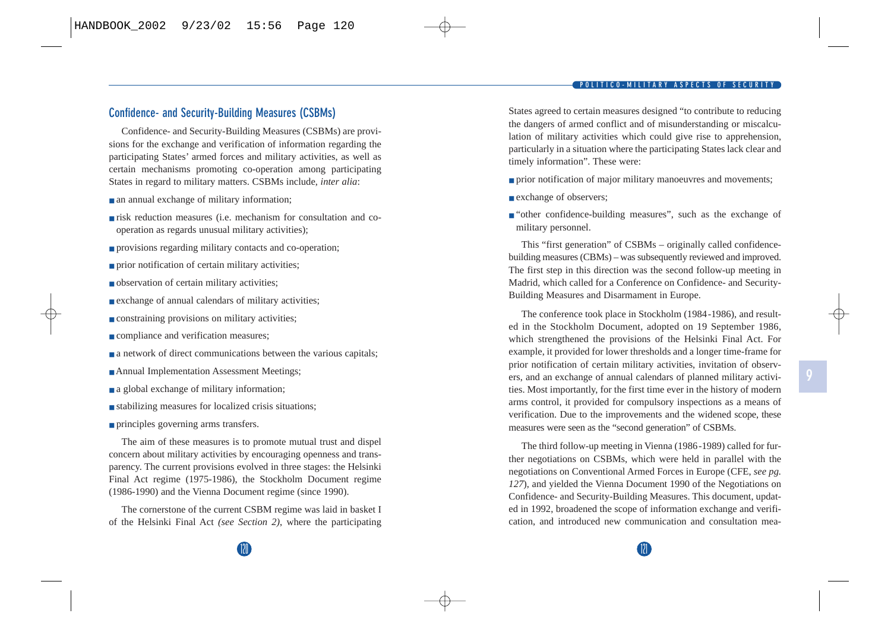## Confidence- and Security-Building Measures (CSBMs)

Confidence- and Security-Building Measures (CSBMs) are provisions for the exchange and verification of information regarding the participating States' armed forces and military activities, as well as certain mechanisms promoting co-operation among participating States in regard to military matters. CSBMs include, *inter alia*:

- an annual exchange of military information;
- risk reduction measures (i.e. mechanism for consultation and co-operation as regards unusual military activities);
- provisions regarding military contacts and co-operation;
- prior notification of certain military activities;
- observation of certain military activities;
- exchange of annual calendars of military activities;
- constraining provisions on military activities;
- compliance and verification measures;
- a network of direct communications between the various capitals;
- Annual Implementation Assessment Meetings;
- a global exchange of military information;
- stabilizing measures for localized crisis situations;
- principles governing arms transfers.

The aim of these measures is to promote mutual trust and dispel concern about military activities by encouraging openness and transparency. The current provisions evolved in three stages: the Helsinki Final Act regime (1975-1986), the Stockholm Document regime (1986-1990) and the Vienna Document regime (since 1990).

The cornerstone of the current CSBM regime was laid in basket I of the Helsinki Final Act *(see Section 2)*, where the participating States agreed to certain measures designed "to contribute to reducing the dangers of armed conflict and of misunderstanding or miscalculation of military activities which could give rise to apprehension, particularly in a situation where the participating States lack clear and timely information". These were:

- prior notification of major military manoeuvres and movements;
- exchange of observers;
- "other confidence-building measures", such as the exchange of military personnel.

This "first generation" of CSBMs – originally called confidence-building measures (CBMs) – was subsequently reviewed and improved. The first step in this direction was the second follow-up meeting in Madrid, which called for a Conference on Confidence- and Security-Building Measures and Disarmament in Europe.

The conference took place in Stockholm (1984-1986), and resulted in the Stockholm Document, adopted on 19 September 1986, which strengthened the provisions of the Helsinki Final Act. For example, it provided for lower thresholds and a longer time-frame for prior notification of certain military activities, invitation of observers, and an exchange of annual calendars of planned military activities. Most importantly, for the first time ever in the history of modern arms control, it provided for compulsory inspections as a means of verification. Due to the improvements and the widened scope, these measures were seen as the "second generation" of CSBMs.

The third follow-up meeting in Vienna (1986-1989) called for further negotiations on CSBMs, which were held in parallel with the negotiations on Conventional Armed Forces in Europe (CFE, *see pg. 127*), and yielded the Vienna Document 1990 of the Negotiations on Confidence- and Security-Building Measures. This document, updated in 1992, broadened the scope of information exchange and verification, and introduced new communication and consultation mea-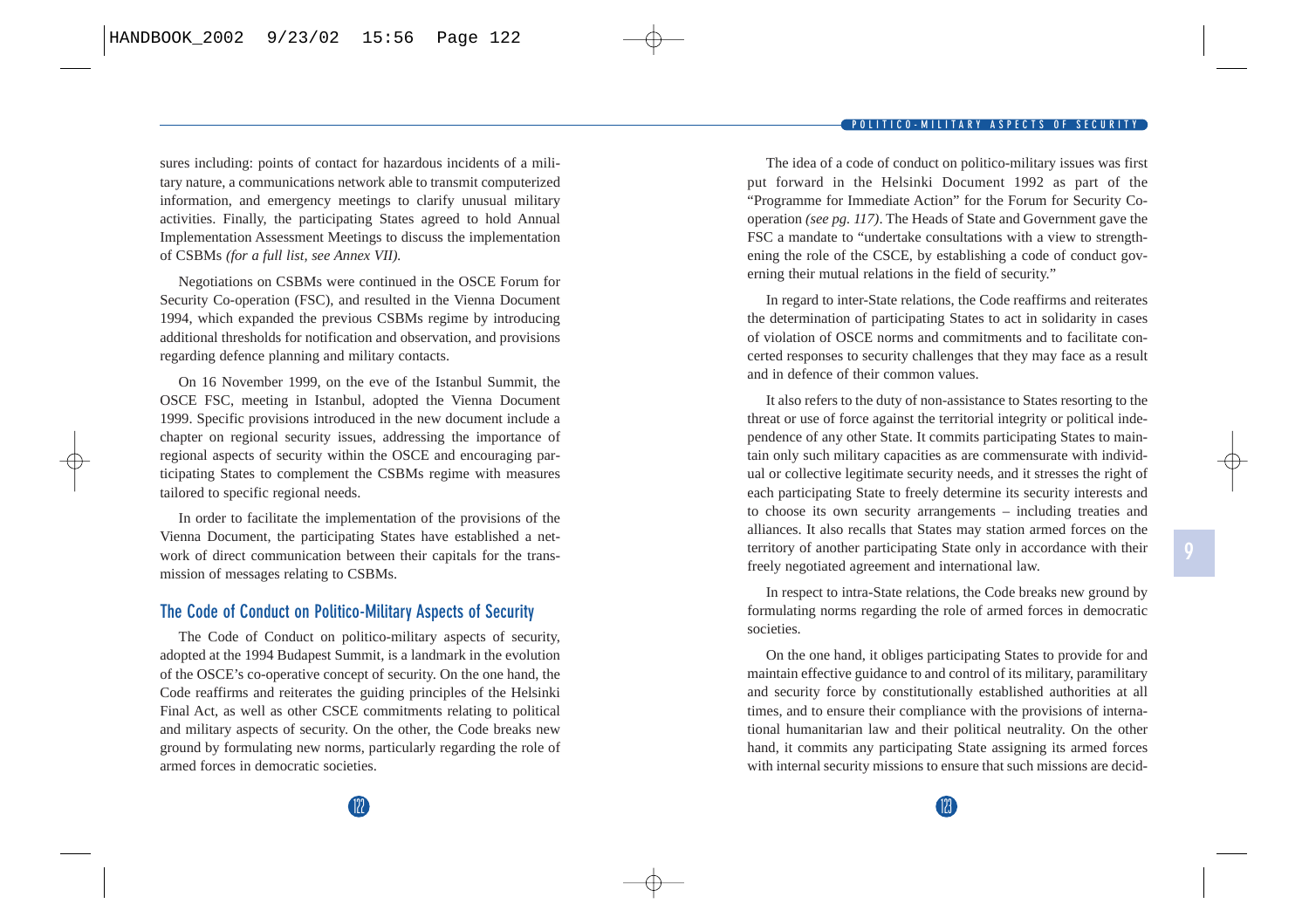sures including: points of contact for hazardous incidents of a military nature, a communications network able to transmit computerized information, and emergency meetings to clarify unusual military activities. Finally, the participating States agreed to hold Annual Implementation Assessment Meetings to discuss the implementation of CSBMs *(for a full list, see Annex VII).*

Negotiations on CSBMs were continued in the OSCE Forum for Security Co-operation (FSC), and resulted in the Vienna Document 1994, which expanded the previous CSBMs regime by introducing additional thresholds for notification and observation, and provisions regarding defence planning and military contacts.

On 16 November 1999, on the eve of the Istanbul Summit, the OSCE FSC, meeting in Istanbul, adopted the Vienna Document 1999. Specific provisions introduced in the new document include a chapter on regional security issues, addressing the importance of regional aspects of security within the OSCE and encouraging participating States to complement the CSBMs regime with measures tailored to specific regional needs.

In order to facilitate the implementation of the provisions of the Vienna Document, the participating States have established a network of direct communication between their capitals for the transmission of messages relating to CSBMs.

## The Code of Conduct on Politico-Military Aspects of Security

The Code of Conduct on politico-military aspects of security, adopted at the 1994 Budapest Summit, is a landmark in the evolution of the OSCE's co-operative concept of security. On the one hand, the Code reaffirms and reiterates the guiding principles of the Helsinki Final Act, as well as other CSCE commitments relating to political and military aspects of security. On the other, the Code breaks new ground by formulating new norms, particularly regarding the role of armed forces in democratic societies.

The idea of a code of conduct on politico-military issues was first put forward in the Helsinki Document 1992 as part of the "Programme for Immediate Action" for the Forum for Security Co-operation *(see pg. 117)*. The Heads of State and Government gave the FSC a mandate to "undertake consultations with a view to strengthening the role of the CSCE, by establishing a code of conduct governing their mutual relations in the field of security."

In regard to inter-State relations, the Code reaffirms and reiterates the determination of participating States to act in solidarity in cases of violation of OSCE norms and commitments and to facilitate concerted responses to security challenges that they may face as a result and in defence of their common values.

It also refers to the duty of non-assistance to States resorting to the threat or use of force against the territorial integrity or political independence of any other State. It commits participating States to maintain only such military capacities as are commensurate with individual or collective legitimate security needs, and it stresses the right of each participating State to freely determine its security interests and to choose its own security arrangements – including treaties and alliances. It also recalls that States may station armed forces on the territory of another participating State only in accordance with their freely negotiated agreement and international law.

In respect to intra-State relations, the Code breaks new ground by formulating norms regarding the role of armed forces in democratic societies.

On the one hand, it obliges participating States to provide for and maintain effective guidance to and control of its military, paramilitary and security force by constitutionally established authorities at all times, and to ensure their compliance with the provisions of international humanitarian law and their political neutrality. On the other hand, it commits any participating State assigning its armed forces with internal security missions to ensure that such missions are decid-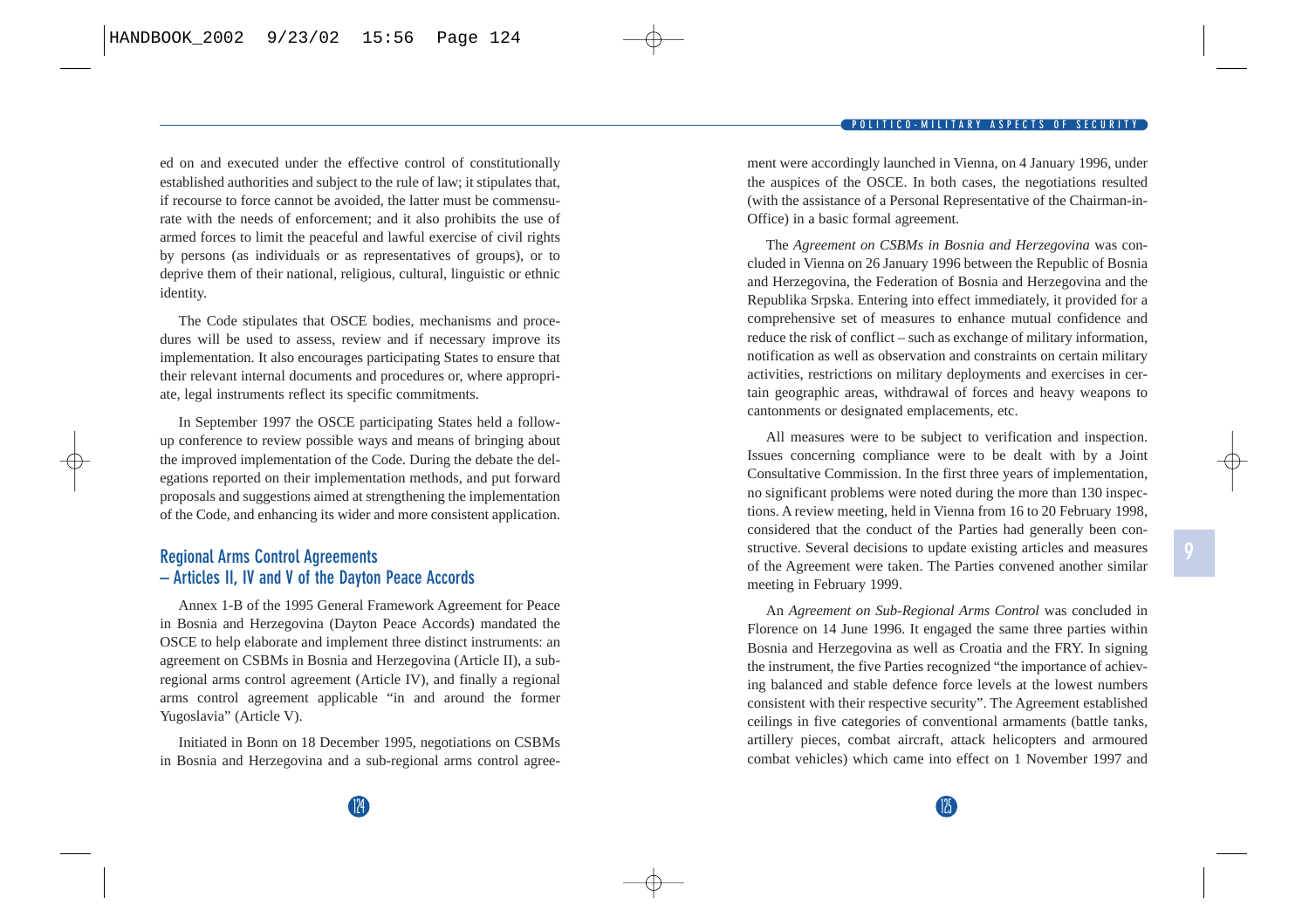ed on and executed under the effective control of constitutionally established authorities and subject to the rule of law; it stipulates that, if recourse to force cannot be avoided, the latter must be commensurate with the needs of enforcement; and it also prohibits the use of armed forces to limit the peaceful and lawful exercise of civil rights by persons (as individuals or as representatives of groups), or to deprive them of their national, religious, cultural, linguistic or ethnic identity.

The Code stipulates that OSCE bodies, mechanisms and procedures will be used to assess, review and if necessary improve its implementation. It also encourages participating States to ensure that their relevant internal documents and procedures or, where appropriate, legal instruments reflect its specific commitments.

In September 1997 the OSCE participating States held a follow-up conference to review possible ways and means of bringing about the improved implementation of the Code. During the debate the delegations reported on their implementation methods, and put forward proposals and suggestions aimed at strengthening the implementation of the Code, and enhancing its wider and more consistent application.

## Regional Arms Control Agreements – Articles II, IV and V of the Dayton Peace Accords

Annex 1-B of the 1995 General Framework Agreement for Peace in Bosnia and Herzegovina (Dayton Peace Accords) mandated the OSCE to help elaborate and implement three distinct instruments: an agreement on CSBMs in Bosnia and Herzegovina (Article II), a sub-regional arms control agreement (Article IV), and finally a regional arms control agreement applicable "in and around the former Yugoslavia" (Article V).

Initiated in Bonn on 18 December 1995, negotiations on CSBMs in Bosnia and Herzegovina and a sub-regional arms control agreement were accordingly launched in Vienna, on 4 January 1996, under the auspices of the OSCE. In both cases, the negotiations resulted (with the assistance of a Personal Representative of the Chairman-in-Office) in a basic formal agreement.

The *Agreement on CSBMs in Bosnia and Herzegovina* was concluded in Vienna on 26 January 1996 between the Republic of Bosnia and Herzegovina, the Federation of Bosnia and Herzegovina and the Republika Srpska. Entering into effect immediately, it provided for a comprehensive set of measures to enhance mutual confidence and reduce the risk of conflict – such as exchange of military information, notification as well as observation and constraints on certain military activities, restrictions on military deployments and exercises in certain geographic areas, withdrawal of forces and heavy weapons to cantonments or designated emplacements, etc.

All measures were to be subject to verification and inspection. Issues concerning compliance were to be dealt with by a Joint Consultative Commission. In the first three years of implementation, no significant problems were noted during the more than 130 inspections. A review meeting, held in Vienna from 16 to 20 February 1998, considered that the conduct of the Parties had generally been constructive. Several decisions to update existing articles and measures of the Agreement were taken. The Parties convened another similar meeting in February 1999.

An *Agreement on Sub-Regional Arms Control* was concluded in Florence on 14 June 1996. It engaged the same three parties within Bosnia and Herzegovina as well as Croatia and the FRY. In signing the instrument, the five Parties recognized "the importance of achieving balanced and stable defence force levels at the lowest numbers consistent with their respective security". The Agreement established ceilings in five categories of conventional armaments (battle tanks, artillery pieces, combat aircraft, attack helicopters and armoured combat vehicles) which came into effect on 1 November 1997 and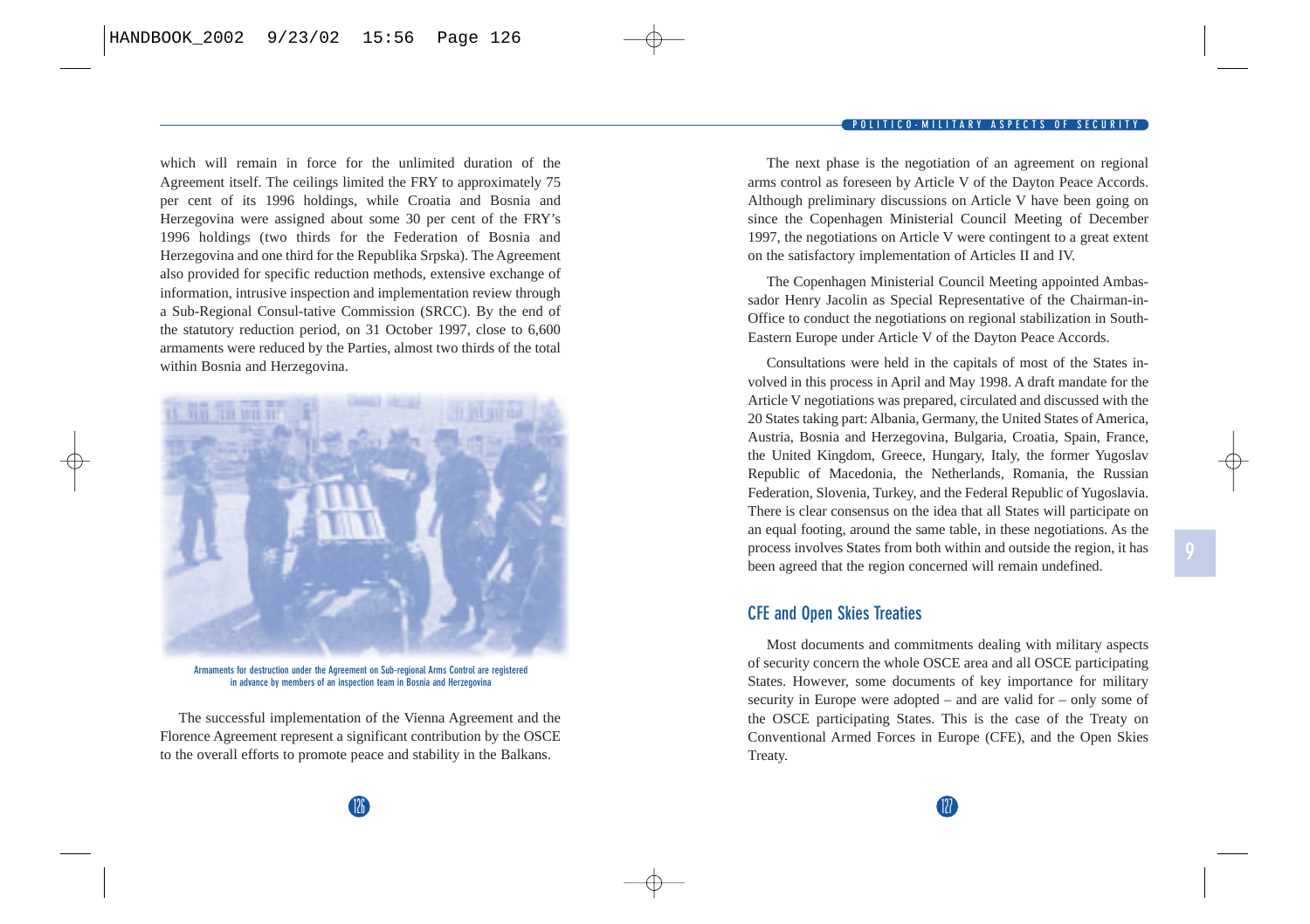which will remain in force for the unlimited duration of the Agreement itself. The ceilings limited the FRY to approximately 75 per cent of its 1996 holdings, while Croatia and Bosnia and Herzegovina were assigned about some 30 per cent of the FRY's 1996 holdings (two thirds for the Federation of Bosnia and Herzegovina and one third for the Republika Srpska). The Agreement also provided for specific reduction methods, extensive exchange of information, intrusive inspection and implementation review through a Sub-Regional Consul-tative Commission (SRCC). By the end of the statutory reduction period, on 31 October 1997, close to 6,600 armaments were reduced by the Parties, almost two thirds of the total within Bosnia and Herzegovina.

Armaments for destruction under the Agreement on Sub-regional Arms Control are registered in advance by members of an inspection team in Bosnia and Herzegovina

The successful implementation of the Vienna Agreement and the Florence Agreement represent a significant contribution by the OSCE to the overall efforts to promote peace and stability in the Balkans.

The next phase is the negotiation of an agreement on regional arms control as foreseen by Article V of the Dayton Peace Accords. Although preliminary discussions on Article V have been going on since the Copenhagen Ministerial Council Meeting of December 1997, the negotiations on Article V were contingent to a great extent on the satisfactory implementation of Articles II and IV.

The Copenhagen Ministerial Council Meeting appointed Ambassador Henry Jacolin as Special Representative of the Chairman-in-Office to conduct the negotiations on regional stabilization in South-Eastern Europe under Article V of the Dayton Peace Accords.

Consultations were held in the capitals of most of the States involved in this process in April and May 1998. A draft mandate for the Article V negotiations was prepared, circulated and discussed with the 20 States taking part: Albania, Germany, the United States of America, Austria, Bosnia and Herzegovina, Bulgaria, Croatia, Spain, France, the United Kingdom, Greece, Hungary, Italy, the former Yugoslav Republic of Macedonia, the Netherlands, Romania, the Russian Federation, Slovenia, Turkey, and the Federal Republic of Yugoslavia. There is clear consensus on the idea that all States will participate on an equal footing, around the same table, in these negotiations. As the process involves States from both within and outside the region, it has been agreed that the region concerned will remain undefined.

## CFE and Open Skies Treaties

Most documents and commitments dealing with military aspects of security concern the whole OSCE area and all OSCE participating States. However, some documents of key importance for military security in Europe were adopted – and are valid for – only some of the OSCE participating States. This is the case of the Treaty on Conventional Armed Forces in Europe (CFE), and the Open Skies Treaty.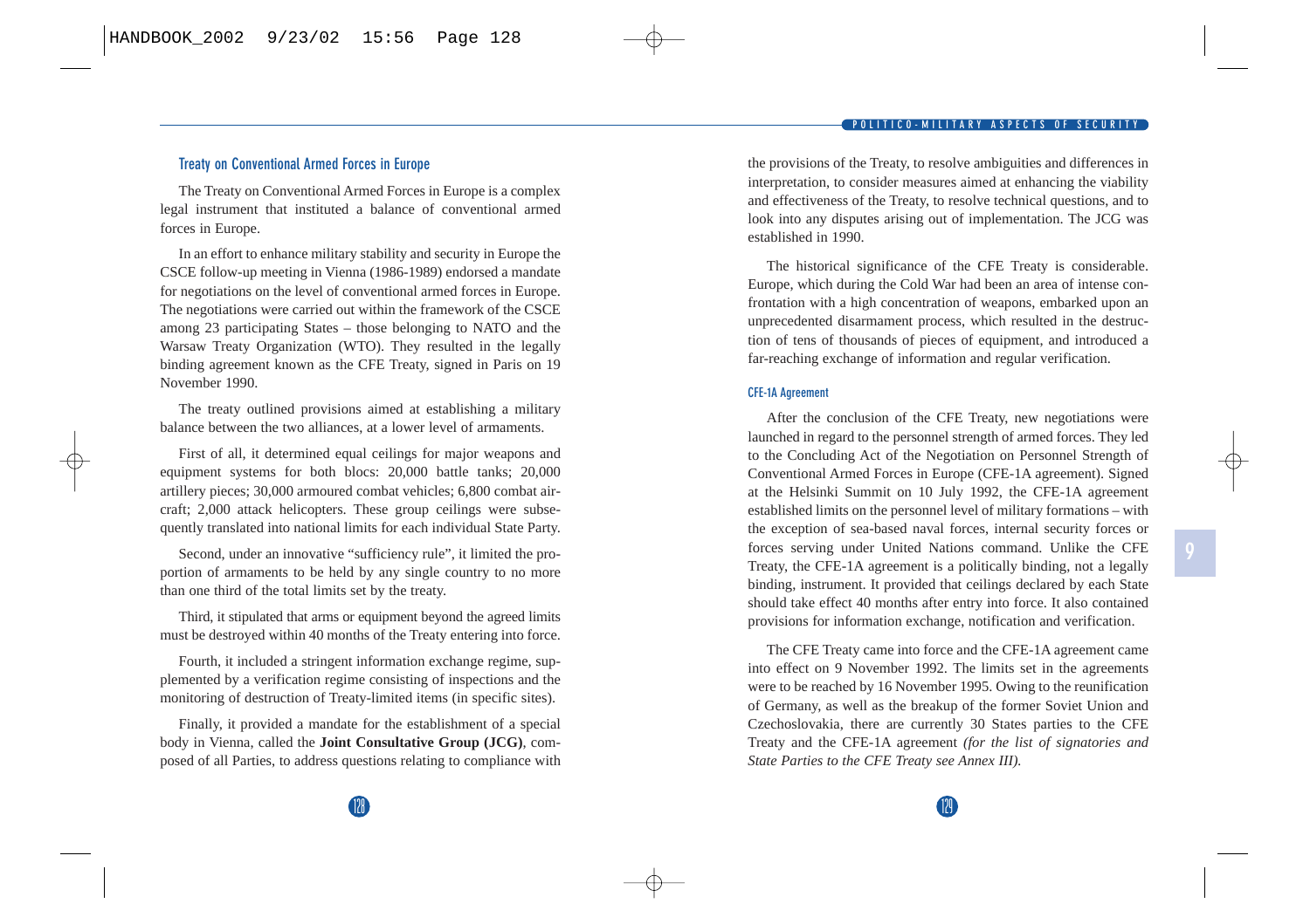### Treaty on Conventional Armed Forces in Europe

The Treaty on Conventional Armed Forces in Europe is a complex legal instrument that instituted a balance of conventional armed forces in Europe.

In an effort to enhance military stability and security in Europe the CSCE follow-up meeting in Vienna (1986-1989) endorsed a mandate for negotiations on the level of conventional armed forces in Europe. The negotiations were carried out within the framework of the CSCE among 23 participating States – those belonging to NATO and the Warsaw Treaty Organization (WTO). They resulted in the legally binding agreement known as the CFE Treaty, signed in Paris on 19 November 1990.

The treaty outlined provisions aimed at establishing a military balance between the two alliances, at a lower level of armaments.

First of all, it determined equal ceilings for major weapons and equipment systems for both blocs: 20,000 battle tanks; 20,000 artillery pieces; 30,000 armoured combat vehicles; 6,800 combat aircraft; 2,000 attack helicopters. These group ceilings were subsequently translated into national limits for each individual State Party.

Second, under an innovative "sufficiency rule", it limited the proportion of armaments to be held by any single country to no more than one third of the total limits set by the treaty.

Third, it stipulated that arms or equipment beyond the agreed limits must be destroyed within 40 months of the Treaty entering into force.

Fourth, it included a stringent information exchange regime, supplemented by a verification regime consisting of inspections and the monitoring of destruction of Treaty-limited items (in specific sites).

Finally, it provided a mandate for the establishment of a special body in Vienna, called the **Joint Consultative Group (JCG)**, composed of all Parties, to address questions relating to compliance with the provisions of the Treaty, to resolve ambiguities and differences in interpretation, to consider measures aimed at enhancing the viability and effectiveness of the Treaty, to resolve technical questions, and to look into any disputes arising out of implementation. The JCG was established in 1990.

The historical significance of the CFE Treaty is considerable. Europe, which during the Cold War had been an area of intense confrontation with a high concentration of weapons, embarked upon an unprecedented disarmament process, which resulted in the destruction of tens of thousands of pieces of equipment, and introduced a far-reaching exchange of information and regular verification.

#### CFE-1A Agreement

After the conclusion of the CFE Treaty, new negotiations were launched in regard to the personnel strength of armed forces. They led to the Concluding Act of the Negotiation on Personnel Strength of Conventional Armed Forces in Europe (CFE-1A agreement). Signed at the Helsinki Summit on 10 July 1992, the CFE-1A agreement established limits on the personnel level of military formations – with the exception of sea-based naval forces, internal security forces or forces serving under United Nations command. Unlike the CFE Treaty, the CFE-1A agreement is a politically binding, not a legally binding, instrument. It provided that ceilings declared by each State should take effect 40 months after entry into force. It also contained provisions for information exchange, notification and verification.

The CFE Treaty came into force and the CFE-1A agreement came into effect on 9 November 1992. The limits set in the agreements were to be reached by 16 November 1995. Owing to the reunification of Germany, as well as the breakup of the former Soviet Union and Czechoslovakia, there are currently 30 States parties to the CFE Treaty and the CFE-1A agreement *(for the list of signatories and State Parties to the CFE Treaty see Annex III).*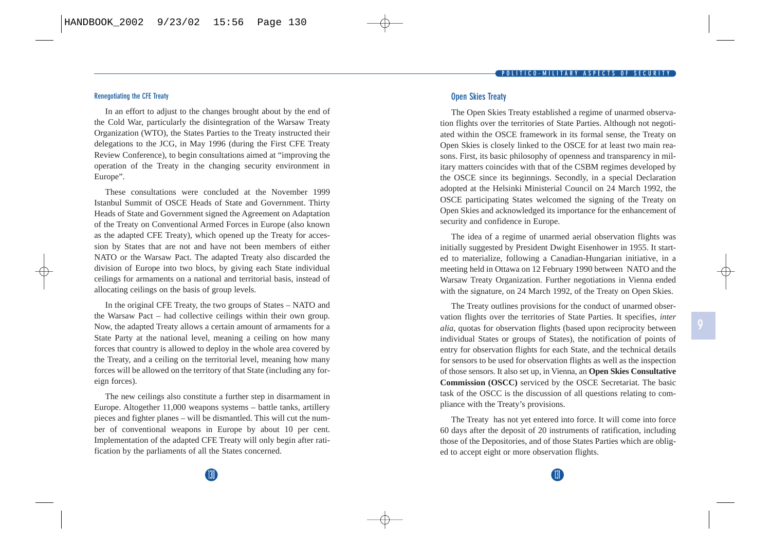### Renegotiating the CFE Treaty

In an effort to adjust to the changes brought about by the end of the Cold War, particularly the disintegration of the Warsaw Treaty Organization (WTO), the States Parties to the Treaty instructed their delegations to the JCG, in May 1996 (during the First CFE Treaty Review Conference), to begin consultations aimed at "improving the operation of the Treaty in the changing security environment in Europe".

These consultations were concluded at the November 1999 Istanbul Summit of OSCE Heads of State and Government. Thirty Heads of State and Government signed the Agreement on Adaptation of the Treaty on Conventional Armed Forces in Europe (also known as the adapted CFE Treaty), which opened up the Treaty for accession by States that are not and have not been members of either NATO or the Warsaw Pact. The adapted Treaty also discarded the division of Europe into two blocs, by giving each State individual ceilings for armaments on a national and territorial basis, instead of allocating ceilings on the basis of group levels.

In the original CFE Treaty, the two groups of States – NATO and the Warsaw Pact – had collective ceilings within their own group. Now, the adapted Treaty allows a certain amount of armaments for a State Party at the national level, meaning a ceiling on how many forces that country is allowed to deploy in the whole area covered by the Treaty, and a ceiling on the territorial level, meaning how many forces will be allowed on the territory of that State (including any foreign forces).

The new ceilings also constitute a further step in disarmament in Europe. Altogether 11,000 weapons systems – battle tanks, artillery pieces and fighter planes – will be dismantled. This will cut the number of conventional weapons in Europe by about 10 per cent. Implementation of the adapted CFE Treaty will only begin after ratification by the parliaments of all the States concerned.

## Open Skies Treaty

The Open Skies Treaty established a regime of unarmed observation flights over the territories of State Parties. Although not negotiated within the OSCE framework in its formal sense, the Treaty on Open Skies is closely linked to the OSCE for at least two main reasons. First, its basic philosophy of openness and transparency in military matters coincides with that of the CSBM regimes developed by the OSCE since its beginnings. Secondly, in a special Declaration adopted at the Helsinki Ministerial Council on 24 March 1992, the OSCE participating States welcomed the signing of the Treaty on Open Skies and acknowledged its importance for the enhancement of security and confidence in Europe.

The idea of a regime of unarmed aerial observation flights was initially suggested by President Dwight Eisenhower in 1955. It started to materialize, following a Canadian-Hungarian initiative, in a meeting held in Ottawa on 12 February 1990 between NATO and the Warsaw Treaty Organization. Further negotiations in Vienna ended with the signature, on 24 March 1992, of the Treaty on Open Skies.

The Treaty outlines provisions for the conduct of unarmed observation flights over the territories of State Parties. It specifies, *inter alia*, quotas for observation flights (based upon reciprocity between individual States or groups of States), the notification of points of entry for observation flights for each State, and the technical details for sensors to be used for observation flights as well as the inspection of those sensors. It also set up, in Vienna, an **Open Skies Consultative Commission (OSCC)** serviced by the OSCE Secretariat. The basic task of the OSCC is the discussion of all questions relating to compliance with the Treaty's provisions.

The Treaty has not yet entered into force. It will come into force 60 days after the deposit of 20 instruments of ratification, including those of the Depositories, and of those States Parties which are obliged to accept eight or more observation flights.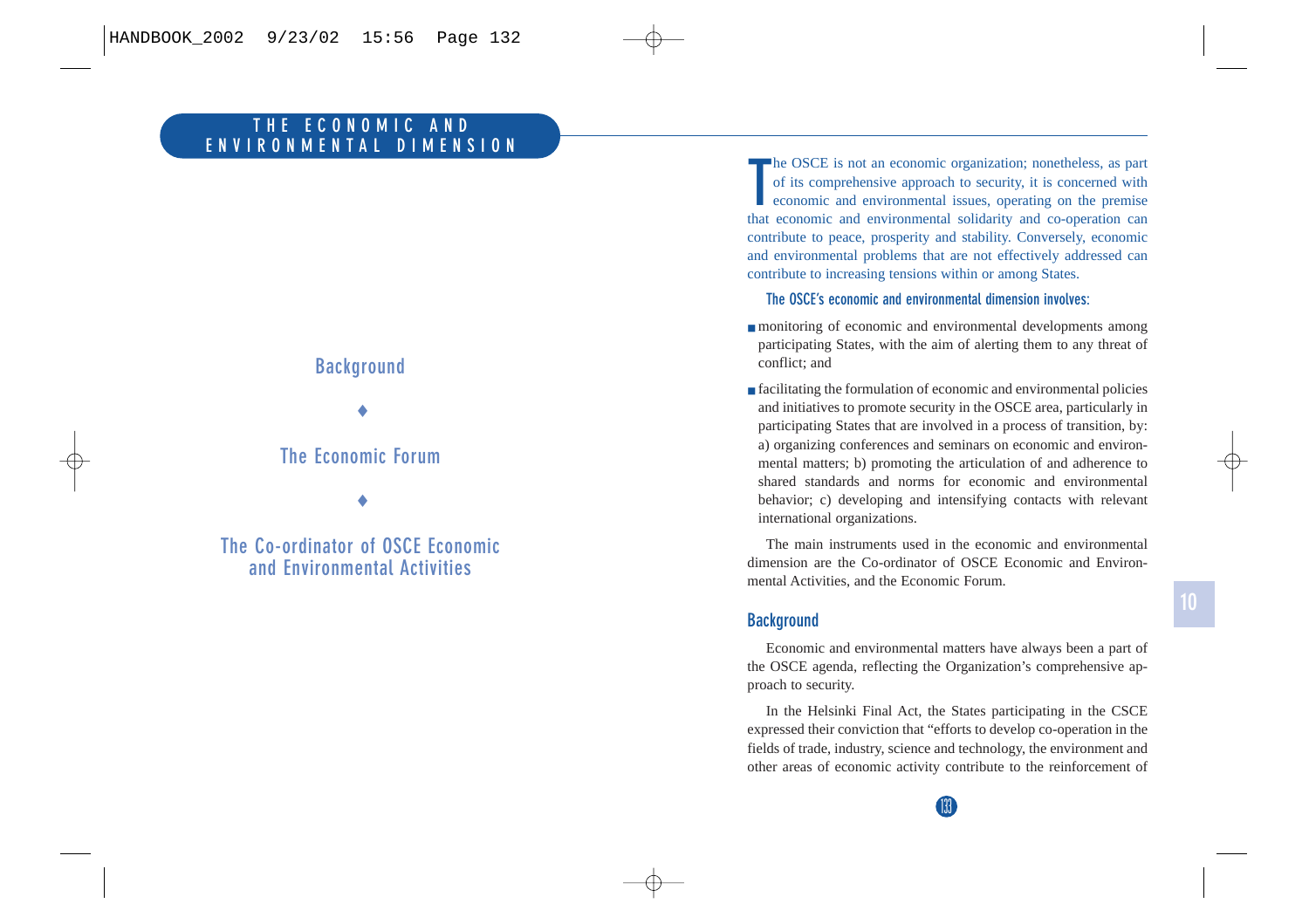# THE ECONOMIC AND ENVIRONMENTAL DIMENSION

Background

♦

The Economic Forum

♦

The Co-ordinator of OSCE Economic and Environmental Activities

The OSCE is not an economic organization; nonetheless, as part of its comprehensive approach to security, it is concerned with economic and environmental issues, operating on the premise that economic and environmental solidarity and co-operation can contribute to peace, prosperity and stability. Conversely, economic and environmental problems that are not effectively addressed can contribute to increasing tensions within or among States.

**The OSCE's economic and environmental dimension involves:**

- monitoring of economic and environmental developments among participating States, with the aim of alerting them to any threat of conflict; and
- facilitating the formulation of economic and environmental policies and initiatives to promote security in the OSCE area, particularly in participating States that are involved in a process of transition, by: a) organizing conferences and seminars on economic and environmental matters; b) promoting the articulation of and adherence to shared standards and norms for economic and environmental behavior; c) developing and intensifying contacts with relevant international organizations.

The main instruments used in the economic and environmental dimension are the Co-ordinator of OSCE Economic and Environmental Activities, and the Economic Forum.

## Background

Economic and environmental matters have always been a part of the OSCE agenda, reflecting the Organization's comprehensive approach to security.

In the Helsinki Final Act, the States participating in the CSCE expressed their conviction that "efforts to develop co-operation in the fields of trade, industry, science and technology, the environment and other areas of economic activity contribute to the reinforcement of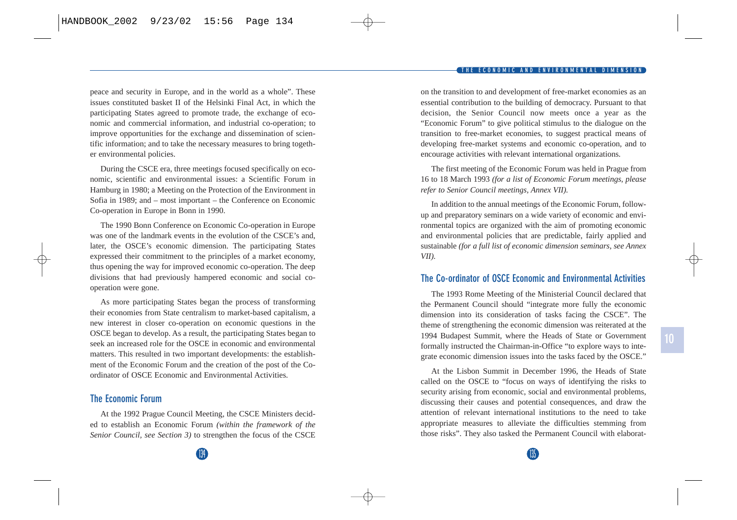peace and security in Europe, and in the world as a whole". These issues constituted basket II of the Helsinki Final Act, in which the participating States agreed to promote trade, the exchange of economic and commercial information, and industrial co-operation; to improve opportunities for the exchange and dissemination of scientific information; and to take the necessary measures to bring together environmental policies.

During the CSCE era, three meetings focused specifically on economic, scientific and environmental issues: a Scientific Forum in Hamburg in 1980; a Meeting on the Protection of the Environment in Sofia in 1989; and – most important – the Conference on Economic Co-operation in Europe in Bonn in 1990.

The 1990 Bonn Conference on Economic Co-operation in Europe was one of the landmark events in the evolution of the CSCE's and, later, the OSCE's economic dimension. The participating States expressed their commitment to the principles of a market economy, thus opening the way for improved economic co-operation. The deep divisions that had previously hampered economic and social co-operation were gone.

As more participating States began the process of transforming their economies from State centralism to market-based capitalism, a new interest in closer co-operation on economic questions in the OSCE began to develop. As a result, the participating States began to seek an increased role for the OSCE in economic and environmental matters. This resulted in two important developments: the establishment of the Economic Forum and the creation of the post of the Co-ordinator of OSCE Economic and Environmental Activities.

## The Economic Forum

At the 1992 Prague Council Meeting, the CSCE Ministers decided to establish an Economic Forum *(within the framework of the Senior Council, see Section 3)* to strengthen the focus of the CSCE on the transition to and development of free-market economies as an essential contribution to the building of democracy. Pursuant to that decision, the Senior Council now meets once a year as the "Economic Forum" to give political stimulus to the dialogue on the transition to free-market economies, to suggest practical means of developing free-market systems and economic co-operation, and to encourage activities with relevant international organizations.

The first meeting of the Economic Forum was held in Prague from 16 to 18 March 1993 *(for a list of Economic Forum meetings, please refer to Senior Council meetings, Annex VII).*

In addition to the annual meetings of the Economic Forum, follow-up and preparatory seminars on a wide variety of economic and environmental topics are organized with the aim of promoting economic and environmental policies that are predictable, fairly applied and sustainable *(for a full list of economic dimension seminars, see Annex VII).*

## The Co-ordinator of OSCE Economic and Environmental Activities

The 1993 Rome Meeting of the Ministerial Council declared that the Permanent Council should "integrate more fully the economic dimension into its consideration of tasks facing the CSCE". The theme of strengthening the economic dimension was reiterated at the 1994 Budapest Summit, where the Heads of State or Government formally instructed the Chairman-in-Office "to explore ways to integrate economic dimension issues into the tasks faced by the OSCE."

At the Lisbon Summit in December 1996, the Heads of State called on the OSCE to "focus on ways of identifying the risks to security arising from economic, social and environmental problems, discussing their causes and potential consequences, and draw the attention of relevant international institutions to the need to take appropriate measures to alleviate the difficulties stemming from those risks". They also tasked the Permanent Council with elaborat-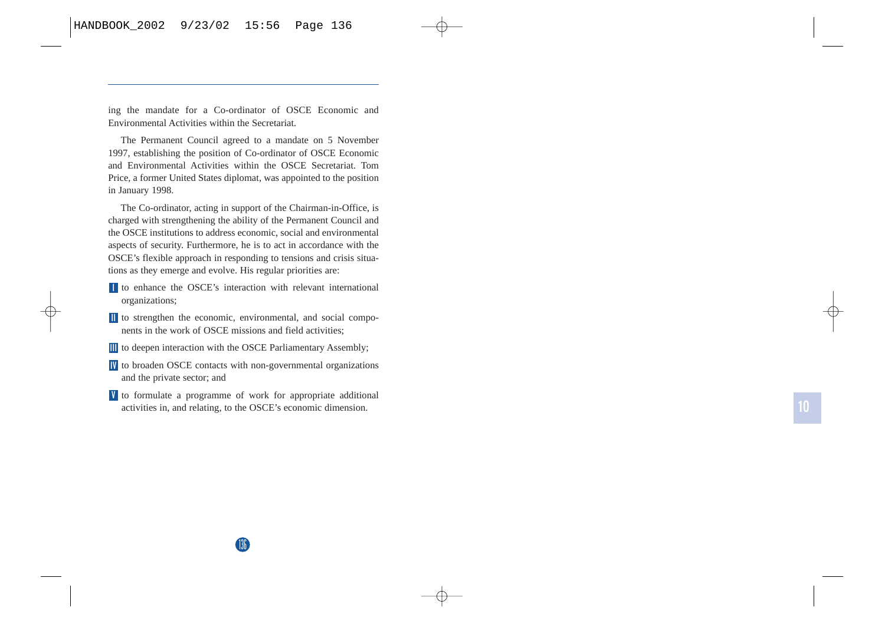ing the mandate for a Co-ordinator of OSCE Economic and Environmental Activities within the Secretariat.

The Permanent Council agreed to a mandate on 5 November 1997, establishing the position of Co-ordinator of OSCE Economic and Environmental Activities within the OSCE Secretariat. Tom Price, a former United States diplomat, was appointed to the position in January 1998.

The Co-ordinator, acting in support of the Chairman-in-Office, is charged with strengthening the ability of the Permanent Council and the OSCE institutions to address economic, social and environmental aspects of security. Furthermore, he is to act in accordance with the OSCE's flexible approach in responding to tensions and crisis situations as they emerge and evolve. His regular priorities are:

- I to enhance the OSCE's interaction with relevant international organizations;
- II to strengthen the economic, environmental, and social components in the work of OSCE missions and field activities;
- III to deepen interaction with the OSCE Parliamentary Assembly;
- IV to broaden OSCE contacts with non-governmental organizations and the private sector; and
- V to formulate a programme of work for appropriate additional activities in, and relating, to the OSCE's economic dimension.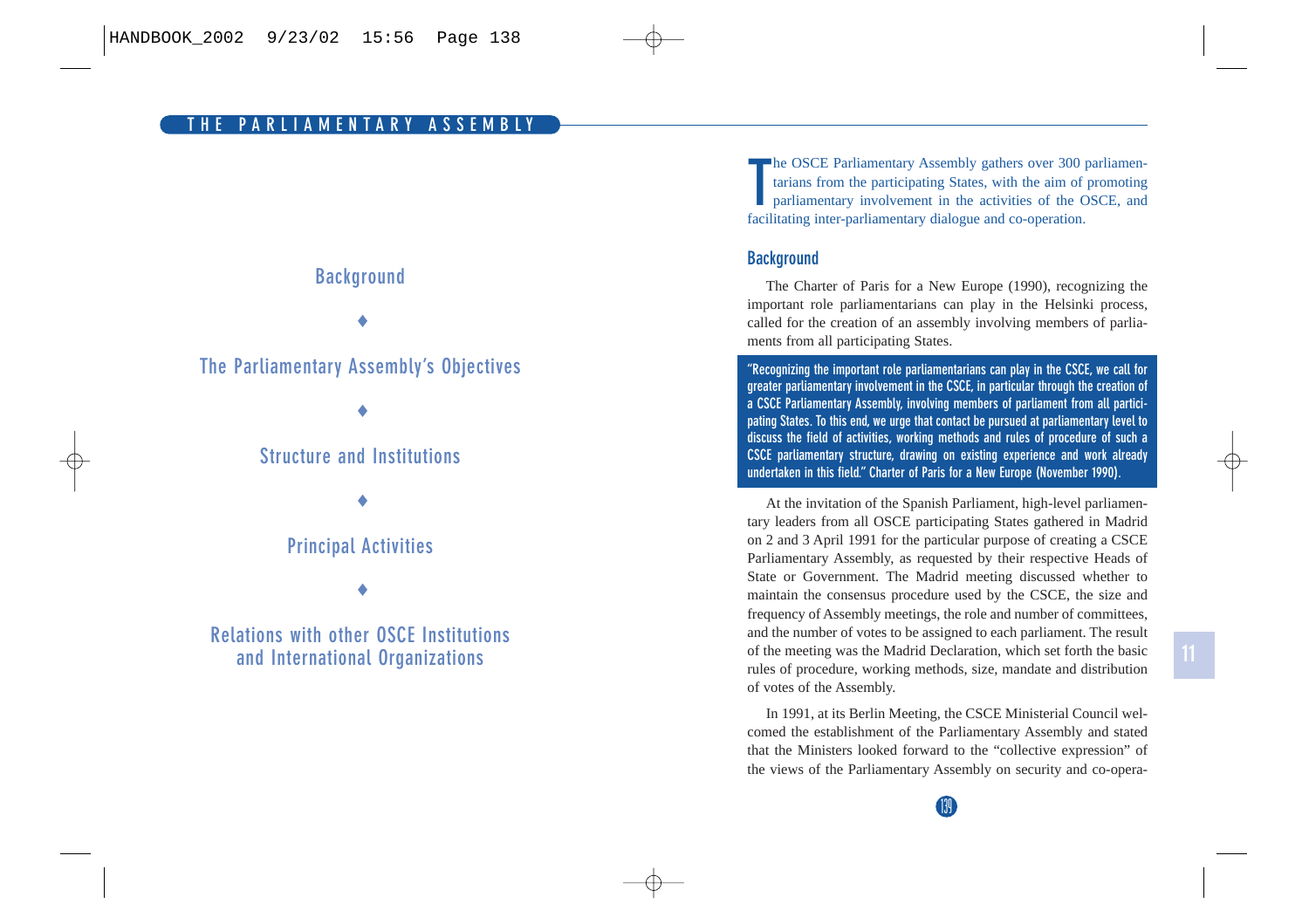# THE PARLIAMENTARY ASSEMBLY

Background

♦

The Parliamentary Assembly's Objectives

♦

Structure and Institutions

♦

Principal Activities

♦

Relations with other OSCE Institutions and International Organizations

The OSCE Parliamentary Assembly gathers over 300 parliamentarians from the participating States, with the aim of promoting parliamentary involvement in the activities of the OSCE, and facilitating inter-parliamentary dialogue and co-operation.

## Background

The Charter of Paris for a New Europe (1990), recognizing the important role parliamentarians can play in the Helsinki process, called for the creation of an assembly involving members of parliaments from all participating States.

> "Recognizing the important role parliamentarians can play in the CSCE, we call for greater parliamentary involvement in the CSCE, in particular through the creation of a CSCE Parliamentary Assembly, involving members of parliament from all participating States. To this end, we urge that contact be pursued at parliamentary level to discuss the field of activities, working methods and rules of procedure of such a CSCE parliamentary structure, drawing on existing experience and work already undertaken in this field." Charter of Paris for a New Europe (November 1990).

At the invitation of the Spanish Parliament, high-level parliamentary leaders from all OSCE participating States gathered in Madrid on 2 and 3 April 1991 for the particular purpose of creating a CSCE Parliamentary Assembly, as requested by their respective Heads of State or Government. The Madrid meeting discussed whether to maintain the consensus procedure used by the CSCE, the size and frequency of Assembly meetings, the role and number of committees, and the number of votes to be assigned to each parliament. The result of the meeting was the Madrid Declaration, which set forth the basic rules of procedure, working methods, size, mandate and distribution of votes of the Assembly.

In 1991, at its Berlin Meeting, the CSCE Ministerial Council welcomed the establishment of the Parliamentary Assembly and stated that the Ministers looked forward to the "collective expression" of the views of the Parliamentary Assembly on security and co-opera-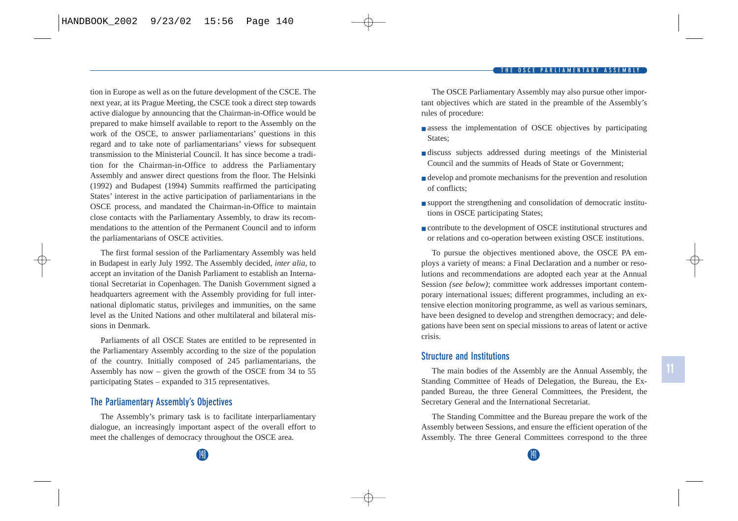tion in Europe as well as on the future development of the CSCE. The next year, at its Prague Meeting, the CSCE took a direct step towards active dialogue by announcing that the Chairman-in-Office would be prepared to make himself available to report to the Assembly on the work of the OSCE, to answer parliamentarians' questions in this regard and to take note of parliamentarians' views for subsequent transmission to the Ministerial Council. It has since become a tradition for the Chairman-in-Office to address the Parliamentary Assembly and answer direct questions from the floor. The Helsinki (1992) and Budapest (1994) Summits reaffirmed the participating States' interest in the active participation of parliamentarians in the OSCE process, and mandated the Chairman-in-Office to maintain close contacts with the Parliamentary Assembly, to draw its recommendations to the attention of the Permanent Council and to inform the parliamentarians of OSCE activities.

The first formal session of the Parliamentary Assembly was held in Budapest in early July 1992. The Assembly decided, *inter alia*, to accept an invitation of the Danish Parliament to establish an International Secretariat in Copenhagen. The Danish Government signed a headquarters agreement with the Assembly providing for full international diplomatic status, privileges and immunities, on the same level as the United Nations and other multilateral and bilateral missions in Denmark.

Parliaments of all OSCE States are entitled to be represented in the Parliamentary Assembly according to the size of the population of the country. Initially composed of 245 parliamentarians, the Assembly has now – given the growth of the OSCE from 34 to 55 participating States – expanded to 315 representatives.

## The Parliamentary Assembly's Objectives

The Assembly's primary task is to facilitate interparliamentary dialogue, an increasingly important aspect of the overall effort to meet the challenges of democracy throughout the OSCE area.

The OSCE Parliamentary Assembly may also pursue other important objectives which are stated in the preamble of the Assembly's rules of procedure:

- assess the implementation of OSCE objectives by participating States;
- discuss subjects addressed during meetings of the Ministerial Council and the summits of Heads of State or Government;
- develop and promote mechanisms for the prevention and resolution of conflicts;
- support the strengthening and consolidation of democratic institutions in OSCE participating States;
- contribute to the development of OSCE institutional structures and or relations and co-operation between existing OSCE institutions.

To pursue the objectives mentioned above, the OSCE PA employs a variety of means: a Final Declaration and a number or resolutions and recommendations are adopted each year at the Annual Session *(see below)*; committee work addresses important contemporary international issues; different programmes, including an extensive election monitoring programme, as well as various seminars, have been designed to develop and strengthen democracy; and delegations have been sent on special missions to areas of latent or active crisis.

## Structure and Institutions

The main bodies of the Assembly are the Annual Assembly, the Standing Committee of Heads of Delegation, the Bureau, the Expanded Bureau, the three General Committees, the President, the Secretary General and the International Secretariat.

The Standing Committee and the Bureau prepare the work of the Assembly between Sessions, and ensure the efficient operation of the Assembly. The three General Committees correspond to the three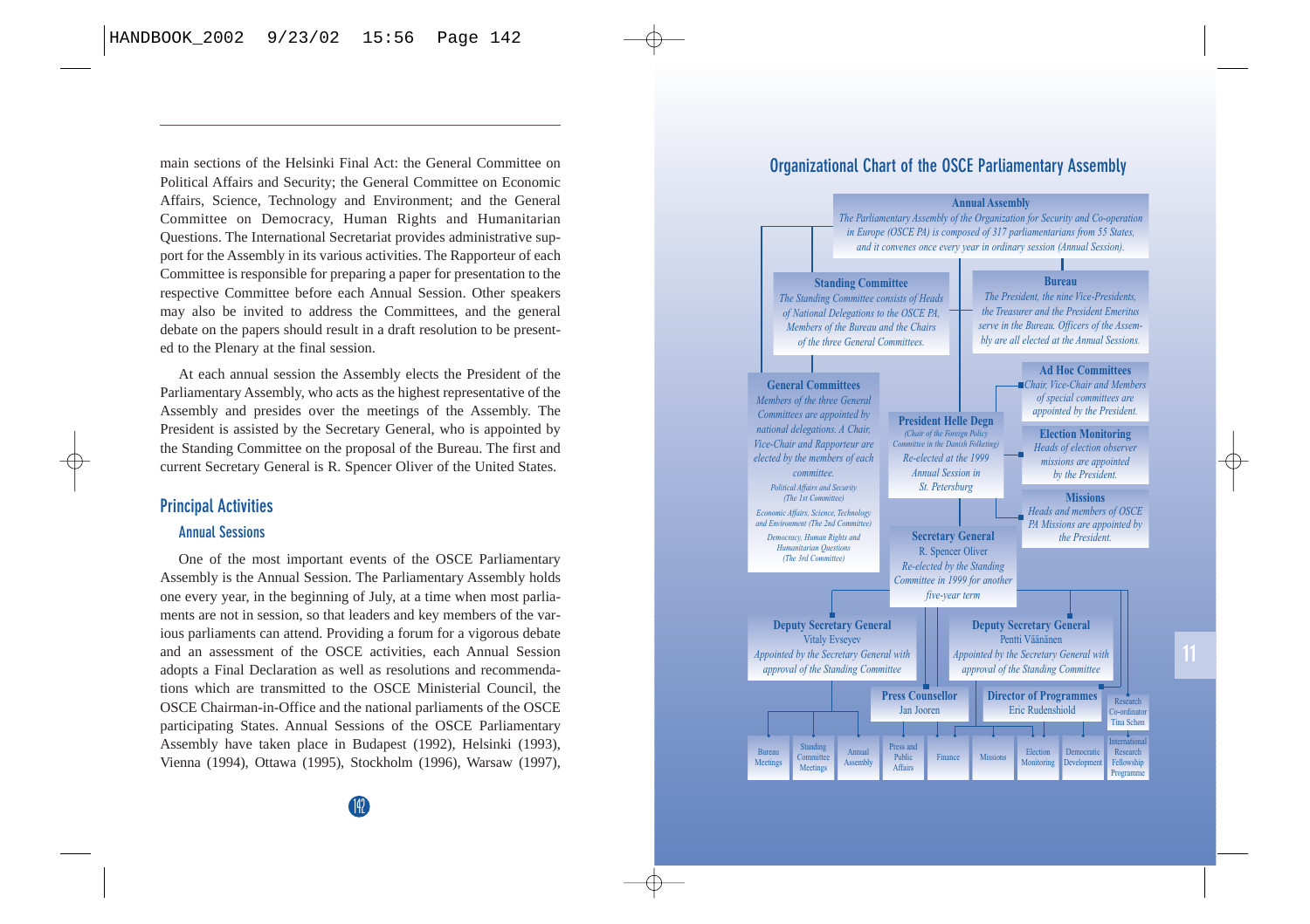main sections of the Helsinki Final Act: the General Committee on Political Affairs and Security; the General Committee on Economic Affairs, Science, Technology and Environment; and the General Committee on Democracy, Human Rights and Humanitarian Questions. The International Secretariat provides administrative support for the Assembly in its various activities. The Rapporteur of each Committee is responsible for preparing a paper for presentation to the respective Committee before each Annual Session. Other speakers may also be invited to address the Committees, and the general debate on the papers should result in a draft resolution to be presented to the Plenary at the final session.

At each annual session the Assembly elects the President of the Parliamentary Assembly, who acts as the highest representative of the Assembly and presides over the meetings of the Assembly. The President is assisted by the Secretary General, who is appointed by the Standing Committee on the proposal of the Bureau. The first and current Secretary General is R. Spencer Oliver of the United States.

## Principal Activities

### Annual Sessions

One of the most important events of the OSCE Parliamentary Assembly is the Annual Session. The Parliamentary Assembly holds one every year, in the beginning of July, at a time when most parliaments are not in session, so that leaders and key members of the various parliaments can attend. Providing a forum for a vigorous debate and an assessment of the OSCE activities, each Annual Session adopts a Final Declaration as well as resolutions and recommendations which are transmitted to the OSCE Ministerial Council, the OSCE Chairman-in-Office and the national parliaments of the OSCE participating States. Annual Sessions of the OSCE Parliamentary Assembly have taken place in Budapest (1992), Helsinki (1993), Vienna (1994), Ottawa (1995), Stockholm (1996), Warsaw (1997),

## Organizational Chart of the OSCE Parliamentary Assembly

**Annual Assembly**
*The Parliamentary Assembly of the Organization for Security and Co-operation in Europe (OSCE PA) is composed of 317 parliamentarians from 55 States, and it convenes once every year in ordinary session (Annual Session).*

**Standing Committee**
*The Standing Committee consists of Heads of National Delegations to the OSCE PA, Members of the Bureau and the Chairs of the three General Committees.*

**Bureau**
*The President, the nine Vice-Presidents, the Treasurer and the President Emeritus serve in the Bureau. Officers of the Assembly are all elected at the Annual Sessions.*

**General Committees**
*Members of the three General Committees are appointed by national delegations. A Chair, Vice-Chair and Rapporteur are elected by the members of each committee.*
- *Political Affairs and Security (The 1st Committee)*
- *Economic Affairs, Science, Technology and Environment (The 2nd Committee)*
- *Democracy, Human Rights and Humanitarian Questions (The 3rd Committee)*

**President Helle Degn**
*(Chair of the Foreign Policy Committee in the Danish Folketing)*
*Re-elected at the 1999 Annual Session in St. Petersburg*

**Ad Hoc Committees**
*Chair, Vice-Chair and Members of special committees are appointed by the President.*

**Election Monitoring**
*Heads of election observer missions are appointed by the President.*

**Missions**
*Heads and members of OSCE PA Missions are appointed by the President.*

**Secretary General**
R. Spencer Oliver
*Re-elected by the Standing Committee in 1999 for another five-year term*

**Deputy Secretary General**
Vitaly Evseyev
*Appointed by the Secretary General with approval of the Standing Committee*

**Deputy Secretary General**
Pentti Väänänen
*Appointed by the Secretary General with approval of the Standing Committee*

**Press Counsellor**
Jan Jooren

**Director of Programmes**
Eric Rudenshiold

Research Co-ordinator
Tina Schøn

- Bureau Meetings
- Standing Committee Meetings
- Annual Assembly
- Press and Public Affairs
- Finance
- Missions
- Election Monitoring
- Democratic Development
- International Research Fellowship Programme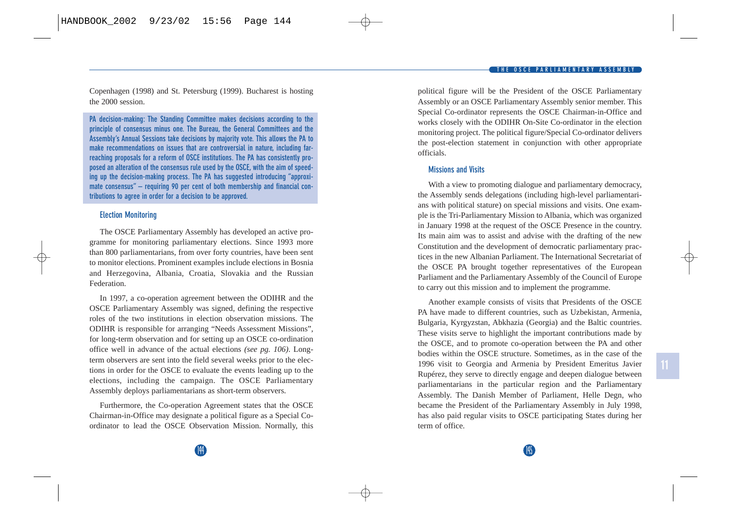Copenhagen (1998) and St. Petersburg (1999). Bucharest is hosting the 2000 session.

**PA decision-making: The Standing Committee makes decisions according to the principle of consensus minus one. The Bureau, the General Committees and the Assembly's Annual Sessions take decisions by majority vote. This allows the PA to make recommendations on issues that are controversial in nature, including far-reaching proposals for a reform of OSCE institutions. The PA has consistently proposed an alteration of the consensus rule used by the OSCE, with the aim of speeding up the decision-making process. The PA has suggested introducing "approximate consensus" – requiring 90 per cent of both membership and financial contributions to agree in order for a decision to be approved.**

### Election Monitoring

The OSCE Parliamentary Assembly has developed an active programme for monitoring parliamentary elections. Since 1993 more than 800 parliamentarians, from over forty countries, have been sent to monitor elections. Prominent examples include elections in Bosnia and Herzegovina, Albania, Croatia, Slovakia and the Russian Federation.

In 1997, a co-operation agreement between the ODIHR and the OSCE Parliamentary Assembly was signed, defining the respective roles of the two institutions in election observation missions. The ODIHR is responsible for arranging "Needs Assessment Missions", for long-term observation and for setting up an OSCE co-ordination office well in advance of the actual elections *(see pg. 106)*. Long-term observers are sent into the field several weeks prior to the elections in order for the OSCE to evaluate the events leading up to the elections, including the campaign. The OSCE Parliamentary Assembly deploys parliamentarians as short-term observers.

Furthermore, the Co-operation Agreement states that the OSCE Chairman-in-Office may designate a political figure as a Special Co-ordinator to lead the OSCE Observation Mission. Normally, this political figure will be the President of the OSCE Parliamentary Assembly or an OSCE Parliamentary Assembly senior member. This Special Co-ordinator represents the OSCE Chairman-in-Office and works closely with the ODIHR On-Site Co-ordinator in the election monitoring project. The political figure/Special Co-ordinator delivers the post-election statement in conjunction with other appropriate officials.

### Missions and Visits

With a view to promoting dialogue and parliamentary democracy, the Assembly sends delegations (including high-level parliamentarians with political stature) on special missions and visits. One example is the Tri-Parliamentary Mission to Albania, which was organized in January 1998 at the request of the OSCE Presence in the country. Its main aim was to assist and advise with the drafting of the new Constitution and the development of democratic parliamentary practices in the new Albanian Parliament. The International Secretariat of the OSCE PA brought together representatives of the European Parliament and the Parliamentary Assembly of the Council of Europe to carry out this mission and to implement the programme.

Another example consists of visits that Presidents of the OSCE PA have made to different countries, such as Uzbekistan, Armenia, Bulgaria, Kyrgyzstan, Abkhazia (Georgia) and the Baltic countries. These visits serve to highlight the important contributions made by the OSCE, and to promote co-operation between the PA and other bodies within the OSCE structure. Sometimes, as in the case of the 1996 visit to Georgia and Armenia by President Emeritus Javier Rupérez, they serve to directly engage and deepen dialogue between parliamentarians in the particular region and the Parliamentary Assembly. The Danish Member of Parliament, Helle Degn, who became the President of the Parliamentary Assembly in July 1998, has also paid regular visits to OSCE participating States during her term of office.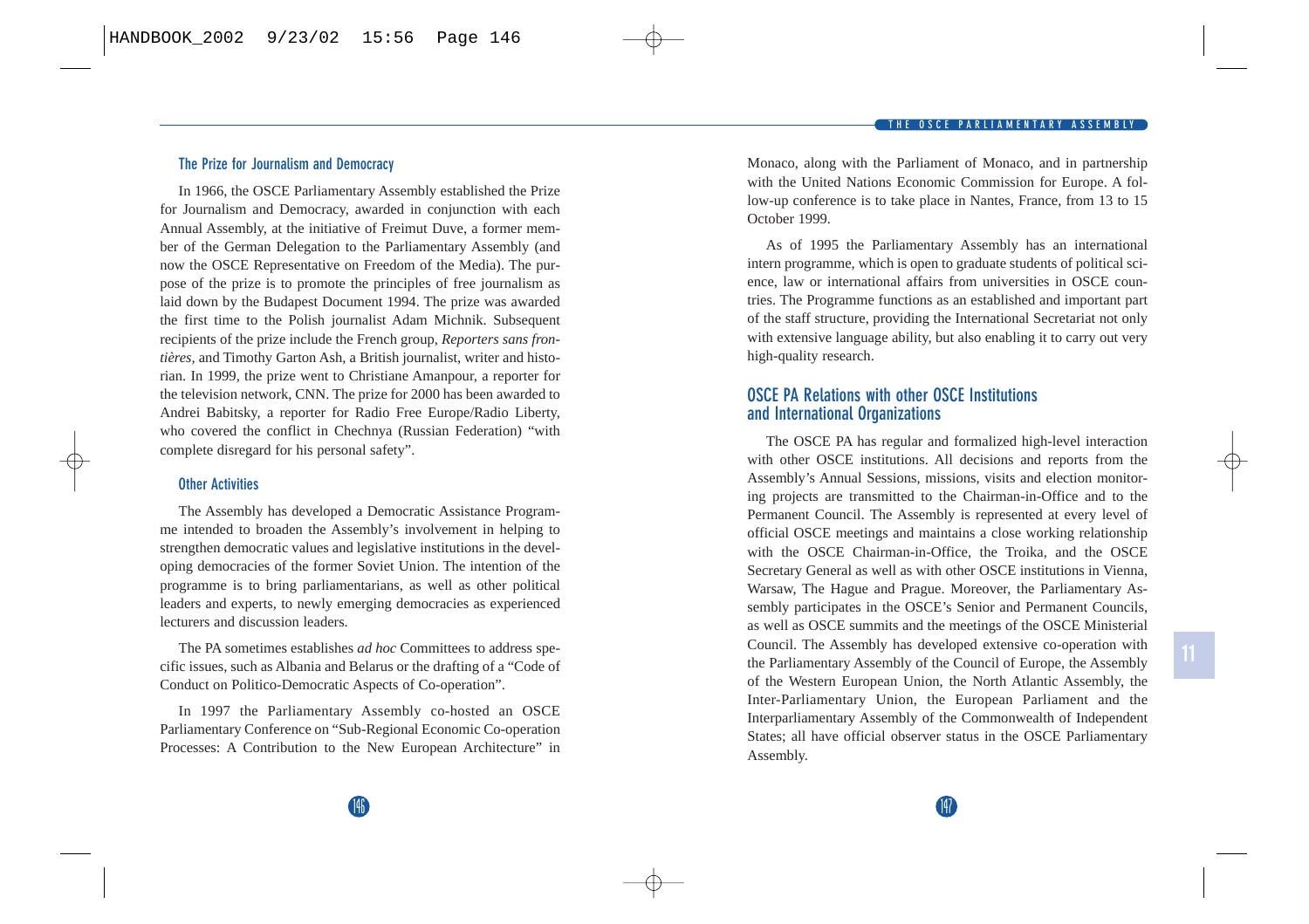### The Prize for Journalism and Democracy

In 1966, the OSCE Parliamentary Assembly established the Prize for Journalism and Democracy, awarded in conjunction with each Annual Assembly, at the initiative of Freimut Duve, a former member of the German Delegation to the Parliamentary Assembly (and now the OSCE Representative on Freedom of the Media). The purpose of the prize is to promote the principles of free journalism as laid down by the Budapest Document 1994. The prize was awarded the first time to the Polish journalist Adam Michnik. Subsequent recipients of the prize include the French group, *Reporters sans frontières*, and Timothy Garton Ash, a British journalist, writer and historian. In 1999, the prize went to Christiane Amanpour, a reporter for the television network, CNN. The prize for 2000 has been awarded to Andrei Babitsky, a reporter for Radio Free Europe/Radio Liberty, who covered the conflict in Chechnya (Russian Federation) "with complete disregard for his personal safety".

### Other Activities

The Assembly has developed a Democratic Assistance Programme intended to broaden the Assembly's involvement in helping to strengthen democratic values and legislative institutions in the developing democracies of the former Soviet Union. The intention of the programme is to bring parliamentarians, as well as other political leaders and experts, to newly emerging democracies as experienced lecturers and discussion leaders.

The PA sometimes establishes *ad hoc* Committees to address specific issues, such as Albania and Belarus or the drafting of a "Code of Conduct on Politico-Democratic Aspects of Co-operation".

In 1997 the Parliamentary Assembly co-hosted an OSCE Parliamentary Conference on "Sub-Regional Economic Co-operation Processes: A Contribution to the New European Architecture" in Monaco, along with the Parliament of Monaco, and in partnership with the United Nations Economic Commission for Europe. A follow-up conference is to take place in Nantes, France, from 13 to 15 October 1999.

As of 1995 the Parliamentary Assembly has an international intern programme, which is open to graduate students of political science, law or international affairs from universities in OSCE countries. The Programme functions as an established and important part of the staff structure, providing the International Secretariat not only with extensive language ability, but also enabling it to carry out very high-quality research.

## OSCE PA Relations with other OSCE Institutions and International Organizations

The OSCE PA has regular and formalized high-level interaction with other OSCE institutions. All decisions and reports from the Assembly's Annual Sessions, missions, visits and election monitoring projects are transmitted to the Chairman-in-Office and to the Permanent Council. The Assembly is represented at every level of official OSCE meetings and maintains a close working relationship with the OSCE Chairman-in-Office, the Troika, and the OSCE Secretary General as well as with other OSCE institutions in Vienna, Warsaw, The Hague and Prague. Moreover, the Parliamentary Assembly participates in the OSCE's Senior and Permanent Councils, as well as OSCE summits and the meetings of the OSCE Ministerial Council. The Assembly has developed extensive co-operation with the Parliamentary Assembly of the Council of Europe, the Assembly of the Western European Union, the North Atlantic Assembly, the Inter-Parliamentary Union, the European Parliament and the Interparliamentary Assembly of the Commonwealth of Independent States; all have official observer status in the OSCE Parliamentary Assembly.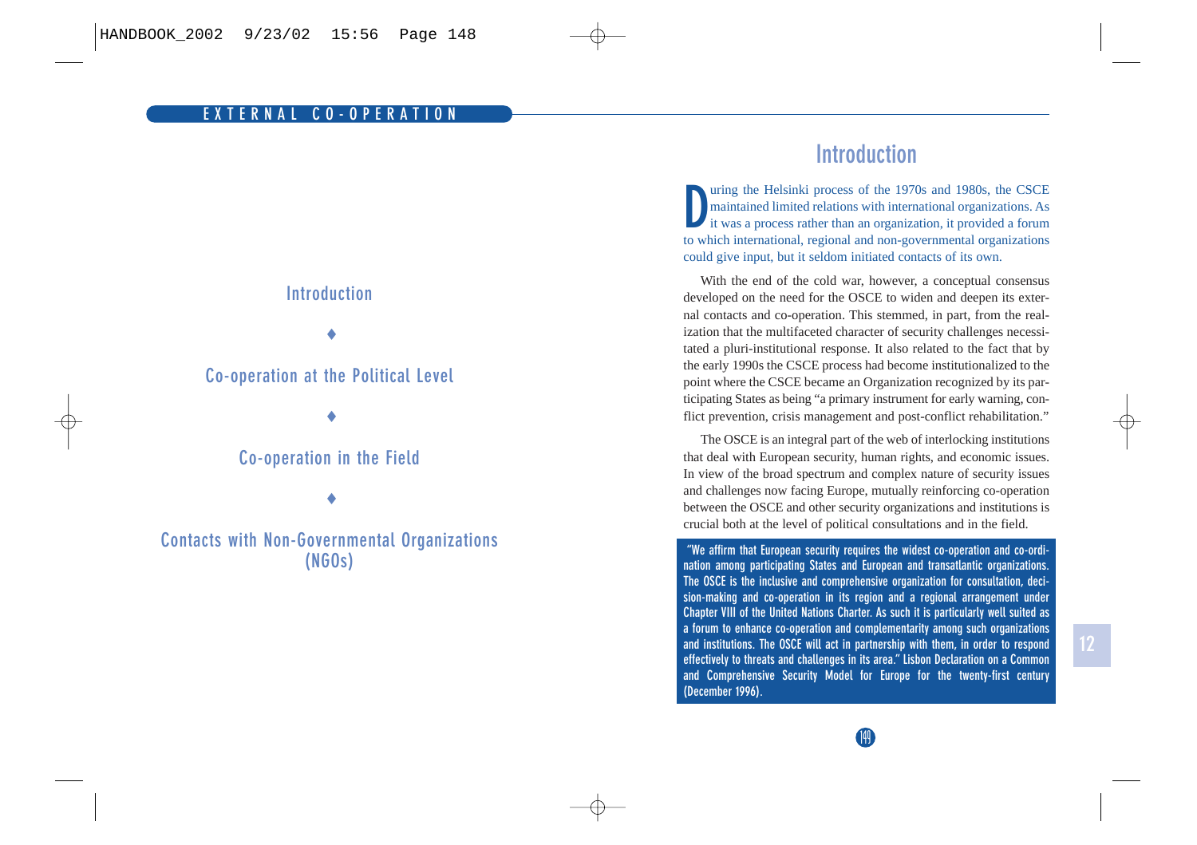# EXTERNAL CO-OPERATION

Introduction

♦

Co-operation at the Political Level

♦

Co-operation in the Field

♦

Contacts with Non-Governmental Organizations (NGOs)

## Introduction

During the Helsinki process of the 1970s and 1980s, the CSCE maintained limited relations with international organizations. As it was a process rather than an organization, it provided a forum to which international, regional and non-governmental organizations could give input, but it seldom initiated contacts of its own.

With the end of the cold war, however, a conceptual consensus developed on the need for the OSCE to widen and deepen its external contacts and co-operation. This stemmed, in part, from the realization that the multifaceted character of security challenges necessitated a pluri-institutional response. It also related to the fact that by the early 1990s the CSCE process had become institutionalized to the point where the CSCE became an Organization recognized by its participating States as being "a primary instrument for early warning, conflict prevention, crisis management and post-conflict rehabilitation."

The OSCE is an integral part of the web of interlocking institutions that deal with European security, human rights, and economic issues. In view of the broad spectrum and complex nature of security issues and challenges now facing Europe, mutually reinforcing co-operation between the OSCE and other security organizations and institutions is crucial both at the level of political consultations and in the field.

"We affirm that European security requires the widest co-operation and co-ordination among participating States and European and transatlantic organizations. The OSCE is the inclusive and comprehensive organization for consultation, decision-making and co-operation in its region and a regional arrangement under Chapter VIII of the United Nations Charter. As such it is particularly well suited as a forum to enhance co-operation and complementarity among such organizations and institutions. The OSCE will act in partnership with them, in order to respond effectively to threats and challenges in its area." Lisbon Declaration on a Common and Comprehensive Security Model for Europe for the twenty-first century (December 1996).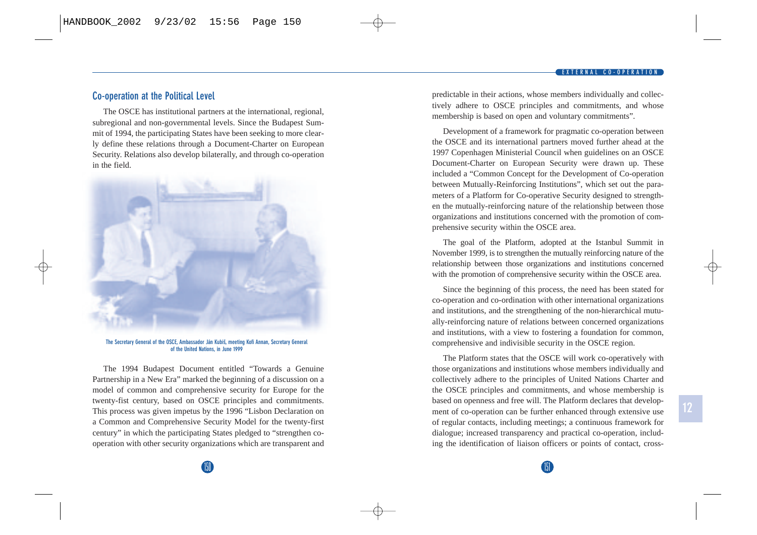## Co-operation at the Political Level

The OSCE has institutional partners at the international, regional, subregional and non-governmental levels. Since the Budapest Summit of 1994, the participating States have been seeking to more clearly define these relations through a Document-Charter on European Security. Relations also develop bilaterally, and through co-operation in the field.

The Secretary General of the OSCE, Ambassador Ján Kubiš, meeting Kofi Annan, Secretary General of the United Nations, in June 1999

The 1994 Budapest Document entitled "Towards a Genuine Partnership in a New Era" marked the beginning of a discussion on a model of common and comprehensive security for Europe for the twenty-fist century, based on OSCE principles and commitments. This process was given impetus by the 1996 "Lisbon Declaration on a Common and Comprehensive Security Model for the twenty-first century" in which the participating States pledged to "strengthen co-operation with other security organizations which are transparent and predictable in their actions, whose members individually and collectively adhere to OSCE principles and commitments, and whose membership is based on open and voluntary commitments".

Development of a framework for pragmatic co-operation between the OSCE and its international partners moved further ahead at the 1997 Copenhagen Ministerial Council when guidelines on an OSCE Document-Charter on European Security were drawn up. These included a "Common Concept for the Development of Co-operation between Mutually-Reinforcing Institutions", which set out the parameters of a Platform for Co-operative Security designed to strengthen the mutually-reinforcing nature of the relationship between those organizations and institutions concerned with the promotion of comprehensive security within the OSCE area.

The goal of the Platform, adopted at the Istanbul Summit in November 1999, is to strengthen the mutually reinforcing nature of the relationship between those organizations and institutions concerned with the promotion of comprehensive security within the OSCE area.

Since the beginning of this process, the need has been stated for co-operation and co-ordination with other international organizations and institutions, and the strengthening of the non-hierarchical mutually-reinforcing nature of relations between concerned organizations and institutions, with a view to fostering a foundation for common, comprehensive and indivisible security in the OSCE region.

The Platform states that the OSCE will work co-operatively with those organizations and institutions whose members individually and collectively adhere to the principles of United Nations Charter and the OSCE principles and commitments, and whose membership is based on openness and free will. The Platform declares that development of co-operation can be further enhanced through extensive use of regular contacts, including meetings; a continuous framework for dialogue; increased transparency and practical co-operation, including the identification of liaison officers or points of contact, cross-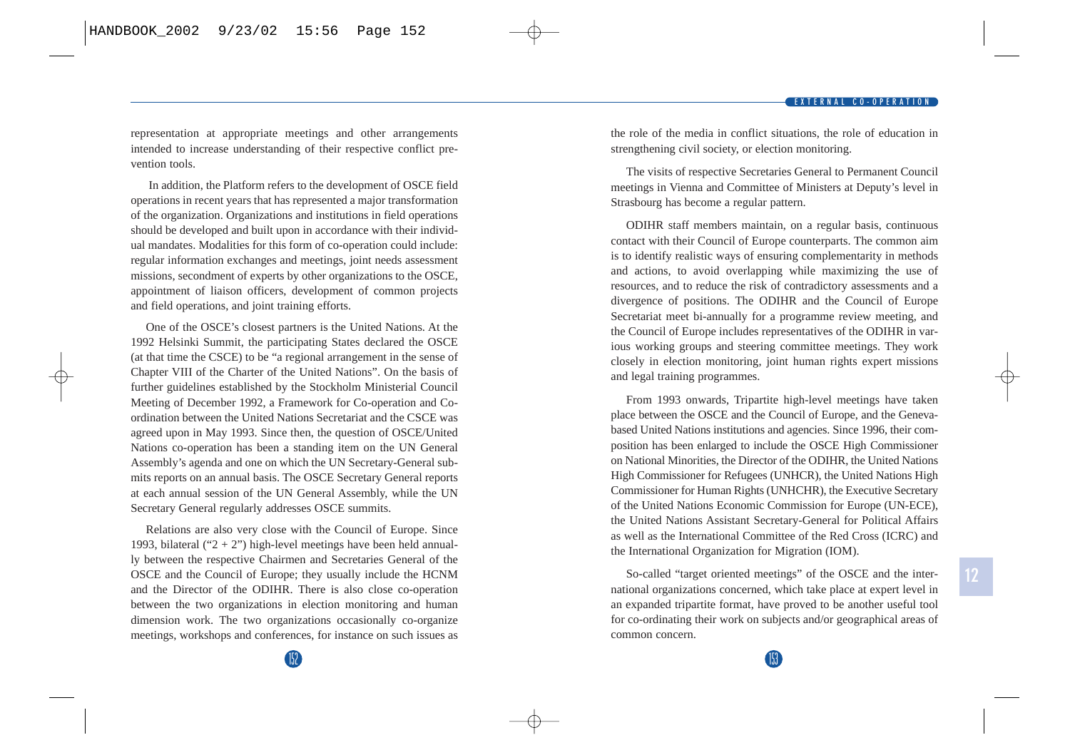representation at appropriate meetings and other arrangements intended to increase understanding of their respective conflict prevention tools.

In addition, the Platform refers to the development of OSCE field operations in recent years that has represented a major transformation of the organization. Organizations and institutions in field operations should be developed and built upon in accordance with their individual mandates. Modalities for this form of co-operation could include: regular information exchanges and meetings, joint needs assessment missions, secondment of experts by other organizations to the OSCE, appointment of liaison officers, development of common projects and field operations, and joint training efforts.

One of the OSCE's closest partners is the United Nations. At the 1992 Helsinki Summit, the participating States declared the OSCE (at that time the CSCE) to be "a regional arrangement in the sense of Chapter VIII of the Charter of the United Nations". On the basis of further guidelines established by the Stockholm Ministerial Council Meeting of December 1992, a Framework for Co-operation and Co-ordination between the United Nations Secretariat and the CSCE was agreed upon in May 1993. Since then, the question of OSCE/United Nations co-operation has been a standing item on the UN General Assembly's agenda and one on which the UN Secretary-General submits reports on an annual basis. The OSCE Secretary General reports at each annual session of the UN General Assembly, while the UN Secretary General regularly addresses OSCE summits.

Relations are also very close with the Council of Europe. Since 1993, bilateral ("2 + 2") high-level meetings have been held annually between the respective Chairmen and Secretaries General of the OSCE and the Council of Europe; they usually include the HCNM and the Director of the ODIHR. There is also close co-operation between the two organizations in election monitoring and human dimension work. The two organizations occasionally co-organize meetings, workshops and conferences, for instance on such issues as the role of the media in conflict situations, the role of education in strengthening civil society, or election monitoring.

The visits of respective Secretaries General to Permanent Council meetings in Vienna and Committee of Ministers at Deputy's level in Strasbourg has become a regular pattern.

ODIHR staff members maintain, on a regular basis, continuous contact with their Council of Europe counterparts. The common aim is to identify realistic ways of ensuring complementarity in methods and actions, to avoid overlapping while maximizing the use of resources, and to reduce the risk of contradictory assessments and a divergence of positions. The ODIHR and the Council of Europe Secretariat meet bi-annually for a programme review meeting, and the Council of Europe includes representatives of the ODIHR in various working groups and steering committee meetings. They work closely in election monitoring, joint human rights expert missions and legal training programmes.

From 1993 onwards, Tripartite high-level meetings have taken place between the OSCE and the Council of Europe, and the Geneva-based United Nations institutions and agencies. Since 1996, their composition has been enlarged to include the OSCE High Commissioner on National Minorities, the Director of the ODIHR, the United Nations High Commissioner for Refugees (UNHCR), the United Nations High Commissioner for Human Rights (UNHCHR), the Executive Secretary of the United Nations Economic Commission for Europe (UN-ECE), the United Nations Assistant Secretary-General for Political Affairs as well as the International Committee of the Red Cross (ICRC) and the International Organization for Migration (IOM).

So-called "target oriented meetings" of the OSCE and the international organizations concerned, which take place at expert level in an expanded tripartite format, have proved to be another useful tool for co-ordinating their work on subjects and/or geographical areas of common concern.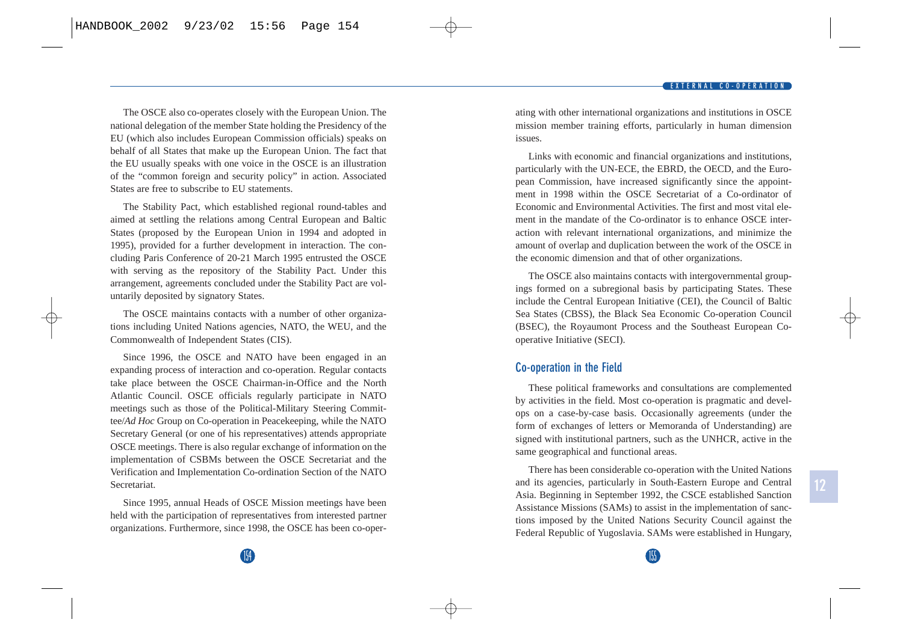The OSCE also co-operates closely with the European Union. The national delegation of the member State holding the Presidency of the EU (which also includes European Commission officials) speaks on behalf of all States that make up the European Union. The fact that the EU usually speaks with one voice in the OSCE is an illustration of the "common foreign and security policy" in action. Associated States are free to subscribe to EU statements.

The Stability Pact, which established regional round-tables and aimed at settling the relations among Central European and Baltic States (proposed by the European Union in 1994 and adopted in 1995), provided for a further development in interaction. The concluding Paris Conference of 20-21 March 1995 entrusted the OSCE with serving as the repository of the Stability Pact. Under this arrangement, agreements concluded under the Stability Pact are voluntarily deposited by signatory States.

The OSCE maintains contacts with a number of other organizations including United Nations agencies, NATO, the WEU, and the Commonwealth of Independent States (CIS).

Since 1996, the OSCE and NATO have been engaged in an expanding process of interaction and co-operation. Regular contacts take place between the OSCE Chairman-in-Office and the North Atlantic Council. OSCE officials regularly participate in NATO meetings such as those of the Political-Military Steering Committee/*Ad Hoc* Group on Co-operation in Peacekeeping, while the NATO Secretary General (or one of his representatives) attends appropriate OSCE meetings. There is also regular exchange of information on the implementation of CSBMs between the OSCE Secretariat and the Verification and Implementation Co-ordination Section of the NATO Secretariat.

Since 1995, annual Heads of OSCE Mission meetings have been held with the participation of representatives from interested partner organizations. Furthermore, since 1998, the OSCE has been co-operating with other international organizations and institutions in OSCE mission member training efforts, particularly in human dimension issues.

Links with economic and financial organizations and institutions, particularly with the UN-ECE, the EBRD, the OECD, and the European Commission, have increased significantly since the appointment in 1998 within the OSCE Secretariat of a Co-ordinator of Economic and Environmental Activities. The first and most vital element in the mandate of the Co-ordinator is to enhance OSCE interaction with relevant international organizations, and minimize the amount of overlap and duplication between the work of the OSCE in the economic dimension and that of other organizations.

The OSCE also maintains contacts with intergovernmental groupings formed on a subregional basis by participating States. These include the Central European Initiative (CEI), the Council of Baltic Sea States (CBSS), the Black Sea Economic Co-operation Council (BSEC), the Royaumont Process and the Southeast European Cooperative Initiative (SECI).

## Co-operation in the Field

These political frameworks and consultations are complemented by activities in the field. Most co-operation is pragmatic and develops on a case-by-case basis. Occasionally agreements (under the form of exchanges of letters or Memoranda of Understanding) are signed with institutional partners, such as the UNHCR, active in the same geographical and functional areas.

There has been considerable co-operation with the United Nations and its agencies, particularly in South-Eastern Europe and Central Asia. Beginning in September 1992, the CSCE established Sanction Assistance Missions (SAMs) to assist in the implementation of sanctions imposed by the United Nations Security Council against the Federal Republic of Yugoslavia. SAMs were established in Hungary,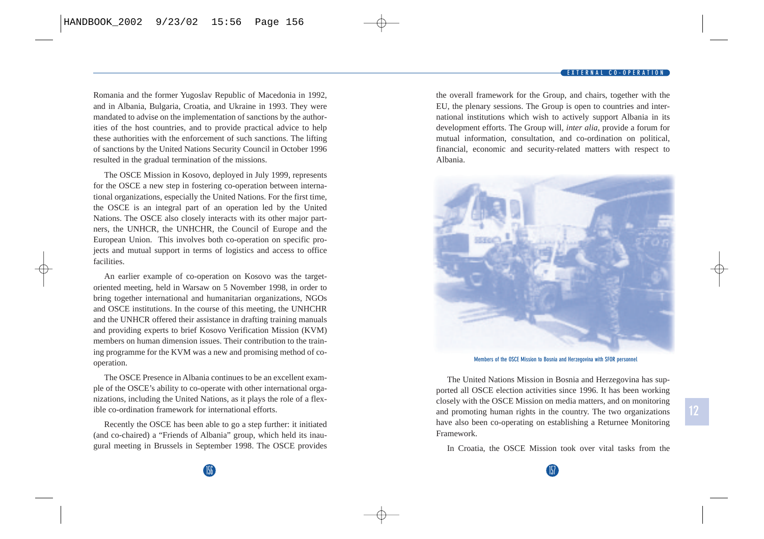Romania and the former Yugoslav Republic of Macedonia in 1992, and in Albania, Bulgaria, Croatia, and Ukraine in 1993. They were mandated to advise on the implementation of sanctions by the authorities of the host countries, and to provide practical advice to help these authorities with the enforcement of such sanctions. The lifting of sanctions by the United Nations Security Council in October 1996 resulted in the gradual termination of the missions.

The OSCE Mission in Kosovo, deployed in July 1999, represents for the OSCE a new step in fostering co-operation between international organizations, especially the United Nations. For the first time, the OSCE is an integral part of an operation led by the United Nations. The OSCE also closely interacts with its other major partners, the UNHCR, the UNHCHR, the Council of Europe and the European Union. This involves both co-operation on specific projects and mutual support in terms of logistics and access to office facilities.

An earlier example of co-operation on Kosovo was the target-oriented meeting, held in Warsaw on 5 November 1998, in order to bring together international and humanitarian organizations, NGOs and OSCE institutions. In the course of this meeting, the UNHCHR and the UNHCR offered their assistance in drafting training manuals and providing experts to brief Kosovo Verification Mission (KVM) members on human dimension issues. Their contribution to the training programme for the KVM was a new and promising method of co-operation.

The OSCE Presence in Albania continues to be an excellent example of the OSCE's ability to co-operate with other international organizations, including the United Nations, as it plays the role of a flexible co-ordination framework for international efforts.

Recently the OSCE has been able to go a step further: it initiated (and co-chaired) a "Friends of Albania" group, which held its inaugural meeting in Brussels in September 1998. The OSCE provides the overall framework for the Group, and chairs, together with the EU, the plenary sessions. The Group is open to countries and international institutions which wish to actively support Albania in its development efforts. The Group will, *inter alia*, provide a forum for mutual information, consultation, and co-ordination on political, financial, economic and security-related matters with respect to Albania.

Members of the OSCE Mission to Bosnia and Herzegovina with SFOR personnel

The United Nations Mission in Bosnia and Herzegovina has supported all OSCE election activities since 1996. It has been working closely with the OSCE Mission on media matters, and on monitoring and promoting human rights in the country. The two organizations have also been co-operating on establishing a Returnee Monitoring Framework.

In Croatia, the OSCE Mission took over vital tasks from the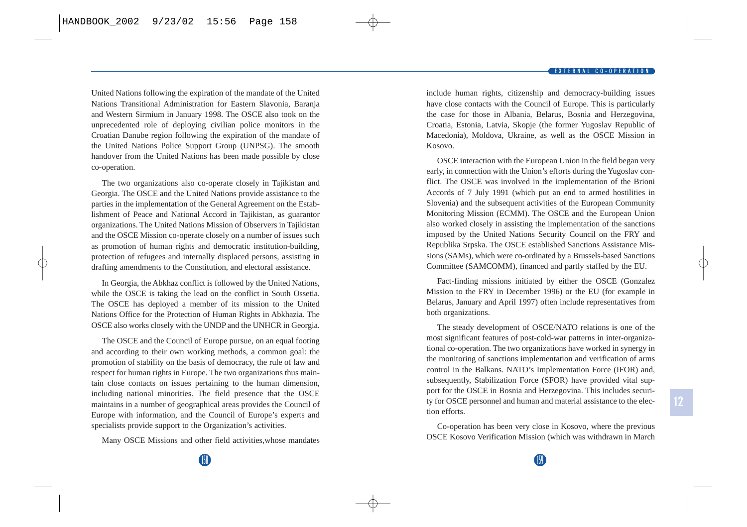United Nations following the expiration of the mandate of the United Nations Transitional Administration for Eastern Slavonia, Baranja and Western Sirmium in January 1998. The OSCE also took on the unprecedented role of deploying civilian police monitors in the Croatian Danube region following the expiration of the mandate of the United Nations Police Support Group (UNPSG). The smooth handover from the United Nations has been made possible by close co-operation.

The two organizations also co-operate closely in Tajikistan and Georgia. The OSCE and the United Nations provide assistance to the parties in the implementation of the General Agreement on the Establishment of Peace and National Accord in Tajikistan, as guarantor organizations. The United Nations Mission of Observers in Tajikistan and the OSCE Mission co-operate closely on a number of issues such as promotion of human rights and democratic institution-building, protection of refugees and internally displaced persons, assisting in drafting amendments to the Constitution, and electoral assistance.

In Georgia, the Abkhaz conflict is followed by the United Nations, while the OSCE is taking the lead on the conflict in South Ossetia. The OSCE has deployed a member of its mission to the United Nations Office for the Protection of Human Rights in Abkhazia. The OSCE also works closely with the UNDP and the UNHCR in Georgia.

The OSCE and the Council of Europe pursue, on an equal footing and according to their own working methods, a common goal: the promotion of stability on the basis of democracy, the rule of law and respect for human rights in Europe. The two organizations thus maintain close contacts on issues pertaining to the human dimension, including national minorities. The field presence that the OSCE maintains in a number of geographical areas provides the Council of Europe with information, and the Council of Europe's experts and specialists provide support to the Organization's activities.

Many OSCE Missions and other field activities,whose mandates include human rights, citizenship and democracy-building issues have close contacts with the Council of Europe. This is particularly the case for those in Albania, Belarus, Bosnia and Herzegovina, Croatia, Estonia, Latvia, Skopje (the former Yugoslav Republic of Macedonia), Moldova, Ukraine, as well as the OSCE Mission in Kosovo.

OSCE interaction with the European Union in the field began very early, in connection with the Union's efforts during the Yugoslav conflict. The OSCE was involved in the implementation of the Brioni Accords of 7 July 1991 (which put an end to armed hostilities in Slovenia) and the subsequent activities of the European Community Monitoring Mission (ECMM). The OSCE and the European Union also worked closely in assisting the implementation of the sanctions imposed by the United Nations Security Council on the FRY and Republika Srpska. The OSCE established Sanctions Assistance Missions (SAMs), which were co-ordinated by a Brussels-based Sanctions Committee (SAMCOMM), financed and partly staffed by the EU.

Fact-finding missions initiated by either the OSCE (Gonzalez Mission to the FRY in December 1996) or the EU (for example in Belarus, January and April 1997) often include representatives from both organizations.

The steady development of OSCE/NATO relations is one of the most significant features of post-cold-war patterns in inter-organizational co-operation. The two organizations have worked in synergy in the monitoring of sanctions implementation and verification of arms control in the Balkans. NATO's Implementation Force (IFOR) and, subsequently, Stabilization Force (SFOR) have provided vital support for the OSCE in Bosnia and Herzegovina. This includes security for OSCE personnel and human and material assistance to the election efforts.

Co-operation has been very close in Kosovo, where the previous OSCE Kosovo Verification Mission (which was withdrawn in March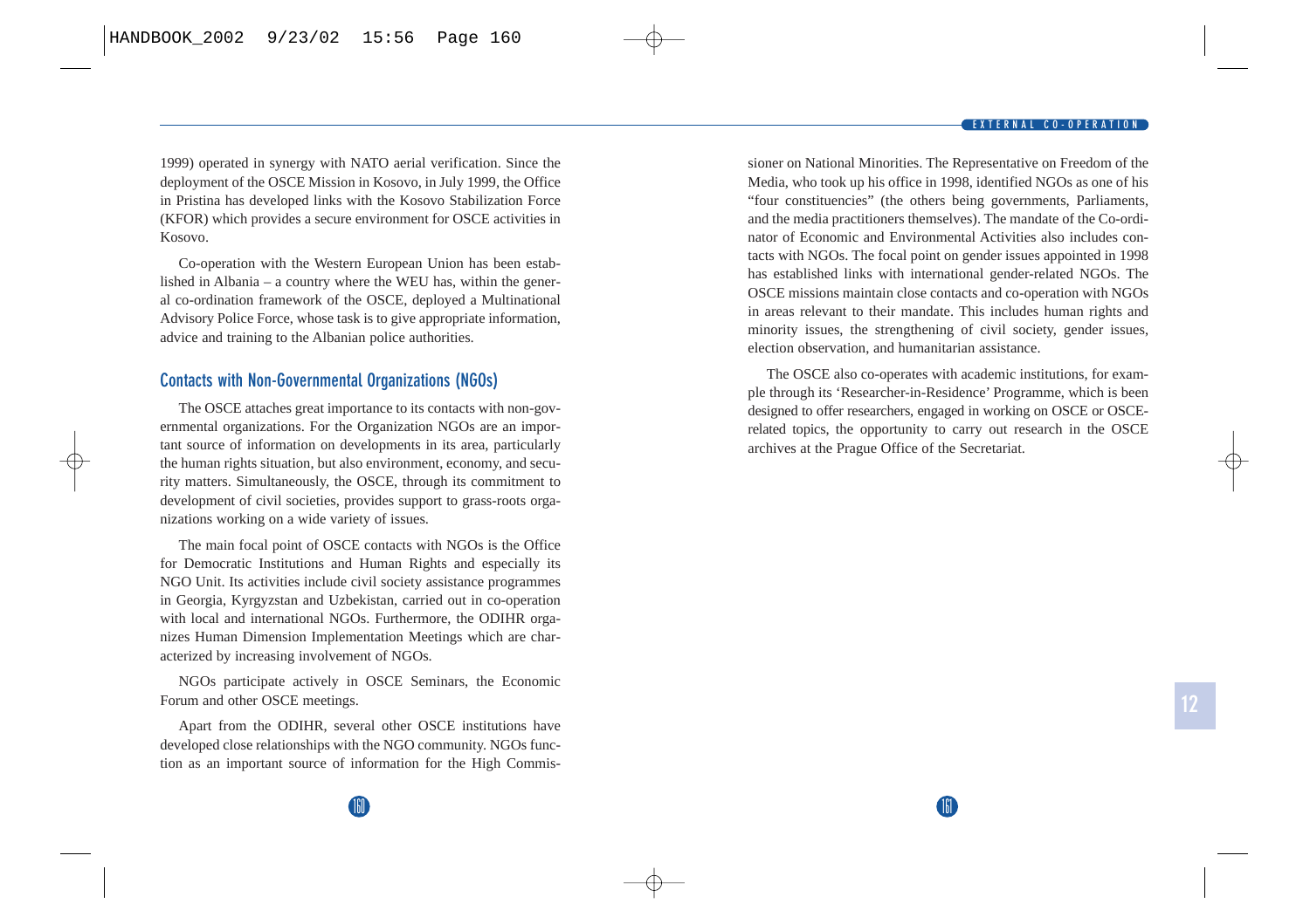1999) operated in synergy with NATO aerial verification. Since the deployment of the OSCE Mission in Kosovo, in July 1999, the Office in Pristina has developed links with the Kosovo Stabilization Force (KFOR) which provides a secure environment for OSCE activities in Kosovo.

Co-operation with the Western European Union has been established in Albania – a country where the WEU has, within the general co-ordination framework of the OSCE, deployed a Multinational Advisory Police Force, whose task is to give appropriate information, advice and training to the Albanian police authorities.

## Contacts with Non-Governmental Organizations (NGOs)

The OSCE attaches great importance to its contacts with non-governmental organizations. For the Organization NGOs are an important source of information on developments in its area, particularly the human rights situation, but also environment, economy, and security matters. Simultaneously, the OSCE, through its commitment to development of civil societies, provides support to grass-roots organizations working on a wide variety of issues.

The main focal point of OSCE contacts with NGOs is the Office for Democratic Institutions and Human Rights and especially its NGO Unit. Its activities include civil society assistance programmes in Georgia, Kyrgyzstan and Uzbekistan, carried out in co-operation with local and international NGOs. Furthermore, the ODIHR organizes Human Dimension Implementation Meetings which are characterized by increasing involvement of NGOs.

NGOs participate actively in OSCE Seminars, the Economic Forum and other OSCE meetings.

Apart from the ODIHR, several other OSCE institutions have developed close relationships with the NGO community. NGOs function as an important source of information for the High Commissioner on National Minorities. The Representative on Freedom of the Media, who took up his office in 1998, identified NGOs as one of his "four constituencies" (the others being governments, Parliaments, and the media practitioners themselves). The mandate of the Co-ordinator of Economic and Environmental Activities also includes contacts with NGOs. The focal point on gender issues appointed in 1998 has established links with international gender-related NGOs. The OSCE missions maintain close contacts and co-operation with NGOs in areas relevant to their mandate. This includes human rights and minority issues, the strengthening of civil society, gender issues, election observation, and humanitarian assistance.

The OSCE also co-operates with academic institutions, for example through its 'Researcher-in-Residence' Programme, which is been designed to offer researchers, engaged in working on OSCE or OSCE-related topics, the opportunity to carry out research in the OSCE archives at the Prague Office of the Secretariat.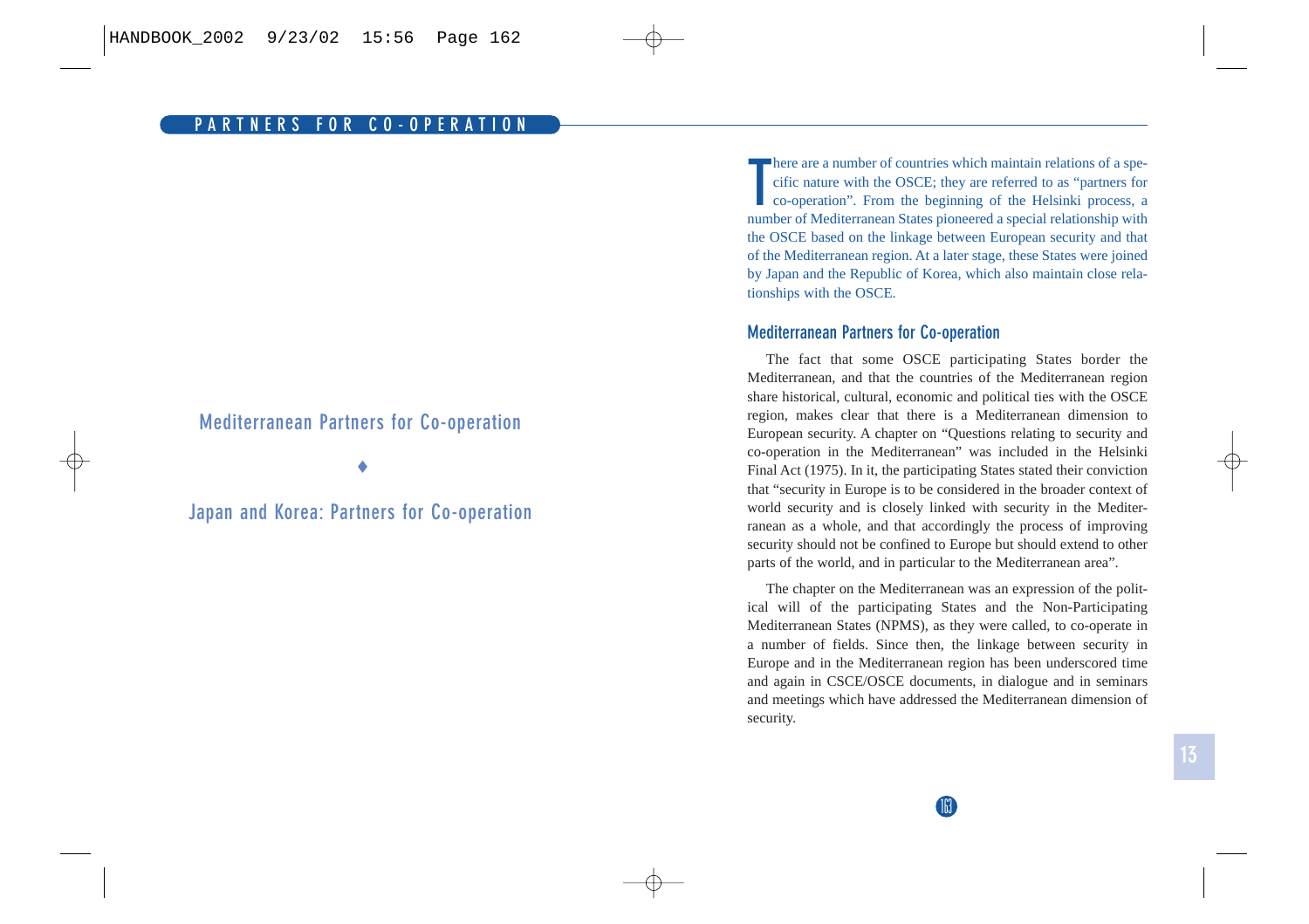# Mediterranean Partners for Co-operation

♦

# Japan and Korea: Partners for Co-operation

There are a number of countries which maintain relations of a specific nature with the OSCE; they are referred to as "partners for co-operation". From the beginning of the Helsinki process, a number of Mediterranean States pioneered a special relationship with the OSCE based on the linkage between European security and that of the Mediterranean region. At a later stage, these States were joined by Japan and the Republic of Korea, which also maintain close relationships with the OSCE.

## Mediterranean Partners for Co-operation

The fact that some OSCE participating States border the Mediterranean, and that the countries of the Mediterranean region share historical, cultural, economic and political ties with the OSCE region, makes clear that there is a Mediterranean dimension to European security. A chapter on "Questions relating to security and co-operation in the Mediterranean" was included in the Helsinki Final Act (1975). In it, the participating States stated their conviction that "security in Europe is to be considered in the broader context of world security and is closely linked with security in the Mediterranean as a whole, and that accordingly the process of improving security should not be confined to Europe but should extend to other parts of the world, and in particular to the Mediterranean area".

The chapter on the Mediterranean was an expression of the political will of the participating States and the Non-Participating Mediterranean States (NPMS), as they were called, to co-operate in a number of fields. Since then, the linkage between security in Europe and in the Mediterranean region has been underscored time and again in CSCE/OSCE documents, in dialogue and in seminars and meetings which have addressed the Mediterranean dimension of security.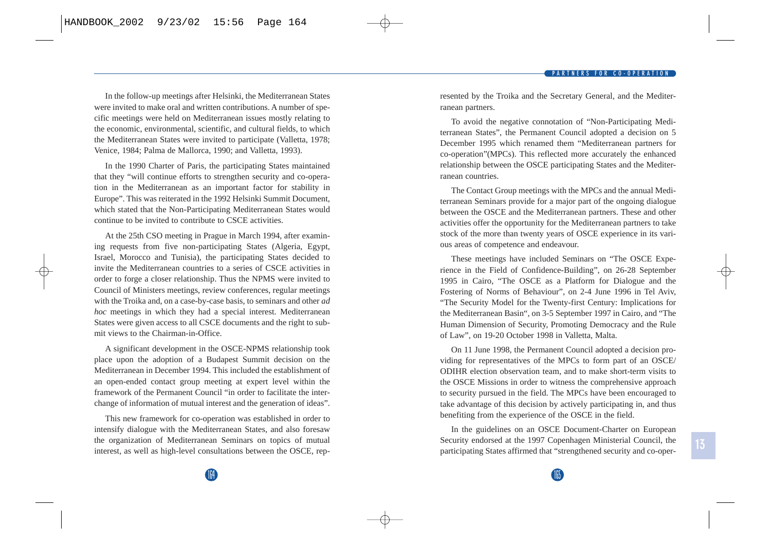In the follow-up meetings after Helsinki, the Mediterranean States were invited to make oral and written contributions. A number of specific meetings were held on Mediterranean issues mostly relating to the economic, environmental, scientific, and cultural fields, to which the Mediterranean States were invited to participate (Valletta, 1978; Venice, 1984; Palma de Mallorca, 1990; and Valletta, 1993).

In the 1990 Charter of Paris, the participating States maintained that they "will continue efforts to strengthen security and co-operation in the Mediterranean as an important factor for stability in Europe". This was reiterated in the 1992 Helsinki Summit Document, which stated that the Non-Participating Mediterranean States would continue to be invited to contribute to CSCE activities.

At the 25th CSO meeting in Prague in March 1994, after examining requests from five non-participating States (Algeria, Egypt, Israel, Morocco and Tunisia), the participating States decided to invite the Mediterranean countries to a series of CSCE activities in order to forge a closer relationship. Thus the NPMS were invited to Council of Ministers meetings, review conferences, regular meetings with the Troika and, on a case-by-case basis, to seminars and other *ad hoc* meetings in which they had a special interest. Mediterranean States were given access to all CSCE documents and the right to submit views to the Chairman-in-Office.

A significant development in the OSCE-NPMS relationship took place upon the adoption of a Budapest Summit decision on the Mediterranean in December 1994. This included the establishment of an open-ended contact group meeting at expert level within the framework of the Permanent Council "in order to facilitate the interchange of information of mutual interest and the generation of ideas".

This new framework for co-operation was established in order to intensify dialogue with the Mediterranean States, and also foresaw the organization of Mediterranean Seminars on topics of mutual interest, as well as high-level consultations between the OSCE, represented by the Troika and the Secretary General, and the Mediterranean partners.

To avoid the negative connotation of "Non-Participating Mediterranean States", the Permanent Council adopted a decision on 5 December 1995 which renamed them "Mediterranean partners for co-operation"(MPCs). This reflected more accurately the enhanced relationship between the OSCE participating States and the Mediterranean countries.

The Contact Group meetings with the MPCs and the annual Mediterranean Seminars provide for a major part of the ongoing dialogue between the OSCE and the Mediterranean partners. These and other activities offer the opportunity for the Mediterranean partners to take stock of the more than twenty years of OSCE experience in its various areas of competence and endeavour.

These meetings have included Seminars on "The OSCE Experience in the Field of Confidence-Building", on 26-28 September 1995 in Cairo, "The OSCE as a Platform for Dialogue and the Fostering of Norms of Behaviour", on 2-4 June 1996 in Tel Aviv, "The Security Model for the Twenty-first Century: Implications for the Mediterranean Basin", on 3-5 September 1997 in Cairo, and "The Human Dimension of Security, Promoting Democracy and the Rule of Law", on 19-20 October 1998 in Valletta, Malta.

On 11 June 1998, the Permanent Council adopted a decision providing for representatives of the MPCs to form part of an OSCE/ODIHR election observation team, and to make short-term visits to the OSCE Missions in order to witness the comprehensive approach to security pursued in the field. The MPCs have been encouraged to take advantage of this decision by actively participating in, and thus benefiting from the experience of the OSCE in the field.

In the guidelines on an OSCE Document-Charter on European Security endorsed at the 1997 Copenhagen Ministerial Council, the participating States affirmed that "strengthened security and co-oper-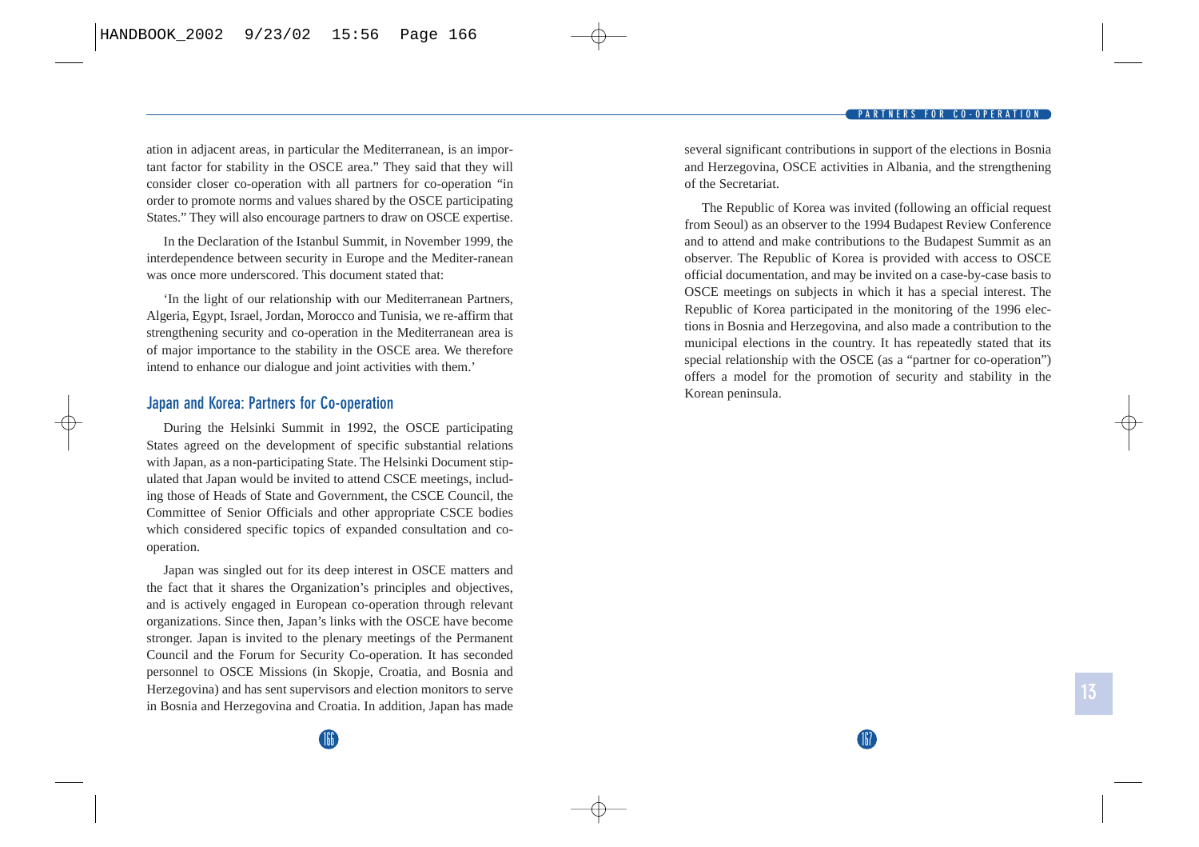ation in adjacent areas, in particular the Mediterranean, is an important factor for stability in the OSCE area." They said that they will consider closer co-operation with all partners for co-operation "in order to promote norms and values shared by the OSCE participating States." They will also encourage partners to draw on OSCE expertise.

In the Declaration of the Istanbul Summit, in November 1999, the interdependence between security in Europe and the Mediter-ranean was once more underscored. This document stated that:

'In the light of our relationship with our Mediterranean Partners, Algeria, Egypt, Israel, Jordan, Morocco and Tunisia, we re-affirm that strengthening security and co-operation in the Mediterranean area is of major importance to the stability in the OSCE area. We therefore intend to enhance our dialogue and joint activities with them.'

## Japan and Korea: Partners for Co-operation

During the Helsinki Summit in 1992, the OSCE participating States agreed on the development of specific substantial relations with Japan, as a non-participating State. The Helsinki Document stipulated that Japan would be invited to attend CSCE meetings, including those of Heads of State and Government, the CSCE Council, the Committee of Senior Officials and other appropriate CSCE bodies which considered specific topics of expanded consultation and co-operation.

Japan was singled out for its deep interest in OSCE matters and the fact that it shares the Organization's principles and objectives, and is actively engaged in European co-operation through relevant organizations. Since then, Japan's links with the OSCE have become stronger. Japan is invited to the plenary meetings of the Permanent Council and the Forum for Security Co-operation. It has seconded personnel to OSCE Missions (in Skopje, Croatia, and Bosnia and Herzegovina) and has sent supervisors and election monitors to serve in Bosnia and Herzegovina and Croatia. In addition, Japan has made several significant contributions in support of the elections in Bosnia and Herzegovina, OSCE activities in Albania, and the strengthening of the Secretariat.

The Republic of Korea was invited (following an official request from Seoul) as an observer to the 1994 Budapest Review Conference and to attend and make contributions to the Budapest Summit as an observer. The Republic of Korea is provided with access to OSCE official documentation, and may be invited on a case-by-case basis to OSCE meetings on subjects in which it has a special interest. The Republic of Korea participated in the monitoring of the 1996 elections in Bosnia and Herzegovina, and also made a contribution to the municipal elections in the country. It has repeatedly stated that its special relationship with the OSCE (as a "partner for co-operation") offers a model for the promotion of security and stability in the Korean peninsula.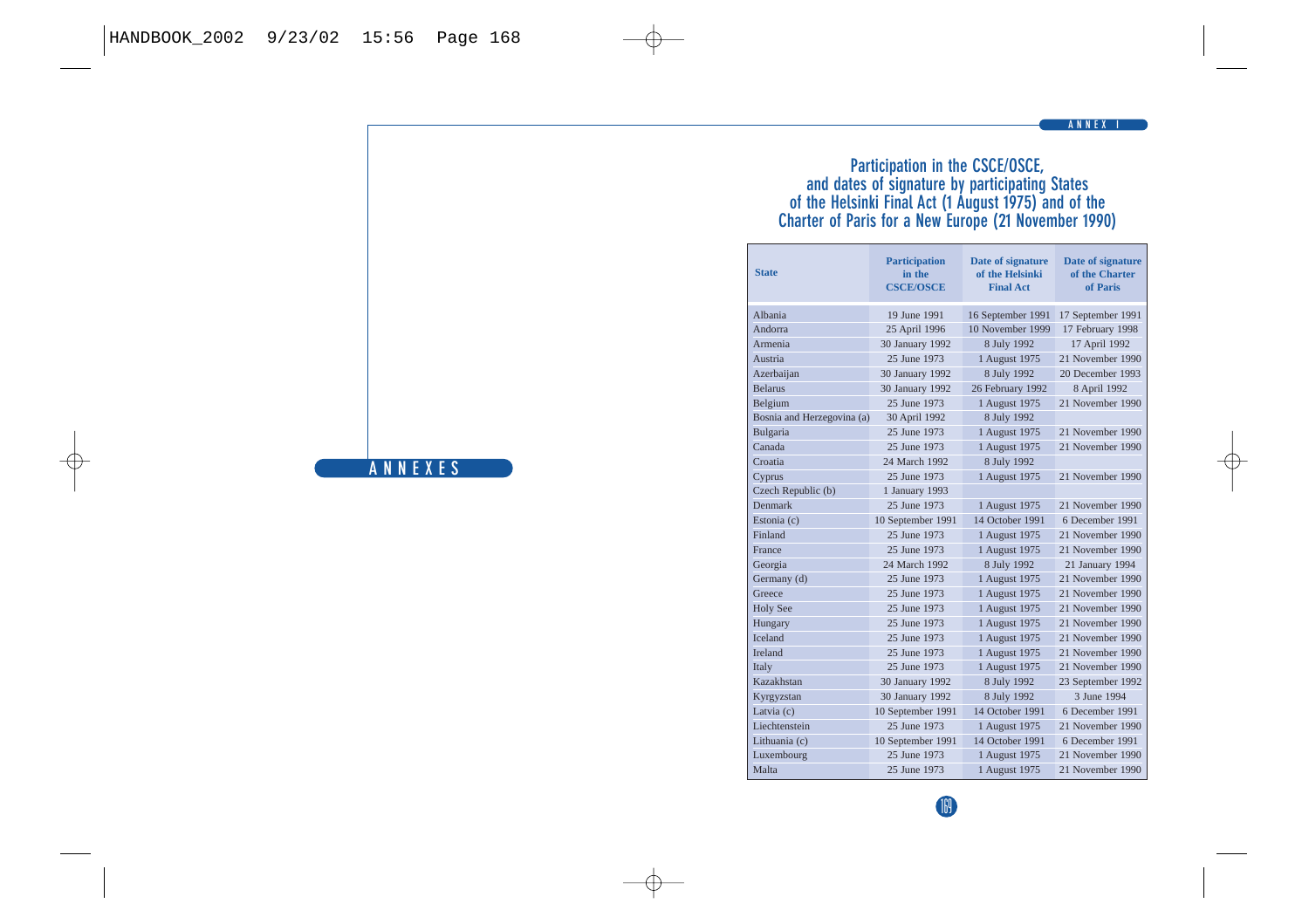ANNEXES

ANNEX I

# Participation in the CSCE/OSCE, and dates of signature by participating States of the Helsinki Final Act (1 August 1975) and of the Charter of Paris for a New Europe (21 November 1990)

| State | Participation in the CSCE/OSCE | Date of signature of the Helsinki Final Act | Date of signature of the Charter of Paris |
|---|---|---|---|
| Albania | 19 June 1991 | 16 September 1991 | 17 September 1991 |
| Andorra | 25 April 1996 | 10 November 1999 | 17 February 1998 |
| Armenia | 30 January 1992 | 8 July 1992 | 17 April 1992 |
| Austria | 25 June 1973 | 1 August 1975 | 21 November 1990 |
| Azerbaijan | 30 January 1992 | 8 July 1992 | 20 December 1993 |
| Belarus | 30 January 1992 | 26 February 1992 | 8 April 1992 |
| Belgium | 25 June 1973 | 1 August 1975 | 21 November 1990 |
| Bosnia and Herzegovina (a) | 30 April 1992 | 8 July 1992 | |
| Bulgaria | 25 June 1973 | 1 August 1975 | 21 November 1990 |
| Canada | 25 June 1973 | 1 August 1975 | 21 November 1990 |
| Croatia | 24 March 1992 | 8 July 1992 | |
| Cyprus | 25 June 1973 | 1 August 1975 | 21 November 1990 |
| Czech Republic (b) | 1 January 1993 | | |
| Denmark | 25 June 1973 | 1 August 1975 | 21 November 1990 |
| Estonia (c) | 10 September 1991 | 14 October 1991 | 6 December 1991 |
| Finland | 25 June 1973 | 1 August 1975 | 21 November 1990 |
| France | 25 June 1973 | 1 August 1975 | 21 November 1990 |
| Georgia | 24 March 1992 | 8 July 1992 | 21 January 1994 |
| Germany (d) | 25 June 1973 | 1 August 1975 | 21 November 1990 |
| Greece | 25 June 1973 | 1 August 1975 | 21 November 1990 |
| Holy See | 25 June 1973 | 1 August 1975 | 21 November 1990 |
| Hungary | 25 June 1973 | 1 August 1975 | 21 November 1990 |
| Iceland | 25 June 1973 | 1 August 1975 | 21 November 1990 |
| Ireland | 25 June 1973 | 1 August 1975 | 21 November 1990 |
| Italy | 25 June 1973 | 1 August 1975 | 21 November 1990 |
| Kazakhstan | 30 January 1992 | 8 July 1992 | 23 September 1992 |
| Kyrgyzstan | 30 January 1992 | 8 July 1992 | 3 June 1994 |
| Latvia (c) | 10 September 1991 | 14 October 1991 | 6 December 1991 |
| Liechtenstein | 25 June 1973 | 1 August 1975 | 21 November 1990 |
| Lithuania (c) | 10 September 1991 | 14 October 1991 | 6 December 1991 |
| Luxembourg | 25 June 1973 | 1 August 1975 | 21 November 1990 |
| Malta | 25 June 1973 | 1 August 1975 | 21 November 1990 |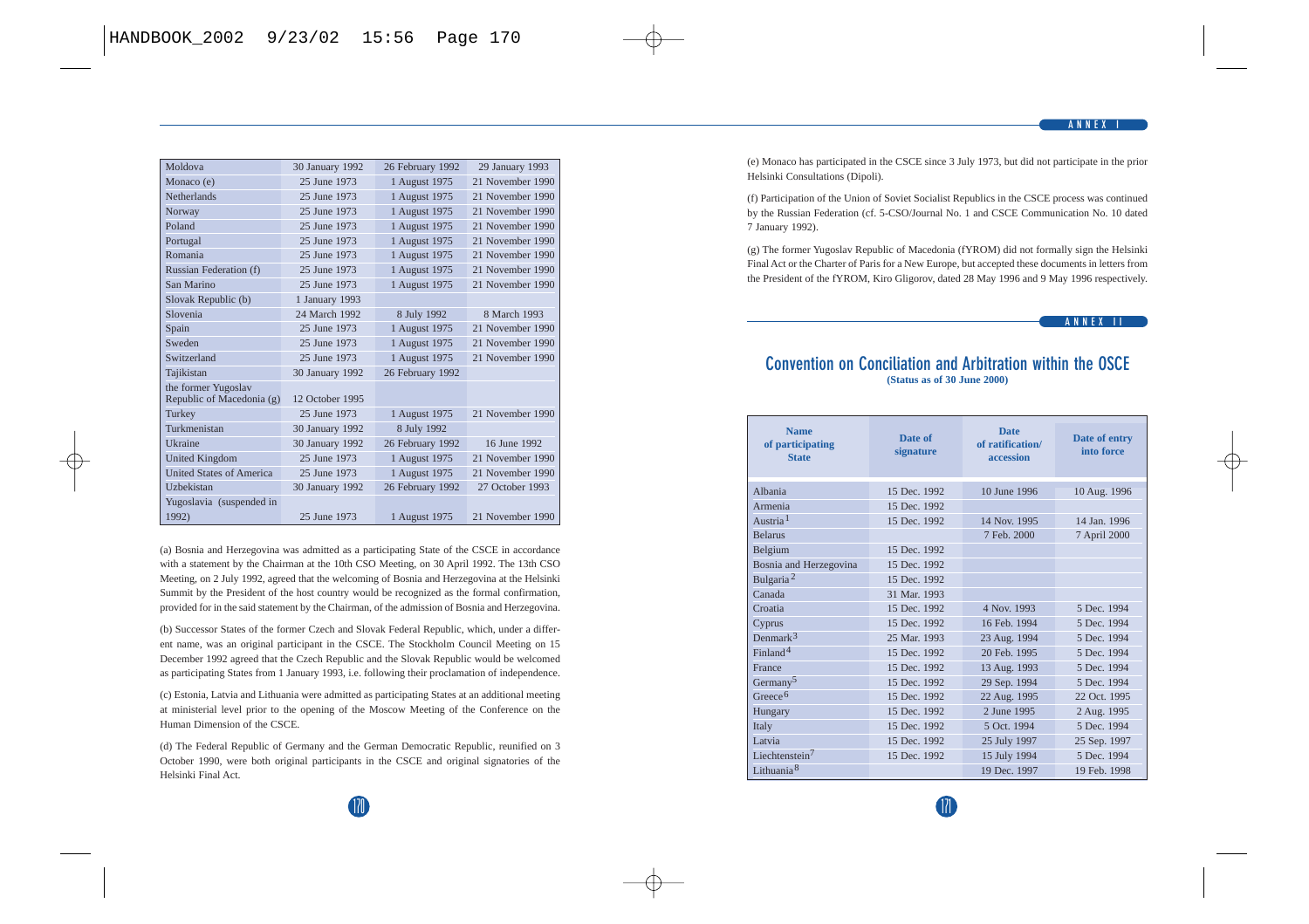| Moldova | 30 January 1992 | 26 February 1992 | 29 January 1993 |
|---|---|---|---|
| Monaco (e) | 25 June 1973 | 1 August 1975 | 21 November 1990 |
| Netherlands | 25 June 1973 | 1 August 1975 | 21 November 1990 |
| Norway | 25 June 1973 | 1 August 1975 | 21 November 1990 |
| Poland | 25 June 1973 | 1 August 1975 | 21 November 1990 |
| Portugal | 25 June 1973 | 1 August 1975 | 21 November 1990 |
| Romania | 25 June 1973 | 1 August 1975 | 21 November 1990 |
| Russian Federation (f) | 25 June 1973 | 1 August 1975 | 21 November 1990 |
| San Marino | 25 June 1973 | 1 August 1975 | 21 November 1990 |
| Slovak Republic (b) | 1 January 1993 | | |
| Slovenia | 24 March 1992 | 8 July 1992 | 8 March 1993 |
| Spain | 25 June 1973 | 1 August 1975 | 21 November 1990 |
| Sweden | 25 June 1973 | 1 August 1975 | 21 November 1990 |
| Switzerland | 25 June 1973 | 1 August 1975 | 21 November 1990 |
| Tajikistan | 30 January 1992 | 26 February 1992 | |
| the former Yugoslav Republic of Macedonia (g) | 12 October 1995 | | |
| Turkey | 25 June 1973 | 1 August 1975 | 21 November 1990 |
| Turkmenistan | 30 January 1992 | 8 July 1992 | |
| Ukraine | 30 January 1992 | 26 February 1992 | 16 June 1992 |
| United Kingdom | 25 June 1973 | 1 August 1975 | 21 November 1990 |
| United States of America | 25 June 1973 | 1 August 1975 | 21 November 1990 |
| Uzbekistan | 30 January 1992 | 26 February 1992 | 27 October 1993 |
| Yugoslavia (suspended in 1992) | 25 June 1973 | 1 August 1975 | 21 November 1990 |

(a) Bosnia and Herzegovina was admitted as a participating State of the CSCE in accordance with a statement by the Chairman at the 10th CSO Meeting, on 30 April 1992. The 13th CSO Meeting, on 2 July 1992, agreed that the welcoming of Bosnia and Herzegovina at the Helsinki Summit by the President of the host country would be recognized as the formal confirmation, provided for in the said statement by the Chairman, of the admission of Bosnia and Herzegovina.

(b) Successor States of the former Czech and Slovak Federal Republic, which, under a different name, was an original participant in the CSCE. The Stockholm Council Meeting on 15 December 1992 agreed that the Czech Republic and the Slovak Republic would be welcomed as participating States from 1 January 1993, i.e. following their proclamation of independence.

(c) Estonia, Latvia and Lithuania were admitted as participating States at an additional meeting at ministerial level prior to the opening of the Moscow Meeting of the Conference on the Human Dimension of the CSCE.

(d) The Federal Republic of Germany and the German Democratic Republic, reunified on 3 October 1990, were both original participants in the CSCE and original signatories of the Helsinki Final Act.

(e) Monaco has participated in the CSCE since 3 July 1973, but did not participate in the prior Helsinki Consultations (Dipoli).

(f) Participation of the Union of Soviet Socialist Republics in the CSCE process was continued by the Russian Federation (cf. 5-CSO/Journal No. 1 and CSCE Communication No. 10 dated 7 January 1992).

(g) The former Yugoslav Republic of Macedonia (fYROM) did not formally sign the Helsinki Final Act or the Charter of Paris for a New Europe, but accepted these documents in letters from the President of the fYROM, Kiro Gligorov, dated 28 May 1996 and 9 May 1996 respectively.

ANNEX II

## Convention on Conciliation and Arbitration within the OSCE

**(Status as of 30 June 2000)**

| Name of participating State | Date of signature | Date of ratification/ accession | Date of entry into force |
|---|---|---|---|
| Albania | 15 Dec. 1992 | 10 June 1996 | 10 Aug. 1996 |
| Armenia | 15 Dec. 1992 | | |
| Austria[1] | 15 Dec. 1992 | 14 Nov. 1995 | 14 Jan. 1996 |
| Belarus | | 7 Feb. 2000 | 7 April 2000 |
| Belgium | 15 Dec. 1992 | | |
| Bosnia and Herzegovina | 15 Dec. 1992 | | |
| Bulgaria[2] | 15 Dec. 1992 | | |
| Canada | 31 Mar. 1993 | | |
| Croatia | 15 Dec. 1992 | 4 Nov. 1993 | 5 Dec. 1994 |
| Cyprus | 15 Dec. 1992 | 16 Feb. 1994 | 5 Dec. 1994 |
| Denmark[3] | 25 Mar. 1993 | 23 Aug. 1994 | 5 Dec. 1994 |
| Finland[4] | 15 Dec. 1992 | 20 Feb. 1995 | 5 Dec. 1994 |
| France | 15 Dec. 1992 | 13 Aug. 1993 | 5 Dec. 1994 |
| Germany[5] | 15 Dec. 1992 | 29 Sep. 1994 | 5 Dec. 1994 |
| Greece[6] | 15 Dec. 1992 | 22 Aug. 1995 | 22 Oct. 1995 |
| Hungary | 15 Dec. 1992 | 2 June 1995 | 2 Aug. 1995 |
| Italy | 15 Dec. 1992 | 5 Oct. 1994 | 5 Dec. 1994 |
| Latvia | 15 Dec. 1992 | 25 July 1997 | 25 Sep. 1997 |
| Liechtenstein[7] | 15 Dec. 1992 | 15 July 1994 | 5 Dec. 1994 |
| Lithuania[8] | | 19 Dec. 1997 | 19 Feb. 1998 |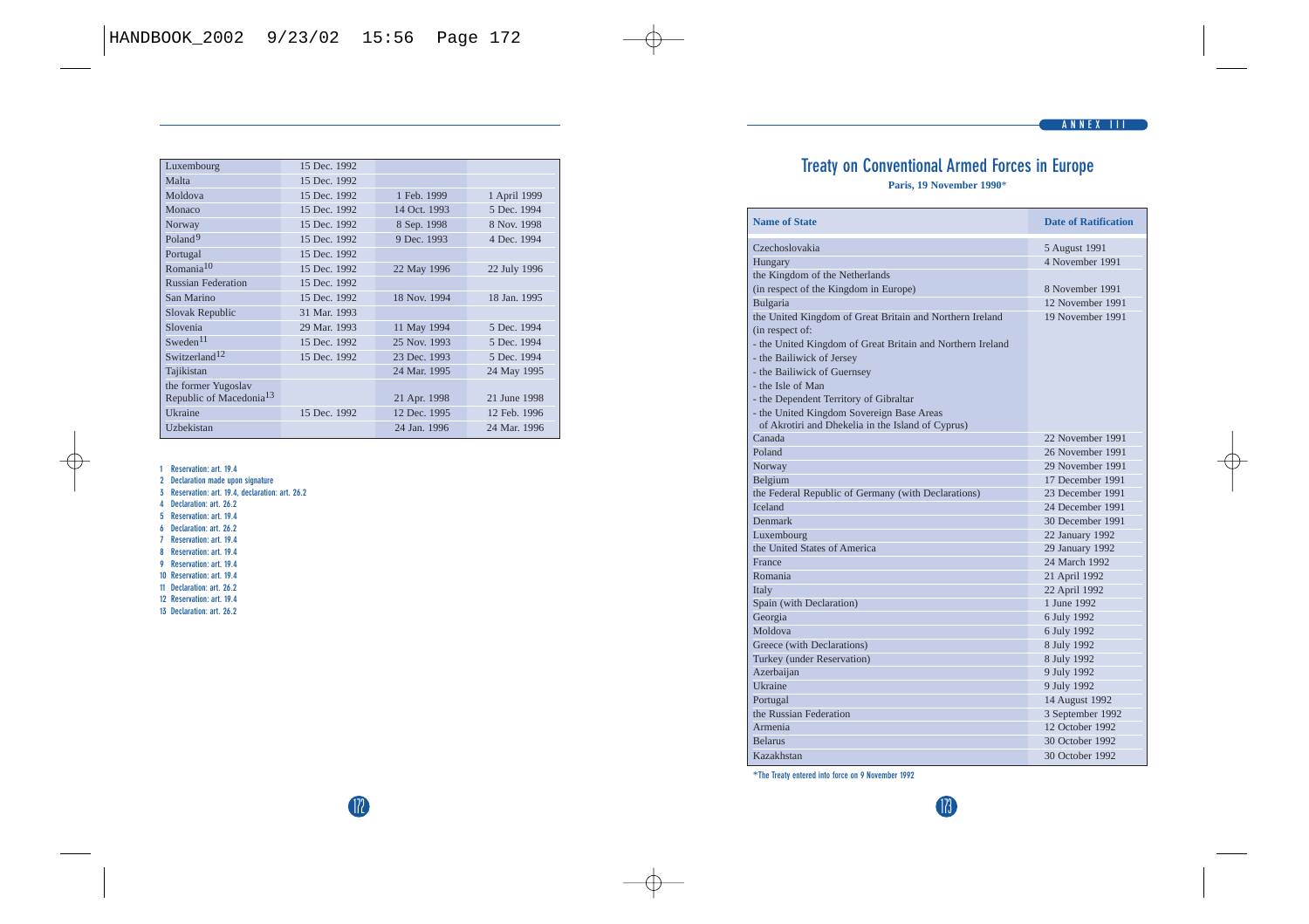| | | | |
|---|---|---|---|
| Luxembourg | 15 Dec. 1992 | | |
| Malta | 15 Dec. 1992 | | |
| Moldova | 15 Dec. 1992 | 1 Feb. 1999 | 1 April 1999 |
| Monaco | 15 Dec. 1992 | 14 Oct. 1993 | 5 Dec. 1994 |
| Norway | 15 Dec. 1992 | 8 Sep. 1998 | 8 Nov. 1998 |
| Poland[9] | 15 Dec. 1992 | 9 Dec. 1993 | 4 Dec. 1994 |
| Portugal | 15 Dec. 1992 | | |
| Romania[10] | 15 Dec. 1992 | 22 May 1996 | 22 July 1996 |
| Russian Federation | 15 Dec. 1992 | | |
| San Marino | 15 Dec. 1992 | 18 Nov. 1994 | 18 Jan. 1995 |
| Slovak Republic | 31 Mar. 1993 | | |
| Slovenia | 29 Mar. 1993 | 11 May 1994 | 5 Dec. 1994 |
| Sweden[11] | 15 Dec. 1992 | 25 Nov. 1993 | 5 Dec. 1994 |
| Switzerland[12] | 15 Dec. 1992 | 23 Dec. 1993 | 5 Dec. 1994 |
| Tajikistan | | 24 Mar. 1995 | 24 May 1995 |
| the former Yugoslav Republic of Macedonia[13] | | 21 Apr. 1998 | 21 June 1998 |
| Ukraine | 15 Dec. 1992 | 12 Dec. 1995 | 12 Feb. 1996 |
| Uzbekistan | | 24 Jan. 1996 | 24 Mar. 1996 |

1 Reservation: art. 19.4
2 Declaration made upon signature
3 Reservation: art. 19.4, declaration: art. 26.2
4 Declaration: art. 26.2
5 Reservation: art. 19.4
6 Declaration: art. 26.2
7 Reservation: art. 19.4
8 Reservation: art. 19.4
9 Reservation: art. 19.4
10 Reservation: art. 19.4
11 Declaration: art. 26.2
12 Reservation: art. 19.4
13 Declaration: art. 26.2

ANNEX III

# Treaty on Conventional Armed Forces in Europe

**Paris, 19 November 1990***

| Name of State | Date of Ratification |
|---|---|
| Czechoslovakia | 5 August 1991 |
| Hungary | 4 November 1991 |
| the Kingdom of the Netherlands (in respect of the Kingdom in Europe) | 8 November 1991 |
| Bulgaria | 12 November 1991 |
| the United Kingdom of Great Britain and Northern Ireland (in respect of: - the United Kingdom of Great Britain and Northern Ireland - the Bailiwick of Jersey - the Bailiwick of Guernsey - the Isle of Man - the Dependent Territory of Gibraltar - the United Kingdom Sovereign Base Areas of Akrotiri and Dhekelia in the Island of Cyprus) | 19 November 1991 |
| Canada | 22 November 1991 |
| Poland | 26 November 1991 |
| Norway | 29 November 1991 |
| Belgium | 17 December 1991 |
| the Federal Republic of Germany (with Declarations) | 23 December 1991 |
| Iceland | 24 December 1991 |
| Denmark | 30 December 1991 |
| Luxembourg | 22 January 1992 |
| the United States of America | 29 January 1992 |
| France | 24 March 1992 |
| Romania | 21 April 1992 |
| Italy | 22 April 1992 |
| Spain (with Declaration) | 1 June 1992 |
| Georgia | 6 July 1992 |
| Moldova | 6 July 1992 |
| Greece (with Declarations) | 8 July 1992 |
| Turkey (under Reservation) | 8 July 1992 |
| Azerbaijan | 9 July 1992 |
| Ukraine | 9 July 1992 |
| Portugal | 14 August 1992 |
| the Russian Federation | 3 September 1992 |
| Armenia | 12 October 1992 |
| Belarus | 30 October 1992 |
| Kazakhstan | 30 October 1992 |

*The Treaty entered into force on 9 November 1992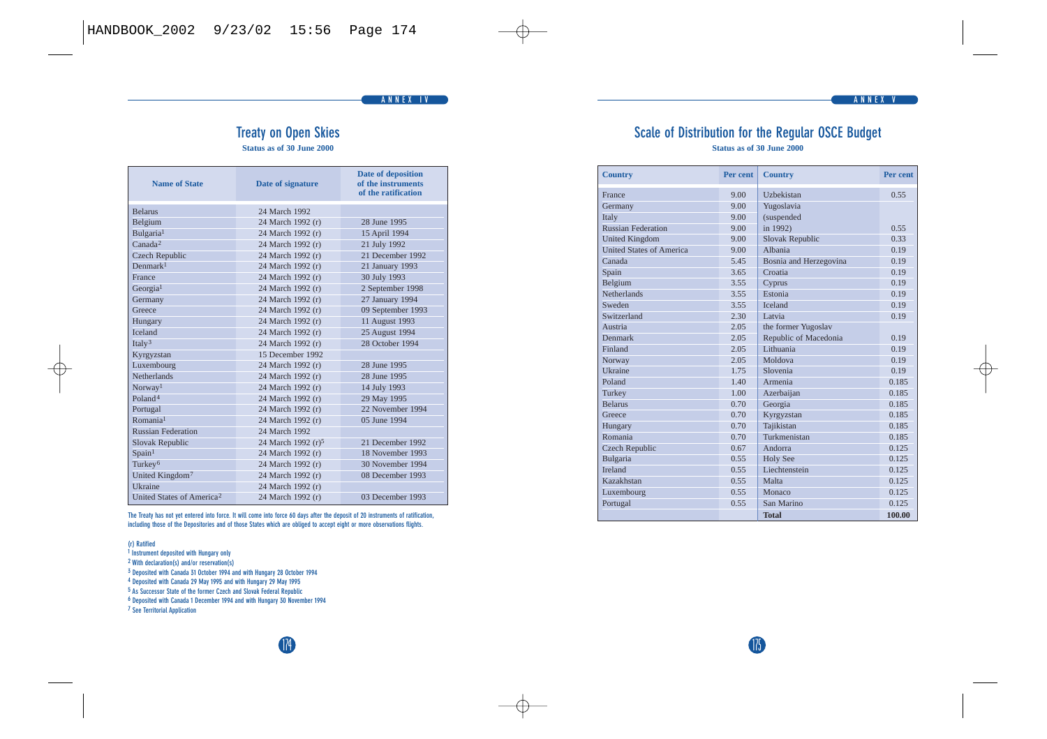ANNEX IV

## Treaty on Open Skies

**Status as of 30 June 2000**

| Name of State | Date of signature | Date of deposition of the instruments of the ratification |
|---|---|---|
| Belarus | 24 March 1992 | |
| Belgium | 24 March 1992 (r) | 28 June 1995 |
| Bulgaria[1] | 24 March 1992 (r) | 15 April 1994 |
| Canada[2] | 24 March 1992 (r) | 21 July 1992 |
| Czech Republic | 24 March 1992 (r) | 21 December 1992 |
| Denmark[1] | 24 March 1992 (r) | 21 January 1993 |
| France | 24 March 1992 (r) | 30 July 1993 |
| Georgia[1] | 24 March 1992 (r) | 2 September 1998 |
| Germany | 24 March 1992 (r) | 27 January 1994 |
| Greece | 24 March 1992 (r) | 09 September 1993 |
| Hungary | 24 March 1992 (r) | 11 August 1993 |
| Iceland | 24 March 1992 (r) | 25 August 1994 |
| Italy[3] | 24 March 1992 (r) | 28 October 1994 |
| Kyrgyzstan | 15 December 1992 | |
| Luxembourg | 24 March 1992 (r) | 28 June 1995 |
| Netherlands | 24 March 1992 (r) | 28 June 1995 |
| Norway[1] | 24 March 1992 (r) | 14 July 1993 |
| Poland[4] | 24 March 1992 (r) | 29 May 1995 |
| Portugal | 24 March 1992 (r) | 22 November 1994 |
| Romania[1] | 24 March 1992 (r) | 05 June 1994 |
| Russian Federation | 24 March 1992 | |
| Slovak Republic | 24 March 1992 (r)[5] | 21 December 1992 |
| Spain[1] | 24 March 1992 (r) | 18 November 1993 |
| Turkey[6] | 24 March 1992 (r) | 30 November 1994 |
| United Kingdom[7] | 24 March 1992 (r) | 08 December 1993 |
| Ukraine | 24 March 1992 (r) | |
| United States of America[2] | 24 March 1992 (r) | 03 December 1993 |

The Treaty has not yet entered into force. It will come into force 60 days after the deposit of 20 instruments of ratification, including those of the Depositories and of those States which are obliged to accept eight or more observations flights.

(r) Ratified

[1] Instrument deposited with Hungary only

[2] With declaration(s) and/or reservation(s)

[3] Deposited with Canada 31 October 1994 and with Hungary 28 October 1994

[4] Deposited with Canada 29 May 1995 and with Hungary 29 May 1995

[5] As Successor State of the former Czech and Slovak Federal Republic

[6] Deposited with Canada 1 December 1994 and with Hungary 30 November 1994

[7] See Territorial Application

ANNEX V

## Scale of Distribution for the Regular OSCE Budget

**Status as of 30 June 2000**

| Country | Per cent | Country | Per cent |
|---|---|---|---|
| France | 9.00 | Uzbekistan | 0.55 |
| Germany | 9.00 | Yugoslavia (suspended in 1992) | 0.55 |
| Italy | 9.00 | Slovak Republic | 0.33 |
| Russian Federation | 9.00 | Albania | 0.19 |
| United Kingdom | 9.00 | Bosnia and Herzegovina | 0.19 |
| United States of America | 9.00 | Croatia | 0.19 |
| Canada | 5.45 | Cyprus | 0.19 |
| Spain | 3.65 | Estonia | 0.19 |
| Belgium | 3.55 | Iceland | 0.19 |
| Netherlands | 3.55 | Latvia | 0.19 |
| Sweden | 3.55 | the former Yugoslav Republic of Macedonia | 0.19 |
| Switzerland | 2.30 | Lithuania | 0.19 |
| Austria | 2.05 | Moldova | 0.19 |
| Denmark | 2.05 | Slovenia | 0.19 |
| Finland | 2.05 | Armenia | 0.185 |
| Norway | 2.05 | Azerbaijan | 0.185 |
| Ukraine | 1.75 | Georgia | 0.185 |
| Poland | 1.40 | Kyrgyzstan | 0.185 |
| Turkey | 1.00 | Tajikistan | 0.185 |
| Belarus | 0.70 | Turkmenistan | 0.185 |
| Greece | 0.70 | Andorra | 0.125 |
| Hungary | 0.70 | Holy See | 0.125 |
| Romania | 0.70 | Liechtenstein | 0.125 |
| Czech Republic | 0.67 | Malta | 0.125 |
| Bulgaria | 0.55 | Monaco | 0.125 |
| Ireland | 0.55 | San Marino | 0.125 |
| Kazakhstan | 0.55 | | |
| Luxembourg | 0.55 | | |
| Portugal | 0.55 | | |
| | | **Total** | **100.00** |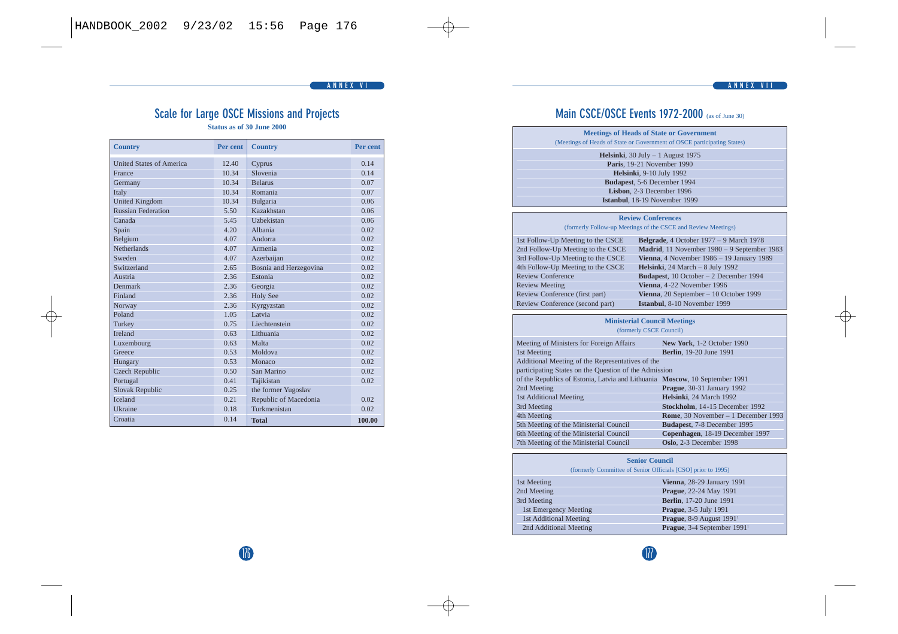ANNEX VI

## Scale for Large OSCE Missions and Projects

**Status as of 30 June 2000**

| Country | Per cent | Country | Per cent |
|---|---|---|---|
| United States of America | 12.40 | Cyprus | 0.14 |
| France | 10.34 | Slovenia | 0.14 |
| Germany | 10.34 | Belarus | 0.07 |
| Italy | 10.34 | Romania | 0.07 |
| United Kingdom | 10.34 | Bulgaria | 0.06 |
| Russian Federation | 5.50 | Kazakhstan | 0.06 |
| Canada | 5.45 | Uzbekistan | 0.06 |
| Spain | 4.20 | Albania | 0.02 |
| Belgium | 4.07 | Andorra | 0.02 |
| Netherlands | 4.07 | Armenia | 0.02 |
| Sweden | 4.07 | Azerbaijan | 0.02 |
| Switzerland | 2.65 | Bosnia and Herzegovina | 0.02 |
| Austria | 2.36 | Estonia | 0.02 |
| Denmark | 2.36 | Georgia | 0.02 |
| Finland | 2.36 | Holy See | 0.02 |
| Norway | 2.36 | Kyrgyzstan | 0.02 |
| Poland | 1.05 | Latvia | 0.02 |
| Turkey | 0.75 | Liechtenstein | 0.02 |
| Ireland | 0.63 | Lithuania | 0.02 |
| Luxembourg | 0.63 | Malta | 0.02 |
| Greece | 0.53 | Moldova | 0.02 |
| Hungary | 0.53 | Monaco | 0.02 |
| Czech Republic | 0.50 | San Marino | 0.02 |
| Portugal | 0.41 | Tajikistan | 0.02 |
| Slovak Republic | 0.25 | the former Yugoslav | |
| Iceland | 0.21 | Republic of Macedonia | 0.02 |
| Ukraine | 0.18 | Turkmenistan | 0.02 |
| Croatia | 0.14 | **Total** | **100.00** |

ANNEX VII

## Main CSCE/OSCE Events 1972-2000 (as of June 30)

**Meetings of Heads of State or Government**

(Meetings of Heads of State or Government of OSCE participating States)

| |
|---|
| **Helsinki**, 30 July – 1 August 1975 |
| **Paris**, 19-21 November 1990 |
| **Helsinki**, 9-10 July 1992 |
| **Budapest**, 5-6 December 1994 |
| **Lisbon**, 2-3 December 1996 |
| **Istanbul**, 18-19 November 1999 |

**Review Conferences**

(formerly Follow-up Meetings of the CSCE and Review Meetings)

| | |
|---|---|
| 1st Follow-Up Meeting to the CSCE | **Belgrade**, 4 October 1977 – 9 March 1978 |
| 2nd Follow-Up Meeting to the CSCE | **Madrid**, 11 November 1980 – 9 September 1983 |
| 3rd Follow-Up Meeting to the CSCE | **Vienna**, 4 November 1986 – 19 January 1989 |
| 4th Follow-Up Meeting to the CSCE | **Helsinki**, 24 March – 8 July 1992 |
| Review Conference | **Budapest**, 10 October – 2 December 1994 |
| Review Meeting | **Vienna**, 4-22 November 1996 |
| Review Conference (first part) | **Vienna**, 20 September – 10 October 1999 |
| Review Conference (second part) | **Istanbul**, 8-10 November 1999 |

**Ministerial Council Meetings**

(formerly CSCE Council)

| | |
|---|---|
| Meeting of Ministers for Foreign Affairs | **New York**, 1-2 October 1990 |
| 1st Meeting | **Berlin**, 19-20 June 1991 |
| Additional Meeting of the Representatives of the participating States on the Question of the Admission of the Republics of Estonia, Latvia and Lithuania | **Moscow**, 10 September 1991 |
| 2nd Meeting | **Prague**, 30-31 January 1992 |
| 1st Additional Meeting | **Helsinki**, 24 March 1992 |
| 3rd Meeting | **Stockholm**, 14-15 December 1992 |
| 4th Meeting | **Rome**, 30 November – 1 December 1993 |
| 5th Meeting of the Ministerial Council | **Budapest**, 7-8 December 1995 |
| 6th Meeting of the Ministerial Council | **Copenhagen**, 18-19 December 1997 |
| 7th Meeting of the Ministerial Council | **Oslo**, 2-3 December 1998 |

**Senior Council**

(formerly Committee of Senior Officials [CSO] prior to 1995)

| | |
|---|---|
| 1st Meeting | **Vienna**, 28-29 January 1991 |
| 2nd Meeting | **Prague**, 22-24 May 1991 |
| 3rd Meeting | **Berlin**, 17-20 June 1991 |
| 1st Emergency Meeting | **Prague**, 3-5 July 1991 |
| 1st Additional Meeting | **Prague**, 8-9 August 1991[1] |
| 2nd Additional Meeting | **Prague**, 3-4 September 1991[1] |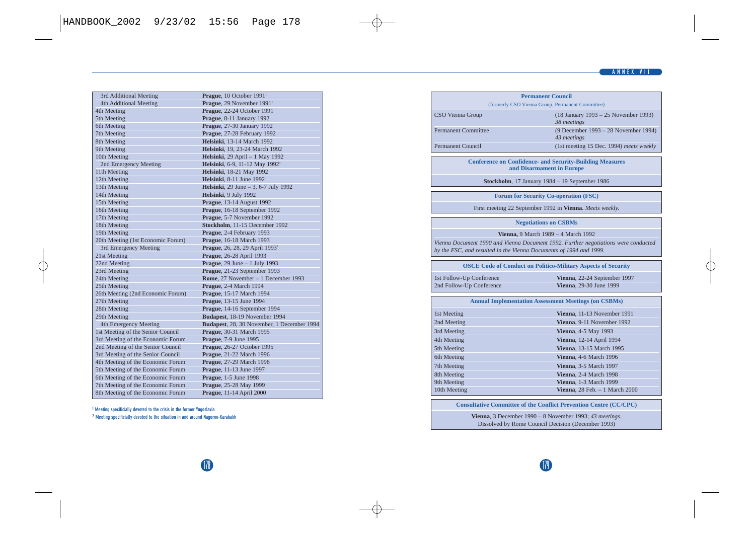| Meeting | Place and date |
|---|---|
| 3rd Additional Meeting | **Prague**, 10 October 1991[1] |
| 4th Additional Meeting | **Prague**, 29 November 1991[1] |
| 4th Meeting | **Prague**, 22-24 October 1991 |
| 5th Meeting | **Prague**, 8-11 January 1992 |
| 6th Meeting | **Prague**, 27-30 January 1992 |
| 7th Meeting | **Prague**, 27-28 February 1992 |
| 8th Meeting | **Helsinki**, 13-14 March 1992 |
| 9th Meeting | **Helsinki**, 19, 23-24 March 1992 |
| 10th Meeting | **Helsinki**, 29 April – 1 May 1992 |
| 2nd Emergency Meeting | **Helsinki**, 6-9, 11-12 May 1992[1] |
| 11th Meeting | **Helsinki**, 18-21 May 1992 |
| 12th Meeting | **Helsinki**, 8-11 June 1992 |
| 13th Meeting | **Helsinki**, 29 June – 3, 6-7 July 1992 |
| 14th Meeting | **Helsinki**, 9 July 1992 |
| 15th Meeting | **Prague**, 13-14 August 1992 |
| 16th Meeting | **Prague**, 16-18 September 1992 |
| 17th Meeting | **Prague**, 5-7 November 1992 |
| 18th Meeting | **Stockholm**, 11-15 December 1992 |
| 19th Meeting | **Prague**, 2-4 February 1993 |
| 20th Meeting (1st Economic Forum) | **Prague**, 16-18 March 1993 |
| 3rd Emergency Meeting | **Prague**, 26, 28, 29 April 1993[2] |
| 21st Meeting | **Prague**, 26-28 April 1993 |
| 22nd Meeting | **Prague**, 29 June – 1 July 1993 |
| 23rd Meeting | **Prague**, 21-23 September 1993 |
| 24th Meeting | **Rome**, 27 November – 1 December 1993 |
| 25th Meeting | **Prague**, 2-4 March 1994 |
| 26th Meeting (2nd Economic Forum) | **Prague**, 15-17 March 1994 |
| 27th Meeting | **Prague**, 13-15 June 1994 |
| 28th Meeting | **Prague**, 14-16 September 1994 |
| 29th Meeting | **Budapest**, 18-19 November 1994 |
| 4th Emergency Meeting | **Budapest**, 28, 30 November, 1 December 1994 |
| 1st Meeting of the Senior Council | **Prague**, 30-31 March 1995 |
| 3rd Meeting of the Economic Forum | **Prague**, 7-9 June 1995 |
| 2nd Meeting of the Senior Council | **Prague**, 26-27 October 1995 |
| 3rd Meeting of the Senior Council | **Prague**, 21-22 March 1996 |
| 4th Meeting of the Economic Forum | **Prague**, 27-29 March 1996 |
| 5th Meeting of the Economic Forum | **Prague**, 11-13 June 1997 |
| 6th Meeting of the Economic Forum | **Prague**, 1-5 June 1998 |
| 7th Meeting of the Economic Forum | **Prague**, 25-28 May 1999 |
| 8th Meeting of the Economic Forum | **Prague**, 11-14 April 2000 |

[1] Meeting specificially devoted to the crisis in the former Yugoslavia

[2] Meeting specificially devoted to the situation in and around Nagorno-Karabakh

| Permanent Council (formerly CSO Vienna Group, Permanent Committee) | |
|---|---|
| CSO Vienna Group | (18 January 1993 – 25 November 1993) *38 meetings* |
| Permanent Committee | (9 December 1993 – 28 November 1994) *43 meetings* |
| Permanent Council | (1st meeting 15 Dec. 1994) *meets weekly* |

**Conference on Confidence- and Security-Building Measures and Disarmament in Europe**

**Stockholm**, 17 January 1984 – 19 September 1986

**Forum for Security Co-operation (FSC)**

First meeting 22 September 1992 in **Vienna**. *Meets weekly.*

**Negotiations on CSBMs**

**Vienna,** 9 March 1989 – 4 March 1992

*Vienna Document 1990 and Vienna Document 1992. Further negotiations were conducted by the FSC, and resulted in the Vienna Documents of 1994 and 1999.*

| OSCE Code of Conduct on Politico-Military Aspects of Security | |
|---|---|
| 1st Follow-Up Conference | **Vienna**, 22-24 September 1997 |
| 2nd Follow-Up Conference | **Vienna**, 29-30 June 1999 |

| Annual Implementation Assessment Meetings (on CSBMs) | |
|---|---|
| 1st Meeting | **Vienna**, 11-13 November 1991 |
| 2nd Meeting | **Vienna**, 9-11 November 1992 |
| 3rd Meeting | **Vienna**, 4-5 May 1993 |
| 4th Meeting | **Vienna**, 12-14 April 1994 |
| 5th Meeting | **Vienna**, 13-15 March 1995 |
| 6th Meeting | **Vienna**, 4-6 March 1996 |
| 7th Meeting | **Vienna**, 3-5 March 1997 |
| 8th Meeting | **Vienna**, 2-4 March 1998 |
| 9th Meeting | **Vienna**, 1-3 March 1999 |
| 10th Meeting | **Vienna**, 28 Feb. – 1 March 2000 |

**Consultative Committee of the Conflict Prevention Centre (CC/CPC)**

**Vienna**, 3 December 1990 – 8 November 1993; *43 meetings.*
Dissolved by Rome Council Decision (December 1993)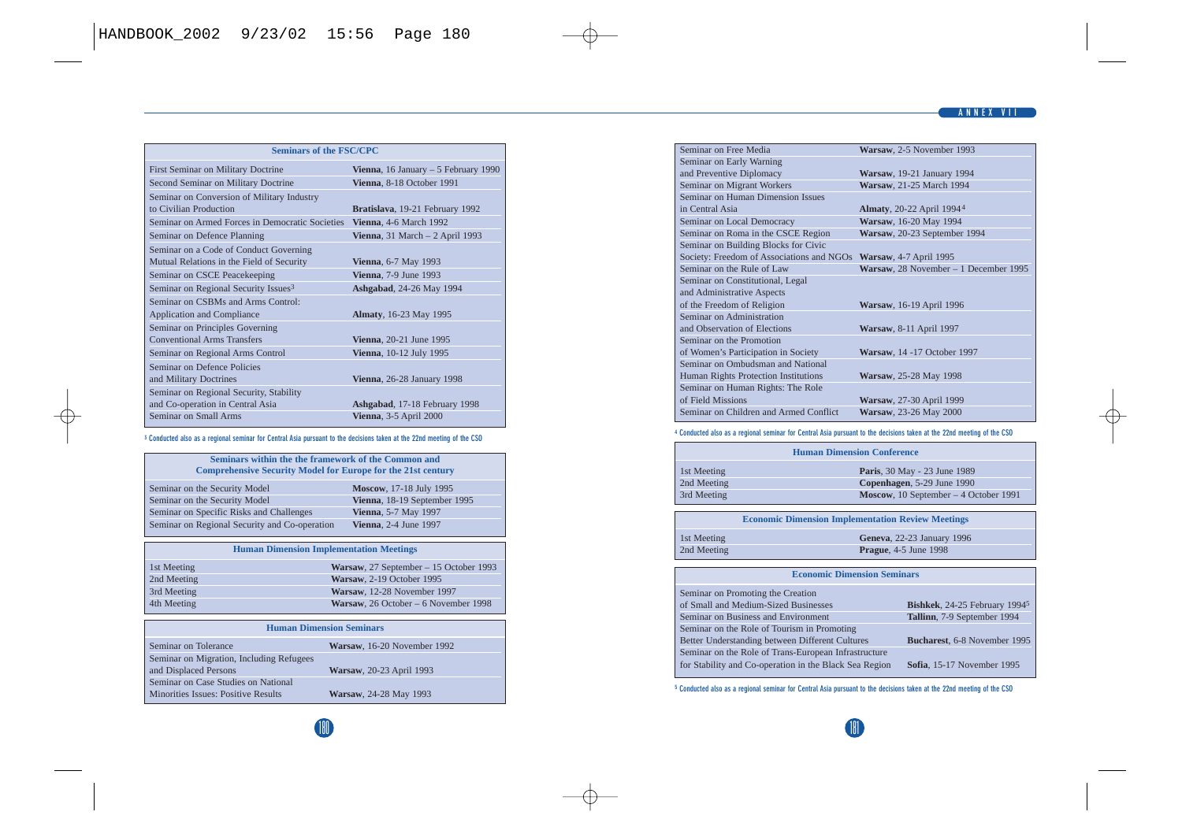| Seminars of the FSC/CPC | |
|---|---|
| First Seminar on Military Doctrine | **Vienna**, 16 January – 5 February 1990 |
| Second Seminar on Military Doctrine | **Vienna**, 8-18 October 1991 |
| Seminar on Conversion of Military Industry to Civilian Production | **Bratislava**, 19-21 February 1992 |
| Seminar on Armed Forces in Democratic Societies | **Vienna**, 4-6 March 1992 |
| Seminar on Defence Planning | **Vienna**, 31 March – 2 April 1993 |
| Seminar on a Code of Conduct Governing Mutual Relations in the Field of Security | **Vienna**, 6-7 May 1993 |
| Seminar on CSCE Peacekeeping | **Vienna**, 7-9 June 1993 |
| Seminar on Regional Security Issues[3] | **Ashgabad**, 24-26 May 1994 |
| Seminar on CSBMs and Arms Control: Application and Compliance | **Almaty**, 16-23 May 1995 |
| Seminar on Principles Governing Conventional Arms Transfers | **Vienna**, 20-21 June 1995 |
| Seminar on Regional Arms Control | **Vienna**, 10-12 July 1995 |
| Seminar on Defence Policies and Military Doctrines | **Vienna**, 26-28 January 1998 |
| Seminar on Regional Security, Stability and Co-operation in Central Asia | **Ashgabad**, 17-18 February 1998 |
| Seminar on Small Arms | **Vienna**, 3-5 April 2000 |

[3] Conducted also as a regional seminar for Central Asia pursuant to the decisions taken at the 22nd meeting of the CSO

| Seminars within the the framework of the Common and Comprehensive Security Model for Europe for the 21st century | |
|---|---|
| Seminar on the Security Model | **Moscow**, 17-18 July 1995 |
| Seminar on the Security Model | **Vienna**, 18-19 September 1995 |
| Seminar on Specific Risks and Challenges | **Vienna**, 5-7 May 1997 |
| Seminar on Regional Security and Co-operation | **Vienna**, 2-4 June 1997 |

| Human Dimension Implementation Meetings | |
|---|---|
| 1st Meeting | **Warsaw**, 27 September – 15 October 1993 |
| 2nd Meeting | **Warsaw**, 2-19 October 1995 |
| 3rd Meeting | **Warsaw**, 12-28 November 1997 |
| 4th Meeting | **Warsaw**, 26 October – 6 November 1998 |

| Human Dimension Seminars | |
|---|---|
| Seminar on Tolerance | **Warsaw**, 16-20 November 1992 |
| Seminar on Migration, Including Refugees and Displaced Persons | **Warsaw**, 20-23 April 1993 |
| Seminar on Case Studies on National Minorities Issues: Positive Results | **Warsaw**, 24-28 May 1993 |
| Seminar on Free Media | **Warsaw**, 2-5 November 1993 |
| Seminar on Early Warning and Preventive Diplomacy | **Warsaw**, 19-21 January 1994 |
| Seminar on Migrant Workers | **Warsaw**, 21-25 March 1994 |
| Seminar on Human Dimension Issues in Central Asia | **Almaty**, 20-22 April 1994[4] |
| Seminar on Local Democracy | **Warsaw**, 16-20 May 1994 |
| Seminar on Roma in the CSCE Region | **Warsaw**, 20-23 September 1994 |
| Seminar on Building Blocks for Civic Society: Freedom of Associations and NGOs | **Warsaw**, 4-7 April 1995 |
| Seminar on the Rule of Law | **Warsaw**, 28 November – 1 December 1995 |
| Seminar on Constitutional, Legal and Administrative Aspects of the Freedom of Religion | **Warsaw**, 16-19 April 1996 |
| Seminar on Administration and Observation of Elections | **Warsaw**, 8-11 April 1997 |
| Seminar on the Promotion of Women's Participation in Society | **Warsaw**, 14 -17 October 1997 |
| Seminar on Ombudsman and National Human Rights Protection Institutions | **Warsaw**, 25-28 May 1998 |
| Seminar on Human Rights: The Role of Field Missions | **Warsaw**, 27-30 April 1999 |
| Seminar on Children and Armed Conflict | **Warsaw**, 23-26 May 2000 |

[4] Conducted also as a regional seminar for Central Asia pursuant to the decisions taken at the 22nd meeting of the CSO

| Human Dimension Conference | |
|---|---|
| 1st Meeting | **Paris**, 30 May - 23 June 1989 |
| 2nd Meeting | **Copenhagen**, 5-29 June 1990 |
| 3rd Meeting | **Moscow**, 10 September – 4 October 1991 |

| Economic Dimension Implementation Review Meetings | |
|---|---|
| 1st Meeting | **Geneva**, 22-23 January 1996 |
| 2nd Meeting | **Prague**, 4-5 June 1998 |

| Economic Dimension Seminars | |
|---|---|
| Seminar on Promoting the Creation of Small and Medium-Sized Businesses | **Bishkek**, 24-25 February 1994[5] |
| Seminar on Business and Environment | **Tallinn**, 7-9 September 1994 |
| Seminar on the Role of Tourism in Promoting Better Understanding between Different Cultures | **Bucharest**, 6-8 November 1995 |
| Seminar on the Role of Trans-European Infrastructure for Stability and Co-operation in the Black Sea Region | **Sofia**, 15-17 November 1995 |

[5] Conducted also as a regional seminar for Central Asia pursuant to the decisions taken at the 22nd meeting of the CSO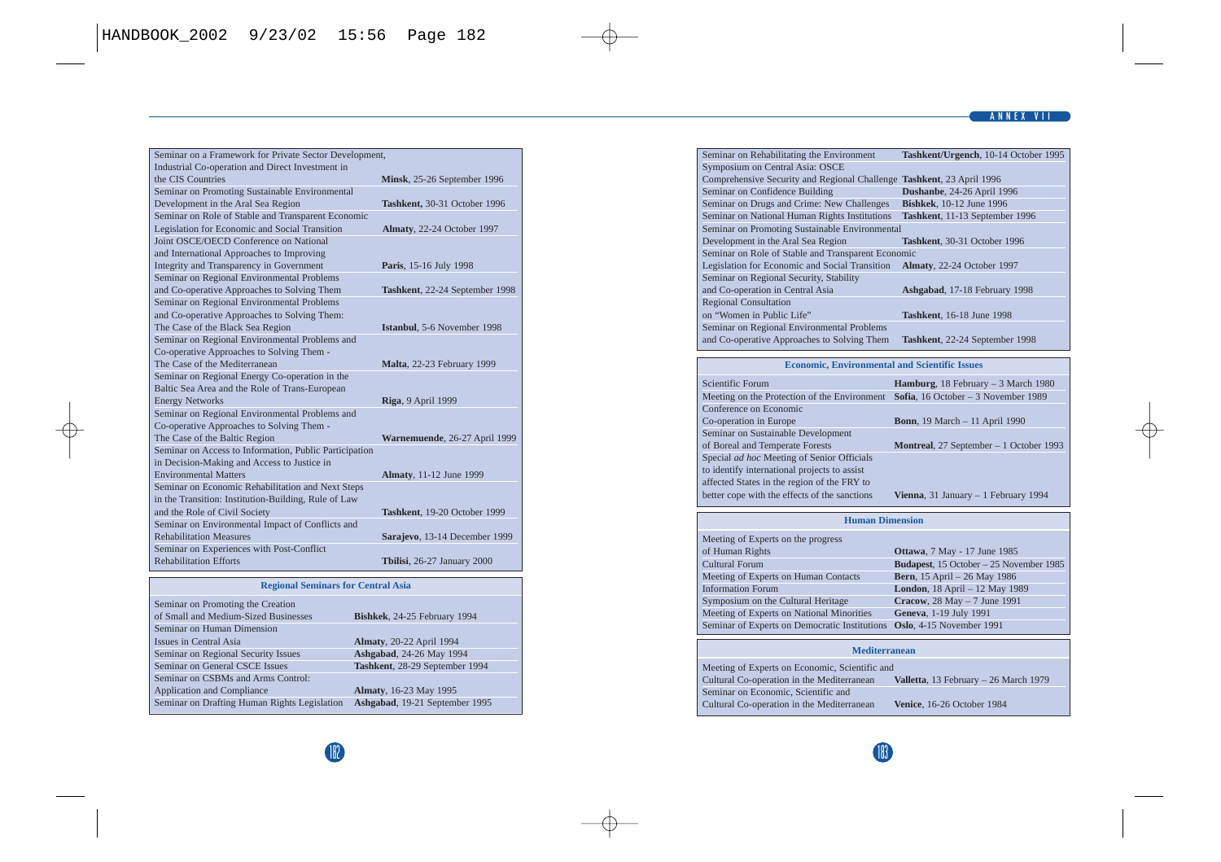| | |
|---|---|
| Seminar on a Framework for Private Sector Development, Industrial Co-operation and Direct Investment in the CIS Countries | **Minsk**, 25-26 September 1996 |
| Seminar on Promoting Sustainable Environmental Development in the Aral Sea Region | **Tashkent**, 30-31 October 1996 |
| Seminar on Role of Stable and Transparent Economic Legislation for Economic and Social Transition | **Almaty**, 22-24 October 1997 |
| Joint OSCE/OECD Conference on National and International Approaches to Improving Integrity and Transparency in Government | **Paris**, 15-16 July 1998 |
| Seminar on Regional Environmental Problems and Co-operative Approaches to Solving Them | **Tashkent**, 22-24 September 1998 |
| Seminar on Regional Environmental Problems and Co-operative Approaches to Solving Them: The Case of the Black Sea Region | **Istanbul**, 5-6 November 1998 |
| Seminar on Regional Environmental Problems and Co-operative Approaches to Solving Them - The Case of the Mediterranean | **Malta**, 22-23 February 1999 |
| Seminar on Regional Energy Co-operation in the Baltic Sea Area and the Role of Trans-European Energy Networks | **Riga**, 9 April 1999 |
| Seminar on Regional Environmental Problems and Co-operative Approaches to Solving Them - The Case of the Baltic Region | **Warnemuende**, 26-27 April 1999 |
| Seminar on Access to Information, Public Participation in Decision-Making and Access to Justice in Environmental Matters | **Almaty**, 11-12 June 1999 |
| Seminar on Economic Rehabilitation and Next Steps in the Transition: Institution-Building, Rule of Law and the Role of Civil Society | **Tashkent**, 19-20 October 1999 |
| Seminar on Environmental Impact of Conflicts and Rehabilitation Measures | **Sarajevo**, 13-14 December 1999 |
| Seminar on Experiences with Post-Conflict Rehabilitation Efforts | **Tbilisi**, 26-27 January 2000 |

### Regional Seminars for Central Asia

| | |
|---|---|
| Seminar on Promoting the Creation of Small and Medium-Sized Businesses | **Bishkek**, 24-25 February 1994 |
| Seminar on Human Dimension Issues in Central Asia | **Almaty**, 20-22 April 1994 |
| Seminar on Regional Security Issues | **Ashgabad**, 24-26 May 1994 |
| Seminar on General CSCE Issues | **Tashkent**, 28-29 September 1994 |
| Seminar on CSBMs and Arms Control: Application and Compliance | **Almaty**, 16-23 May 1995 |
| Seminar on Drafting Human Rights Legislation | **Ashgabad**, 19-21 September 1995 |
| Seminar on Rehabilitating the Environment | **Tashkent/Urgench**, 10-14 October 1995 |
| Symposium on Central Asia: OSCE Comprehensive Security and Regional Challenge | **Tashkent**, 23 April 1996 |
| Seminar on Confidence Building | **Dushanbe**, 24-26 April 1996 |
| Seminar on Drugs and Crime: New Challenges | **Bishkek**, 10-12 June 1996 |
| Seminar on National Human Rights Institutions | **Tashkent**, 11-13 September 1996 |
| Seminar on Promoting Sustainable Environmental Development in the Aral Sea Region | **Tashkent**, 30-31 October 1996 |
| Seminar on Role of Stable and Transparent Economic Legislation for Economic and Social Transition | **Almaty**, 22-24 October 1997 |
| Seminar on Regional Security, Stability and Co-operation in Central Asia | **Ashgabad**, 17-18 February 1998 |
| Regional Consultation on "Women in Public Life" | **Tashkent**, 16-18 June 1998 |
| Seminar on Regional Environmental Problems and Co-operative Approaches to Solving Them | **Tashkent**, 22-24 September 1998 |

### Economic, Environmental and Scientific Issues

| | |
|---|---|
| Scientific Forum | **Hamburg**, 18 February – 3 March 1980 |
| Meeting on the Protection of the Environment | **Sofia**, 16 October – 3 November 1989 |
| Conference on Economic Co-operation in Europe | **Bonn**, 19 March – 11 April 1990 |
| Seminar on Sustainable Development of Boreal and Temperate Forests | **Montreal**, 27 September – 1 October 1993 |
| Special *ad hoc* Meeting of Senior Officials to identify international projects to assist affected States in the region of the FRY to better cope with the effects of the sanctions | **Vienna**, 31 January – 1 February 1994 |

### Human Dimension

| | |
|---|---|
| Meeting of Experts on the progress of Human Rights | **Ottawa**, 7 May - 17 June 1985 |
| Cultural Forum | **Budapest**, 15 October – 25 November 1985 |
| Meeting of Experts on Human Contacts | **Bern**, 15 April – 26 May 1986 |
| Information Forum | **London**, 18 April – 12 May 1989 |
| Symposium on the Cultural Heritage | **Cracow**, 28 May – 7 June 1991 |
| Meeting of Experts on National Minorities | **Geneva**, 1-19 July 1991 |
| Seminar of Experts on Democratic Institutions | **Oslo**, 4-15 November 1991 |

### Mediterranean

| | |
|---|---|
| Meeting of Experts on Economic, Scientific and Cultural Co-operation in the Mediterranean | **Valletta**, 13 February – 26 March 1979 |
| Seminar on Economic, Scientific and Cultural Co-operation in the Mediterranean | **Venice**, 16-26 October 1984 |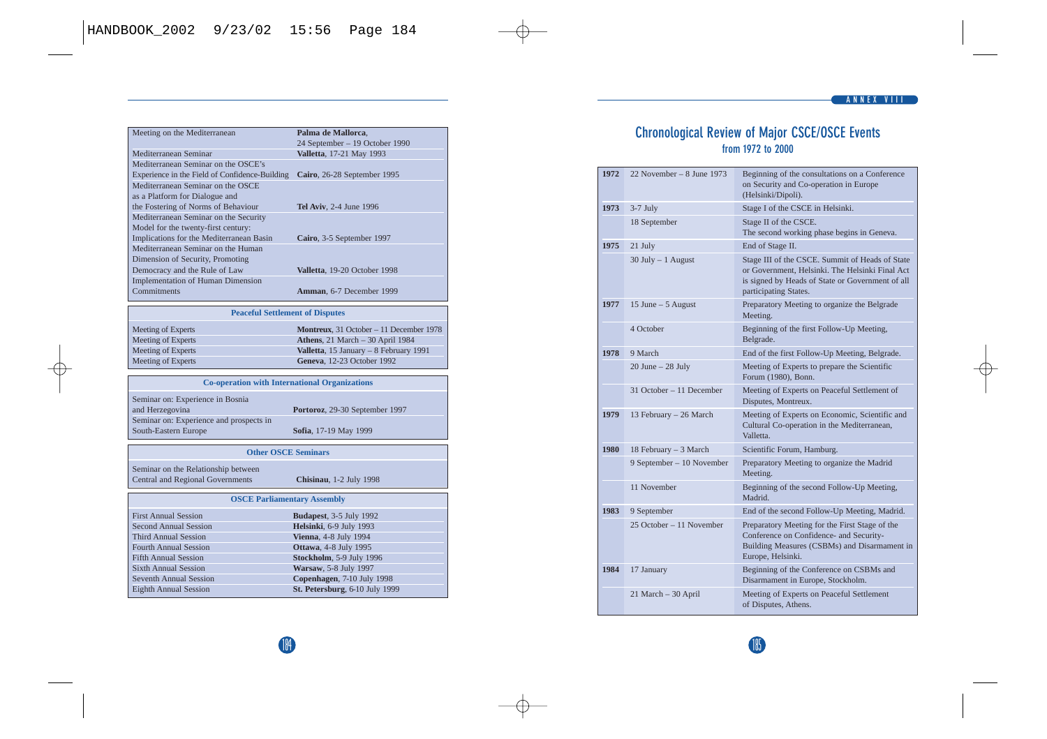| | |
|---|---|
| Meeting on the Mediterranean | **Palma de Mallorca**, 24 September – 19 October 1990 |
| Mediterranean Seminar | **Valletta**, 17-21 May 1993 |
| Mediterranean Seminar on the OSCE's Experience in the Field of Confidence-Building | **Cairo**, 26-28 September 1995 |
| Mediterranean Seminar on the OSCE as a Platform for Dialogue and the Fostering of Norms of Behaviour | **Tel Aviv**, 2-4 June 1996 |
| Mediterranean Seminar on the Security Model for the twenty-first century: Implications for the Mediterranean Basin | **Cairo**, 3-5 September 1997 |
| Mediterranean Seminar on the Human Dimension of Security, Promoting Democracy and the Rule of Law | **Valletta**, 19-20 October 1998 |
| Implementation of Human Dimension Commitments | **Amman**, 6-7 December 1999 |

| Peaceful Settlement of Disputes | |
|---|---|
| Meeting of Experts | **Montreux**, 31 October – 11 December 1978 |
| Meeting of Experts | **Athens**, 21 March – 30 April 1984 |
| Meeting of Experts | **Valletta**, 15 January – 8 February 1991 |
| Meeting of Experts | **Geneva**, 12-23 October 1992 |

| Co-operation with International Organizations | |
|---|---|
| Seminar on: Experience in Bosnia and Herzegovina | **Portoroz**, 29-30 September 1997 |
| Seminar on: Experience and prospects in South-Eastern Europe | **Sofia**, 17-19 May 1999 |

| Other OSCE Seminars | |
|---|---|
| Seminar on the Relationship between Central and Regional Governments | **Chisinau**, 1-2 July 1998 |

| OSCE Parliamentary Assembly | |
|---|---|
| First Annual Session | **Budapest**, 3-5 July 1992 |
| Second Annual Session | **Helsinki**, 6-9 July 1993 |
| Third Annual Session | **Vienna**, 4-8 July 1994 |
| Fourth Annual Session | **Ottawa**, 4-8 July 1995 |
| Fifth Annual Session | **Stockholm**, 5-9 July 1996 |
| Sixth Annual Session | **Warsaw**, 5-8 July 1997 |
| Seventh Annual Session | **Copenhagen**, 7-10 July 1998 |
| Eighth Annual Session | **St. Petersburg**, 6-10 July 1999 |

ANNEX VIII

# Chronological Review of Major CSCE/OSCE Events

## from 1972 to 2000

| Year | Date | Event |
|---|---|---|
| **1972** | 22 November – 8 June 1973 | Beginning of the consultations on a Conference on Security and Co-operation in Europe (Helsinki/Dipoli). |
| **1973** | 3-7 July | Stage I of the CSCE in Helsinki. |
| | 18 September | Stage II of the CSCE. The second working phase begins in Geneva. |
| **1975** | 21 July | End of Stage II. |
| | 30 July – 1 August | Stage III of the CSCE. Summit of Heads of State or Government, Helsinki. The Helsinki Final Act is signed by Heads of State or Government of all participating States. |
| **1977** | 15 June – 5 August | Preparatory Meeting to organize the Belgrade Meeting. |
| | 4 October | Beginning of the first Follow-Up Meeting, Belgrade. |
| **1978** | 9 March | End of the first Follow-Up Meeting, Belgrade. |
| | 20 June – 28 July | Meeting of Experts to prepare the Scientific Forum (1980), Bonn. |
| | 31 October – 11 December | Meeting of Experts on Peaceful Settlement of Disputes, Montreux. |
| **1979** | 13 February – 26 March | Meeting of Experts on Economic, Scientific and Cultural Co-operation in the Mediterranean, Valletta. |
| **1980** | 18 February – 3 March | Scientific Forum, Hamburg. |
| | 9 September – 10 November | Preparatory Meeting to organize the Madrid Meeting. |
| | 11 November | Beginning of the second Follow-Up Meeting, Madrid. |
| **1983** | 9 September | End of the second Follow-Up Meeting, Madrid. |
| | 25 October – 11 November | Preparatory Meeting for the First Stage of the Conference on Confidence- and Security-Building Measures (CSBMs) and Disarmament in Europe, Helsinki. |
| **1984** | 17 January | Beginning of the Conference on CSBMs and Disarmament in Europe, Stockholm. |
| | 21 March – 30 April | Meeting of Experts on Peaceful Settlement of Disputes, Athens. |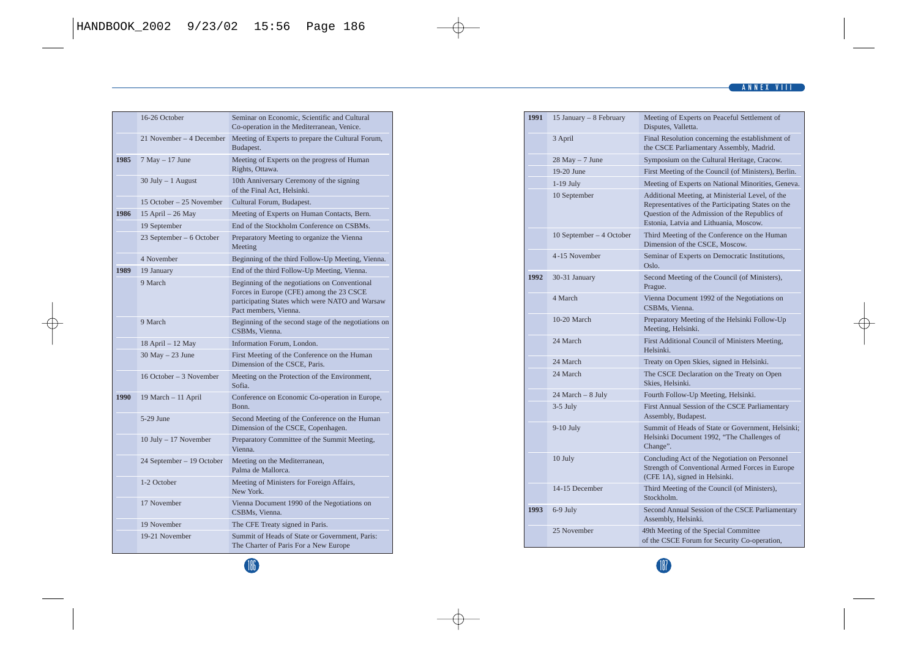| | | |
|---|---|---|
| | 16-26 October | Seminar on Economic, Scientific and Cultural Co-operation in the Mediterranean, Venice. |
| | 21 November – 4 December | Meeting of Experts to prepare the Cultural Forum, Budapest. |
| **1985** | 7 May – 17 June | Meeting of Experts on the progress of Human Rights, Ottawa. |
| | 30 July – 1 August | 10th Anniversary Ceremony of the signing of the Final Act, Helsinki. |
| | 15 October – 25 November | Cultural Forum, Budapest. |
| **1986** | 15 April – 26 May | Meeting of Experts on Human Contacts, Bern. |
| | 19 September | End of the Stockholm Conference on CSBMs. |
| | 23 September – 6 October | Preparatory Meeting to organize the Vienna Meeting |
| | 4 November | Beginning of the third Follow-Up Meeting, Vienna. |
| **1989** | 19 January | End of the third Follow-Up Meeting, Vienna. |
| | 9 March | Beginning of the negotiations on Conventional Forces in Europe (CFE) among the 23 CSCE participating States which were NATO and Warsaw Pact members, Vienna. |
| | 9 March | Beginning of the second stage of the negotiations on CSBMs, Vienna. |
| | 18 April – 12 May | Information Forum, London. |
| | 30 May – 23 June | First Meeting of the Conference on the Human Dimension of the CSCE, Paris. |
| | 16 October – 3 November | Meeting on the Protection of the Environment, Sofia. |
| **1990** | 19 March – 11 April | Conference on Economic Co-operation in Europe, Bonn. |
| | 5-29 June | Second Meeting of the Conference on the Human Dimension of the CSCE, Copenhagen. |
| | 10 July – 17 November | Preparatory Committee of the Summit Meeting, Vienna. |
| | 24 September – 19 October | Meeting on the Mediterranean, Palma de Mallorca. |
| | 1-2 October | Meeting of Ministers for Foreign Affairs, New York. |
| | 17 November | Vienna Document 1990 of the Negotiations on CSBMs, Vienna. |
| | 19 November | The CFE Treaty signed in Paris. |
| | 19-21 November | Summit of Heads of State or Government, Paris: The Charter of Paris For a New Europe |
| **1991** | 15 January – 8 February | Meeting of Experts on Peaceful Settlement of Disputes, Valletta. |
| | 3 April | Final Resolution concerning the establishment of the CSCE Parliamentary Assembly, Madrid. |
| | 28 May – 7 June | Symposium on the Cultural Heritage, Cracow. |
| | 19-20 June | First Meeting of the Council (of Ministers), Berlin. |
| | 1-19 July | Meeting of Experts on National Minorities, Geneva. |
| | 10 September | Additional Meeting, at Ministerial Level, of the Representatives of the Participating States on the Question of the Admission of the Republics of Estonia, Latvia and Lithuania, Moscow. |
| | 10 September – 4 October | Third Meeting of the Conference on the Human Dimension of the CSCE, Moscow. |
| | 4-15 November | Seminar of Experts on Democratic Institutions, Oslo. |
| **1992** | 30-31 January | Second Meeting of the Council (of Ministers), Prague. |
| | 4 March | Vienna Document 1992 of the Negotiations on CSBMs, Vienna. |
| | 10-20 March | Preparatory Meeting of the Helsinki Follow-Up Meeting, Helsinki. |
| | 24 March | First Additional Council of Ministers Meeting, Helsinki. |
| | 24 March | Treaty on Open Skies, signed in Helsinki. |
| | 24 March | The CSCE Declaration on the Treaty on Open Skies, Helsinki. |
| | 24 March – 8 July | Fourth Follow-Up Meeting, Helsinki. |
| | 3-5 July | First Annual Session of the CSCE Parliamentary Assembly, Budapest. |
| | 9-10 July | Summit of Heads of State or Government, Helsinki; Helsinki Document 1992, “The Challenges of Change”. |
| | 10 July | Concluding Act of the Negotiation on Personnel Strength of Conventional Armed Forces in Europe (CFE 1A), signed in Helsinki. |
| | 14-15 December | Third Meeting of the Council (of Ministers), Stockholm. |
| **1993** | 6-9 July | Second Annual Session of the CSCE Parliamentary Assembly, Helsinki. |
| | 25 November | 49th Meeting of the Special Committee of the CSCE Forum for Security Co-operation, |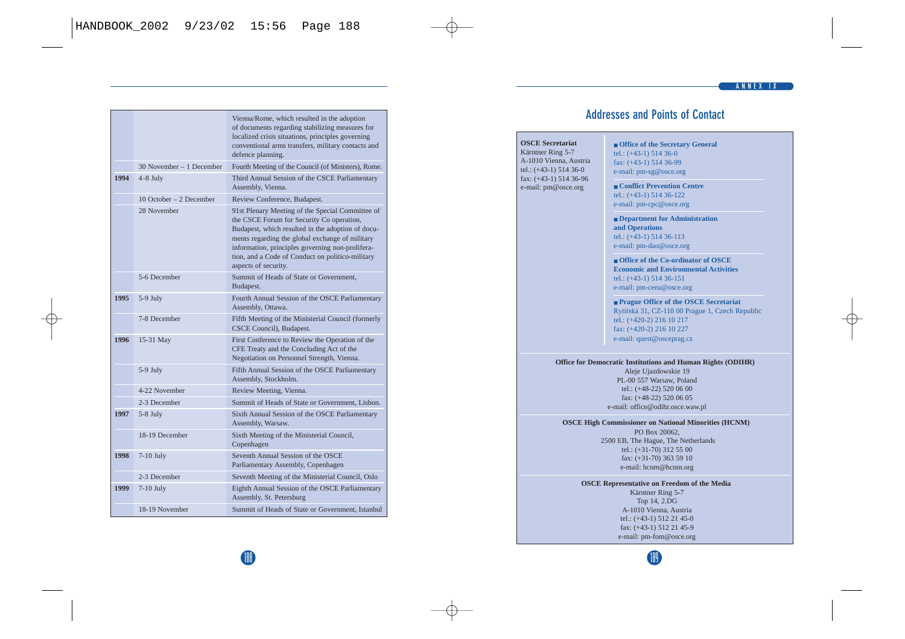| | | |
|---|---|---|
| | | Vienna/Rome, which resulted in the adoption of documents regarding stabilizing measures for localized crisis situations, principles governing conventional arms transfers, military contacts and defence planning. |
| | 30 November – 1 December | Fourth Meeting of the Council (of Ministers), Rome. |
| **1994** | 4-8 July | Third Annual Session of the CSCE Parliamentary Assembly, Vienna. |
| | 10 October – 2 December | Review Conference, Budapest. |
| | 28 November | 91st Plenary Meeting of the Special Committee of the CSCE Forum for Security Co operation, Budapest, which resulted in the adoption of documents regarding the global exchange of military information, principles governing non-proliferation, and a Code of Conduct on politico-military aspects of security. |
| | 5-6 December | Summit of Heads of State or Government, Budapest. |
| **1995** | 5-9 July | Fourth Annual Session of the OSCE Parliamentary Assembly, Ottawa. |
| | 7-8 December | Fifth Meeting of the Ministerial Council (formerly CSCE Council), Budapest. |
| **1996** | 15-31 May | First Conference to Review the Operation of the CFE Treaty and the Concluding Act of the Negotiation on Personnel Strength, Vienna. |
| | 5-9 July | Fifth Annual Session of the OSCE Parliamentary Assembly, Stockholm. |
| | 4-22 November | Review Meeting, Vienna. |
| | 2-3 December | Summit of Heads of State or Government, Lisbon. |
| **1997** | 5-8 July | Sixth Annual Session of the OSCE Parliamentary Assembly, Warsaw. |
| | 18-19 December | Sixth Meeting of the Ministerial Council, Copenhagen |
| **1998** | 7-10 July | Seventh Annual Session of the OSCE Parliamentary Assembly, Copenhagen |
| | 2-3 December | Seventh Meeting of the Ministerial Council, Oslo |
| **1999** | 7-10 July | Eighth Annual Session of the OSCE Parliamentary Assembly, St. Petersburg |
| | 18-19 November | Summit of Heads of State or Government, Istanbul |

ANNEX IX

# Addresses and Points of Contact

**OSCE Secretariat**
Kärntner Ring 5-7
A-1010 Vienna, Austria
tel.: (+43-1) 514 36-0
fax: (+43-1) 514 36-96
e-mail: pm@osce.org

**Office of the Secretary General**
tel.: (+43-1) 514 36-0
fax: (+43-1) 514 36-99
e-mail: pm-sg@osce.org

**Conflict Prevention Centre**
tel.: (+43-1) 514 36-122
e-mail: pm-cpc@osce.org

**Department for Administration and Operations**
tel.: (+43-1) 514 36-113
e-mail: pm-dao@osce.org

**Office of the Co-ordinator of OSCE Economic and Environmental Activities**
tel.: (+43-1) 514 36-151
e-mail: pm-ceea@osce.org

**Prague Office of the OSCE Secretariat**
Rytířská 31, CZ-110 00 Prague 1, Czech Republic
tel.: (+420-2) 216 10 217
fax: (+420-2) 216 10 227
e-mail: quest@osceprag.cz

**Office for Democratic Institutions and Human Rights (ODIHR)**
Aleje Ujazdowskie 19
PL-00 557 Warsaw, Poland
tel.: (+48-22) 520 06 00
fax: (+48-22) 520 06 05
e-mail: office@odihr.osce.waw.pl

**OSCE High Commissioner on National Minorities (HCNM)**
PO Box 20062,
2500 EB, The Hague, The Netherlands
tel.: (+31-70) 312 55 00
fax: (+31-70) 363 59 10
e-mail: hcnm@hcnm.org

**OSCE Representative on Freedom of the Media**
Kärntner Ring 5-7
Top 14, 2.DG
A-1010 Vienna, Austria
tel.: (+43-1) 512 21 45-0
fax: (+43-1) 512 21 45-9
e-mail: pm-fom@osce.org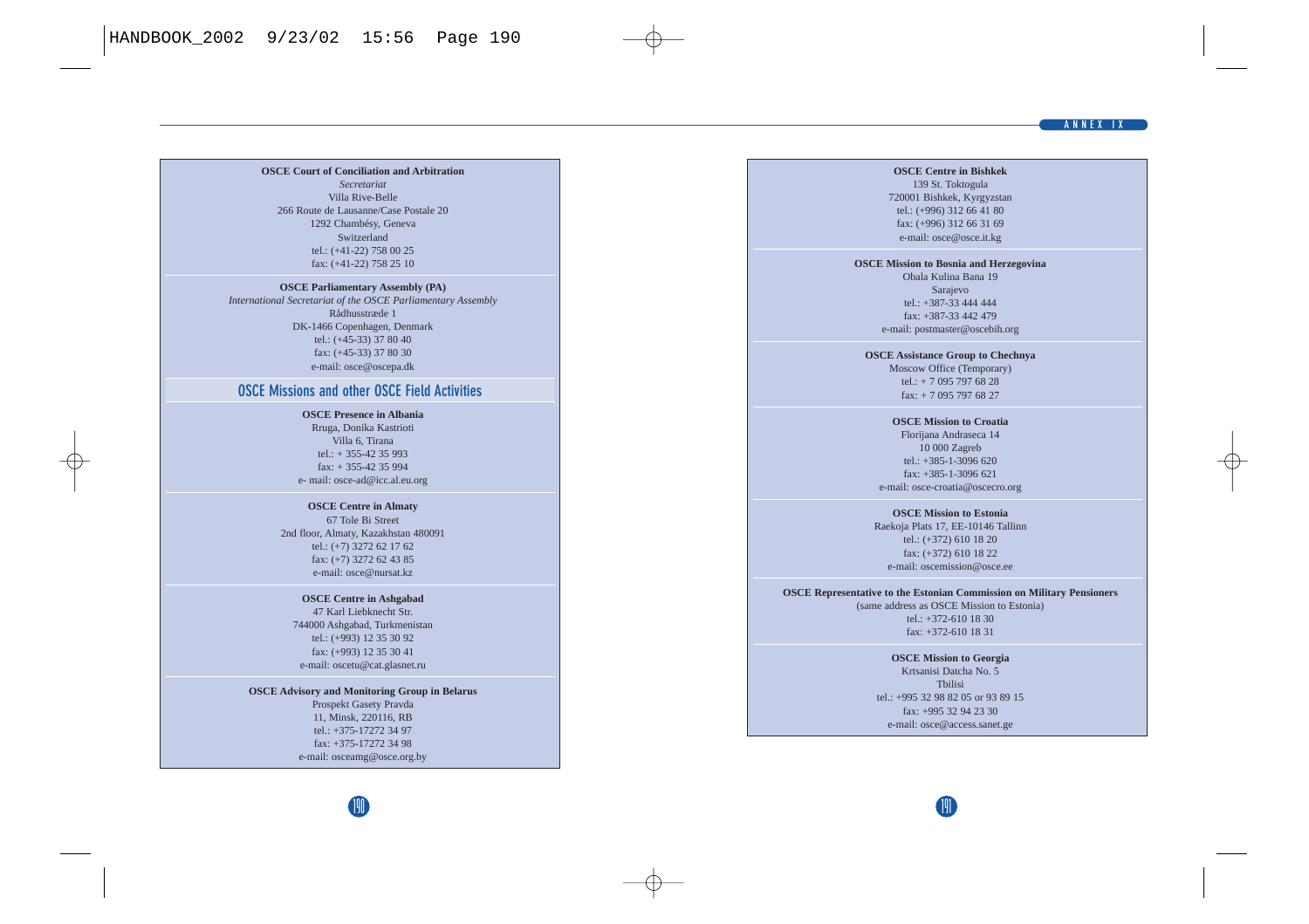**OSCE Court of Conciliation and Arbitration**
*Secretariat*
Villa Rive-Belle
266 Route de Lausanne/Case Postale 20
1292 Chambésy, Geneva
Switzerland
tel.: (+41-22) 758 00 25
fax: (+41-22) 758 25 10

**OSCE Parliamentary Assembly (PA)**
*International Secretariat of the OSCE Parliamentary Assembly*
Rådhusstræde 1
DK-1466 Copenhagen, Denmark
tel.: (+45-33) 37 80 40
fax: (+45-33) 37 80 30
e-mail: osce@oscepa.dk

## OSCE Missions and other OSCE Field Activities

**OSCE Presence in Albania**
Rruga, Donika Kastrioti
Villa 6, Tirana
tel.: + 355-42 35 993
fax: + 355-42 35 994
e- mail: osce-ad@icc.al.eu.org

**OSCE Centre in Almaty**
67 Tole Bi Street
2nd floor, Almaty, Kazakhstan 480091
tel.: (+7) 3272 62 17 62
fax: (+7) 3272 62 43 85
e-mail: osce@nursat.kz

**OSCE Centre in Ashgabad**
47 Karl Liebknecht Str.
744000 Ashgabad, Turkmenistan
tel.: (+993) 12 35 30 92
fax: (+993) 12 35 30 41
e-mail: oscetu@cat.glasnet.ru

**OSCE Advisory and Monitoring Group in Belarus**
Prospekt Gasety Pravda
11, Minsk, 220116, RB
tel.: +375-17272 34 97
fax: +375-17272 34 98
e-mail: osceamg@osce.org.by

**OSCE Centre in Bishkek**
139 St. Toktogula
720001 Bishkek, Kyrgyzstan
tel.: (+996) 312 66 41 80
fax: (+996) 312 66 31 69
e-mail: osce@osce.it.kg

**OSCE Mission to Bosnia and Herzegovina**
Obala Kulina Bana 19
Sarajevo
tel.: +387-33 444 444
fax: +387-33 442 479
e-mail: postmaster@oscebih.org

**OSCE Assistance Group to Chechnya**
Moscow Office (Temporary)
tel.: + 7 095 797 68 28
fax: + 7 095 797 68 27

**OSCE Mission to Croatia**
Florijana Andraseca 14
10 000 Zagreb
tel.: +385-1-3096 620
fax: +385-1-3096 621
e-mail: osce-croatia@oscecro.org

**OSCE Mission to Estonia**
Raekoja Plats 17, EE-10146 Tallinn
tel.: (+372) 610 18 20
fax: (+372) 610 18 22
e-mail: oscemission@osce.ee

**OSCE Representative to the Estonian Commission on Military Pensioners**
(same address as OSCE Mission to Estonia)
tel.: +372-610 18 30
fax: +372-610 18 31

**OSCE Mission to Georgia**
Krtsanisi Datcha No. 5
Tbilisi
tel.: +995 32 98 82 05 or 93 89 15
fax: +995 32 94 23 30
e-mail: osce@access.sanet.ge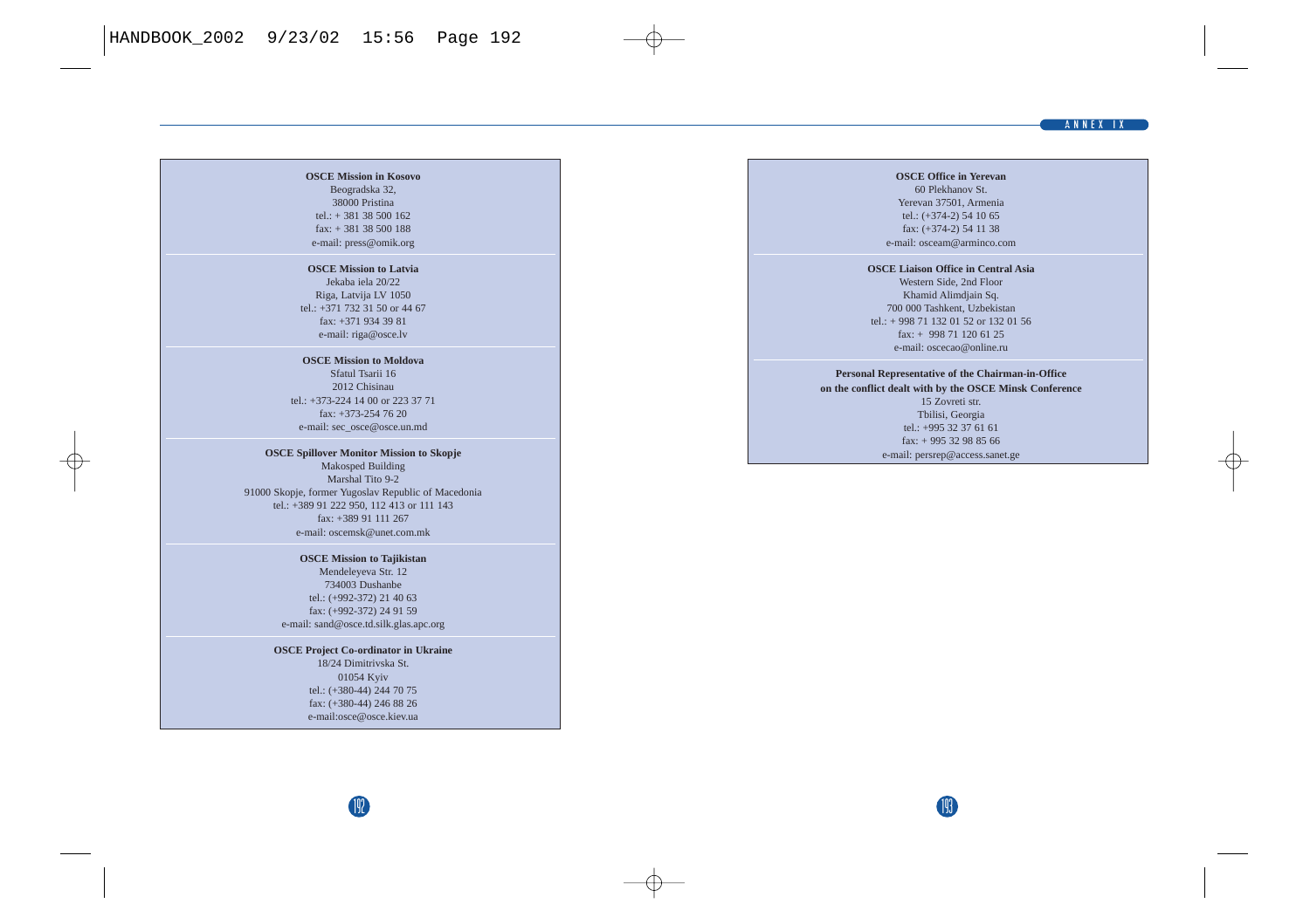**OSCE Mission in Kosovo**
Beogradska 32,
38000 Pristina
tel.: + 381 38 500 162
fax: + 381 38 500 188
e-mail: press@omik.org

**OSCE Mission to Latvia**
Jekaba iela 20/22
Riga, Latvija LV 1050
tel.: +371 732 31 50 or 44 67
fax: +371 934 39 81
e-mail: riga@osce.lv

**OSCE Mission to Moldova**
Sfatul Tsarii 16
2012 Chisinau
tel.: +373-224 14 00 or 223 37 71
fax: +373-254 76 20
e-mail: sec_osce@osce.un.md

**OSCE Spillover Monitor Mission to Skopje**
Makosped Building
Marshal Tito 9-2
91000 Skopje, former Yugoslav Republic of Macedonia
tel.: +389 91 222 950, 112 413 or 111 143
fax: +389 91 111 267
e-mail: oscemsk@unet.com.mk

**OSCE Mission to Tajikistan**
Mendeleyeva Str. 12
734003 Dushanbe
tel.: (+992-372) 21 40 63
fax: (+992-372) 24 91 59
e-mail: sand@osce.td.silk.glas.apc.org

**OSCE Project Co-ordinator in Ukraine**
18/24 Dimitrivska St.
01054 Kyiv
tel.: (+380-44) 244 70 75
fax: (+380-44) 246 88 26
e-mail:osce@osce.kiev.ua

**OSCE Office in Yerevan**
60 Plekhanov St.
Yerevan 37501, Armenia
tel.: (+374-2) 54 10 65
fax: (+374-2) 54 11 38
e-mail: osceam@arminco.com

**OSCE Liaison Office in Central Asia**
Western Side, 2nd Floor
Khamid Alimdjain Sq.
700 000 Tashkent, Uzbekistan
tel.: + 998 71 132 01 52 or 132 01 56
fax: + 998 71 120 61 25
e-mail: oscecao@online.ru

**Personal Representative of the Chairman-in-Office on the conflict dealt with by the OSCE Minsk Conference**
15 Zovreti str.
Tbilisi, Georgia
tel.: +995 32 37 61 61
fax: + 995 32 98 85 66
e-mail: persrep@access.sanet.ge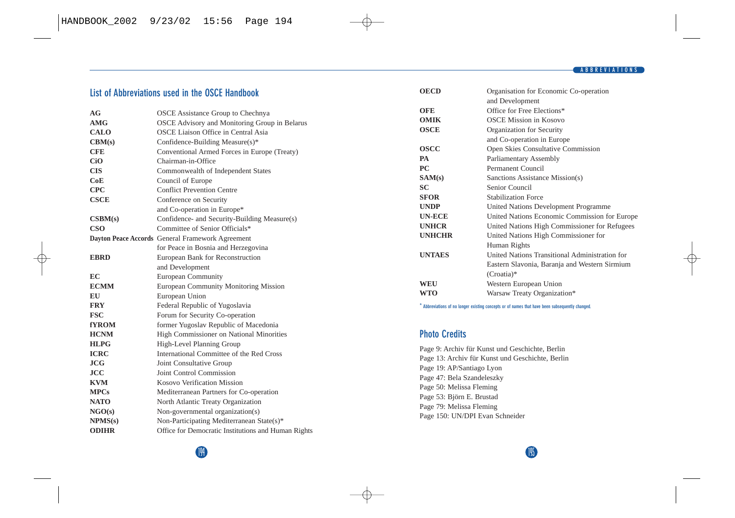## List of Abbreviations used in the OSCE Handbook

| | |
|---|---|
| **AG** | OSCE Assistance Group to Chechnya |
| **AMG** | OSCE Advisory and Monitoring Group in Belarus |
| **CALO** | OSCE Liaison Office in Central Asia |
| **CBM(s)** | Confidence-Building Measure(s)* |
| **CFE** | Conventional Armed Forces in Europe (Treaty) |
| **CiO** | Chairman-in-Office |
| **CIS** | Commonwealth of Independent States |
| **CoE** | Council of Europe |
| **CPC** | Conflict Prevention Centre |
| **CSCE** | Conference on Security and Co-operation in Europe* |
| **CSBM(s)** | Confidence- and Security-Building Measure(s) |
| **CSO** | Committee of Senior Officials* |
| **Dayton Peace Accords** | General Framework Agreement for Peace in Bosnia and Herzegovina |
| **EBRD** | European Bank for Reconstruction and Development |
| **EC** | European Community |
| **ECMM** | European Community Monitoring Mission |
| **EU** | European Union |
| **FRY** | Federal Republic of Yugoslavia |
| **FSC** | Forum for Security Co-operation |
| **fYROM** | former Yugoslav Republic of Macedonia |
| **HCNM** | High Commissioner on National Minorities |
| **HLPG** | High-Level Planning Group |
| **ICRC** | International Committee of the Red Cross |
| **JCG** | Joint Consultative Group |
| **JCC** | Joint Control Commission |
| **KVM** | Kosovo Verification Mission |
| **MPCs** | Mediterranean Partners for Co-operation |
| **NATO** | North Atlantic Treaty Organization |
| **NGO(s)** | Non-governmental organization(s) |
| **NPMS(s)** | Non-Participating Mediterranean State(s)* |
| **ODIHR** | Office for Democratic Institutions and Human Rights |
| **OECD** | Organisation for Economic Co-operation and Development |
| **OFE** | Office for Free Elections* |
| **OMIK** | OSCE Mission in Kosovo |
| **OSCE** | Organization for Security and Co-operation in Europe |
| **OSCC** | Open Skies Consultative Commission |
| **PA** | Parliamentary Assembly |
| **PC** | Permanent Council |
| **SAM(s)** | Sanctions Assistance Mission(s) |
| **SC** | Senior Council |
| **SFOR** | Stabilization Force |
| **UNDP** | United Nations Development Programme |
| **UN-ECE** | United Nations Economic Commission for Europe |
| **UNHCR** | United Nations High Commissioner for Refugees |
| **UNHCHR** | United Nations High Commissioner for Human Rights |
| **UNTAES** | United Nations Transitional Administration for Eastern Slavonia, Baranja and Western Sirmium (Croatia)* |
| **WEU** | Western European Union |
| **WTO** | Warsaw Treaty Organization* |

* Abbreviations of no longer existing concepts or of names that have been subsequently changed.

## Photo Credits

Page 9: Archiv für Kunst und Geschichte, Berlin
Page 13: Archiv für Kunst und Geschichte, Berlin
Page 19: AP/Santiago Lyon
Page 47: Bela Szandeleszky
Page 50: Melissa Fleming
Page 53: Björn E. Brustad
Page 79: Melissa Fleming
Page 150: UN/DPI Evan Schneider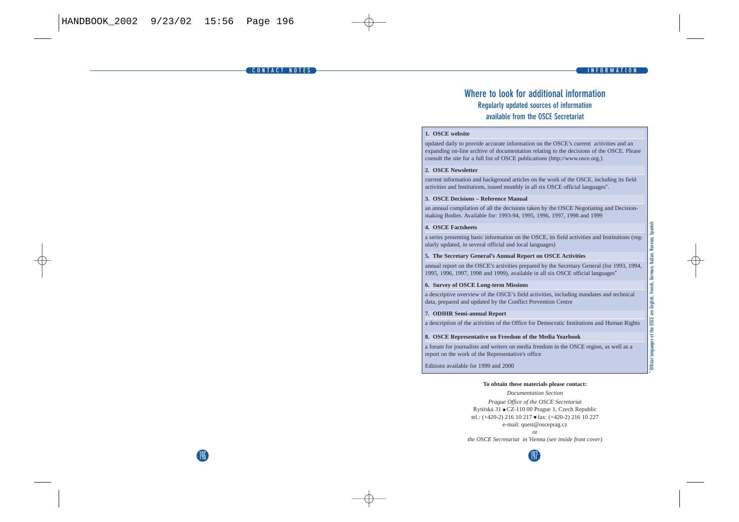## Where to look for additional information

### Regularly updated sources of information available from the OSCE Secretariat

**1. OSCE website**

updated daily to provide accurate information on the OSCE's current activities and an expanding on-line archive of documentation relating to the decisions of the OSCE. Please consult the site for a full list of OSCE publications (http://www.osce.org.)

**2. OSCE Newsletter**

current information and background articles on the work of the OSCE, including its field activities and Institutions, issued monthly in all six OSCE official languages*.

**3. OSCE Decisions – Reference Manual**

an annual compilation of all the decisions taken by the OSCE Negotiating and Decision-making Bodies. Available for: 1993-94, 1995, 1996, 1997, 1998 and 1999

**4. OSCE Factsheets**

a series presenting basic information on the OSCE, its field activities and Institutions (regularly updated, in several official and local languages)

**5. The Secretary General's Annual Report on OSCE Activities**

annual report on the OSCE's activities prepared by the Secretary General (for 1993, 1994, 1995, 1996, 1997, 1998 and 1999), available in all six OSCE official languages*

**6. Survey of OSCE Long-term Missions**

a descriptive overview of the OSCE's field activities, including mandates and technical data, prepared and updated by the Conflict Prevention Centre

**7. ODIHR Semi-annual Report**

a description of the activities of the Office for Democratic Institutions and Human Rights

**8. OSCE Representative on Freedom of the Media Yearbook**

a forum for journalists and writers on media freedom in the OSCE region, as well as a report on the work of the Representative's office

Editions available for 1999 and 2000

* Official languages of the OSCE are English, French, German, Italian, Russian, Spanish

**To obtain these materials please contact:**

*Documentation Section*

*Prague Office of the OSCE Secretariat*

Rytířská 31 ■ CZ-110 00 Prague 1, Czech Republic

tel.: (+420-2) 216 10 217 ■ fax: (+420-2) 216 10 227

e-mail: quest@osceprag.cz

or

*the OSCE Secretariat in Vienna (see inside front cover)*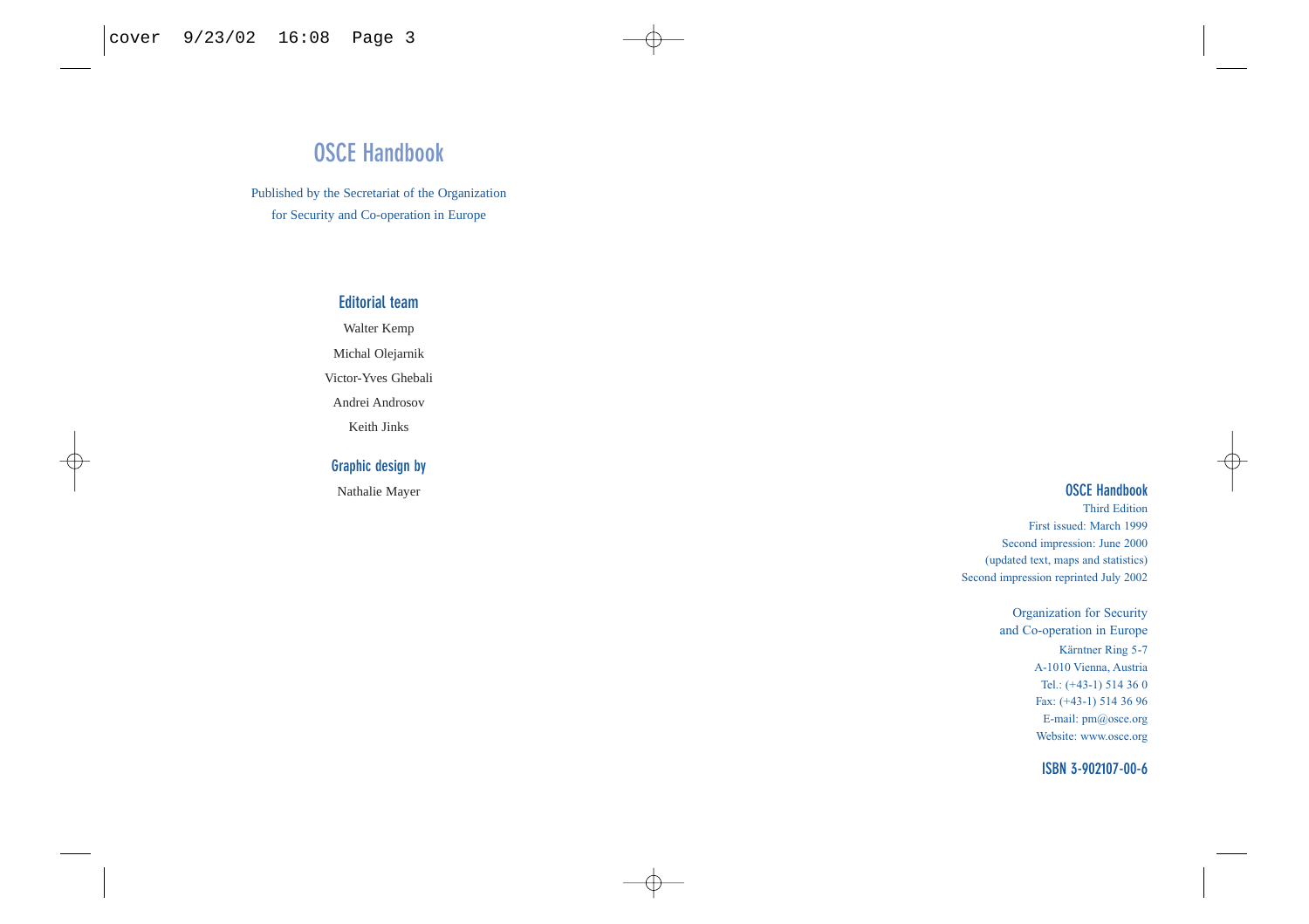# OSCE Handbook

Published by the Secretariat of the Organization for Security and Co-operation in Europe

### Editorial team

Walter Kemp

Michal Olejarnik

Victor-Yves Ghebali

Andrei Androsov

Keith Jinks

### Graphic design by

Nathalie Mayer

### OSCE Handbook

Third Edition

First issued: March 1999

Second impression: June 2000

(updated text, maps and statistics)

Second impression reprinted July 2002

Organization for Security and Co-operation in Europe

Kärntner Ring 5-7

A-1010 Vienna, Austria

Tel.: (+43-1) 514 36 0

Fax: (+43-1) 514 36 96

E-mail: pm@osce.org

Website: www.osce.org

**ISBN 3-902107-00-6**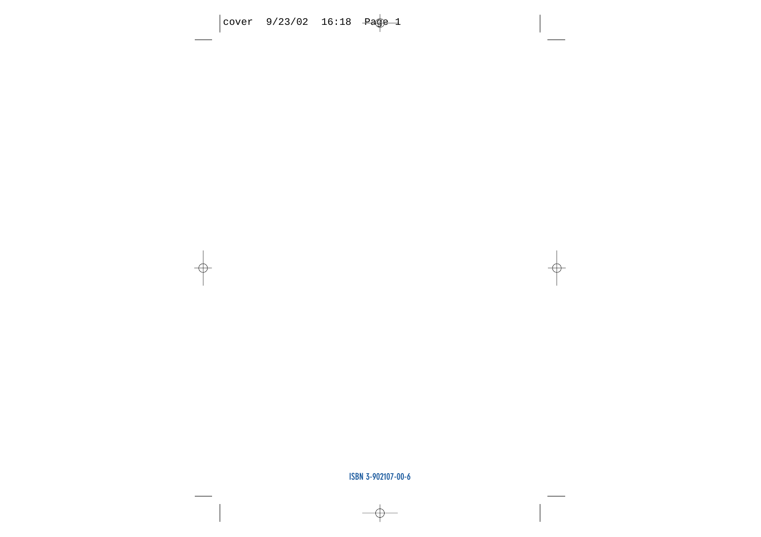ISBN 3-902107-00-6